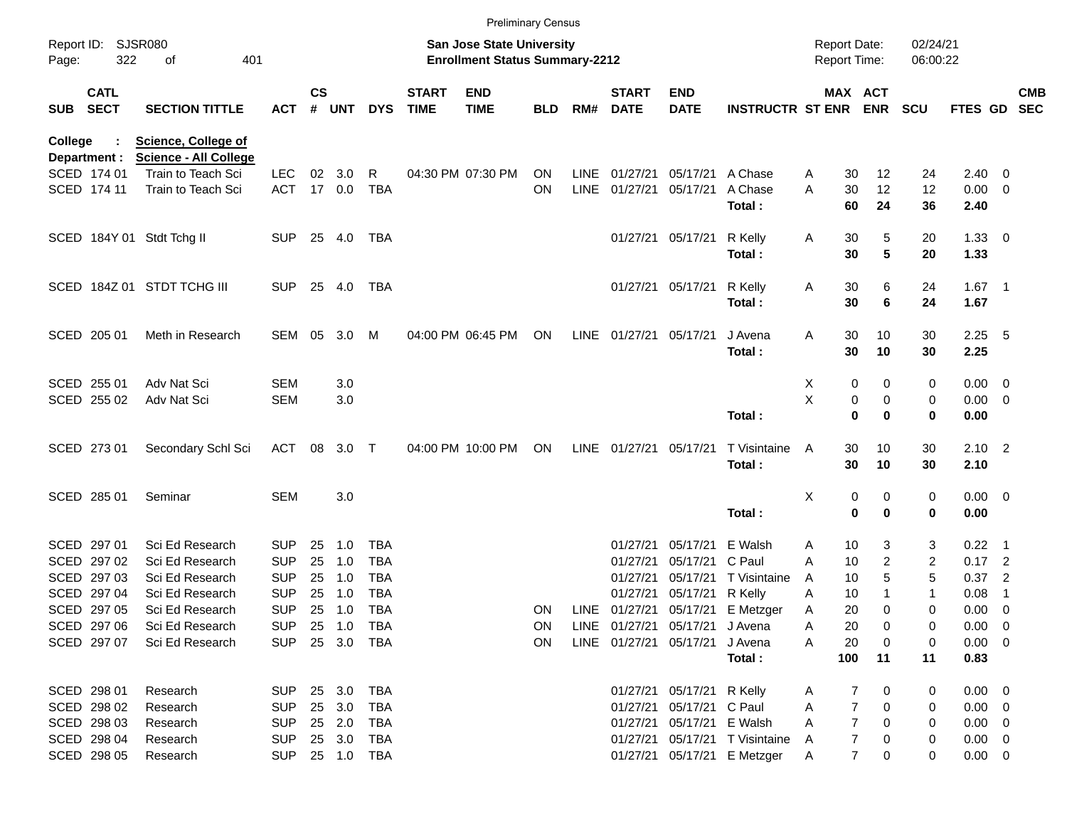Preliminary Census

Report ID: SJSR080
Page: 322 of 401

**San Jose State University**
**Enrollment Status Summary-2212**

Report Date: 02/24/21
Report Time: 06:00:22

**College : Science, College of**
**Department : Science - All College**

| SUB | CATL SECT | SECTION TITTLE | ACT | CS # | UNT | DYS | START TIME | END TIME | BLD | RM# | START DATE | END DATE | INSTRUCTR | ST | MAX ENR | ACT ENR | SCU | FTES | GD | CMB SEC |
|---|---|---|---|---|---|---|---|---|---|---|---|---|---|---|---|---|---|---|---|---|
| SCED | 174 01 | Train to Teach Sci | LEC | 02 | 3.0 | R | 04:30 PM | 07:30 PM | ON | LINE | 01/27/21 | 05/17/21 | A Chase | A | 30 | 12 | 24 | 2.40 | 0 | |
| SCED | 174 11 | Train to Teach Sci | ACT | 17 | 0.0 | TBA | | | ON | LINE | 01/27/21 | 05/17/21 | A Chase | A | 30 | 12 | 12 | 0.00 | 0 | |
| | | | | | | | | | | | | | **Total :** | | **60** | **24** | **36** | **2.40** | | |
| SCED | 184Y 01 | Stdt Tchg II | SUP | 25 | 4.0 | TBA | | | | | 01/27/21 | 05/17/21 | R Kelly | A | 30 | 5 | 20 | 1.33 | 0 | |
| | | | | | | | | | | | | | **Total :** | | **30** | **5** | **20** | **1.33** | | |
| SCED | 184Z 01 | STDT TCHG III | SUP | 25 | 4.0 | TBA | | | | | 01/27/21 | 05/17/21 | R Kelly | A | 30 | 6 | 24 | 1.67 | 1 | |
| | | | | | | | | | | | | | **Total :** | | **30** | **6** | **24** | **1.67** | | |
| SCED | 205 01 | Meth in Research | SEM | 05 | 3.0 | M | 04:00 PM | 06:45 PM | ON | LINE | 01/27/21 | 05/17/21 | J Avena | A | 30 | 10 | 30 | 2.25 | 5 | |
| | | | | | | | | | | | | | **Total :** | | **30** | **10** | **30** | **2.25** | | |
| SCED | 255 01 | Adv Nat Sci | SEM | | 3.0 | | | | | | | | | X | 0 | 0 | 0 | 0.00 | 0 | |
| SCED | 255 02 | Adv Nat Sci | SEM | | 3.0 | | | | | | | | | X | 0 | 0 | 0 | 0.00 | 0 | |
| | | | | | | | | | | | | | **Total :** | | **0** | **0** | **0** | **0.00** | | |
| SCED | 273 01 | Secondary Schl Sci | ACT | 08 | 3.0 | T | 04:00 PM | 10:00 PM | ON | LINE | 01/27/21 | 05/17/21 | T Visintaine | A | 30 | 10 | 30 | 2.10 | 2 | |
| | | | | | | | | | | | | | **Total :** | | **30** | **10** | **30** | **2.10** | | |
| SCED | 285 01 | Seminar | SEM | | 3.0 | | | | | | | | | X | 0 | 0 | 0 | 0.00 | 0 | |
| | | | | | | | | | | | | | **Total :** | | **0** | **0** | **0** | **0.00** | | |
| SCED | 297 01 | Sci Ed Research | SUP | 25 | 1.0 | TBA | | | | | 01/27/21 | 05/17/21 | E Walsh | A | 10 | 3 | 3 | 0.22 | 1 | |
| SCED | 297 02 | Sci Ed Research | SUP | 25 | 1.0 | TBA | | | | | 01/27/21 | 05/17/21 | C Paul | A | 10 | 2 | 2 | 0.17 | 2 | |
| SCED | 297 03 | Sci Ed Research | SUP | 25 | 1.0 | TBA | | | | | 01/27/21 | 05/17/21 | T Visintaine | A | 10 | 5 | 5 | 0.37 | 2 | |
| SCED | 297 04 | Sci Ed Research | SUP | 25 | 1.0 | TBA | | | | | 01/27/21 | 05/17/21 | R Kelly | A | 10 | 1 | 1 | 0.08 | 1 | |
| SCED | 297 05 | Sci Ed Research | SUP | 25 | 1.0 | TBA | | | ON | LINE | 01/27/21 | 05/17/21 | E Metzger | A | 20 | 0 | 0 | 0.00 | 0 | |
| SCED | 297 06 | Sci Ed Research | SUP | 25 | 1.0 | TBA | | | ON | LINE | 01/27/21 | 05/17/21 | J Avena | A | 20 | 0 | 0 | 0.00 | 0 | |
| SCED | 297 07 | Sci Ed Research | SUP | 25 | 3.0 | TBA | | | ON | LINE | 01/27/21 | 05/17/21 | J Avena | A | 20 | 0 | 0 | 0.00 | 0 | |
| | | | | | | | | | | | | | **Total :** | | **100** | **11** | **11** | **0.83** | | |
| SCED | 298 01 | Research | SUP | 25 | 3.0 | TBA | | | | | 01/27/21 | 05/17/21 | R Kelly | A | 7 | 0 | 0 | 0.00 | 0 | |
| SCED | 298 02 | Research | SUP | 25 | 3.0 | TBA | | | | | 01/27/21 | 05/17/21 | C Paul | A | 7 | 0 | 0 | 0.00 | 0 | |
| SCED | 298 03 | Research | SUP | 25 | 2.0 | TBA | | | | | 01/27/21 | 05/17/21 | E Walsh | A | 7 | 0 | 0 | 0.00 | 0 | |
| SCED | 298 04 | Research | SUP | 25 | 3.0 | TBA | | | | | 01/27/21 | 05/17/21 | T Visintaine | A | 7 | 0 | 0 | 0.00 | 0 | |
| SCED | 298 05 | Research | SUP | 25 | 1.0 | TBA | | | | | 01/27/21 | 05/17/21 | E Metzger | A | 7 | 0 | 0 | 0.00 | 0 | |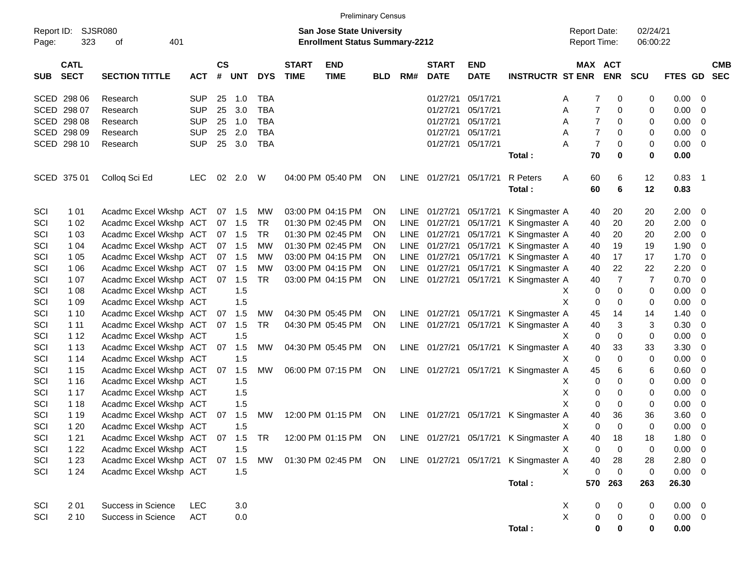Preliminary Census

Report ID: SJSR080

**San Jose State University**
**Enrollment Status Summary-2212**

Report Date: 02/24/21
Report Time: 06:00:22

| SUB | CATL SECT | SECTION TITTLE | ACT | CS # | UNT | DYS | START TIME | END TIME | BLD | RM# | START DATE | END DATE | INSTRUCTR | ST | MAX ENR | ACT ENR | SCU | FTES | GD | CMB SEC |
|---|---|---|---|---|---|---|---|---|---|---|---|---|---|---|---|---|---|---|---|---|
| SCED | 298 06 | Research | SUP | 25 | 1.0 | TBA | | | | | 01/27/21 | 05/17/21 | | A | 7 | 0 | 0 | 0.00 | 0 | |
| SCED | 298 07 | Research | SUP | 25 | 3.0 | TBA | | | | | 01/27/21 | 05/17/21 | | A | 7 | 0 | 0 | 0.00 | 0 | |
| SCED | 298 08 | Research | SUP | 25 | 1.0 | TBA | | | | | 01/27/21 | 05/17/21 | | A | 7 | 0 | 0 | 0.00 | 0 | |
| SCED | 298 09 | Research | SUP | 25 | 2.0 | TBA | | | | | 01/27/21 | 05/17/21 | | A | 7 | 0 | 0 | 0.00 | 0 | |
| SCED | 298 10 | Research | SUP | 25 | 3.0 | TBA | | | | | 01/27/21 | 05/17/21 | | A | 7 | 0 | 0 | 0.00 | 0 | |
| | | | | | | | | | | | | | **Total :** | | **70** | **0** | **0** | **0.00** | | |
| SCED | 375 01 | Colloq Sci Ed | LEC | 02 | 2.0 | W | 04:00 PM | 05:40 PM | ON | LINE | 01/27/21 | 05/17/21 | R Peters | A | 60 | 6 | 12 | 0.83 | 1 | |
| | | | | | | | | | | | | | **Total :** | | **60** | **6** | **12** | **0.83** | | |
| SCI | 1 01 | Acadmc Excel Wkshp | ACT | 07 | 1.5 | MW | 03:00 PM | 04:15 PM | ON | LINE | 01/27/21 | 05/17/21 | K Singmaster | A | 40 | 20 | 20 | 2.00 | 0 | |
| SCI | 1 02 | Acadmc Excel Wkshp | ACT | 07 | 1.5 | TR | 01:30 PM | 02:45 PM | ON | LINE | 01/27/21 | 05/17/21 | K Singmaster | A | 40 | 20 | 20 | 2.00 | 0 | |
| SCI | 1 03 | Acadmc Excel Wkshp | ACT | 07 | 1.5 | TR | 01:30 PM | 02:45 PM | ON | LINE | 01/27/21 | 05/17/21 | K Singmaster | A | 40 | 20 | 20 | 2.00 | 0 | |
| SCI | 1 04 | Acadmc Excel Wkshp | ACT | 07 | 1.5 | MW | 01:30 PM | 02:45 PM | ON | LINE | 01/27/21 | 05/17/21 | K Singmaster | A | 40 | 19 | 19 | 1.90 | 0 | |
| SCI | 1 05 | Acadmc Excel Wkshp | ACT | 07 | 1.5 | MW | 03:00 PM | 04:15 PM | ON | LINE | 01/27/21 | 05/17/21 | K Singmaster | A | 40 | 17 | 17 | 1.70 | 0 | |
| SCI | 1 06 | Acadmc Excel Wkshp | ACT | 07 | 1.5 | MW | 03:00 PM | 04:15 PM | ON | LINE | 01/27/21 | 05/17/21 | K Singmaster | A | 40 | 22 | 22 | 2.20 | 0 | |
| SCI | 1 07 | Acadmc Excel Wkshp | ACT | 07 | 1.5 | TR | 03:00 PM | 04:15 PM | ON | LINE | 01/27/21 | 05/17/21 | K Singmaster | A | 40 | 7 | 7 | 0.70 | 0 | |
| SCI | 1 08 | Acadmc Excel Wkshp | ACT | | 1.5 | | | | | | | | | X | 0 | 0 | 0 | 0.00 | 0 | |
| SCI | 1 09 | Acadmc Excel Wkshp | ACT | | 1.5 | | | | | | | | | X | 0 | 0 | 0 | 0.00 | 0 | |
| SCI | 1 10 | Acadmc Excel Wkshp | ACT | 07 | 1.5 | MW | 04:30 PM | 05:45 PM | ON | LINE | 01/27/21 | 05/17/21 | K Singmaster | A | 45 | 14 | 14 | 1.40 | 0 | |
| SCI | 1 11 | Acadmc Excel Wkshp | ACT | 07 | 1.5 | TR | 04:30 PM | 05:45 PM | ON | LINE | 01/27/21 | 05/17/21 | K Singmaster | A | 40 | 3 | 3 | 0.30 | 0 | |
| SCI | 1 12 | Acadmc Excel Wkshp | ACT | | 1.5 | | | | | | | | | X | 0 | 0 | 0 | 0.00 | 0 | |
| SCI | 1 13 | Acadmc Excel Wkshp | ACT | 07 | 1.5 | MW | 04:30 PM | 05:45 PM | ON | LINE | 01/27/21 | 05/17/21 | K Singmaster | A | 40 | 33 | 33 | 3.30 | 0 | |
| SCI | 1 14 | Acadmc Excel Wkshp | ACT | | 1.5 | | | | | | | | | X | 0 | 0 | 0 | 0.00 | 0 | |
| SCI | 1 15 | Acadmc Excel Wkshp | ACT | 07 | 1.5 | MW | 06:00 PM | 07:15 PM | ON | LINE | 01/27/21 | 05/17/21 | K Singmaster | A | 45 | 6 | 6 | 0.60 | 0 | |
| SCI | 1 16 | Acadmc Excel Wkshp | ACT | | 1.5 | | | | | | | | | X | 0 | 0 | 0 | 0.00 | 0 | |
| SCI | 1 17 | Acadmc Excel Wkshp | ACT | | 1.5 | | | | | | | | | X | 0 | 0 | 0 | 0.00 | 0 | |
| SCI | 1 18 | Acadmc Excel Wkshp | ACT | | 1.5 | | | | | | | | | X | 0 | 0 | 0 | 0.00 | 0 | |
| SCI | 1 19 | Acadmc Excel Wkshp | ACT | 07 | 1.5 | MW | 12:00 PM | 01:15 PM | ON | LINE | 01/27/21 | 05/17/21 | K Singmaster | A | 40 | 36 | 36 | 3.60 | 0 | |
| SCI | 1 20 | Acadmc Excel Wkshp | ACT | | 1.5 | | | | | | | | | X | 0 | 0 | 0 | 0.00 | 0 | |
| SCI | 1 21 | Acadmc Excel Wkshp | ACT | 07 | 1.5 | TR | 12:00 PM | 01:15 PM | ON | LINE | 01/27/21 | 05/17/21 | K Singmaster | A | 40 | 18 | 18 | 1.80 | 0 | |
| SCI | 1 22 | Acadmc Excel Wkshp | ACT | | 1.5 | | | | | | | | | X | 0 | 0 | 0 | 0.00 | 0 | |
| SCI | 1 23 | Acadmc Excel Wkshp | ACT | 07 | 1.5 | MW | 01:30 PM | 02:45 PM | ON | LINE | 01/27/21 | 05/17/21 | K Singmaster | A | 40 | 28 | 28 | 2.80 | 0 | |
| SCI | 1 24 | Acadmc Excel Wkshp | ACT | | 1.5 | | | | | | | | | X | 0 | 0 | 0 | 0.00 | 0 | |
| | | | | | | | | | | | | | **Total :** | | **570** | **263** | **263** | **26.30** | | |
| SCI | 2 01 | Success in Science | LEC | | 3.0 | | | | | | | | | X | 0 | 0 | 0 | 0.00 | 0 | |
| SCI | 2 10 | Success in Science | ACT | | 0.0 | | | | | | | | | X | 0 | 0 | 0 | 0.00 | 0 | |
| | | | | | | | | | | | | | **Total :** | | **0** | **0** | **0** | **0.00** | | |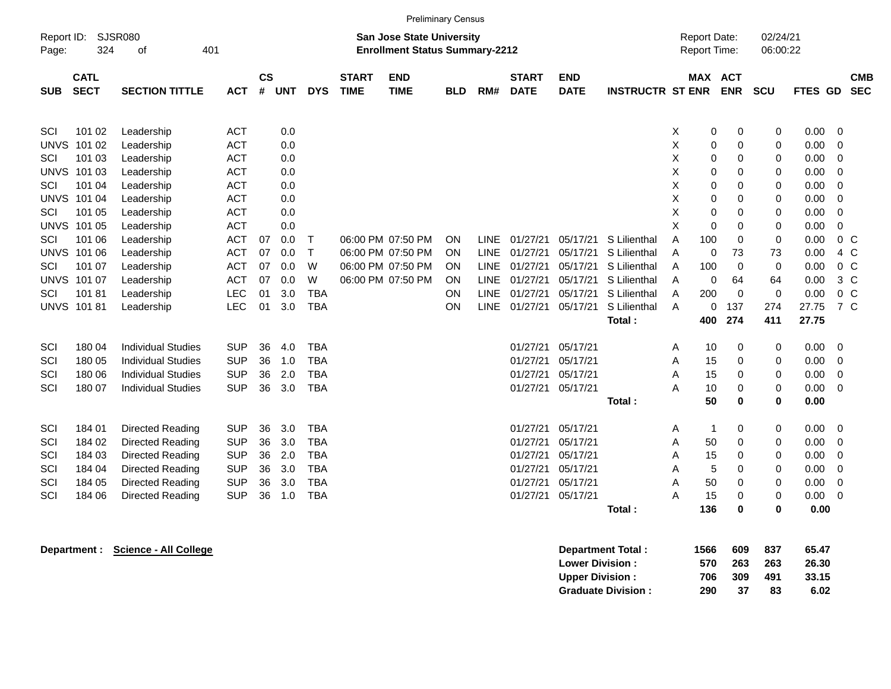Preliminary Census

Report ID: SJSR080

**San Jose State University**
**Enrollment Status Summary-2212**

Report Date: 02/24/21
Report Time: 06:00:22

| SUB | CATL SECT | SECTION TITTLE | ACT | CS # | UNT | DYS | START TIME | END TIME | BLD | RM# | START DATE | END DATE | INSTRUCTR | ST | MAX ENR | ACT ENR | SCU | FTES | GD | CMB SEC |
|---|---|---|---|---|---|---|---|---|---|---|---|---|---|---|---|---|---|---|---|---|
| SCI | 101 02 | Leadership | ACT | | 0.0 | | | | | | | | | X | 0 | 0 | 0 | 0.00 | 0 | |
| UNVS | 101 02 | Leadership | ACT | | 0.0 | | | | | | | | | X | 0 | 0 | 0 | 0.00 | 0 | |
| SCI | 101 03 | Leadership | ACT | | 0.0 | | | | | | | | | X | 0 | 0 | 0 | 0.00 | 0 | |
| UNVS | 101 03 | Leadership | ACT | | 0.0 | | | | | | | | | X | 0 | 0 | 0 | 0.00 | 0 | |
| SCI | 101 04 | Leadership | ACT | | 0.0 | | | | | | | | | X | 0 | 0 | 0 | 0.00 | 0 | |
| UNVS | 101 04 | Leadership | ACT | | 0.0 | | | | | | | | | X | 0 | 0 | 0 | 0.00 | 0 | |
| SCI | 101 05 | Leadership | ACT | | 0.0 | | | | | | | | | X | 0 | 0 | 0 | 0.00 | 0 | |
| UNVS | 101 05 | Leadership | ACT | | 0.0 | | | | | | | | | X | 0 | 0 | 0 | 0.00 | 0 | |
| SCI | 101 06 | Leadership | ACT | 07 | 0.0 | T | 06:00 PM | 07:50 PM | ON | LINE | 01/27/21 | 05/17/21 | S Lilienthal | A | 100 | 0 | 0 | 0.00 | 0 | C |
| UNVS | 101 06 | Leadership | ACT | 07 | 0.0 | T | 06:00 PM | 07:50 PM | ON | LINE | 01/27/21 | 05/17/21 | S Lilienthal | A | 0 | 73 | 73 | 0.00 | 4 | C |
| SCI | 101 07 | Leadership | ACT | 07 | 0.0 | W | 06:00 PM | 07:50 PM | ON | LINE | 01/27/21 | 05/17/21 | S Lilienthal | A | 100 | 0 | 0 | 0.00 | 0 | C |
| UNVS | 101 07 | Leadership | ACT | 07 | 0.0 | W | 06:00 PM | 07:50 PM | ON | LINE | 01/27/21 | 05/17/21 | S Lilienthal | A | 0 | 64 | 64 | 0.00 | 3 | C |
| SCI | 101 81 | Leadership | LEC | 01 | 3.0 | TBA | | | ON | LINE | 01/27/21 | 05/17/21 | S Lilienthal | A | 200 | 0 | 0 | 0.00 | 0 | C |
| UNVS | 101 81 | Leadership | LEC | 01 | 3.0 | TBA | | | ON | LINE | 01/27/21 | 05/17/21 | S Lilienthal | A | 0 | 137 | 274 | 27.75 | 7 | C |
| | | | | | | | | | | | | | **Total :** | | **400** | **274** | **411** | **27.75** | | |
| SCI | 180 04 | Individual Studies | SUP | 36 | 4.0 | TBA | | | | | 01/27/21 | 05/17/21 | | A | 10 | 0 | 0 | 0.00 | 0 | |
| SCI | 180 05 | Individual Studies | SUP | 36 | 1.0 | TBA | | | | | 01/27/21 | 05/17/21 | | A | 15 | 0 | 0 | 0.00 | 0 | |
| SCI | 180 06 | Individual Studies | SUP | 36 | 2.0 | TBA | | | | | 01/27/21 | 05/17/21 | | A | 15 | 0 | 0 | 0.00 | 0 | |
| SCI | 180 07 | Individual Studies | SUP | 36 | 3.0 | TBA | | | | | 01/27/21 | 05/17/21 | | A | 10 | 0 | 0 | 0.00 | 0 | |
| | | | | | | | | | | | | | **Total :** | | **50** | **0** | **0** | **0.00** | | |
| SCI | 184 01 | Directed Reading | SUP | 36 | 3.0 | TBA | | | | | 01/27/21 | 05/17/21 | | A | 1 | 0 | 0 | 0.00 | 0 | |
| SCI | 184 02 | Directed Reading | SUP | 36 | 3.0 | TBA | | | | | 01/27/21 | 05/17/21 | | A | 50 | 0 | 0 | 0.00 | 0 | |
| SCI | 184 03 | Directed Reading | SUP | 36 | 2.0 | TBA | | | | | 01/27/21 | 05/17/21 | | A | 15 | 0 | 0 | 0.00 | 0 | |
| SCI | 184 04 | Directed Reading | SUP | 36 | 3.0 | TBA | | | | | 01/27/21 | 05/17/21 | | A | 5 | 0 | 0 | 0.00 | 0 | |
| SCI | 184 05 | Directed Reading | SUP | 36 | 3.0 | TBA | | | | | 01/27/21 | 05/17/21 | | A | 50 | 0 | 0 | 0.00 | 0 | |
| SCI | 184 06 | Directed Reading | SUP | 36 | 1.0 | TBA | | | | | 01/27/21 | 05/17/21 | | A | 15 | 0 | 0 | 0.00 | 0 | |
| | | | | | | | | | | | | | **Total :** | | **136** | **0** | **0** | **0.00** | | |

**Department : Science - All College**

| | MAX ENR | ACT ENR | SCU | FTES |
|---|---|---|---|---|
| **Department Total :** | **1566** | **609** | **837** | **65.47** |
| **Lower Division :** | **570** | **263** | **263** | **26.30** |
| **Upper Division :** | **706** | **309** | **491** | **33.15** |
| **Graduate Division :** | **290** | **37** | **83** | **6.02** |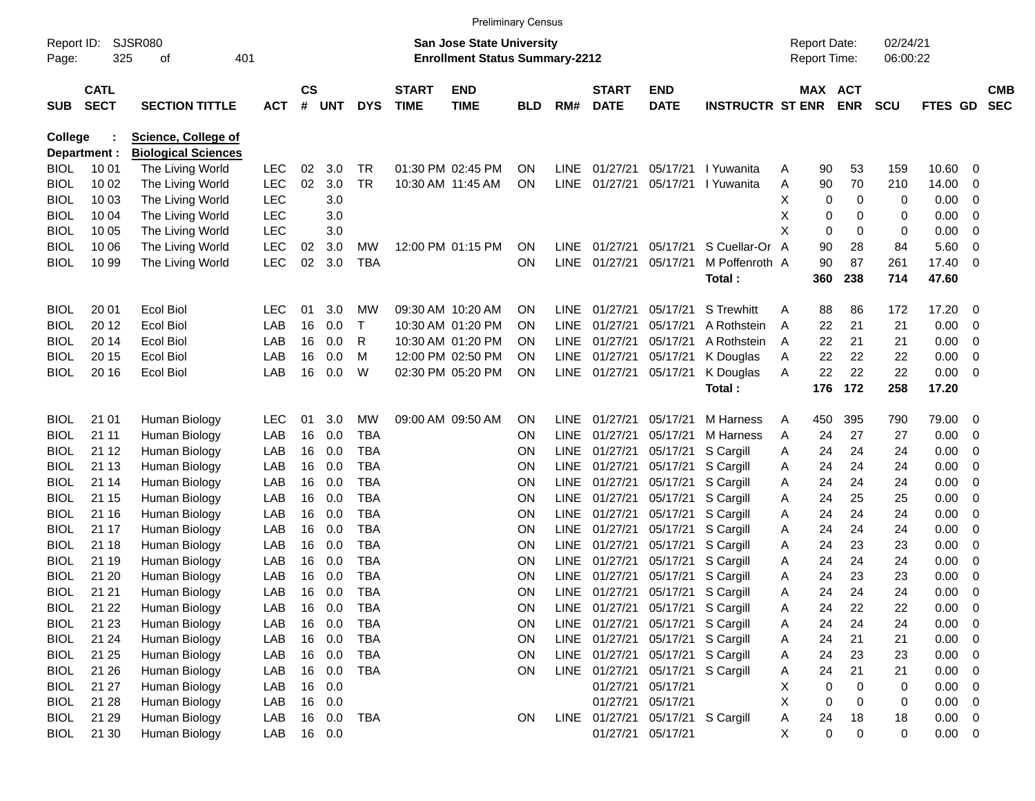Preliminary Census

Report ID: SJSR080

**San Jose State University**
**Enrollment Status Summary-2212**

Report Date: 02/24/21
Report Time: 06:00:22

| SUB | CATL SECT | SECTION TITTLE | ACT | CS # | UNT | DYS | START TIME | END TIME | BLD | RM# | START DATE | END DATE | INSTRUCTR | ST | MAX ENR | ACT ENR | SCU | FTES | GD | CMB SEC |
|---|---|---|---|---|---|---|---|---|---|---|---|---|---|---|---|---|---|---|---|---|
| **College :** | | **Science, College of** | | | | | | | | | | | | | | | | | | |
| **Department :** | | **Biological Sciences** | | | | | | | | | | | | | | | | | | |
| BIOL | 10 01 | The Living World | LEC | 02 | 3.0 | TR | 01:30 PM | 02:45 PM | ON | LINE | 01/27/21 | 05/17/21 | I Yuwanita | A | 90 | 53 | 159 | 10.60 | 0 | |
| BIOL | 10 02 | The Living World | LEC | 02 | 3.0 | TR | 10:30 AM | 11:45 AM | ON | LINE | 01/27/21 | 05/17/21 | I Yuwanita | A | 90 | 70 | 210 | 14.00 | 0 | |
| BIOL | 10 03 | The Living World | LEC | | 3.0 | | | | | | | | | X | 0 | 0 | 0 | 0.00 | 0 | |
| BIOL | 10 04 | The Living World | LEC | | 3.0 | | | | | | | | | X | 0 | 0 | 0 | 0.00 | 0 | |
| BIOL | 10 05 | The Living World | LEC | | 3.0 | | | | | | | | | X | 0 | 0 | 0 | 0.00 | 0 | |
| BIOL | 10 06 | The Living World | LEC | 02 | 3.0 | MW | 12:00 PM | 01:15 PM | ON | LINE | 01/27/21 | 05/17/21 | S Cuellar-Or | A | 90 | 28 | 84 | 5.60 | 0 | |
| BIOL | 10 99 | The Living World | LEC | 02 | 3.0 | TBA | | | ON | LINE | 01/27/21 | 05/17/21 | M Poffenroth | A | 90 | 87 | 261 | 17.40 | 0 | |
| | | | | | | | | | | | | | **Total :** | | **360** | **238** | **714** | **47.60** | | |
| BIOL | 20 01 | Ecol Biol | LEC | 01 | 3.0 | MW | 09:30 AM | 10:20 AM | ON | LINE | 01/27/21 | 05/17/21 | S Trewhitt | A | 88 | 86 | 172 | 17.20 | 0 | |
| BIOL | 20 12 | Ecol Biol | LAB | 16 | 0.0 | T | 10:30 AM | 01:20 PM | ON | LINE | 01/27/21 | 05/17/21 | A Rothstein | A | 22 | 21 | 21 | 0.00 | 0 | |
| BIOL | 20 14 | Ecol Biol | LAB | 16 | 0.0 | R | 10:30 AM | 01:20 PM | ON | LINE | 01/27/21 | 05/17/21 | A Rothstein | A | 22 | 21 | 21 | 0.00 | 0 | |
| BIOL | 20 15 | Ecol Biol | LAB | 16 | 0.0 | M | 12:00 PM | 02:50 PM | ON | LINE | 01/27/21 | 05/17/21 | K Douglas | A | 22 | 22 | 22 | 0.00 | 0 | |
| BIOL | 20 16 | Ecol Biol | LAB | 16 | 0.0 | W | 02:30 PM | 05:20 PM | ON | LINE | 01/27/21 | 05/17/21 | K Douglas | A | 22 | 22 | 22 | 0.00 | 0 | |
| | | | | | | | | | | | | | **Total :** | | **176** | **172** | **258** | **17.20** | | |
| BIOL | 21 01 | Human Biology | LEC | 01 | 3.0 | MW | 09:00 AM | 09:50 AM | ON | LINE | 01/27/21 | 05/17/21 | M Harness | A | 450 | 395 | 790 | 79.00 | 0 | |
| BIOL | 21 11 | Human Biology | LAB | 16 | 0.0 | TBA | | | ON | LINE | 01/27/21 | 05/17/21 | M Harness | A | 24 | 27 | 27 | 0.00 | 0 | |
| BIOL | 21 12 | Human Biology | LAB | 16 | 0.0 | TBA | | | ON | LINE | 01/27/21 | 05/17/21 | S Cargill | A | 24 | 24 | 24 | 0.00 | 0 | |
| BIOL | 21 13 | Human Biology | LAB | 16 | 0.0 | TBA | | | ON | LINE | 01/27/21 | 05/17/21 | S Cargill | A | 24 | 24 | 24 | 0.00 | 0 | |
| BIOL | 21 14 | Human Biology | LAB | 16 | 0.0 | TBA | | | ON | LINE | 01/27/21 | 05/17/21 | S Cargill | A | 24 | 24 | 24 | 0.00 | 0 | |
| BIOL | 21 15 | Human Biology | LAB | 16 | 0.0 | TBA | | | ON | LINE | 01/27/21 | 05/17/21 | S Cargill | A | 24 | 25 | 25 | 0.00 | 0 | |
| BIOL | 21 16 | Human Biology | LAB | 16 | 0.0 | TBA | | | ON | LINE | 01/27/21 | 05/17/21 | S Cargill | A | 24 | 24 | 24 | 0.00 | 0 | |
| BIOL | 21 17 | Human Biology | LAB | 16 | 0.0 | TBA | | | ON | LINE | 01/27/21 | 05/17/21 | S Cargill | A | 24 | 24 | 24 | 0.00 | 0 | |
| BIOL | 21 18 | Human Biology | LAB | 16 | 0.0 | TBA | | | ON | LINE | 01/27/21 | 05/17/21 | S Cargill | A | 24 | 23 | 23 | 0.00 | 0 | |
| BIOL | 21 19 | Human Biology | LAB | 16 | 0.0 | TBA | | | ON | LINE | 01/27/21 | 05/17/21 | S Cargill | A | 24 | 24 | 24 | 0.00 | 0 | |
| BIOL | 21 20 | Human Biology | LAB | 16 | 0.0 | TBA | | | ON | LINE | 01/27/21 | 05/17/21 | S Cargill | A | 24 | 23 | 23 | 0.00 | 0 | |
| BIOL | 21 21 | Human Biology | LAB | 16 | 0.0 | TBA | | | ON | LINE | 01/27/21 | 05/17/21 | S Cargill | A | 24 | 24 | 24 | 0.00 | 0 | |
| BIOL | 21 22 | Human Biology | LAB | 16 | 0.0 | TBA | | | ON | LINE | 01/27/21 | 05/17/21 | S Cargill | A | 24 | 22 | 22 | 0.00 | 0 | |
| BIOL | 21 23 | Human Biology | LAB | 16 | 0.0 | TBA | | | ON | LINE | 01/27/21 | 05/17/21 | S Cargill | A | 24 | 24 | 24 | 0.00 | 0 | |
| BIOL | 21 24 | Human Biology | LAB | 16 | 0.0 | TBA | | | ON | LINE | 01/27/21 | 05/17/21 | S Cargill | A | 24 | 21 | 21 | 0.00 | 0 | |
| BIOL | 21 25 | Human Biology | LAB | 16 | 0.0 | TBA | | | ON | LINE | 01/27/21 | 05/17/21 | S Cargill | A | 24 | 23 | 23 | 0.00 | 0 | |
| BIOL | 21 26 | Human Biology | LAB | 16 | 0.0 | TBA | | | ON | LINE | 01/27/21 | 05/17/21 | S Cargill | A | 24 | 21 | 21 | 0.00 | 0 | |
| BIOL | 21 27 | Human Biology | LAB | 16 | 0.0 | | | | | | 01/27/21 | 05/17/21 | | X | 0 | 0 | 0 | 0.00 | 0 | |
| BIOL | 21 28 | Human Biology | LAB | 16 | 0.0 | | | | | | 01/27/21 | 05/17/21 | | X | 0 | 0 | 0 | 0.00 | 0 | |
| BIOL | 21 29 | Human Biology | LAB | 16 | 0.0 | TBA | | | ON | LINE | 01/27/21 | 05/17/21 | S Cargill | A | 24 | 18 | 18 | 0.00 | 0 | |
| BIOL | 21 30 | Human Biology | LAB | 16 | 0.0 | | | | | | 01/27/21 | 05/17/21 | | X | 0 | 0 | 0 | 0.00 | 0 | |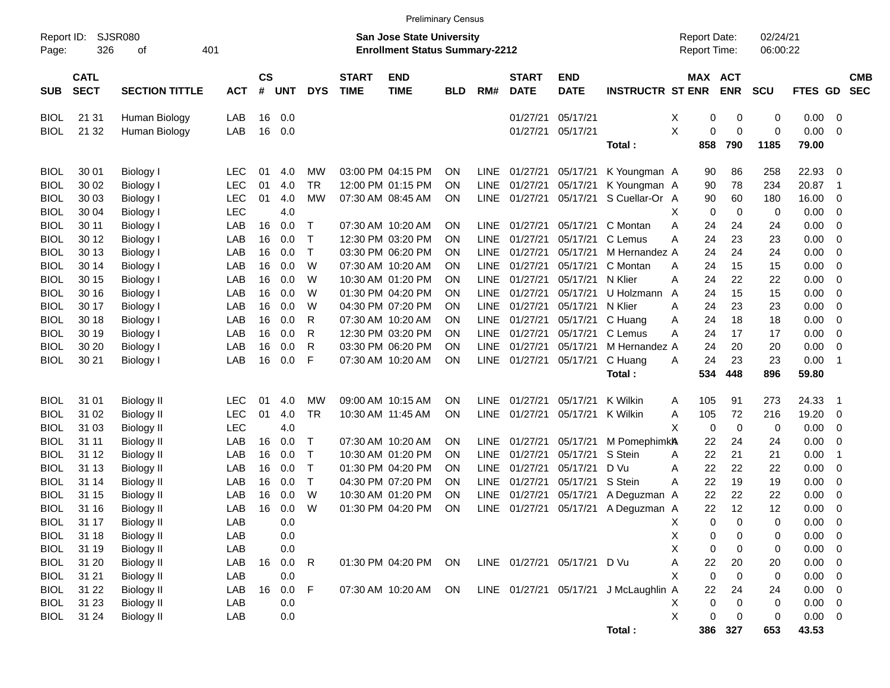Preliminary Census

Report ID: SJSR080
Page: 326 of 401

**San Jose State University**
**Enrollment Status Summary-2212**

Report Date: 02/24/21
Report Time: 06:00:22

| SUB | CATL SECT | SECTION TITTLE | ACT | CS # | UNT | DYS | START TIME | END TIME | BLD | RM# | START DATE | END DATE | INSTRUCTR | ST | MAX ENR | ACT ENR | SCU | FTES | GD | CMB SEC |
|---|---|---|---|---|---|---|---|---|---|---|---|---|---|---|---|---|---|---|---|---|
| BIOL | 21 31 | Human Biology | LAB | 16 | 0.0 | | | | | | 01/27/21 | 05/17/21 | | X | 0 | 0 | 0 | 0.00 | 0 | |
| BIOL | 21 32 | Human Biology | LAB | 16 | 0.0 | | | | | | 01/27/21 | 05/17/21 | | X | 0 | 0 | 0 | 0.00 | 0 | |
| | | | | | | | | | | | | | **Total :** | | **858** | **790** | **1185** | **79.00** | | |
| BIOL | 30 01 | Biology I | LEC | 01 | 4.0 | MW | 03:00 PM | 04:15 PM | ON | LINE | 01/27/21 | 05/17/21 | K Youngman | A | 90 | 86 | 258 | 22.93 | 0 | |
| BIOL | 30 02 | Biology I | LEC | 01 | 4.0 | TR | 12:00 PM | 01:15 PM | ON | LINE | 01/27/21 | 05/17/21 | K Youngman | A | 90 | 78 | 234 | 20.87 | 1 | |
| BIOL | 30 03 | Biology I | LEC | 01 | 4.0 | MW | 07:30 AM | 08:45 AM | ON | LINE | 01/27/21 | 05/17/21 | S Cuellar-Or | A | 90 | 60 | 180 | 16.00 | 0 | |
| BIOL | 30 04 | Biology I | LEC | | 4.0 | | | | | | | | | X | 0 | 0 | 0 | 0.00 | 0 | |
| BIOL | 30 11 | Biology I | LAB | 16 | 0.0 | T | 07:30 AM | 10:20 AM | ON | LINE | 01/27/21 | 05/17/21 | C Montan | A | 24 | 24 | 24 | 0.00 | 0 | |
| BIOL | 30 12 | Biology I | LAB | 16 | 0.0 | T | 12:30 PM | 03:20 PM | ON | LINE | 01/27/21 | 05/17/21 | C Lemus | A | 24 | 23 | 23 | 0.00 | 0 | |
| BIOL | 30 13 | Biology I | LAB | 16 | 0.0 | T | 03:30 PM | 06:20 PM | ON | LINE | 01/27/21 | 05/17/21 | M Hernandez | A | 24 | 24 | 24 | 0.00 | 0 | |
| BIOL | 30 14 | Biology I | LAB | 16 | 0.0 | W | 07:30 AM | 10:20 AM | ON | LINE | 01/27/21 | 05/17/21 | C Montan | A | 24 | 15 | 15 | 0.00 | 0 | |
| BIOL | 30 15 | Biology I | LAB | 16 | 0.0 | W | 10:30 AM | 01:20 PM | ON | LINE | 01/27/21 | 05/17/21 | N Klier | A | 24 | 22 | 22 | 0.00 | 0 | |
| BIOL | 30 16 | Biology I | LAB | 16 | 0.0 | W | 01:30 PM | 04:20 PM | ON | LINE | 01/27/21 | 05/17/21 | U Holzmann | A | 24 | 15 | 15 | 0.00 | 0 | |
| BIOL | 30 17 | Biology I | LAB | 16 | 0.0 | W | 04:30 PM | 07:20 PM | ON | LINE | 01/27/21 | 05/17/21 | N Klier | A | 24 | 23 | 23 | 0.00 | 0 | |
| BIOL | 30 18 | Biology I | LAB | 16 | 0.0 | R | 07:30 AM | 10:20 AM | ON | LINE | 01/27/21 | 05/17/21 | C Huang | A | 24 | 18 | 18 | 0.00 | 0 | |
| BIOL | 30 19 | Biology I | LAB | 16 | 0.0 | R | 12:30 PM | 03:20 PM | ON | LINE | 01/27/21 | 05/17/21 | C Lemus | A | 24 | 17 | 17 | 0.00 | 0 | |
| BIOL | 30 20 | Biology I | LAB | 16 | 0.0 | R | 03:30 PM | 06:20 PM | ON | LINE | 01/27/21 | 05/17/21 | M Hernandez | A | 24 | 20 | 20 | 0.00 | 0 | |
| BIOL | 30 21 | Biology I | LAB | 16 | 0.0 | F | 07:30 AM | 10:20 AM | ON | LINE | 01/27/21 | 05/17/21 | C Huang | A | 24 | 23 | 23 | 0.00 | 1 | |
| | | | | | | | | | | | | | **Total :** | | **534** | **448** | **896** | **59.80** | | |
| BIOL | 31 01 | Biology II | LEC | 01 | 4.0 | MW | 09:00 AM | 10:15 AM | ON | LINE | 01/27/21 | 05/17/21 | K Wilkin | A | 105 | 91 | 273 | 24.33 | 1 | |
| BIOL | 31 02 | Biology II | LEC | 01 | 4.0 | TR | 10:30 AM | 11:45 AM | ON | LINE | 01/27/21 | 05/17/21 | K Wilkin | A | 105 | 72 | 216 | 19.20 | 0 | |
| BIOL | 31 03 | Biology II | LEC | | 4.0 | | | | | | | | | X | 0 | 0 | 0 | 0.00 | 0 | |
| BIOL | 31 11 | Biology II | LAB | 16 | 0.0 | T | 07:30 AM | 10:20 AM | ON | LINE | 01/27/21 | 05/17/21 | M Pomephimkh | A | 22 | 24 | 24 | 0.00 | 0 | |
| BIOL | 31 12 | Biology II | LAB | 16 | 0.0 | T | 10:30 AM | 01:20 PM | ON | LINE | 01/27/21 | 05/17/21 | S Stein | A | 22 | 21 | 21 | 0.00 | 1 | |
| BIOL | 31 13 | Biology II | LAB | 16 | 0.0 | T | 01:30 PM | 04:20 PM | ON | LINE | 01/27/21 | 05/17/21 | D Vu | A | 22 | 22 | 22 | 0.00 | 0 | |
| BIOL | 31 14 | Biology II | LAB | 16 | 0.0 | T | 04:30 PM | 07:20 PM | ON | LINE | 01/27/21 | 05/17/21 | S Stein | A | 22 | 19 | 19 | 0.00 | 0 | |
| BIOL | 31 15 | Biology II | LAB | 16 | 0.0 | W | 10:30 AM | 01:20 PM | ON | LINE | 01/27/21 | 05/17/21 | A Deguzman | A | 22 | 22 | 22 | 0.00 | 0 | |
| BIOL | 31 16 | Biology II | LAB | 16 | 0.0 | W | 01:30 PM | 04:20 PM | ON | LINE | 01/27/21 | 05/17/21 | A Deguzman | A | 22 | 12 | 12 | 0.00 | 0 | |
| BIOL | 31 17 | Biology II | LAB | | 0.0 | | | | | | | | | X | 0 | 0 | 0 | 0.00 | 0 | |
| BIOL | 31 18 | Biology II | LAB | | 0.0 | | | | | | | | | X | 0 | 0 | 0 | 0.00 | 0 | |
| BIOL | 31 19 | Biology II | LAB | | 0.0 | | | | | | | | | X | 0 | 0 | 0 | 0.00 | 0 | |
| BIOL | 31 20 | Biology II | LAB | 16 | 0.0 | R | 01:30 PM | 04:20 PM | ON | LINE | 01/27/21 | 05/17/21 | D Vu | A | 22 | 20 | 20 | 0.00 | 0 | |
| BIOL | 31 21 | Biology II | LAB | | 0.0 | | | | | | | | | X | 0 | 0 | 0 | 0.00 | 0 | |
| BIOL | 31 22 | Biology II | LAB | 16 | 0.0 | F | 07:30 AM | 10:20 AM | ON | LINE | 01/27/21 | 05/17/21 | J McLaughlin | A | 22 | 24 | 24 | 0.00 | 0 | |
| BIOL | 31 23 | Biology II | LAB | | 0.0 | | | | | | | | | X | 0 | 0 | 0 | 0.00 | 0 | |
| BIOL | 31 24 | Biology II | LAB | | 0.0 | | | | | | | | | X | 0 | 0 | 0 | 0.00 | 0 | |
| | | | | | | | | | | | | | **Total :** | | **386** | **327** | **653** | **43.53** | | |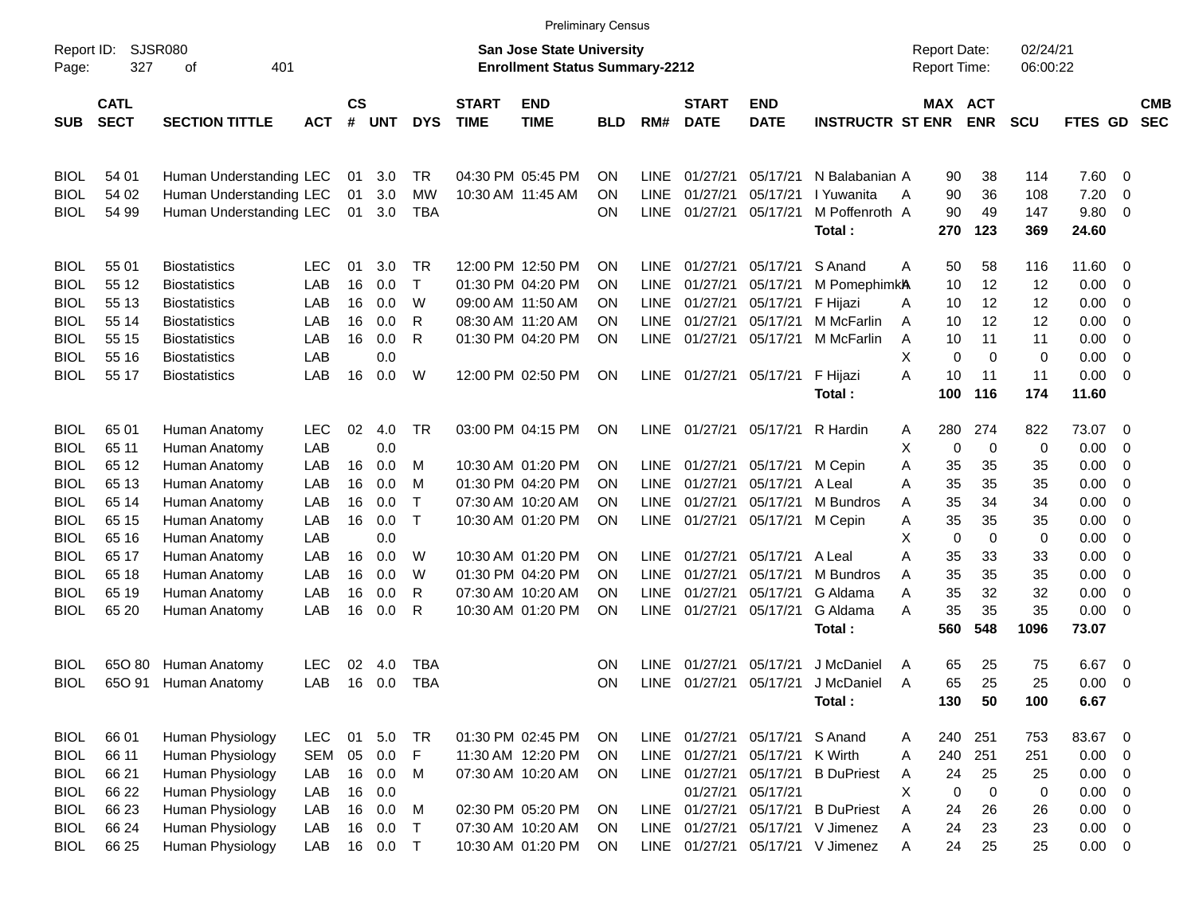Preliminary Census

Report ID: SJSR080

**San Jose State University**
**Enrollment Status Summary-2212**

Report Date: 02/24/21
Report Time: 06:00:22

| SUB | CATL SECT | SECTION TITTLE | ACT | CS # | UNT | DYS | START TIME | END TIME | BLD | RM# | START DATE | END DATE | INSTRUCTR | ST | MAX ENR | ACT ENR | SCU | FTES | GD | CMB SEC |
|---|---|---|---|---|---|---|---|---|---|---|---|---|---|---|---|---|---|---|---|---|
| BIOL | 54 01 | Human Understanding | LEC | 01 | 3.0 | TR | 04:30 PM | 05:45 PM | ON | LINE | 01/27/21 | 05/17/21 | N Balabanian | A | 90 | 38 | 114 | 7.60 | 0 | |
| BIOL | 54 02 | Human Understanding | LEC | 01 | 3.0 | MW | 10:30 AM | 11:45 AM | ON | LINE | 01/27/21 | 05/17/21 | I Yuwanita | A | 90 | 36 | 108 | 7.20 | 0 | |
| BIOL | 54 99 | Human Understanding | LEC | 01 | 3.0 | TBA | | | ON | LINE | 01/27/21 | 05/17/21 | M Poffenroth | A | 90 | 49 | 147 | 9.80 | 0 | |
| | | | | | | | | | | | | | **Total :** | | **270** | **123** | **369** | **24.60** | | |
| BIOL | 55 01 | Biostatistics | LEC | 01 | 3.0 | TR | 12:00 PM | 12:50 PM | ON | LINE | 01/27/21 | 05/17/21 | S Anand | A | 50 | 58 | 116 | 11.60 | 0 | |
| BIOL | 55 12 | Biostatistics | LAB | 16 | 0.0 | T | 01:30 PM | 04:20 PM | ON | LINE | 01/27/21 | 05/17/21 | M Pomephimkh | A | 10 | 12 | 12 | 0.00 | 0 | |
| BIOL | 55 13 | Biostatistics | LAB | 16 | 0.0 | W | 09:00 AM | 11:50 AM | ON | LINE | 01/27/21 | 05/17/21 | F Hijazi | A | 10 | 12 | 12 | 0.00 | 0 | |
| BIOL | 55 14 | Biostatistics | LAB | 16 | 0.0 | R | 08:30 AM | 11:20 AM | ON | LINE | 01/27/21 | 05/17/21 | M McFarlin | A | 10 | 12 | 12 | 0.00 | 0 | |
| BIOL | 55 15 | Biostatistics | LAB | 16 | 0.0 | R | 01:30 PM | 04:20 PM | ON | LINE | 01/27/21 | 05/17/21 | M McFarlin | A | 10 | 11 | 11 | 0.00 | 0 | |
| BIOL | 55 16 | Biostatistics | LAB | | 0.0 | | | | | | | | | X | 0 | 0 | 0 | 0.00 | 0 | |
| BIOL | 55 17 | Biostatistics | LAB | 16 | 0.0 | W | 12:00 PM | 02:50 PM | ON | LINE | 01/27/21 | 05/17/21 | F Hijazi | A | 10 | 11 | 11 | 0.00 | 0 | |
| | | | | | | | | | | | | | **Total :** | | **100** | **116** | **174** | **11.60** | | |
| BIOL | 65 01 | Human Anatomy | LEC | 02 | 4.0 | TR | 03:00 PM | 04:15 PM | ON | LINE | 01/27/21 | 05/17/21 | R Hardin | A | 280 | 274 | 822 | 73.07 | 0 | |
| BIOL | 65 11 | Human Anatomy | LAB | | 0.0 | | | | | | | | | X | 0 | 0 | 0 | 0.00 | 0 | |
| BIOL | 65 12 | Human Anatomy | LAB | 16 | 0.0 | M | 10:30 AM | 01:20 PM | ON | LINE | 01/27/21 | 05/17/21 | M Cepin | A | 35 | 35 | 35 | 0.00 | 0 | |
| BIOL | 65 13 | Human Anatomy | LAB | 16 | 0.0 | M | 01:30 PM | 04:20 PM | ON | LINE | 01/27/21 | 05/17/21 | A Leal | A | 35 | 35 | 35 | 0.00 | 0 | |
| BIOL | 65 14 | Human Anatomy | LAB | 16 | 0.0 | T | 07:30 AM | 10:20 AM | ON | LINE | 01/27/21 | 05/17/21 | M Bundros | A | 35 | 34 | 34 | 0.00 | 0 | |
| BIOL | 65 15 | Human Anatomy | LAB | 16 | 0.0 | T | 10:30 AM | 01:20 PM | ON | LINE | 01/27/21 | 05/17/21 | M Cepin | A | 35 | 35 | 35 | 0.00 | 0 | |
| BIOL | 65 16 | Human Anatomy | LAB | | 0.0 | | | | | | | | | X | 0 | 0 | 0 | 0.00 | 0 | |
| BIOL | 65 17 | Human Anatomy | LAB | 16 | 0.0 | W | 10:30 AM | 01:20 PM | ON | LINE | 01/27/21 | 05/17/21 | A Leal | A | 35 | 33 | 33 | 0.00 | 0 | |
| BIOL | 65 18 | Human Anatomy | LAB | 16 | 0.0 | W | 01:30 PM | 04:20 PM | ON | LINE | 01/27/21 | 05/17/21 | M Bundros | A | 35 | 35 | 35 | 0.00 | 0 | |
| BIOL | 65 19 | Human Anatomy | LAB | 16 | 0.0 | R | 07:30 AM | 10:20 AM | ON | LINE | 01/27/21 | 05/17/21 | G Aldama | A | 35 | 32 | 32 | 0.00 | 0 | |
| BIOL | 65 20 | Human Anatomy | LAB | 16 | 0.0 | R | 10:30 AM | 01:20 PM | ON | LINE | 01/27/21 | 05/17/21 | G Aldama | A | 35 | 35 | 35 | 0.00 | 0 | |
| | | | | | | | | | | | | | **Total :** | | **560** | **548** | **1096** | **73.07** | | |
| BIOL | 65O 80 | Human Anatomy | LEC | 02 | 4.0 | TBA | | | ON | LINE | 01/27/21 | 05/17/21 | J McDaniel | A | 65 | 25 | 75 | 6.67 | 0 | |
| BIOL | 65O 91 | Human Anatomy | LAB | 16 | 0.0 | TBA | | | ON | LINE | 01/27/21 | 05/17/21 | J McDaniel | A | 65 | 25 | 25 | 0.00 | 0 | |
| | | | | | | | | | | | | | **Total :** | | **130** | **50** | **100** | **6.67** | | |
| BIOL | 66 01 | Human Physiology | LEC | 01 | 5.0 | TR | 01:30 PM | 02:45 PM | ON | LINE | 01/27/21 | 05/17/21 | S Anand | A | 240 | 251 | 753 | 83.67 | 0 | |
| BIOL | 66 11 | Human Physiology | SEM | 05 | 0.0 | F | 11:30 AM | 12:20 PM | ON | LINE | 01/27/21 | 05/17/21 | K Wirth | A | 240 | 251 | 251 | 0.00 | 0 | |
| BIOL | 66 21 | Human Physiology | LAB | 16 | 0.0 | M | 07:30 AM | 10:20 AM | ON | LINE | 01/27/21 | 05/17/21 | B DuPriest | A | 24 | 25 | 25 | 0.00 | 0 | |
| BIOL | 66 22 | Human Physiology | LAB | 16 | 0.0 | | | | | | 01/27/21 | 05/17/21 | | X | 0 | 0 | 0 | 0.00 | 0 | |
| BIOL | 66 23 | Human Physiology | LAB | 16 | 0.0 | M | 02:30 PM | 05:20 PM | ON | LINE | 01/27/21 | 05/17/21 | B DuPriest | A | 24 | 26 | 26 | 0.00 | 0 | |
| BIOL | 66 24 | Human Physiology | LAB | 16 | 0.0 | T | 07:30 AM | 10:20 AM | ON | LINE | 01/27/21 | 05/17/21 | V Jimenez | A | 24 | 23 | 23 | 0.00 | 0 | |
| BIOL | 66 25 | Human Physiology | LAB | 16 | 0.0 | T | 10:30 AM | 01:20 PM | ON | LINE | 01/27/21 | 05/17/21 | V Jimenez | A | 24 | 25 | 25 | 0.00 | 0 | |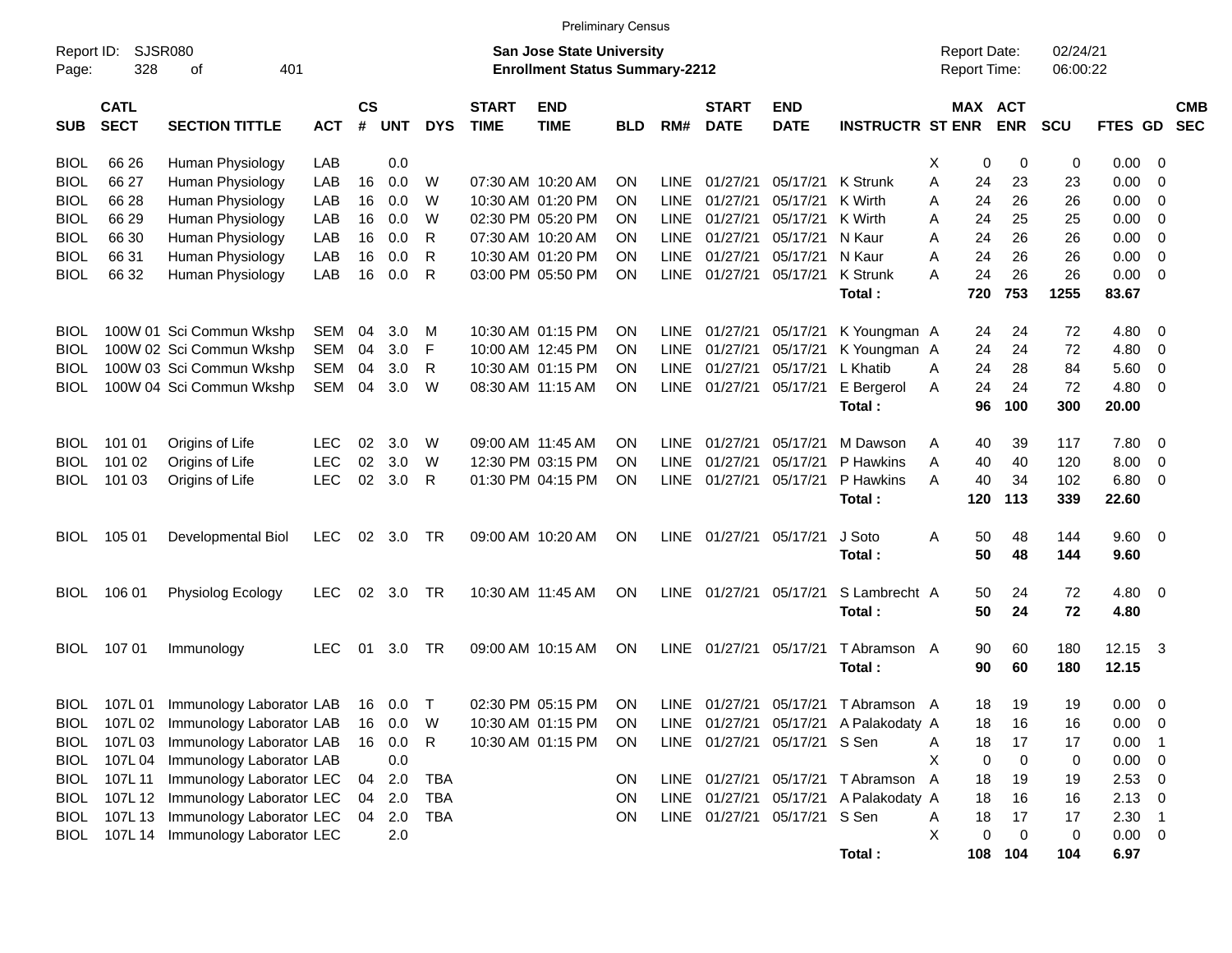Preliminary Census

Report ID: SJSR080

**San Jose State University**
**Enrollment Status Summary-2212**

Report Date: 02/24/21
Report Time: 06:00:22

| SUB | CATL SECT | SECTION TITTLE | ACT | CS # | UNT | DYS | START TIME | END TIME | BLD | RM# | START DATE | END DATE | INSTRUCTR | ST | MAX ENR | ACT ENR | SCU | FTES | GD | CMB SEC |
|---|---|---|---|---|---|---|---|---|---|---|---|---|---|---|---|---|---|---|---|---|
| BIOL | 66 26 | Human Physiology | LAB | | 0.0 | | | | | | | | | X | 0 | 0 | 0 | 0.00 | 0 | |
| BIOL | 66 27 | Human Physiology | LAB | 16 | 0.0 | W | 07:30 AM | 10:20 AM | ON | LINE | 01/27/21 | 05/17/21 | K Strunk | A | 24 | 23 | 23 | 0.00 | 0 | |
| BIOL | 66 28 | Human Physiology | LAB | 16 | 0.0 | W | 10:30 AM | 01:20 PM | ON | LINE | 01/27/21 | 05/17/21 | K Wirth | A | 24 | 26 | 26 | 0.00 | 0 | |
| BIOL | 66 29 | Human Physiology | LAB | 16 | 0.0 | W | 02:30 PM | 05:20 PM | ON | LINE | 01/27/21 | 05/17/21 | K Wirth | A | 24 | 25 | 25 | 0.00 | 0 | |
| BIOL | 66 30 | Human Physiology | LAB | 16 | 0.0 | R | 07:30 AM | 10:20 AM | ON | LINE | 01/27/21 | 05/17/21 | N Kaur | A | 24 | 26 | 26 | 0.00 | 0 | |
| BIOL | 66 31 | Human Physiology | LAB | 16 | 0.0 | R | 10:30 AM | 01:20 PM | ON | LINE | 01/27/21 | 05/17/21 | N Kaur | A | 24 | 26 | 26 | 0.00 | 0 | |
| BIOL | 66 32 | Human Physiology | LAB | 16 | 0.0 | R | 03:00 PM | 05:50 PM | ON | LINE | 01/27/21 | 05/17/21 | K Strunk | A | 24 | 26 | 26 | 0.00 | 0 | |
| | | | | | | | | | | | | | **Total :** | | **720** | **753** | **1255** | **83.67** | | |
| BIOL | 100W 01 | Sci Commun Wkshp | SEM | 04 | 3.0 | M | 10:30 AM | 01:15 PM | ON | LINE | 01/27/21 | 05/17/21 | K Youngman | A | 24 | 24 | 72 | 4.80 | 0 | |
| BIOL | 100W 02 | Sci Commun Wkshp | SEM | 04 | 3.0 | F | 10:00 AM | 12:45 PM | ON | LINE | 01/27/21 | 05/17/21 | K Youngman | A | 24 | 24 | 72 | 4.80 | 0 | |
| BIOL | 100W 03 | Sci Commun Wkshp | SEM | 04 | 3.0 | R | 10:30 AM | 01:15 PM | ON | LINE | 01/27/21 | 05/17/21 | L Khatib | A | 24 | 28 | 84 | 5.60 | 0 | |
| BIOL | 100W 04 | Sci Commun Wkshp | SEM | 04 | 3.0 | W | 08:30 AM | 11:15 AM | ON | LINE | 01/27/21 | 05/17/21 | E Bergerol | A | 24 | 24 | 72 | 4.80 | 0 | |
| | | | | | | | | | | | | | **Total :** | | **96** | **100** | **300** | **20.00** | | |
| BIOL | 101 01 | Origins of Life | LEC | 02 | 3.0 | W | 09:00 AM | 11:45 AM | ON | LINE | 01/27/21 | 05/17/21 | M Dawson | A | 40 | 39 | 117 | 7.80 | 0 | |
| BIOL | 101 02 | Origins of Life | LEC | 02 | 3.0 | W | 12:30 PM | 03:15 PM | ON | LINE | 01/27/21 | 05/17/21 | P Hawkins | A | 40 | 40 | 120 | 8.00 | 0 | |
| BIOL | 101 03 | Origins of Life | LEC | 02 | 3.0 | R | 01:30 PM | 04:15 PM | ON | LINE | 01/27/21 | 05/17/21 | P Hawkins | A | 40 | 34 | 102 | 6.80 | 0 | |
| | | | | | | | | | | | | | **Total :** | | **120** | **113** | **339** | **22.60** | | |
| BIOL | 105 01 | Developmental Biol | LEC | 02 | 3.0 | TR | 09:00 AM | 10:20 AM | ON | LINE | 01/27/21 | 05/17/21 | J Soto | A | 50 | 48 | 144 | 9.60 | 0 | |
| | | | | | | | | | | | | | **Total :** | | **50** | **48** | **144** | **9.60** | | |
| BIOL | 106 01 | Physiolog Ecology | LEC | 02 | 3.0 | TR | 10:30 AM | 11:45 AM | ON | LINE | 01/27/21 | 05/17/21 | S Lambrecht | A | 50 | 24 | 72 | 4.80 | 0 | |
| | | | | | | | | | | | | | **Total :** | | **50** | **24** | **72** | **4.80** | | |
| BIOL | 107 01 | Immunology | LEC | 01 | 3.0 | TR | 09:00 AM | 10:15 AM | ON | LINE | 01/27/21 | 05/17/21 | T Abramson | A | 90 | 60 | 180 | 12.15 | 3 | |
| | | | | | | | | | | | | | **Total :** | | **90** | **60** | **180** | **12.15** | | |
| BIOL | 107L 01 | Immunology Laborator | LAB | 16 | 0.0 | T | 02:30 PM | 05:15 PM | ON | LINE | 01/27/21 | 05/17/21 | T Abramson | A | 18 | 19 | 19 | 0.00 | 0 | |
| BIOL | 107L 02 | Immunology Laborator | LAB | 16 | 0.0 | W | 10:30 AM | 01:15 PM | ON | LINE | 01/27/21 | 05/17/21 | A Palakodaty | A | 18 | 16 | 16 | 0.00 | 0 | |
| BIOL | 107L 03 | Immunology Laborator | LAB | 16 | 0.0 | R | 10:30 AM | 01:15 PM | ON | LINE | 01/27/21 | 05/17/21 | S Sen | A | 18 | 17 | 17 | 0.00 | 1 | |
| BIOL | 107L 04 | Immunology Laborator | LAB | | 0.0 | | | | | | | | | X | 0 | 0 | 0 | 0.00 | 0 | |
| BIOL | 107L 11 | Immunology Laborator | LEC | 04 | 2.0 | TBA | | | ON | LINE | 01/27/21 | 05/17/21 | T Abramson | A | 18 | 19 | 19 | 2.53 | 0 | |
| BIOL | 107L 12 | Immunology Laborator | LEC | 04 | 2.0 | TBA | | | ON | LINE | 01/27/21 | 05/17/21 | A Palakodaty | A | 18 | 16 | 16 | 2.13 | 0 | |
| BIOL | 107L 13 | Immunology Laborator | LEC | 04 | 2.0 | TBA | | | ON | LINE | 01/27/21 | 05/17/21 | S Sen | A | 18 | 17 | 17 | 2.30 | 1 | |
| BIOL | 107L 14 | Immunology Laborator | LEC | | 2.0 | | | | | | | | | X | 0 | 0 | 0 | 0.00 | 0 | |
| | | | | | | | | | | | | | **Total :** | | **108** | **104** | **104** | **6.97** | | |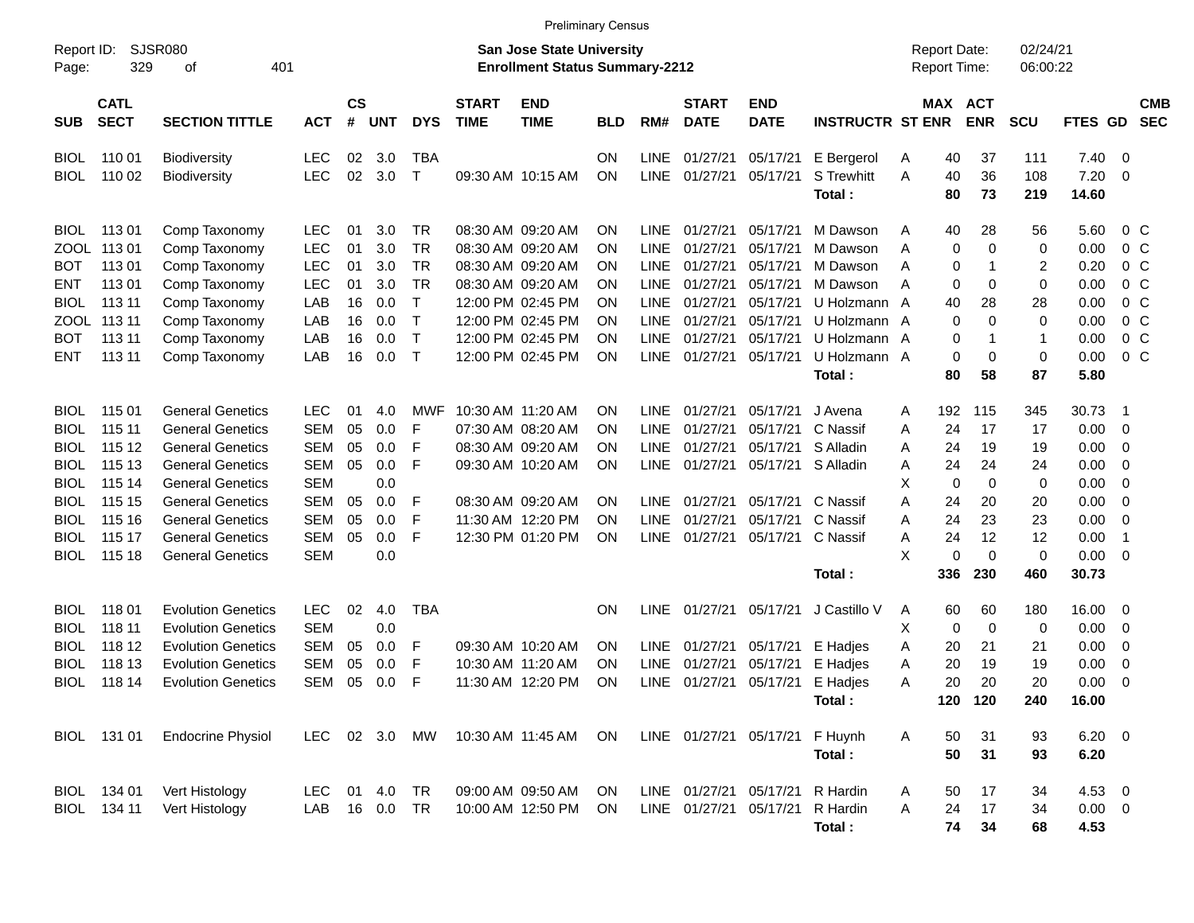Preliminary Census

Report ID: SJSR080

**San Jose State University**
**Enrollment Status Summary-2212**

Report Date: 02/24/21
Report Time: 06:00:22

| SUB | CATL SECT | SECTION TITTLE | ACT | CS # | UNT | DYS | START TIME | END TIME | BLD | RM# | START DATE | END DATE | INSTRUCTR | ST | MAX ENR | ACT ENR | SCU | FTES | GD | CMB SEC |
|---|---|---|---|---|---|---|---|---|---|---|---|---|---|---|---|---|---|---|---|---|
| BIOL | 110 01 | Biodiversity | LEC | 02 | 3.0 | TBA | | | ON | LINE | 01/27/21 | 05/17/21 | E Bergerol | A | 40 | 37 | 111 | 7.40 | 0 | |
| BIOL | 110 02 | Biodiversity | LEC | 02 | 3.0 | T | 09:30 AM | 10:15 AM | ON | LINE | 01/27/21 | 05/17/21 | S Trewhitt | A | 40 | 36 | 108 | 7.20 | 0 | |
| | | | | | | | | | | | | | **Total :** | | **80** | **73** | **219** | **14.60** | | |
| BIOL | 113 01 | Comp Taxonomy | LEC | 01 | 3.0 | TR | 08:30 AM | 09:20 AM | ON | LINE | 01/27/21 | 05/17/21 | M Dawson | A | 40 | 28 | 56 | 5.60 | 0 | C |
| ZOOL | 113 01 | Comp Taxonomy | LEC | 01 | 3.0 | TR | 08:30 AM | 09:20 AM | ON | LINE | 01/27/21 | 05/17/21 | M Dawson | A | 0 | 0 | 0 | 0.00 | 0 | C |
| BOT | 113 01 | Comp Taxonomy | LEC | 01 | 3.0 | TR | 08:30 AM | 09:20 AM | ON | LINE | 01/27/21 | 05/17/21 | M Dawson | A | 0 | 1 | 2 | 0.20 | 0 | C |
| ENT | 113 01 | Comp Taxonomy | LEC | 01 | 3.0 | TR | 08:30 AM | 09:20 AM | ON | LINE | 01/27/21 | 05/17/21 | M Dawson | A | 0 | 0 | 0 | 0.00 | 0 | C |
| BIOL | 113 11 | Comp Taxonomy | LAB | 16 | 0.0 | T | 12:00 PM | 02:45 PM | ON | LINE | 01/27/21 | 05/17/21 | U Holzmann | A | 40 | 28 | 28 | 0.00 | 0 | C |
| ZOOL | 113 11 | Comp Taxonomy | LAB | 16 | 0.0 | T | 12:00 PM | 02:45 PM | ON | LINE | 01/27/21 | 05/17/21 | U Holzmann | A | 0 | 0 | 0 | 0.00 | 0 | C |
| BOT | 113 11 | Comp Taxonomy | LAB | 16 | 0.0 | T | 12:00 PM | 02:45 PM | ON | LINE | 01/27/21 | 05/17/21 | U Holzmann | A | 0 | 1 | 1 | 0.00 | 0 | C |
| ENT | 113 11 | Comp Taxonomy | LAB | 16 | 0.0 | T | 12:00 PM | 02:45 PM | ON | LINE | 01/27/21 | 05/17/21 | U Holzmann | A | 0 | 0 | 0 | 0.00 | 0 | C |
| | | | | | | | | | | | | | **Total :** | | **80** | **58** | **87** | **5.80** | | |
| BIOL | 115 01 | General Genetics | LEC | 01 | 4.0 | MWF | 10:30 AM | 11:20 AM | ON | LINE | 01/27/21 | 05/17/21 | J Avena | A | 192 | 115 | 345 | 30.73 | 1 | |
| BIOL | 115 11 | General Genetics | SEM | 05 | 0.0 | F | 07:30 AM | 08:20 AM | ON | LINE | 01/27/21 | 05/17/21 | C Nassif | A | 24 | 17 | 17 | 0.00 | 0 | |
| BIOL | 115 12 | General Genetics | SEM | 05 | 0.0 | F | 08:30 AM | 09:20 AM | ON | LINE | 01/27/21 | 05/17/21 | S Alladin | A | 24 | 19 | 19 | 0.00 | 0 | |
| BIOL | 115 13 | General Genetics | SEM | 05 | 0.0 | F | 09:30 AM | 10:20 AM | ON | LINE | 01/27/21 | 05/17/21 | S Alladin | A | 24 | 24 | 24 | 0.00 | 0 | |
| BIOL | 115 14 | General Genetics | SEM | | 0.0 | | | | | | | | | X | 0 | 0 | 0 | 0.00 | 0 | |
| BIOL | 115 15 | General Genetics | SEM | 05 | 0.0 | F | 08:30 AM | 09:20 AM | ON | LINE | 01/27/21 | 05/17/21 | C Nassif | A | 24 | 20 | 20 | 0.00 | 0 | |
| BIOL | 115 16 | General Genetics | SEM | 05 | 0.0 | F | 11:30 AM | 12:20 PM | ON | LINE | 01/27/21 | 05/17/21 | C Nassif | A | 24 | 23 | 23 | 0.00 | 0 | |
| BIOL | 115 17 | General Genetics | SEM | 05 | 0.0 | F | 12:30 PM | 01:20 PM | ON | LINE | 01/27/21 | 05/17/21 | C Nassif | A | 24 | 12 | 12 | 0.00 | 1 | |
| BIOL | 115 18 | General Genetics | SEM | | 0.0 | | | | | | | | | X | 0 | 0 | 0 | 0.00 | 0 | |
| | | | | | | | | | | | | | **Total :** | | **336** | **230** | **460** | **30.73** | | |
| BIOL | 118 01 | Evolution Genetics | LEC | 02 | 4.0 | TBA | | | ON | LINE | 01/27/21 | 05/17/21 | J Castillo V | A | 60 | 60 | 180 | 16.00 | 0 | |
| BIOL | 118 11 | Evolution Genetics | SEM | | 0.0 | | | | | | | | | X | 0 | 0 | 0 | 0.00 | 0 | |
| BIOL | 118 12 | Evolution Genetics | SEM | 05 | 0.0 | F | 09:30 AM | 10:20 AM | ON | LINE | 01/27/21 | 05/17/21 | E Hadjes | A | 20 | 21 | 21 | 0.00 | 0 | |
| BIOL | 118 13 | Evolution Genetics | SEM | 05 | 0.0 | F | 10:30 AM | 11:20 AM | ON | LINE | 01/27/21 | 05/17/21 | E Hadjes | A | 20 | 19 | 19 | 0.00 | 0 | |
| BIOL | 118 14 | Evolution Genetics | SEM | 05 | 0.0 | F | 11:30 AM | 12:20 PM | ON | LINE | 01/27/21 | 05/17/21 | E Hadjes | A | 20 | 20 | 20 | 0.00 | 0 | |
| | | | | | | | | | | | | | **Total :** | | **120** | **120** | **240** | **16.00** | | |
| BIOL | 131 01 | Endocrine Physiol | LEC | 02 | 3.0 | MW | 10:30 AM | 11:45 AM | ON | LINE | 01/27/21 | 05/17/21 | F Huynh | A | 50 | 31 | 93 | 6.20 | 0 | |
| | | | | | | | | | | | | | **Total :** | | **50** | **31** | **93** | **6.20** | | |
| BIOL | 134 01 | Vert Histology | LEC | 01 | 4.0 | TR | 09:00 AM | 09:50 AM | ON | LINE | 01/27/21 | 05/17/21 | R Hardin | A | 50 | 17 | 34 | 4.53 | 0 | |
| BIOL | 134 11 | Vert Histology | LAB | 16 | 0.0 | TR | 10:00 AM | 12:50 PM | ON | LINE | 01/27/21 | 05/17/21 | R Hardin | A | 24 | 17 | 34 | 0.00 | 0 | |
| | | | | | | | | | | | | | **Total :** | | **74** | **34** | **68** | **4.53** | | |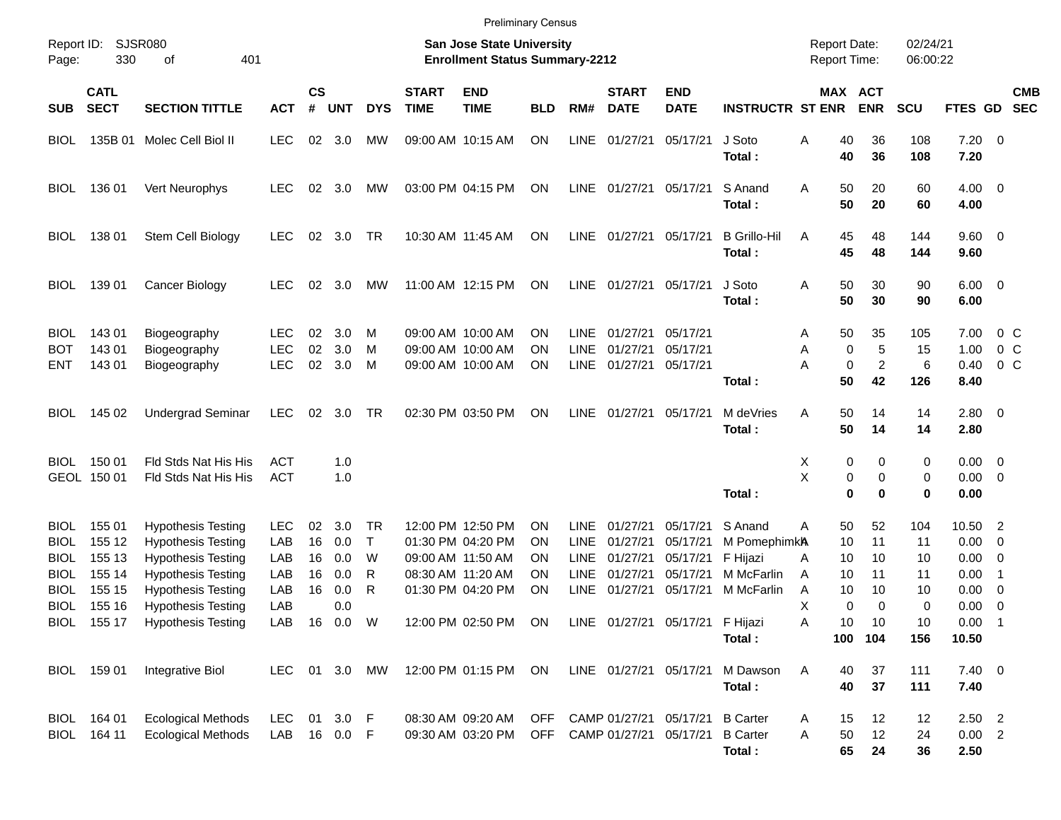Preliminary Census

Report ID: SJSR080
San Jose State University
Enrollment Status Summary-2212

Report Date: 02/24/21
Report Time: 06:00:22

| SUB | CATL SECT | SECTION TITTLE | ACT | CS # | UNT | DYS | START TIME | END TIME | BLD | RM# | START DATE | END DATE | INSTRUCTR | ST | MAX ENR | ACT ENR | SCU | FTES | GD | CMB SEC |
|---|---|---|---|---|---|---|---|---|---|---|---|---|---|---|---|---|---|---|---|---|
| BIOL | 135B 01 | Molec Cell Biol II | LEC | 02 | 3.0 | MW | 09:00 AM | 10:15 AM | ON | LINE | 01/27/21 | 05/17/21 | J Soto | A | 40 | 36 | 108 | 7.20 | 0 | |
| | | | | | | | | | | | | | **Total :** | | **40** | **36** | **108** | **7.20** | | |
| BIOL | 136 01 | Vert Neurophys | LEC | 02 | 3.0 | MW | 03:00 PM | 04:15 PM | ON | LINE | 01/27/21 | 05/17/21 | S Anand | A | 50 | 20 | 60 | 4.00 | 0 | |
| | | | | | | | | | | | | | **Total :** | | **50** | **20** | **60** | **4.00** | | |
| BIOL | 138 01 | Stem Cell Biology | LEC | 02 | 3.0 | TR | 10:30 AM | 11:45 AM | ON | LINE | 01/27/21 | 05/17/21 | B Grillo-Hil | A | 45 | 48 | 144 | 9.60 | 0 | |
| | | | | | | | | | | | | | **Total :** | | **45** | **48** | **144** | **9.60** | | |
| BIOL | 139 01 | Cancer Biology | LEC | 02 | 3.0 | MW | 11:00 AM | 12:15 PM | ON | LINE | 01/27/21 | 05/17/21 | J Soto | A | 50 | 30 | 90 | 6.00 | 0 | |
| | | | | | | | | | | | | | **Total :** | | **50** | **30** | **90** | **6.00** | | |
| BIOL | 143 01 | Biogeography | LEC | 02 | 3.0 | M | 09:00 AM | 10:00 AM | ON | LINE | 01/27/21 | 05/17/21 | | A | 50 | 35 | 105 | 7.00 | 0 | C |
| BOT | 143 01 | Biogeography | LEC | 02 | 3.0 | M | 09:00 AM | 10:00 AM | ON | LINE | 01/27/21 | 05/17/21 | | A | 0 | 5 | 15 | 1.00 | 0 | C |
| ENT | 143 01 | Biogeography | LEC | 02 | 3.0 | M | 09:00 AM | 10:00 AM | ON | LINE | 01/27/21 | 05/17/21 | | A | 0 | 2 | 6 | 0.40 | 0 | C |
| | | | | | | | | | | | | | **Total :** | | **50** | **42** | **126** | **8.40** | | |
| BIOL | 145 02 | Undergrad Seminar | LEC | 02 | 3.0 | TR | 02:30 PM | 03:50 PM | ON | LINE | 01/27/21 | 05/17/21 | M deVries | A | 50 | 14 | 14 | 2.80 | 0 | |
| | | | | | | | | | | | | | **Total :** | | **50** | **14** | **14** | **2.80** | | |
| BIOL | 150 01 | Fld Stds Nat His His | ACT | | 1.0 | | | | | | | | | X | 0 | 0 | 0 | 0.00 | 0 | |
| GEOL | 150 01 | Fld Stds Nat His His | ACT | | 1.0 | | | | | | | | | X | 0 | 0 | 0 | 0.00 | 0 | |
| | | | | | | | | | | | | | **Total :** | | **0** | **0** | **0** | **0.00** | | |
| BIOL | 155 01 | Hypothesis Testing | LEC | 02 | 3.0 | TR | 12:00 PM | 12:50 PM | ON | LINE | 01/27/21 | 05/17/21 | S Anand | A | 50 | 52 | 104 | 10.50 | 2 | |
| BIOL | 155 12 | Hypothesis Testing | LAB | 16 | 0.0 | T | 01:30 PM | 04:20 PM | ON | LINE | 01/27/21 | 05/17/21 | M Pomephimkh | A | 10 | 11 | 11 | 0.00 | 0 | |
| BIOL | 155 13 | Hypothesis Testing | LAB | 16 | 0.0 | W | 09:00 AM | 11:50 AM | ON | LINE | 01/27/21 | 05/17/21 | F Hijazi | A | 10 | 10 | 10 | 0.00 | 0 | |
| BIOL | 155 14 | Hypothesis Testing | LAB | 16 | 0.0 | R | 08:30 AM | 11:20 AM | ON | LINE | 01/27/21 | 05/17/21 | M McFarlin | A | 10 | 11 | 11 | 0.00 | 1 | |
| BIOL | 155 15 | Hypothesis Testing | LAB | 16 | 0.0 | R | 01:30 PM | 04:20 PM | ON | LINE | 01/27/21 | 05/17/21 | M McFarlin | A | 10 | 10 | 10 | 0.00 | 0 | |
| BIOL | 155 16 | Hypothesis Testing | LAB | | 0.0 | | | | | | | | | X | 0 | 0 | 0 | 0.00 | 0 | |
| BIOL | 155 17 | Hypothesis Testing | LAB | 16 | 0.0 | W | 12:00 PM | 02:50 PM | ON | LINE | 01/27/21 | 05/17/21 | F Hijazi | A | 10 | 10 | 10 | 0.00 | 1 | |
| | | | | | | | | | | | | | **Total :** | | **100** | **104** | **156** | **10.50** | | |
| BIOL | 159 01 | Integrative Biol | LEC | 01 | 3.0 | MW | 12:00 PM | 01:15 PM | ON | LINE | 01/27/21 | 05/17/21 | M Dawson | A | 40 | 37 | 111 | 7.40 | 0 | |
| | | | | | | | | | | | | | **Total :** | | **40** | **37** | **111** | **7.40** | | |
| BIOL | 164 01 | Ecological Methods | LEC | 01 | 3.0 | F | 08:30 AM | 09:20 AM | OFF | CAMP | 01/27/21 | 05/17/21 | B Carter | A | 15 | 12 | 12 | 2.50 | 2 | |
| BIOL | 164 11 | Ecological Methods | LAB | 16 | 0.0 | F | 09:30 AM | 03:20 PM | OFF | CAMP | 01/27/21 | 05/17/21 | B Carter | A | 50 | 12 | 24 | 0.00 | 2 | |
| | | | | | | | | | | | | | **Total :** | | **65** | **24** | **36** | **2.50** | | |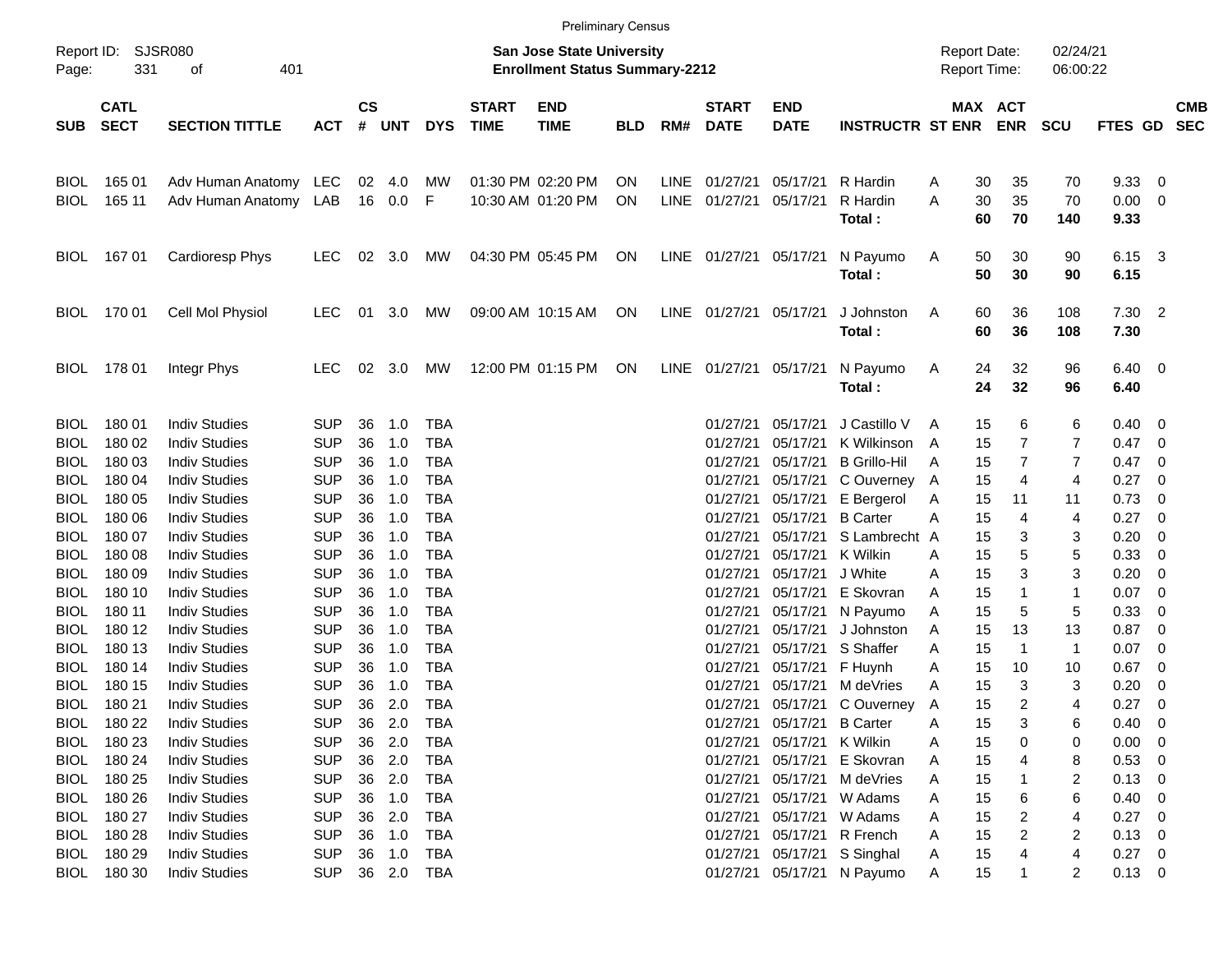Preliminary Census

Report ID: SJSR080
Page: 331 of 401

**San Jose State University**
**Enrollment Status Summary-2212**

Report Date: 02/24/21
Report Time: 06:00:22

| SUB | CATL SECT | SECTION TITTLE | ACT | CS # | UNT | DYS | START TIME | END TIME | BLD | RM# | START DATE | END DATE | INSTRUCTR | ST | MAX ENR | ACT ENR | SCU | FTES | GD | CMB SEC |
|---|---|---|---|---|---|---|---|---|---|---|---|---|---|---|---|---|---|---|---|---|
| BIOL | 165 01 | Adv Human Anatomy | LEC | 02 | 4.0 | MW | 01:30 PM | 02:20 PM | ON | LINE | 01/27/21 | 05/17/21 | R Hardin | A | 30 | 35 | 70 | 9.33 | 0 | |
| BIOL | 165 11 | Adv Human Anatomy | LAB | 16 | 0.0 | F | 10:30 AM | 01:20 PM | ON | LINE | 01/27/21 | 05/17/21 | R Hardin | A | 30 | 35 | 70 | 0.00 | 0 | |
| | | | | | | | | | | | | | **Total :** | | **60** | **70** | **140** | **9.33** | | |
| BIOL | 167 01 | Cardioresp Phys | LEC | 02 | 3.0 | MW | 04:30 PM | 05:45 PM | ON | LINE | 01/27/21 | 05/17/21 | N Payumo | A | 50 | 30 | 90 | 6.15 | 3 | |
| | | | | | | | | | | | | | **Total :** | | **50** | **30** | **90** | **6.15** | | |
| BIOL | 170 01 | Cell Mol Physiol | LEC | 01 | 3.0 | MW | 09:00 AM | 10:15 AM | ON | LINE | 01/27/21 | 05/17/21 | J Johnston | A | 60 | 36 | 108 | 7.30 | 2 | |
| | | | | | | | | | | | | | **Total :** | | **60** | **36** | **108** | **7.30** | | |
| BIOL | 178 01 | Integr Phys | LEC | 02 | 3.0 | MW | 12:00 PM | 01:15 PM | ON | LINE | 01/27/21 | 05/17/21 | N Payumo | A | 24 | 32 | 96 | 6.40 | 0 | |
| | | | | | | | | | | | | | **Total :** | | **24** | **32** | **96** | **6.40** | | |
| BIOL | 180 01 | Indiv Studies | SUP | 36 | 1.0 | TBA | | | | | 01/27/21 | 05/17/21 | J Castillo V | A | 15 | 6 | 6 | 0.40 | 0 | |
| BIOL | 180 02 | Indiv Studies | SUP | 36 | 1.0 | TBA | | | | | 01/27/21 | 05/17/21 | K Wilkinson | A | 15 | 7 | 7 | 0.47 | 0 | |
| BIOL | 180 03 | Indiv Studies | SUP | 36 | 1.0 | TBA | | | | | 01/27/21 | 05/17/21 | B Grillo-Hil | A | 15 | 7 | 7 | 0.47 | 0 | |
| BIOL | 180 04 | Indiv Studies | SUP | 36 | 1.0 | TBA | | | | | 01/27/21 | 05/17/21 | C Ouverney | A | 15 | 4 | 4 | 0.27 | 0 | |
| BIOL | 180 05 | Indiv Studies | SUP | 36 | 1.0 | TBA | | | | | 01/27/21 | 05/17/21 | E Bergerol | A | 15 | 11 | 11 | 0.73 | 0 | |
| BIOL | 180 06 | Indiv Studies | SUP | 36 | 1.0 | TBA | | | | | 01/27/21 | 05/17/21 | B Carter | A | 15 | 4 | 4 | 0.27 | 0 | |
| BIOL | 180 07 | Indiv Studies | SUP | 36 | 1.0 | TBA | | | | | 01/27/21 | 05/17/21 | S Lambrecht | A | 15 | 3 | 3 | 0.20 | 0 | |
| BIOL | 180 08 | Indiv Studies | SUP | 36 | 1.0 | TBA | | | | | 01/27/21 | 05/17/21 | K Wilkin | A | 15 | 5 | 5 | 0.33 | 0 | |
| BIOL | 180 09 | Indiv Studies | SUP | 36 | 1.0 | TBA | | | | | 01/27/21 | 05/17/21 | J White | A | 15 | 3 | 3 | 0.20 | 0 | |
| BIOL | 180 10 | Indiv Studies | SUP | 36 | 1.0 | TBA | | | | | 01/27/21 | 05/17/21 | E Skovran | A | 15 | 1 | 1 | 0.07 | 0 | |
| BIOL | 180 11 | Indiv Studies | SUP | 36 | 1.0 | TBA | | | | | 01/27/21 | 05/17/21 | N Payumo | A | 15 | 5 | 5 | 0.33 | 0 | |
| BIOL | 180 12 | Indiv Studies | SUP | 36 | 1.0 | TBA | | | | | 01/27/21 | 05/17/21 | J Johnston | A | 15 | 13 | 13 | 0.87 | 0 | |
| BIOL | 180 13 | Indiv Studies | SUP | 36 | 1.0 | TBA | | | | | 01/27/21 | 05/17/21 | S Shaffer | A | 15 | 1 | 1 | 0.07 | 0 | |
| BIOL | 180 14 | Indiv Studies | SUP | 36 | 1.0 | TBA | | | | | 01/27/21 | 05/17/21 | F Huynh | A | 15 | 10 | 10 | 0.67 | 0 | |
| BIOL | 180 15 | Indiv Studies | SUP | 36 | 1.0 | TBA | | | | | 01/27/21 | 05/17/21 | M deVries | A | 15 | 3 | 3 | 0.20 | 0 | |
| BIOL | 180 21 | Indiv Studies | SUP | 36 | 2.0 | TBA | | | | | 01/27/21 | 05/17/21 | C Ouverney | A | 15 | 2 | 4 | 0.27 | 0 | |
| BIOL | 180 22 | Indiv Studies | SUP | 36 | 2.0 | TBA | | | | | 01/27/21 | 05/17/21 | B Carter | A | 15 | 3 | 6 | 0.40 | 0 | |
| BIOL | 180 23 | Indiv Studies | SUP | 36 | 2.0 | TBA | | | | | 01/27/21 | 05/17/21 | K Wilkin | A | 15 | 0 | 0 | 0.00 | 0 | |
| BIOL | 180 24 | Indiv Studies | SUP | 36 | 2.0 | TBA | | | | | 01/27/21 | 05/17/21 | E Skovran | A | 15 | 4 | 8 | 0.53 | 0 | |
| BIOL | 180 25 | Indiv Studies | SUP | 36 | 2.0 | TBA | | | | | 01/27/21 | 05/17/21 | M deVries | A | 15 | 1 | 2 | 0.13 | 0 | |
| BIOL | 180 26 | Indiv Studies | SUP | 36 | 1.0 | TBA | | | | | 01/27/21 | 05/17/21 | W Adams | A | 15 | 6 | 6 | 0.40 | 0 | |
| BIOL | 180 27 | Indiv Studies | SUP | 36 | 2.0 | TBA | | | | | 01/27/21 | 05/17/21 | W Adams | A | 15 | 2 | 4 | 0.27 | 0 | |
| BIOL | 180 28 | Indiv Studies | SUP | 36 | 1.0 | TBA | | | | | 01/27/21 | 05/17/21 | R French | A | 15 | 2 | 2 | 0.13 | 0 | |
| BIOL | 180 29 | Indiv Studies | SUP | 36 | 1.0 | TBA | | | | | 01/27/21 | 05/17/21 | S Singhal | A | 15 | 4 | 4 | 0.27 | 0 | |
| BIOL | 180 30 | Indiv Studies | SUP | 36 | 2.0 | TBA | | | | | 01/27/21 | 05/17/21 | N Payumo | A | 15 | 1 | 2 | 0.13 | 0 | |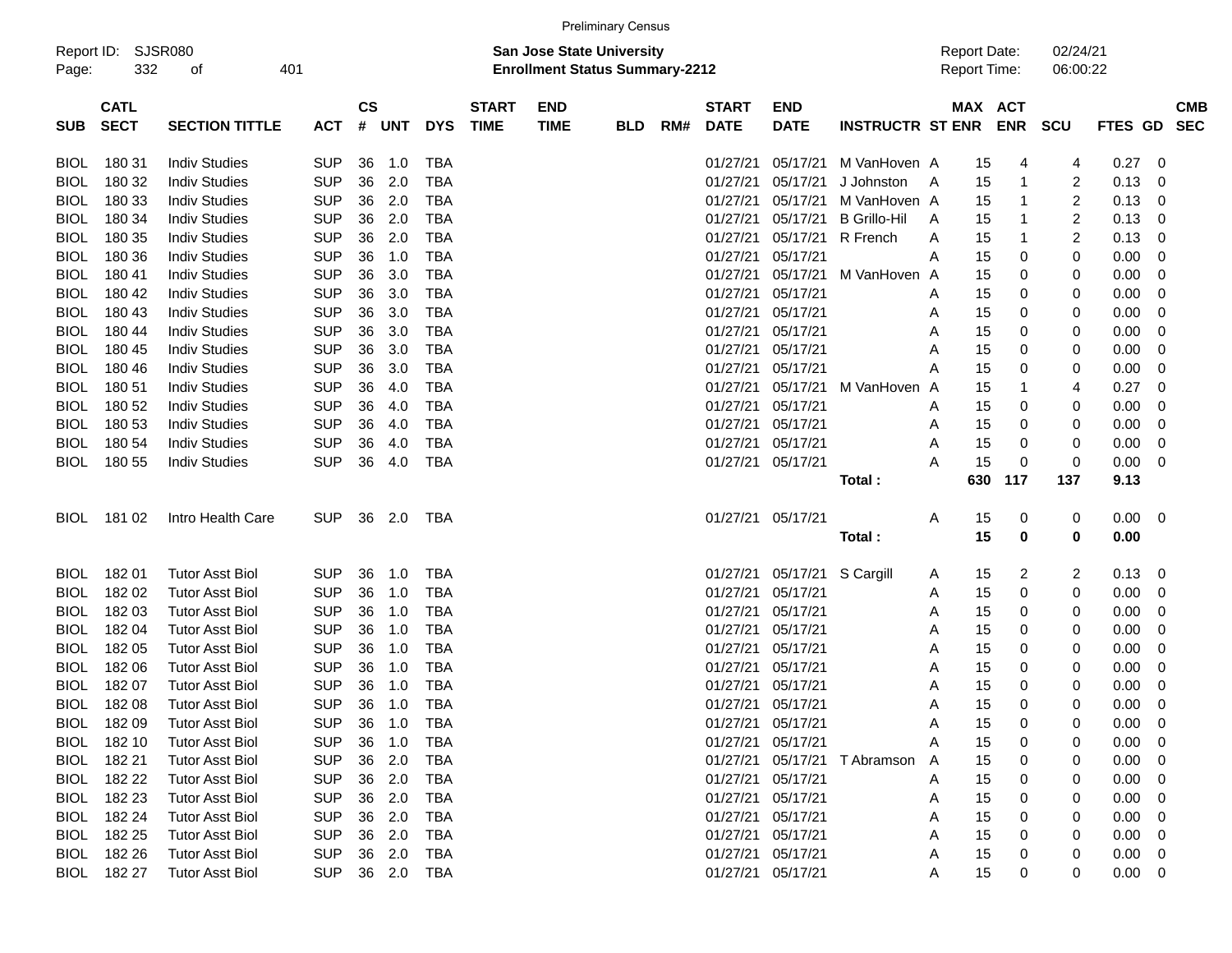Preliminary Census

Report ID: SJSR080
Page: 332 of 401

**San Jose State University**
**Enrollment Status Summary-2212**

Report Date: 02/24/21
Report Time: 06:00:22

| SUB | CATL SECT | SECTION TITTLE | ACT | CS # | UNT | DYS | START TIME | END TIME | BLD | RM# | START DATE | END DATE | INSTRUCTR | ST | MAX ENR | ACT ENR | SCU | FTES | GD | CMB SEC |
|---|---|---|---|---|---|---|---|---|---|---|---|---|---|---|---|---|---|---|---|---|
| BIOL | 180 31 | Indiv Studies | SUP | 36 | 1.0 | TBA | | | | | 01/27/21 | 05/17/21 | M VanHoven | A | 15 | 4 | 4 | 0.27 | 0 | |
| BIOL | 180 32 | Indiv Studies | SUP | 36 | 2.0 | TBA | | | | | 01/27/21 | 05/17/21 | J Johnston | A | 15 | 1 | 2 | 0.13 | 0 | |
| BIOL | 180 33 | Indiv Studies | SUP | 36 | 2.0 | TBA | | | | | 01/27/21 | 05/17/21 | M VanHoven | A | 15 | 1 | 2 | 0.13 | 0 | |
| BIOL | 180 34 | Indiv Studies | SUP | 36 | 2.0 | TBA | | | | | 01/27/21 | 05/17/21 | B Grillo-Hil | A | 15 | 1 | 2 | 0.13 | 0 | |
| BIOL | 180 35 | Indiv Studies | SUP | 36 | 2.0 | TBA | | | | | 01/27/21 | 05/17/21 | R French | A | 15 | 1 | 2 | 0.13 | 0 | |
| BIOL | 180 36 | Indiv Studies | SUP | 36 | 1.0 | TBA | | | | | 01/27/21 | 05/17/21 | | A | 15 | 0 | 0 | 0.00 | 0 | |
| BIOL | 180 41 | Indiv Studies | SUP | 36 | 3.0 | TBA | | | | | 01/27/21 | 05/17/21 | M VanHoven | A | 15 | 0 | 0 | 0.00 | 0 | |
| BIOL | 180 42 | Indiv Studies | SUP | 36 | 3.0 | TBA | | | | | 01/27/21 | 05/17/21 | | A | 15 | 0 | 0 | 0.00 | 0 | |
| BIOL | 180 43 | Indiv Studies | SUP | 36 | 3.0 | TBA | | | | | 01/27/21 | 05/17/21 | | A | 15 | 0 | 0 | 0.00 | 0 | |
| BIOL | 180 44 | Indiv Studies | SUP | 36 | 3.0 | TBA | | | | | 01/27/21 | 05/17/21 | | A | 15 | 0 | 0 | 0.00 | 0 | |
| BIOL | 180 45 | Indiv Studies | SUP | 36 | 3.0 | TBA | | | | | 01/27/21 | 05/17/21 | | A | 15 | 0 | 0 | 0.00 | 0 | |
| BIOL | 180 46 | Indiv Studies | SUP | 36 | 3.0 | TBA | | | | | 01/27/21 | 05/17/21 | | A | 15 | 0 | 0 | 0.00 | 0 | |
| BIOL | 180 51 | Indiv Studies | SUP | 36 | 4.0 | TBA | | | | | 01/27/21 | 05/17/21 | M VanHoven | A | 15 | 1 | 4 | 0.27 | 0 | |
| BIOL | 180 52 | Indiv Studies | SUP | 36 | 4.0 | TBA | | | | | 01/27/21 | 05/17/21 | | A | 15 | 0 | 0 | 0.00 | 0 | |
| BIOL | 180 53 | Indiv Studies | SUP | 36 | 4.0 | TBA | | | | | 01/27/21 | 05/17/21 | | A | 15 | 0 | 0 | 0.00 | 0 | |
| BIOL | 180 54 | Indiv Studies | SUP | 36 | 4.0 | TBA | | | | | 01/27/21 | 05/17/21 | | A | 15 | 0 | 0 | 0.00 | 0 | |
| BIOL | 180 55 | Indiv Studies | SUP | 36 | 4.0 | TBA | | | | | 01/27/21 | 05/17/21 | | A | 15 | 0 | 0 | 0.00 | 0 | |
| | | | | | | | | | | | | | **Total :** | | **630** | **117** | **137** | **9.13** | | |
| BIOL | 181 02 | Intro Health Care | SUP | 36 | 2.0 | TBA | | | | | 01/27/21 | 05/17/21 | | A | 15 | 0 | 0 | 0.00 | 0 | |
| | | | | | | | | | | | | | **Total :** | | **15** | **0** | **0** | **0.00** | | |
| BIOL | 182 01 | Tutor Asst Biol | SUP | 36 | 1.0 | TBA | | | | | 01/27/21 | 05/17/21 | S Cargill | A | 15 | 2 | 2 | 0.13 | 0 | |
| BIOL | 182 02 | Tutor Asst Biol | SUP | 36 | 1.0 | TBA | | | | | 01/27/21 | 05/17/21 | | A | 15 | 0 | 0 | 0.00 | 0 | |
| BIOL | 182 03 | Tutor Asst Biol | SUP | 36 | 1.0 | TBA | | | | | 01/27/21 | 05/17/21 | | A | 15 | 0 | 0 | 0.00 | 0 | |
| BIOL | 182 04 | Tutor Asst Biol | SUP | 36 | 1.0 | TBA | | | | | 01/27/21 | 05/17/21 | | A | 15 | 0 | 0 | 0.00 | 0 | |
| BIOL | 182 05 | Tutor Asst Biol | SUP | 36 | 1.0 | TBA | | | | | 01/27/21 | 05/17/21 | | A | 15 | 0 | 0 | 0.00 | 0 | |
| BIOL | 182 06 | Tutor Asst Biol | SUP | 36 | 1.0 | TBA | | | | | 01/27/21 | 05/17/21 | | A | 15 | 0 | 0 | 0.00 | 0 | |
| BIOL | 182 07 | Tutor Asst Biol | SUP | 36 | 1.0 | TBA | | | | | 01/27/21 | 05/17/21 | | A | 15 | 0 | 0 | 0.00 | 0 | |
| BIOL | 182 08 | Tutor Asst Biol | SUP | 36 | 1.0 | TBA | | | | | 01/27/21 | 05/17/21 | | A | 15 | 0 | 0 | 0.00 | 0 | |
| BIOL | 182 09 | Tutor Asst Biol | SUP | 36 | 1.0 | TBA | | | | | 01/27/21 | 05/17/21 | | A | 15 | 0 | 0 | 0.00 | 0 | |
| BIOL | 182 10 | Tutor Asst Biol | SUP | 36 | 1.0 | TBA | | | | | 01/27/21 | 05/17/21 | | A | 15 | 0 | 0 | 0.00 | 0 | |
| BIOL | 182 21 | Tutor Asst Biol | SUP | 36 | 2.0 | TBA | | | | | 01/27/21 | 05/17/21 | T Abramson | A | 15 | 0 | 0 | 0.00 | 0 | |
| BIOL | 182 22 | Tutor Asst Biol | SUP | 36 | 2.0 | TBA | | | | | 01/27/21 | 05/17/21 | | A | 15 | 0 | 0 | 0.00 | 0 | |
| BIOL | 182 23 | Tutor Asst Biol | SUP | 36 | 2.0 | TBA | | | | | 01/27/21 | 05/17/21 | | A | 15 | 0 | 0 | 0.00 | 0 | |
| BIOL | 182 24 | Tutor Asst Biol | SUP | 36 | 2.0 | TBA | | | | | 01/27/21 | 05/17/21 | | A | 15 | 0 | 0 | 0.00 | 0 | |
| BIOL | 182 25 | Tutor Asst Biol | SUP | 36 | 2.0 | TBA | | | | | 01/27/21 | 05/17/21 | | A | 15 | 0 | 0 | 0.00 | 0 | |
| BIOL | 182 26 | Tutor Asst Biol | SUP | 36 | 2.0 | TBA | | | | | 01/27/21 | 05/17/21 | | A | 15 | 0 | 0 | 0.00 | 0 | |
| BIOL | 182 27 | Tutor Asst Biol | SUP | 36 | 2.0 | TBA | | | | | 01/27/21 | 05/17/21 | | A | 15 | 0 | 0 | 0.00 | 0 | |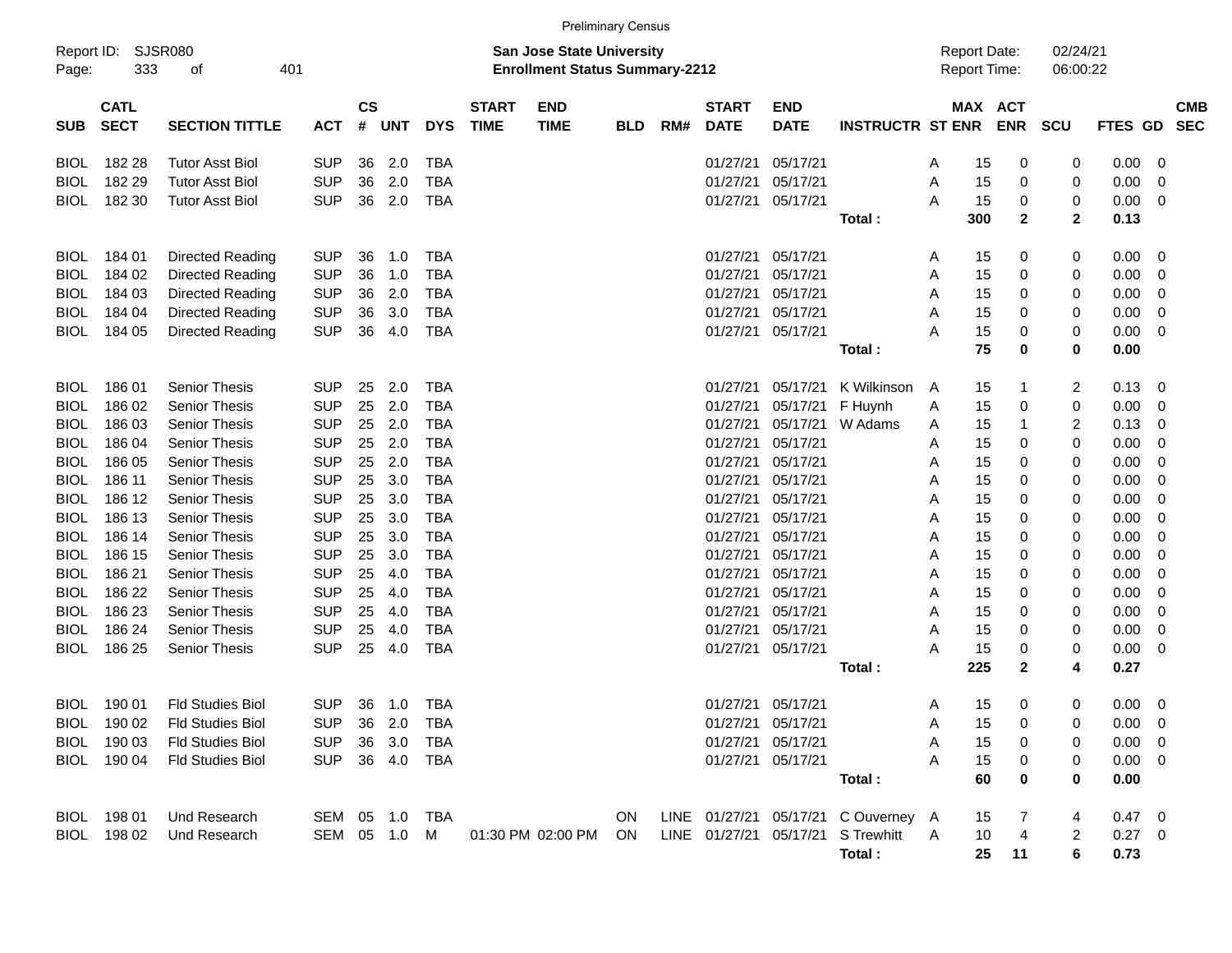Preliminary Census

Report ID: SJSR080
Page: 333 of 401

**San Jose State University**
**Enrollment Status Summary-2212**

Report Date: 02/24/21
Report Time: 06:00:22

| SUB | CATL SECT | SECTION TITTLE | ACT | CS # | UNT | DYS | START TIME | END TIME | BLD | RM# | START DATE | END DATE | INSTRUCTR | ST | MAX ENR | ACT ENR | SCU | FTES | GD | CMB SEC |
|---|---|---|---|---|---|---|---|---|---|---|---|---|---|---|---|---|---|---|---|---|
| BIOL | 182 28 | Tutor Asst Biol | SUP | 36 | 2.0 | TBA | | | | | 01/27/21 | 05/17/21 | | A | 15 | 0 | 0 | 0.00 | 0 | |
| BIOL | 182 29 | Tutor Asst Biol | SUP | 36 | 2.0 | TBA | | | | | 01/27/21 | 05/17/21 | | A | 15 | 0 | 0 | 0.00 | 0 | |
| BIOL | 182 30 | Tutor Asst Biol | SUP | 36 | 2.0 | TBA | | | | | 01/27/21 | 05/17/21 | | A | 15 | 0 | 0 | 0.00 | 0 | |
| | | | | | | | | | | | | | **Total :** | | **300** | **2** | **2** | **0.13** | | |
| BIOL | 184 01 | Directed Reading | SUP | 36 | 1.0 | TBA | | | | | 01/27/21 | 05/17/21 | | A | 15 | 0 | 0 | 0.00 | 0 | |
| BIOL | 184 02 | Directed Reading | SUP | 36 | 1.0 | TBA | | | | | 01/27/21 | 05/17/21 | | A | 15 | 0 | 0 | 0.00 | 0 | |
| BIOL | 184 03 | Directed Reading | SUP | 36 | 2.0 | TBA | | | | | 01/27/21 | 05/17/21 | | A | 15 | 0 | 0 | 0.00 | 0 | |
| BIOL | 184 04 | Directed Reading | SUP | 36 | 3.0 | TBA | | | | | 01/27/21 | 05/17/21 | | A | 15 | 0 | 0 | 0.00 | 0 | |
| BIOL | 184 05 | Directed Reading | SUP | 36 | 4.0 | TBA | | | | | 01/27/21 | 05/17/21 | | A | 15 | 0 | 0 | 0.00 | 0 | |
| | | | | | | | | | | | | | **Total :** | | **75** | **0** | **0** | **0.00** | | |
| BIOL | 186 01 | Senior Thesis | SUP | 25 | 2.0 | TBA | | | | | 01/27/21 | 05/17/21 | K Wilkinson | A | 15 | 1 | 2 | 0.13 | 0 | |
| BIOL | 186 02 | Senior Thesis | SUP | 25 | 2.0 | TBA | | | | | 01/27/21 | 05/17/21 | F Huynh | A | 15 | 0 | 0 | 0.00 | 0 | |
| BIOL | 186 03 | Senior Thesis | SUP | 25 | 2.0 | TBA | | | | | 01/27/21 | 05/17/21 | W Adams | A | 15 | 1 | 2 | 0.13 | 0 | |
| BIOL | 186 04 | Senior Thesis | SUP | 25 | 2.0 | TBA | | | | | 01/27/21 | 05/17/21 | | A | 15 | 0 | 0 | 0.00 | 0 | |
| BIOL | 186 05 | Senior Thesis | SUP | 25 | 2.0 | TBA | | | | | 01/27/21 | 05/17/21 | | A | 15 | 0 | 0 | 0.00 | 0 | |
| BIOL | 186 11 | Senior Thesis | SUP | 25 | 3.0 | TBA | | | | | 01/27/21 | 05/17/21 | | A | 15 | 0 | 0 | 0.00 | 0 | |
| BIOL | 186 12 | Senior Thesis | SUP | 25 | 3.0 | TBA | | | | | 01/27/21 | 05/17/21 | | A | 15 | 0 | 0 | 0.00 | 0 | |
| BIOL | 186 13 | Senior Thesis | SUP | 25 | 3.0 | TBA | | | | | 01/27/21 | 05/17/21 | | A | 15 | 0 | 0 | 0.00 | 0 | |
| BIOL | 186 14 | Senior Thesis | SUP | 25 | 3.0 | TBA | | | | | 01/27/21 | 05/17/21 | | A | 15 | 0 | 0 | 0.00 | 0 | |
| BIOL | 186 15 | Senior Thesis | SUP | 25 | 3.0 | TBA | | | | | 01/27/21 | 05/17/21 | | A | 15 | 0 | 0 | 0.00 | 0 | |
| BIOL | 186 21 | Senior Thesis | SUP | 25 | 4.0 | TBA | | | | | 01/27/21 | 05/17/21 | | A | 15 | 0 | 0 | 0.00 | 0 | |
| BIOL | 186 22 | Senior Thesis | SUP | 25 | 4.0 | TBA | | | | | 01/27/21 | 05/17/21 | | A | 15 | 0 | 0 | 0.00 | 0 | |
| BIOL | 186 23 | Senior Thesis | SUP | 25 | 4.0 | TBA | | | | | 01/27/21 | 05/17/21 | | A | 15 | 0 | 0 | 0.00 | 0 | |
| BIOL | 186 24 | Senior Thesis | SUP | 25 | 4.0 | TBA | | | | | 01/27/21 | 05/17/21 | | A | 15 | 0 | 0 | 0.00 | 0 | |
| BIOL | 186 25 | Senior Thesis | SUP | 25 | 4.0 | TBA | | | | | 01/27/21 | 05/17/21 | | A | 15 | 0 | 0 | 0.00 | 0 | |
| | | | | | | | | | | | | | **Total :** | | **225** | **2** | **4** | **0.27** | | |
| BIOL | 190 01 | Fld Studies Biol | SUP | 36 | 1.0 | TBA | | | | | 01/27/21 | 05/17/21 | | A | 15 | 0 | 0 | 0.00 | 0 | |
| BIOL | 190 02 | Fld Studies Biol | SUP | 36 | 2.0 | TBA | | | | | 01/27/21 | 05/17/21 | | A | 15 | 0 | 0 | 0.00 | 0 | |
| BIOL | 190 03 | Fld Studies Biol | SUP | 36 | 3.0 | TBA | | | | | 01/27/21 | 05/17/21 | | A | 15 | 0 | 0 | 0.00 | 0 | |
| BIOL | 190 04 | Fld Studies Biol | SUP | 36 | 4.0 | TBA | | | | | 01/27/21 | 05/17/21 | | A | 15 | 0 | 0 | 0.00 | 0 | |
| | | | | | | | | | | | | | **Total :** | | **60** | **0** | **0** | **0.00** | | |
| BIOL | 198 01 | Und Research | SEM | 05 | 1.0 | TBA | | | ON | LINE | 01/27/21 | 05/17/21 | C Ouverney | A | 15 | 7 | 4 | 0.47 | 0 | |
| BIOL | 198 02 | Und Research | SEM | 05 | 1.0 | M | 01:30 PM | 02:00 PM | ON | LINE | 01/27/21 | 05/17/21 | S Trewhitt | A | 10 | 4 | 2 | 0.27 | 0 | |
| | | | | | | | | | | | | | **Total :** | | **25** | **11** | **6** | **0.73** | | |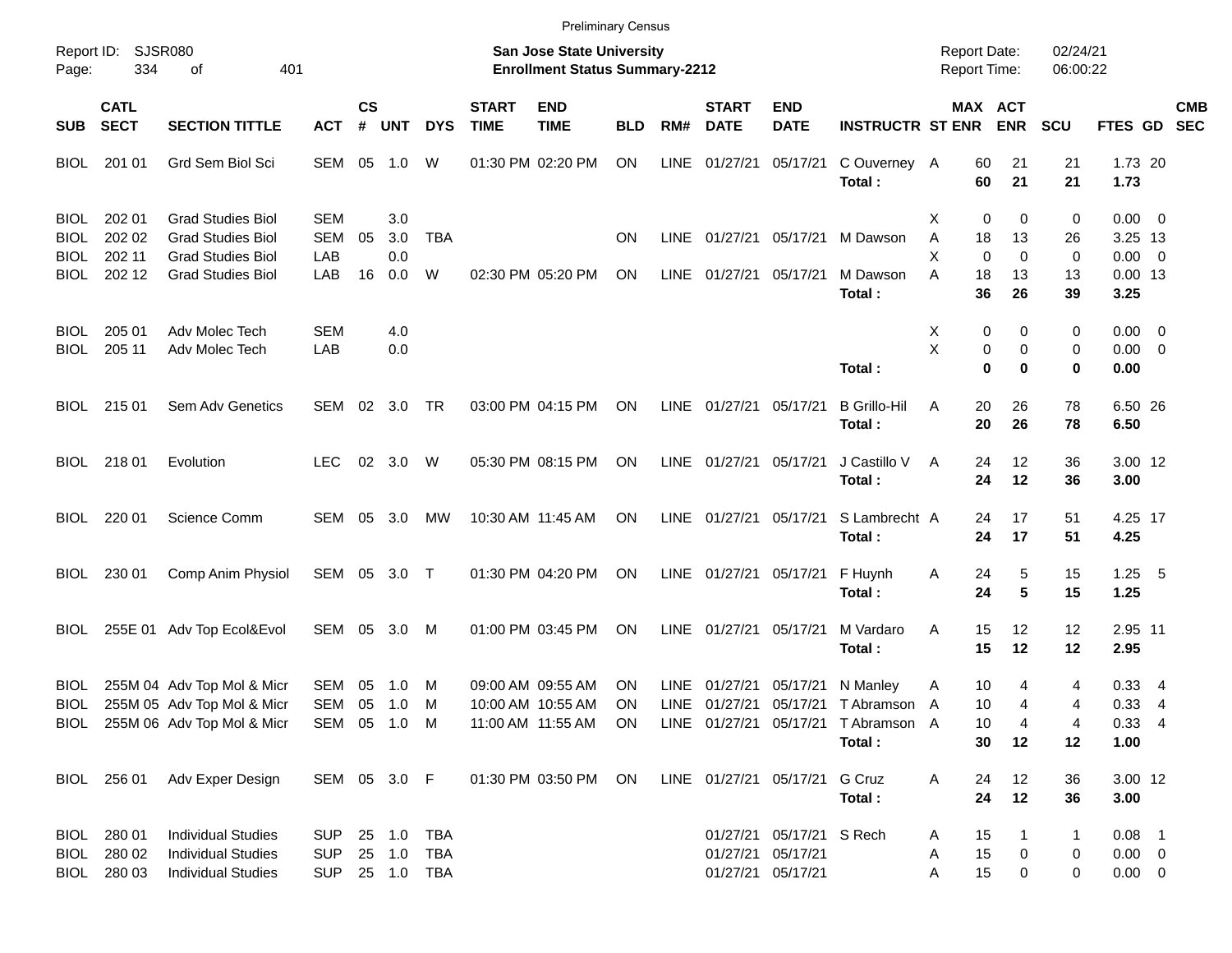Preliminary Census

Report ID: SJSR080
Page: 334 of 401

**San Jose State University**
**Enrollment Status Summary-2212**

Report Date: 02/24/21
Report Time: 06:00:22

| SUB | CATL SECT | SECTION TITTLE | ACT | CS # | UNT | DYS | START TIME | END TIME | BLD | RM# | START DATE | END DATE | INSTRUCTR | ST | MAX ENR | ACT ENR | SCU | FTES | GD | CMB SEC |
|---|---|---|---|---|---|---|---|---|---|---|---|---|---|---|---|---|---|---|---|---|
| BIOL | 201 01 | Grd Sem Biol Sci | SEM | 05 | 1.0 | W | 01:30 PM | 02:20 PM | ON | LINE | 01/27/21 | 05/17/21 | C Ouverney | A | 60 | 21 | 21 | 1.73 | 20 | |
| | | | | | | | | | | | | | **Total :** | | **60** | **21** | **21** | **1.73** | | |
| BIOL | 202 01 | Grad Studies Biol | SEM | | 3.0 | | | | | | | | | X | 0 | 0 | 0 | 0.00 | 0 | |
| BIOL | 202 02 | Grad Studies Biol | SEM | 05 | 3.0 | TBA | | | ON | LINE | 01/27/21 | 05/17/21 | M Dawson | A | 18 | 13 | 26 | 3.25 | 13 | |
| BIOL | 202 11 | Grad Studies Biol | LAB | | 0.0 | | | | | | | | | X | 0 | 0 | 0 | 0.00 | 0 | |
| BIOL | 202 12 | Grad Studies Biol | LAB | 16 | 0.0 | W | 02:30 PM | 05:20 PM | ON | LINE | 01/27/21 | 05/17/21 | M Dawson | A | 18 | 13 | 13 | 0.00 | 13 | |
| | | | | | | | | | | | | | **Total :** | | **36** | **26** | **39** | **3.25** | | |
| BIOL | 205 01 | Adv Molec Tech | SEM | | 4.0 | | | | | | | | | X | 0 | 0 | 0 | 0.00 | 0 | |
| BIOL | 205 11 | Adv Molec Tech | LAB | | 0.0 | | | | | | | | | X | 0 | 0 | 0 | 0.00 | 0 | |
| | | | | | | | | | | | | | **Total :** | | **0** | **0** | **0** | **0.00** | | |
| BIOL | 215 01 | Sem Adv Genetics | SEM | 02 | 3.0 | TR | 03:00 PM | 04:15 PM | ON | LINE | 01/27/21 | 05/17/21 | B Grillo-Hil | A | 20 | 26 | 78 | 6.50 | 26 | |
| | | | | | | | | | | | | | **Total :** | | **20** | **26** | **78** | **6.50** | | |
| BIOL | 218 01 | Evolution | LEC | 02 | 3.0 | W | 05:30 PM | 08:15 PM | ON | LINE | 01/27/21 | 05/17/21 | J Castillo V | A | 24 | 12 | 36 | 3.00 | 12 | |
| | | | | | | | | | | | | | **Total :** | | **24** | **12** | **36** | **3.00** | | |
| BIOL | 220 01 | Science Comm | SEM | 05 | 3.0 | MW | 10:30 AM | 11:45 AM | ON | LINE | 01/27/21 | 05/17/21 | S Lambrecht | A | 24 | 17 | 51 | 4.25 | 17 | |
| | | | | | | | | | | | | | **Total :** | | **24** | **17** | **51** | **4.25** | | |
| BIOL | 230 01 | Comp Anim Physiol | SEM | 05 | 3.0 | T | 01:30 PM | 04:20 PM | ON | LINE | 01/27/21 | 05/17/21 | F Huynh | A | 24 | 5 | 15 | 1.25 | 5 | |
| | | | | | | | | | | | | | **Total :** | | **24** | **5** | **15** | **1.25** | | |
| BIOL | 255E 01 | Adv Top Ecol&Evol | SEM | 05 | 3.0 | M | 01:00 PM | 03:45 PM | ON | LINE | 01/27/21 | 05/17/21 | M Vardaro | A | 15 | 12 | 12 | 2.95 | 11 | |
| | | | | | | | | | | | | | **Total :** | | **15** | **12** | **12** | **2.95** | | |
| BIOL | 255M 04 | Adv Top Mol & Micr | SEM | 05 | 1.0 | M | 09:00 AM | 09:55 AM | ON | LINE | 01/27/21 | 05/17/21 | N Manley | A | 10 | 4 | 4 | 0.33 | 4 | |
| BIOL | 255M 05 | Adv Top Mol & Micr | SEM | 05 | 1.0 | M | 10:00 AM | 10:55 AM | ON | LINE | 01/27/21 | 05/17/21 | T Abramson | A | 10 | 4 | 4 | 0.33 | 4 | |
| BIOL | 255M 06 | Adv Top Mol & Micr | SEM | 05 | 1.0 | M | 11:00 AM | 11:55 AM | ON | LINE | 01/27/21 | 05/17/21 | T Abramson | A | 10 | 4 | 4 | 0.33 | 4 | |
| | | | | | | | | | | | | | **Total :** | | **30** | **12** | **12** | **1.00** | | |
| BIOL | 256 01 | Adv Exper Design | SEM | 05 | 3.0 | F | 01:30 PM | 03:50 PM | ON | LINE | 01/27/21 | 05/17/21 | G Cruz | A | 24 | 12 | 36 | 3.00 | 12 | |
| | | | | | | | | | | | | | **Total :** | | **24** | **12** | **36** | **3.00** | | |
| BIOL | 280 01 | Individual Studies | SUP | 25 | 1.0 | TBA | | | | | 01/27/21 | 05/17/21 | S Rech | A | 15 | 1 | 1 | 0.08 | 1 | |
| BIOL | 280 02 | Individual Studies | SUP | 25 | 1.0 | TBA | | | | | 01/27/21 | 05/17/21 | | A | 15 | 0 | 0 | 0.00 | 0 | |
| BIOL | 280 03 | Individual Studies | SUP | 25 | 1.0 | TBA | | | | | 01/27/21 | 05/17/21 | | A | 15 | 0 | 0 | 0.00 | 0 | |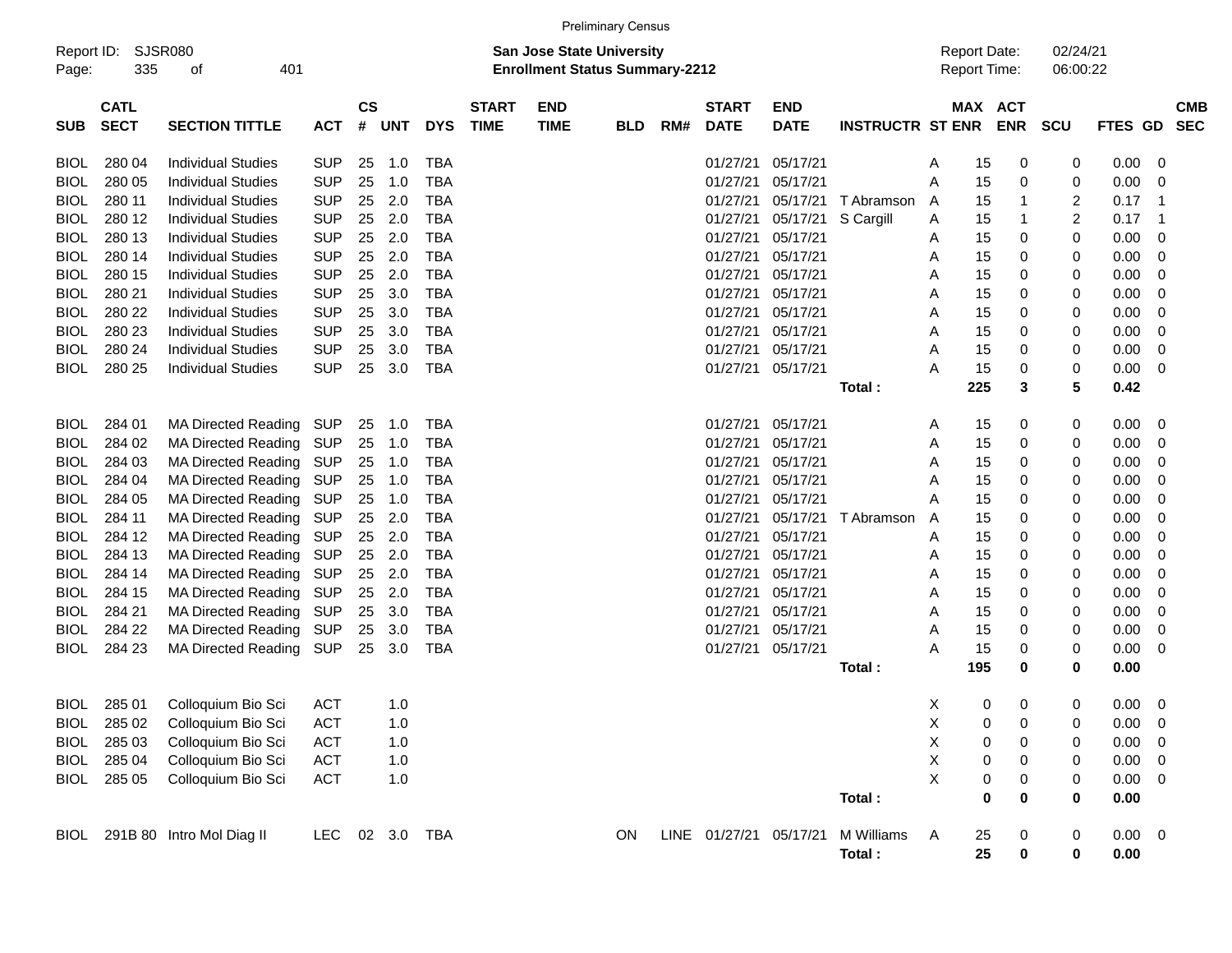Preliminary Census

Report ID: SJSR080

**San Jose State University**
**Enrollment Status Summary-2212**

Report Date: 02/24/21
Report Time: 06:00:22

| SUB | CATL SECT | SECTION TITTLE | ACT | CS # | UNT | DYS | START TIME | END TIME | BLD | RM# | START DATE | END DATE | INSTRUCTR | ST | MAX ENR | ACT ENR | SCU | FTES | GD | CMB SEC |
|---|---|---|---|---|---|---|---|---|---|---|---|---|---|---|---|---|---|---|---|---|
| BIOL | 280 04 | Individual Studies | SUP | 25 | 1.0 | TBA | | | | | 01/27/21 | 05/17/21 | | A | 15 | 0 | 0 | 0.00 | 0 | |
| BIOL | 280 05 | Individual Studies | SUP | 25 | 1.0 | TBA | | | | | 01/27/21 | 05/17/21 | | A | 15 | 0 | 0 | 0.00 | 0 | |
| BIOL | 280 11 | Individual Studies | SUP | 25 | 2.0 | TBA | | | | | 01/27/21 | 05/17/21 | T Abramson | A | 15 | 1 | 2 | 0.17 | 1 | |
| BIOL | 280 12 | Individual Studies | SUP | 25 | 2.0 | TBA | | | | | 01/27/21 | 05/17/21 | S Cargill | A | 15 | 1 | 2 | 0.17 | 1 | |
| BIOL | 280 13 | Individual Studies | SUP | 25 | 2.0 | TBA | | | | | 01/27/21 | 05/17/21 | | A | 15 | 0 | 0 | 0.00 | 0 | |
| BIOL | 280 14 | Individual Studies | SUP | 25 | 2.0 | TBA | | | | | 01/27/21 | 05/17/21 | | A | 15 | 0 | 0 | 0.00 | 0 | |
| BIOL | 280 15 | Individual Studies | SUP | 25 | 2.0 | TBA | | | | | 01/27/21 | 05/17/21 | | A | 15 | 0 | 0 | 0.00 | 0 | |
| BIOL | 280 21 | Individual Studies | SUP | 25 | 3.0 | TBA | | | | | 01/27/21 | 05/17/21 | | A | 15 | 0 | 0 | 0.00 | 0 | |
| BIOL | 280 22 | Individual Studies | SUP | 25 | 3.0 | TBA | | | | | 01/27/21 | 05/17/21 | | A | 15 | 0 | 0 | 0.00 | 0 | |
| BIOL | 280 23 | Individual Studies | SUP | 25 | 3.0 | TBA | | | | | 01/27/21 | 05/17/21 | | A | 15 | 0 | 0 | 0.00 | 0 | |
| BIOL | 280 24 | Individual Studies | SUP | 25 | 3.0 | TBA | | | | | 01/27/21 | 05/17/21 | | A | 15 | 0 | 0 | 0.00 | 0 | |
| BIOL | 280 25 | Individual Studies | SUP | 25 | 3.0 | TBA | | | | | 01/27/21 | 05/17/21 | | A | 15 | 0 | 0 | 0.00 | 0 | |
| | | | | | | | | | | | | | **Total :** | | **225** | **3** | **5** | **0.42** | | |
| BIOL | 284 01 | MA Directed Reading | SUP | 25 | 1.0 | TBA | | | | | 01/27/21 | 05/17/21 | | A | 15 | 0 | 0 | 0.00 | 0 | |
| BIOL | 284 02 | MA Directed Reading | SUP | 25 | 1.0 | TBA | | | | | 01/27/21 | 05/17/21 | | A | 15 | 0 | 0 | 0.00 | 0 | |
| BIOL | 284 03 | MA Directed Reading | SUP | 25 | 1.0 | TBA | | | | | 01/27/21 | 05/17/21 | | A | 15 | 0 | 0 | 0.00 | 0 | |
| BIOL | 284 04 | MA Directed Reading | SUP | 25 | 1.0 | TBA | | | | | 01/27/21 | 05/17/21 | | A | 15 | 0 | 0 | 0.00 | 0 | |
| BIOL | 284 05 | MA Directed Reading | SUP | 25 | 1.0 | TBA | | | | | 01/27/21 | 05/17/21 | | A | 15 | 0 | 0 | 0.00 | 0 | |
| BIOL | 284 11 | MA Directed Reading | SUP | 25 | 2.0 | TBA | | | | | 01/27/21 | 05/17/21 | T Abramson | A | 15 | 0 | 0 | 0.00 | 0 | |
| BIOL | 284 12 | MA Directed Reading | SUP | 25 | 2.0 | TBA | | | | | 01/27/21 | 05/17/21 | | A | 15 | 0 | 0 | 0.00 | 0 | |
| BIOL | 284 13 | MA Directed Reading | SUP | 25 | 2.0 | TBA | | | | | 01/27/21 | 05/17/21 | | A | 15 | 0 | 0 | 0.00 | 0 | |
| BIOL | 284 14 | MA Directed Reading | SUP | 25 | 2.0 | TBA | | | | | 01/27/21 | 05/17/21 | | A | 15 | 0 | 0 | 0.00 | 0 | |
| BIOL | 284 15 | MA Directed Reading | SUP | 25 | 2.0 | TBA | | | | | 01/27/21 | 05/17/21 | | A | 15 | 0 | 0 | 0.00 | 0 | |
| BIOL | 284 21 | MA Directed Reading | SUP | 25 | 3.0 | TBA | | | | | 01/27/21 | 05/17/21 | | A | 15 | 0 | 0 | 0.00 | 0 | |
| BIOL | 284 22 | MA Directed Reading | SUP | 25 | 3.0 | TBA | | | | | 01/27/21 | 05/17/21 | | A | 15 | 0 | 0 | 0.00 | 0 | |
| BIOL | 284 23 | MA Directed Reading | SUP | 25 | 3.0 | TBA | | | | | 01/27/21 | 05/17/21 | | A | 15 | 0 | 0 | 0.00 | 0 | |
| | | | | | | | | | | | | | **Total :** | | **195** | **0** | **0** | **0.00** | | |
| BIOL | 285 01 | Colloquium Bio Sci | ACT | | 1.0 | | | | | | | | | X | 0 | 0 | 0 | 0.00 | 0 | |
| BIOL | 285 02 | Colloquium Bio Sci | ACT | | 1.0 | | | | | | | | | X | 0 | 0 | 0 | 0.00 | 0 | |
| BIOL | 285 03 | Colloquium Bio Sci | ACT | | 1.0 | | | | | | | | | X | 0 | 0 | 0 | 0.00 | 0 | |
| BIOL | 285 04 | Colloquium Bio Sci | ACT | | 1.0 | | | | | | | | | X | 0 | 0 | 0 | 0.00 | 0 | |
| BIOL | 285 05 | Colloquium Bio Sci | ACT | | 1.0 | | | | | | | | | X | 0 | 0 | 0 | 0.00 | 0 | |
| | | | | | | | | | | | | | **Total :** | | **0** | **0** | **0** | **0.00** | | |
| BIOL | 291B 80 | Intro Mol Diag II | LEC | 02 | 3.0 | TBA | | | ON | LINE | 01/27/21 | 05/17/21 | M Williams | A | 25 | 0 | 0 | 0.00 | 0 | |
| | | | | | | | | | | | | | **Total :** | | **25** | **0** | **0** | **0.00** | | |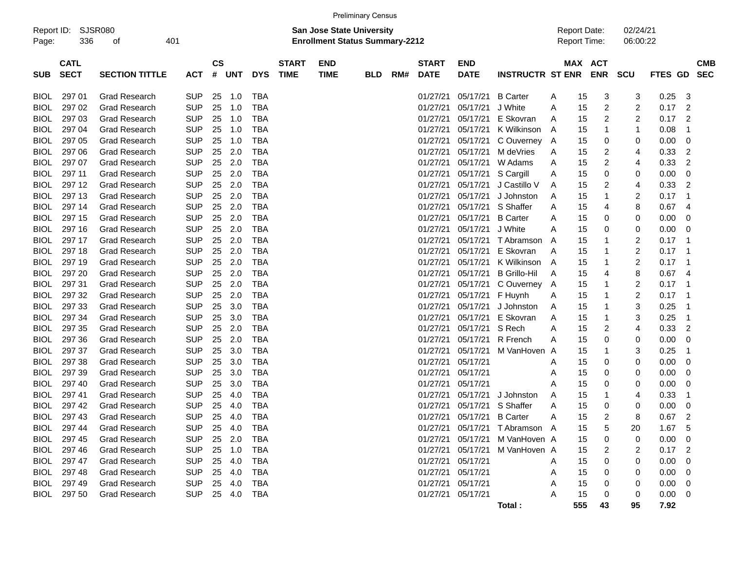Preliminary Census

Report ID: SJSR080
**San Jose State University**
**Enrollment Status Summary-2212**
Report Date: 02/24/21
Report Time: 06:00:22

| SUB | CATL SECT | SECTION TITTLE | ACT | CS # | UNT | DYS | START TIME | END TIME | BLD | RM# | START DATE | END DATE | INSTRUCTR | ST | MAX ENR | ACT ENR | SCU | FTES | GD | CMB SEC |
|---|---|---|---|---|---|---|---|---|---|---|---|---|---|---|---|---|---|---|---|---|
| BIOL | 297 01 | Grad Research | SUP | 25 | 1.0 | TBA | | | | | 01/27/21 | 05/17/21 | B Carter | A | 15 | 3 | 3 | 0.25 | 3 | |
| BIOL | 297 02 | Grad Research | SUP | 25 | 1.0 | TBA | | | | | 01/27/21 | 05/17/21 | J White | A | 15 | 2 | 2 | 0.17 | 2 | |
| BIOL | 297 03 | Grad Research | SUP | 25 | 1.0 | TBA | | | | | 01/27/21 | 05/17/21 | E Skovran | A | 15 | 2 | 2 | 0.17 | 2 | |
| BIOL | 297 04 | Grad Research | SUP | 25 | 1.0 | TBA | | | | | 01/27/21 | 05/17/21 | K Wilkinson | A | 15 | 1 | 1 | 0.08 | 1 | |
| BIOL | 297 05 | Grad Research | SUP | 25 | 1.0 | TBA | | | | | 01/27/21 | 05/17/21 | C Ouverney | A | 15 | 0 | 0 | 0.00 | 0 | |
| BIOL | 297 06 | Grad Research | SUP | 25 | 2.0 | TBA | | | | | 01/27/21 | 05/17/21 | M deVries | A | 15 | 2 | 4 | 0.33 | 2 | |
| BIOL | 297 07 | Grad Research | SUP | 25 | 2.0 | TBA | | | | | 01/27/21 | 05/17/21 | W Adams | A | 15 | 2 | 4 | 0.33 | 2 | |
| BIOL | 297 11 | Grad Research | SUP | 25 | 2.0 | TBA | | | | | 01/27/21 | 05/17/21 | S Cargill | A | 15 | 0 | 0 | 0.00 | 0 | |
| BIOL | 297 12 | Grad Research | SUP | 25 | 2.0 | TBA | | | | | 01/27/21 | 05/17/21 | J Castillo V | A | 15 | 2 | 4 | 0.33 | 2 | |
| BIOL | 297 13 | Grad Research | SUP | 25 | 2.0 | TBA | | | | | 01/27/21 | 05/17/21 | J Johnston | A | 15 | 1 | 2 | 0.17 | 1 | |
| BIOL | 297 14 | Grad Research | SUP | 25 | 2.0 | TBA | | | | | 01/27/21 | 05/17/21 | S Shaffer | A | 15 | 4 | 8 | 0.67 | 4 | |
| BIOL | 297 15 | Grad Research | SUP | 25 | 2.0 | TBA | | | | | 01/27/21 | 05/17/21 | B Carter | A | 15 | 0 | 0 | 0.00 | 0 | |
| BIOL | 297 16 | Grad Research | SUP | 25 | 2.0 | TBA | | | | | 01/27/21 | 05/17/21 | J White | A | 15 | 0 | 0 | 0.00 | 0 | |
| BIOL | 297 17 | Grad Research | SUP | 25 | 2.0 | TBA | | | | | 01/27/21 | 05/17/21 | T Abramson | A | 15 | 1 | 2 | 0.17 | 1 | |
| BIOL | 297 18 | Grad Research | SUP | 25 | 2.0 | TBA | | | | | 01/27/21 | 05/17/21 | E Skovran | A | 15 | 1 | 2 | 0.17 | 1 | |
| BIOL | 297 19 | Grad Research | SUP | 25 | 2.0 | TBA | | | | | 01/27/21 | 05/17/21 | K Wilkinson | A | 15 | 1 | 2 | 0.17 | 1 | |
| BIOL | 297 20 | Grad Research | SUP | 25 | 2.0 | TBA | | | | | 01/27/21 | 05/17/21 | B Grillo-Hil | A | 15 | 4 | 8 | 0.67 | 4 | |
| BIOL | 297 31 | Grad Research | SUP | 25 | 2.0 | TBA | | | | | 01/27/21 | 05/17/21 | C Ouverney | A | 15 | 1 | 2 | 0.17 | 1 | |
| BIOL | 297 32 | Grad Research | SUP | 25 | 2.0 | TBA | | | | | 01/27/21 | 05/17/21 | F Huynh | A | 15 | 1 | 2 | 0.17 | 1 | |
| BIOL | 297 33 | Grad Research | SUP | 25 | 3.0 | TBA | | | | | 01/27/21 | 05/17/21 | J Johnston | A | 15 | 1 | 3 | 0.25 | 1 | |
| BIOL | 297 34 | Grad Research | SUP | 25 | 3.0 | TBA | | | | | 01/27/21 | 05/17/21 | E Skovran | A | 15 | 1 | 3 | 0.25 | 1 | |
| BIOL | 297 35 | Grad Research | SUP | 25 | 2.0 | TBA | | | | | 01/27/21 | 05/17/21 | S Rech | A | 15 | 2 | 4 | 0.33 | 2 | |
| BIOL | 297 36 | Grad Research | SUP | 25 | 2.0 | TBA | | | | | 01/27/21 | 05/17/21 | R French | A | 15 | 0 | 0 | 0.00 | 0 | |
| BIOL | 297 37 | Grad Research | SUP | 25 | 3.0 | TBA | | | | | 01/27/21 | 05/17/21 | M VanHoven | A | 15 | 1 | 3 | 0.25 | 1 | |
| BIOL | 297 38 | Grad Research | SUP | 25 | 3.0 | TBA | | | | | 01/27/21 | 05/17/21 | | A | 15 | 0 | 0 | 0.00 | 0 | |
| BIOL | 297 39 | Grad Research | SUP | 25 | 3.0 | TBA | | | | | 01/27/21 | 05/17/21 | | A | 15 | 0 | 0 | 0.00 | 0 | |
| BIOL | 297 40 | Grad Research | SUP | 25 | 3.0 | TBA | | | | | 01/27/21 | 05/17/21 | | A | 15 | 0 | 0 | 0.00 | 0 | |
| BIOL | 297 41 | Grad Research | SUP | 25 | 4.0 | TBA | | | | | 01/27/21 | 05/17/21 | J Johnston | A | 15 | 1 | 4 | 0.33 | 1 | |
| BIOL | 297 42 | Grad Research | SUP | 25 | 4.0 | TBA | | | | | 01/27/21 | 05/17/21 | S Shaffer | A | 15 | 0 | 0 | 0.00 | 0 | |
| BIOL | 297 43 | Grad Research | SUP | 25 | 4.0 | TBA | | | | | 01/27/21 | 05/17/21 | B Carter | A | 15 | 2 | 8 | 0.67 | 2 | |
| BIOL | 297 44 | Grad Research | SUP | 25 | 4.0 | TBA | | | | | 01/27/21 | 05/17/21 | T Abramson | A | 15 | 5 | 20 | 1.67 | 5 | |
| BIOL | 297 45 | Grad Research | SUP | 25 | 2.0 | TBA | | | | | 01/27/21 | 05/17/21 | M VanHoven | A | 15 | 0 | 0 | 0.00 | 0 | |
| BIOL | 297 46 | Grad Research | SUP | 25 | 1.0 | TBA | | | | | 01/27/21 | 05/17/21 | M VanHoven | A | 15 | 2 | 2 | 0.17 | 2 | |
| BIOL | 297 47 | Grad Research | SUP | 25 | 4.0 | TBA | | | | | 01/27/21 | 05/17/21 | | A | 15 | 0 | 0 | 0.00 | 0 | |
| BIOL | 297 48 | Grad Research | SUP | 25 | 4.0 | TBA | | | | | 01/27/21 | 05/17/21 | | A | 15 | 0 | 0 | 0.00 | 0 | |
| BIOL | 297 49 | Grad Research | SUP | 25 | 4.0 | TBA | | | | | 01/27/21 | 05/17/21 | | A | 15 | 0 | 0 | 0.00 | 0 | |
| BIOL | 297 50 | Grad Research | SUP | 25 | 4.0 | TBA | | | | | 01/27/21 | 05/17/21 | | A | 15 | 0 | 0 | 0.00 | 0 | |
| | | | | | | | | | | | | | **Total :** | | **555** | **43** | **95** | **7.92** | | |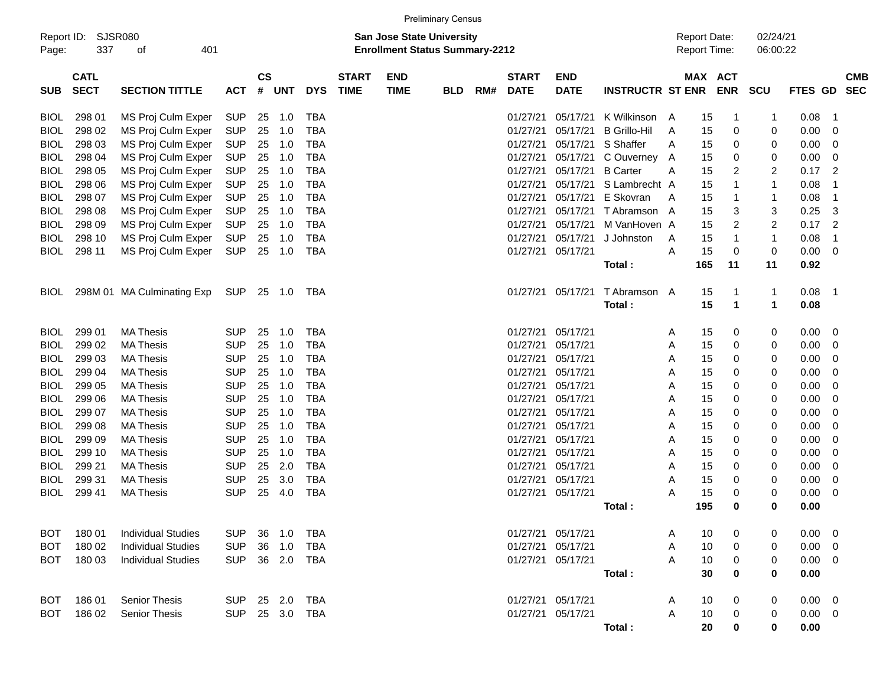Preliminary Census

Report ID: SJSR080

**San Jose State University**
**Enrollment Status Summary-2212**

Report Date: 02/24/21
Report Time: 06:00:22

| SUB | CATL SECT | SECTION TITTLE | ACT | CS # | UNT | DYS | START TIME | END TIME | BLD | RM# | START DATE | END DATE | INSTRUCTR | ST | MAX ENR | ACT ENR | SCU | FTES | GD | CMB SEC |
|---|---|---|---|---|---|---|---|---|---|---|---|---|---|---|---|---|---|---|---|---|
| BIOL | 298 01 | MS Proj Culm Exper | SUP | 25 | 1.0 | TBA | | | | | 01/27/21 | 05/17/21 | K Wilkinson | A | 15 | 1 | 1 | 0.08 | 1 | |
| BIOL | 298 02 | MS Proj Culm Exper | SUP | 25 | 1.0 | TBA | | | | | 01/27/21 | 05/17/21 | B Grillo-Hil | A | 15 | 0 | 0 | 0.00 | 0 | |
| BIOL | 298 03 | MS Proj Culm Exper | SUP | 25 | 1.0 | TBA | | | | | 01/27/21 | 05/17/21 | S Shaffer | A | 15 | 0 | 0 | 0.00 | 0 | |
| BIOL | 298 04 | MS Proj Culm Exper | SUP | 25 | 1.0 | TBA | | | | | 01/27/21 | 05/17/21 | C Ouverney | A | 15 | 0 | 0 | 0.00 | 0 | |
| BIOL | 298 05 | MS Proj Culm Exper | SUP | 25 | 1.0 | TBA | | | | | 01/27/21 | 05/17/21 | B Carter | A | 15 | 2 | 2 | 0.17 | 2 | |
| BIOL | 298 06 | MS Proj Culm Exper | SUP | 25 | 1.0 | TBA | | | | | 01/27/21 | 05/17/21 | S Lambrecht | A | 15 | 1 | 1 | 0.08 | 1 | |
| BIOL | 298 07 | MS Proj Culm Exper | SUP | 25 | 1.0 | TBA | | | | | 01/27/21 | 05/17/21 | E Skovran | A | 15 | 1 | 1 | 0.08 | 1 | |
| BIOL | 298 08 | MS Proj Culm Exper | SUP | 25 | 1.0 | TBA | | | | | 01/27/21 | 05/17/21 | T Abramson | A | 15 | 3 | 3 | 0.25 | 3 | |
| BIOL | 298 09 | MS Proj Culm Exper | SUP | 25 | 1.0 | TBA | | | | | 01/27/21 | 05/17/21 | M VanHoven | A | 15 | 2 | 2 | 0.17 | 2 | |
| BIOL | 298 10 | MS Proj Culm Exper | SUP | 25 | 1.0 | TBA | | | | | 01/27/21 | 05/17/21 | J Johnston | A | 15 | 1 | 1 | 0.08 | 1 | |
| BIOL | 298 11 | MS Proj Culm Exper | SUP | 25 | 1.0 | TBA | | | | | 01/27/21 | 05/17/21 | | A | 15 | 0 | 0 | 0.00 | 0 | |
| | | | | | | | | | | | | | **Total :** | | **165** | **11** | **11** | **0.92** | | |
| BIOL | 298M 01 | MA Culminating Exp | SUP | 25 | 1.0 | TBA | | | | | 01/27/21 | 05/17/21 | T Abramson | A | 15 | 1 | 1 | 0.08 | 1 | |
| | | | | | | | | | | | | | **Total :** | | **15** | **1** | **1** | **0.08** | | |
| BIOL | 299 01 | MA Thesis | SUP | 25 | 1.0 | TBA | | | | | 01/27/21 | 05/17/21 | | A | 15 | 0 | 0 | 0.00 | 0 | |
| BIOL | 299 02 | MA Thesis | SUP | 25 | 1.0 | TBA | | | | | 01/27/21 | 05/17/21 | | A | 15 | 0 | 0 | 0.00 | 0 | |
| BIOL | 299 03 | MA Thesis | SUP | 25 | 1.0 | TBA | | | | | 01/27/21 | 05/17/21 | | A | 15 | 0 | 0 | 0.00 | 0 | |
| BIOL | 299 04 | MA Thesis | SUP | 25 | 1.0 | TBA | | | | | 01/27/21 | 05/17/21 | | A | 15 | 0 | 0 | 0.00 | 0 | |
| BIOL | 299 05 | MA Thesis | SUP | 25 | 1.0 | TBA | | | | | 01/27/21 | 05/17/21 | | A | 15 | 0 | 0 | 0.00 | 0 | |
| BIOL | 299 06 | MA Thesis | SUP | 25 | 1.0 | TBA | | | | | 01/27/21 | 05/17/21 | | A | 15 | 0 | 0 | 0.00 | 0 | |
| BIOL | 299 07 | MA Thesis | SUP | 25 | 1.0 | TBA | | | | | 01/27/21 | 05/17/21 | | A | 15 | 0 | 0 | 0.00 | 0 | |
| BIOL | 299 08 | MA Thesis | SUP | 25 | 1.0 | TBA | | | | | 01/27/21 | 05/17/21 | | A | 15 | 0 | 0 | 0.00 | 0 | |
| BIOL | 299 09 | MA Thesis | SUP | 25 | 1.0 | TBA | | | | | 01/27/21 | 05/17/21 | | A | 15 | 0 | 0 | 0.00 | 0 | |
| BIOL | 299 10 | MA Thesis | SUP | 25 | 1.0 | TBA | | | | | 01/27/21 | 05/17/21 | | A | 15 | 0 | 0 | 0.00 | 0 | |
| BIOL | 299 21 | MA Thesis | SUP | 25 | 2.0 | TBA | | | | | 01/27/21 | 05/17/21 | | A | 15 | 0 | 0 | 0.00 | 0 | |
| BIOL | 299 31 | MA Thesis | SUP | 25 | 3.0 | TBA | | | | | 01/27/21 | 05/17/21 | | A | 15 | 0 | 0 | 0.00 | 0 | |
| BIOL | 299 41 | MA Thesis | SUP | 25 | 4.0 | TBA | | | | | 01/27/21 | 05/17/21 | | A | 15 | 0 | 0 | 0.00 | 0 | |
| | | | | | | | | | | | | | **Total :** | | **195** | **0** | **0** | **0.00** | | |
| BOT | 180 01 | Individual Studies | SUP | 36 | 1.0 | TBA | | | | | 01/27/21 | 05/17/21 | | A | 10 | 0 | 0 | 0.00 | 0 | |
| BOT | 180 02 | Individual Studies | SUP | 36 | 1.0 | TBA | | | | | 01/27/21 | 05/17/21 | | A | 10 | 0 | 0 | 0.00 | 0 | |
| BOT | 180 03 | Individual Studies | SUP | 36 | 2.0 | TBA | | | | | 01/27/21 | 05/17/21 | | A | 10 | 0 | 0 | 0.00 | 0 | |
| | | | | | | | | | | | | | **Total :** | | **30** | **0** | **0** | **0.00** | | |
| BOT | 186 01 | Senior Thesis | SUP | 25 | 2.0 | TBA | | | | | 01/27/21 | 05/17/21 | | A | 10 | 0 | 0 | 0.00 | 0 | |
| BOT | 186 02 | Senior Thesis | SUP | 25 | 3.0 | TBA | | | | | 01/27/21 | 05/17/21 | | A | 10 | 0 | 0 | 0.00 | 0 | |
| | | | | | | | | | | | | | **Total :** | | **20** | **0** | **0** | **0.00** | | |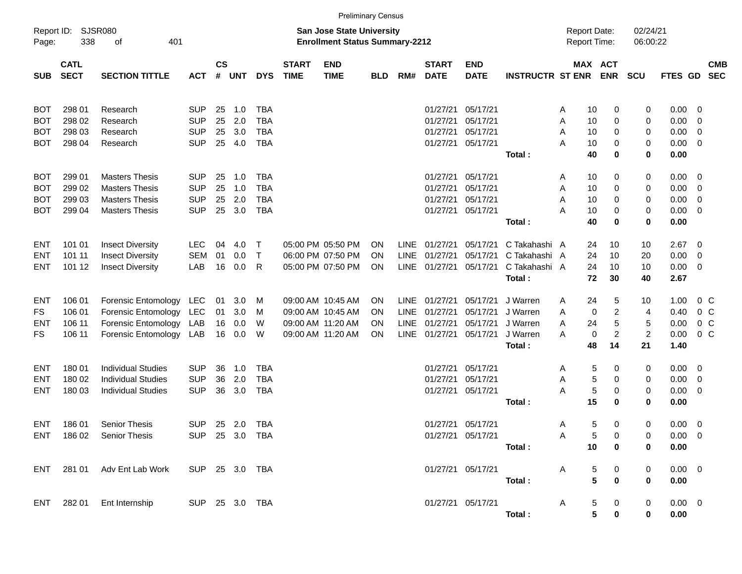Preliminary Census

Report ID: SJSR080

**San Jose State University**
**Enrollment Status Summary-2212**

Report Date: 02/24/21
Report Time: 06:00:22

| SUB | CATL SECT | SECTION TITTLE | ACT | CS # | UNT | DYS | START TIME | END TIME | BLD | RM# | START DATE | END DATE | INSTRUCTR | ST | MAX ENR | ACT ENR | SCU | FTES | GD | CMB SEC |
|---|---|---|---|---|---|---|---|---|---|---|---|---|---|---|---|---|---|---|---|---|
| BOT | 298 01 | Research | SUP | 25 | 1.0 | TBA | | | | | 01/27/21 | 05/17/21 | | A | 10 | 0 | 0 | 0.00 | 0 | |
| BOT | 298 02 | Research | SUP | 25 | 2.0 | TBA | | | | | 01/27/21 | 05/17/21 | | A | 10 | 0 | 0 | 0.00 | 0 | |
| BOT | 298 03 | Research | SUP | 25 | 3.0 | TBA | | | | | 01/27/21 | 05/17/21 | | A | 10 | 0 | 0 | 0.00 | 0 | |
| BOT | 298 04 | Research | SUP | 25 | 4.0 | TBA | | | | | 01/27/21 | 05/17/21 | | A | 10 | 0 | 0 | 0.00 | 0 | |
| | | | | | | | | | | | | | **Total :** | | **40** | **0** | **0** | **0.00** | | |
| BOT | 299 01 | Masters Thesis | SUP | 25 | 1.0 | TBA | | | | | 01/27/21 | 05/17/21 | | A | 10 | 0 | 0 | 0.00 | 0 | |
| BOT | 299 02 | Masters Thesis | SUP | 25 | 1.0 | TBA | | | | | 01/27/21 | 05/17/21 | | A | 10 | 0 | 0 | 0.00 | 0 | |
| BOT | 299 03 | Masters Thesis | SUP | 25 | 2.0 | TBA | | | | | 01/27/21 | 05/17/21 | | A | 10 | 0 | 0 | 0.00 | 0 | |
| BOT | 299 04 | Masters Thesis | SUP | 25 | 3.0 | TBA | | | | | 01/27/21 | 05/17/21 | | A | 10 | 0 | 0 | 0.00 | 0 | |
| | | | | | | | | | | | | | **Total :** | | **40** | **0** | **0** | **0.00** | | |
| ENT | 101 01 | Insect Diversity | LEC | 04 | 4.0 | T | 05:00 PM | 05:50 PM | ON | LINE | 01/27/21 | 05/17/21 | C Takahashi | A | 24 | 10 | 10 | 2.67 | 0 | |
| ENT | 101 11 | Insect Diversity | SEM | 01 | 0.0 | T | 06:00 PM | 07:50 PM | ON | LINE | 01/27/21 | 05/17/21 | C Takahashi | A | 24 | 10 | 20 | 0.00 | 0 | |
| ENT | 101 12 | Insect Diversity | LAB | 16 | 0.0 | R | 05:00 PM | 07:50 PM | ON | LINE | 01/27/21 | 05/17/21 | C Takahashi | A | 24 | 10 | 10 | 0.00 | 0 | |
| | | | | | | | | | | | | | **Total :** | | **72** | **30** | **40** | **2.67** | | |
| ENT | 106 01 | Forensic Entomology | LEC | 01 | 3.0 | M | 09:00 AM | 10:45 AM | ON | LINE | 01/27/21 | 05/17/21 | J Warren | A | 24 | 5 | 10 | 1.00 | 0 | C |
| FS | 106 01 | Forensic Entomology | LEC | 01 | 3.0 | M | 09:00 AM | 10:45 AM | ON | LINE | 01/27/21 | 05/17/21 | J Warren | A | 0 | 2 | 4 | 0.40 | 0 | C |
| ENT | 106 11 | Forensic Entomology | LAB | 16 | 0.0 | W | 09:00 AM | 11:20 AM | ON | LINE | 01/27/21 | 05/17/21 | J Warren | A | 24 | 5 | 5 | 0.00 | 0 | C |
| FS | 106 11 | Forensic Entomology | LAB | 16 | 0.0 | W | 09:00 AM | 11:20 AM | ON | LINE | 01/27/21 | 05/17/21 | J Warren | A | 0 | 2 | 2 | 0.00 | 0 | C |
| | | | | | | | | | | | | | **Total :** | | **48** | **14** | **21** | **1.40** | | |
| ENT | 180 01 | Individual Studies | SUP | 36 | 1.0 | TBA | | | | | 01/27/21 | 05/17/21 | | A | 5 | 0 | 0 | 0.00 | 0 | |
| ENT | 180 02 | Individual Studies | SUP | 36 | 2.0 | TBA | | | | | 01/27/21 | 05/17/21 | | A | 5 | 0 | 0 | 0.00 | 0 | |
| ENT | 180 03 | Individual Studies | SUP | 36 | 3.0 | TBA | | | | | 01/27/21 | 05/17/21 | | A | 5 | 0 | 0 | 0.00 | 0 | |
| | | | | | | | | | | | | | **Total :** | | **15** | **0** | **0** | **0.00** | | |
| ENT | 186 01 | Senior Thesis | SUP | 25 | 2.0 | TBA | | | | | 01/27/21 | 05/17/21 | | A | 5 | 0 | 0 | 0.00 | 0 | |
| ENT | 186 02 | Senior Thesis | SUP | 25 | 3.0 | TBA | | | | | 01/27/21 | 05/17/21 | | A | 5 | 0 | 0 | 0.00 | 0 | |
| | | | | | | | | | | | | | **Total :** | | **10** | **0** | **0** | **0.00** | | |
| ENT | 281 01 | Adv Ent Lab Work | SUP | 25 | 3.0 | TBA | | | | | 01/27/21 | 05/17/21 | | A | 5 | 0 | 0 | 0.00 | 0 | |
| | | | | | | | | | | | | | **Total :** | | **5** | **0** | **0** | **0.00** | | |
| ENT | 282 01 | Ent Internship | SUP | 25 | 3.0 | TBA | | | | | 01/27/21 | 05/17/21 | | A | 5 | 0 | 0 | 0.00 | 0 | |
| | | | | | | | | | | | | | **Total :** | | **5** | **0** | **0** | **0.00** | | |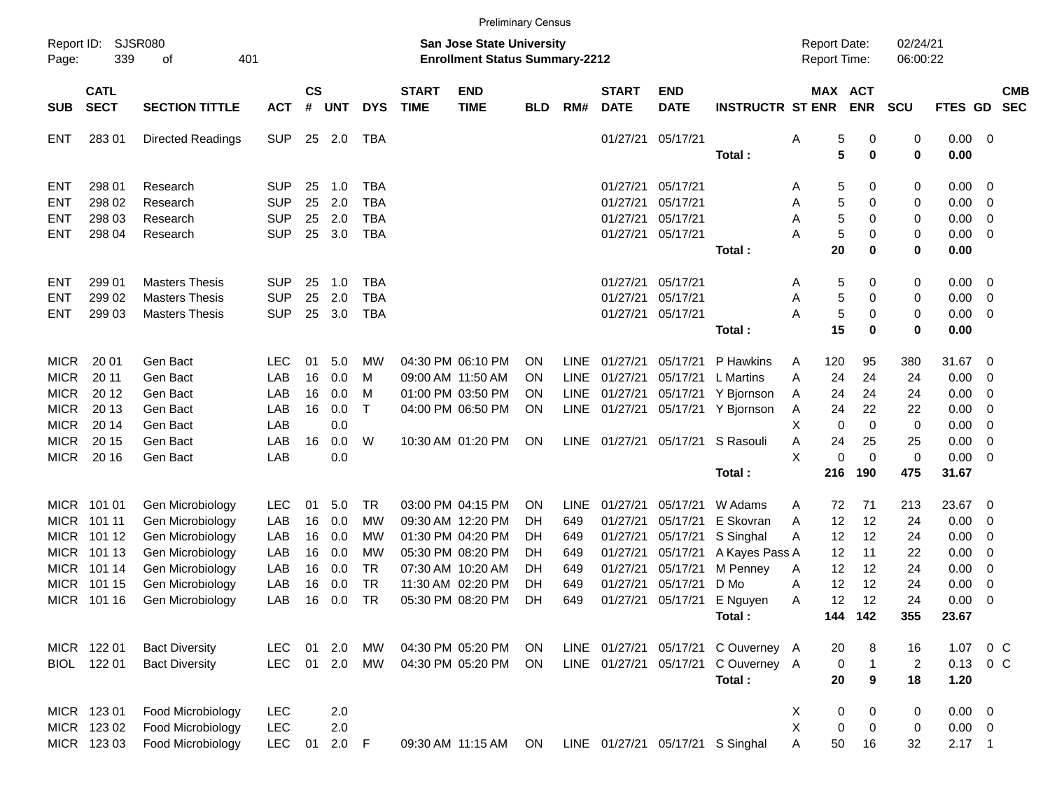Preliminary Census

Report ID: SJSR080
Page: 339 of 401

**San Jose State University**
**Enrollment Status Summary-2212**

Report Date: 02/24/21
Report Time: 06:00:22

| SUB | CATL SECT | SECTION TITTLE | ACT | CS # | UNT | DYS | START TIME | END TIME | BLD | RM# | START DATE | END DATE | INSTRUCTR | ST | MAX ENR | ACT ENR | SCU | FTES | GD | CMB SEC |
|---|---|---|---|---|---|---|---|---|---|---|---|---|---|---|---|---|---|---|---|---|
| ENT | 283 01 | Directed Readings | SUP | 25 | 2.0 | TBA | | | | | 01/27/21 | 05/17/21 | | A | 5 | 0 | 0 | 0.00 | 0 | |
| | | | | | | | | | | | | | **Total :** | | **5** | **0** | **0** | **0.00** | | |
| ENT | 298 01 | Research | SUP | 25 | 1.0 | TBA | | | | | 01/27/21 | 05/17/21 | | A | 5 | 0 | 0 | 0.00 | 0 | |
| ENT | 298 02 | Research | SUP | 25 | 2.0 | TBA | | | | | 01/27/21 | 05/17/21 | | A | 5 | 0 | 0 | 0.00 | 0 | |
| ENT | 298 03 | Research | SUP | 25 | 2.0 | TBA | | | | | 01/27/21 | 05/17/21 | | A | 5 | 0 | 0 | 0.00 | 0 | |
| ENT | 298 04 | Research | SUP | 25 | 3.0 | TBA | | | | | 01/27/21 | 05/17/21 | | A | 5 | 0 | 0 | 0.00 | 0 | |
| | | | | | | | | | | | | | **Total :** | | **20** | **0** | **0** | **0.00** | | |
| ENT | 299 01 | Masters Thesis | SUP | 25 | 1.0 | TBA | | | | | 01/27/21 | 05/17/21 | | A | 5 | 0 | 0 | 0.00 | 0 | |
| ENT | 299 02 | Masters Thesis | SUP | 25 | 2.0 | TBA | | | | | 01/27/21 | 05/17/21 | | A | 5 | 0 | 0 | 0.00 | 0 | |
| ENT | 299 03 | Masters Thesis | SUP | 25 | 3.0 | TBA | | | | | 01/27/21 | 05/17/21 | | A | 5 | 0 | 0 | 0.00 | 0 | |
| | | | | | | | | | | | | | **Total :** | | **15** | **0** | **0** | **0.00** | | |
| MICR | 20 01 | Gen Bact | LEC | 01 | 5.0 | MW | 04:30 PM | 06:10 PM | ON | LINE | 01/27/21 | 05/17/21 | P Hawkins | A | 120 | 95 | 380 | 31.67 | 0 | |
| MICR | 20 11 | Gen Bact | LAB | 16 | 0.0 | M | 09:00 AM | 11:50 AM | ON | LINE | 01/27/21 | 05/17/21 | L Martins | A | 24 | 24 | 24 | 0.00 | 0 | |
| MICR | 20 12 | Gen Bact | LAB | 16 | 0.0 | M | 01:00 PM | 03:50 PM | ON | LINE | 01/27/21 | 05/17/21 | Y Bjornson | A | 24 | 24 | 24 | 0.00 | 0 | |
| MICR | 20 13 | Gen Bact | LAB | 16 | 0.0 | T | 04:00 PM | 06:50 PM | ON | LINE | 01/27/21 | 05/17/21 | Y Bjornson | A | 24 | 22 | 22 | 0.00 | 0 | |
| MICR | 20 14 | Gen Bact | LAB | | 0.0 | | | | | | | | | X | 0 | 0 | 0 | 0.00 | 0 | |
| MICR | 20 15 | Gen Bact | LAB | 16 | 0.0 | W | 10:30 AM | 01:20 PM | ON | LINE | 01/27/21 | 05/17/21 | S Rasouli | A | 24 | 25 | 25 | 0.00 | 0 | |
| MICR | 20 16 | Gen Bact | LAB | | 0.0 | | | | | | | | | X | 0 | 0 | 0 | 0.00 | 0 | |
| | | | | | | | | | | | | | **Total :** | | **216** | **190** | **475** | **31.67** | | |
| MICR | 101 01 | Gen Microbiology | LEC | 01 | 5.0 | TR | 03:00 PM | 04:15 PM | ON | LINE | 01/27/21 | 05/17/21 | W Adams | A | 72 | 71 | 213 | 23.67 | 0 | |
| MICR | 101 11 | Gen Microbiology | LAB | 16 | 0.0 | MW | 09:30 AM | 12:20 PM | DH | 649 | 01/27/21 | 05/17/21 | E Skovran | A | 12 | 12 | 24 | 0.00 | 0 | |
| MICR | 101 12 | Gen Microbiology | LAB | 16 | 0.0 | MW | 01:30 PM | 04:20 PM | DH | 649 | 01/27/21 | 05/17/21 | S Singhal | A | 12 | 12 | 24 | 0.00 | 0 | |
| MICR | 101 13 | Gen Microbiology | LAB | 16 | 0.0 | MW | 05:30 PM | 08:20 PM | DH | 649 | 01/27/21 | 05/17/21 | A Kayes Pass | A | 12 | 11 | 22 | 0.00 | 0 | |
| MICR | 101 14 | Gen Microbiology | LAB | 16 | 0.0 | TR | 07:30 AM | 10:20 AM | DH | 649 | 01/27/21 | 05/17/21 | M Penney | A | 12 | 12 | 24 | 0.00 | 0 | |
| MICR | 101 15 | Gen Microbiology | LAB | 16 | 0.0 | TR | 11:30 AM | 02:20 PM | DH | 649 | 01/27/21 | 05/17/21 | D Mo | A | 12 | 12 | 24 | 0.00 | 0 | |
| MICR | 101 16 | Gen Microbiology | LAB | 16 | 0.0 | TR | 05:30 PM | 08:20 PM | DH | 649 | 01/27/21 | 05/17/21 | E Nguyen | A | 12 | 12 | 24 | 0.00 | 0 | |
| | | | | | | | | | | | | | **Total :** | | **144** | **142** | **355** | **23.67** | | |
| MICR | 122 01 | Bact Diversity | LEC | 01 | 2.0 | MW | 04:30 PM | 05:20 PM | ON | LINE | 01/27/21 | 05/17/21 | C Ouverney | A | 20 | 8 | 16 | 1.07 | 0 | C |
| BIOL | 122 01 | Bact Diversity | LEC | 01 | 2.0 | MW | 04:30 PM | 05:20 PM | ON | LINE | 01/27/21 | 05/17/21 | C Ouverney | A | 0 | 1 | 2 | 0.13 | 0 | C |
| | | | | | | | | | | | | | **Total :** | | **20** | **9** | **18** | **1.20** | | |
| MICR | 123 01 | Food Microbiology | LEC | | 2.0 | | | | | | | | | X | 0 | 0 | 0 | 0.00 | 0 | |
| MICR | 123 02 | Food Microbiology | LEC | | 2.0 | | | | | | | | | X | 0 | 0 | 0 | 0.00 | 0 | |
| MICR | 123 03 | Food Microbiology | LEC | 01 | 2.0 | F | 09:30 AM | 11:15 AM | ON | LINE | 01/27/21 | 05/17/21 | S Singhal | A | 50 | 16 | 32 | 2.17 | 1 | |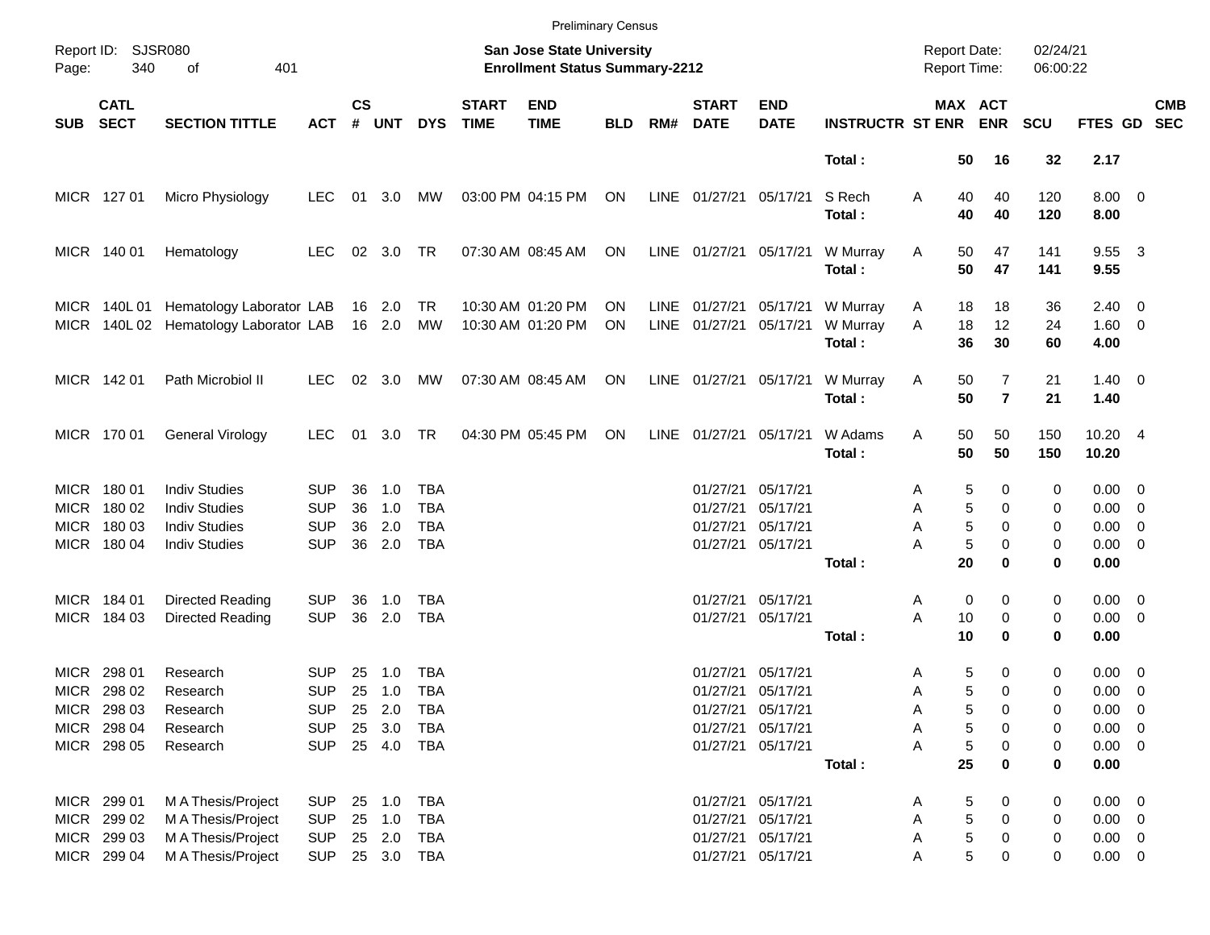Preliminary Census

Report ID: SJSR080
Page: 340 of 401

**San Jose State University**
**Enrollment Status Summary-2212**

Report Date: 02/24/21
Report Time: 06:00:22

| SUB | CATL SECT | SECTION TITTLE | ACT | CS # | UNT | DYS | START TIME | END TIME | BLD | RM# | START DATE | END DATE | INSTRUCTR | ST | MAX ENR | ACT ENR | SCU | FTES | GD | CMB SEC |
|---|---|---|---|---|---|---|---|---|---|---|---|---|---|---|---|---|---|---|---|---|
| | | | | | | | | | | | | | **Total :** | | **50** | **16** | **32** | **2.17** | | |
| MICR | 127 01 | Micro Physiology | LEC | 01 | 3.0 | MW | 03:00 PM | 04:15 PM | ON | LINE | 01/27/21 | 05/17/21 | S Rech | A | 40 | 40 | 120 | 8.00 | 0 | |
| | | | | | | | | | | | | | **Total :** | | **40** | **40** | **120** | **8.00** | | |
| MICR | 140 01 | Hematology | LEC | 02 | 3.0 | TR | 07:30 AM | 08:45 AM | ON | LINE | 01/27/21 | 05/17/21 | W Murray | A | 50 | 47 | 141 | 9.55 | 3 | |
| | | | | | | | | | | | | | **Total :** | | **50** | **47** | **141** | **9.55** | | |
| MICR | 140L 01 | Hematology Laborator | LAB | 16 | 2.0 | TR | 10:30 AM | 01:20 PM | ON | LINE | 01/27/21 | 05/17/21 | W Murray | A | 18 | 18 | 36 | 2.40 | 0 | |
| MICR | 140L 02 | Hematology Laborator | LAB | 16 | 2.0 | MW | 10:30 AM | 01:20 PM | ON | LINE | 01/27/21 | 05/17/21 | W Murray | A | 18 | 12 | 24 | 1.60 | 0 | |
| | | | | | | | | | | | | | **Total :** | | **36** | **30** | **60** | **4.00** | | |
| MICR | 142 01 | Path Microbiol II | LEC | 02 | 3.0 | MW | 07:30 AM | 08:45 AM | ON | LINE | 01/27/21 | 05/17/21 | W Murray | A | 50 | 7 | 21 | 1.40 | 0 | |
| | | | | | | | | | | | | | **Total :** | | **50** | **7** | **21** | **1.40** | | |
| MICR | 170 01 | General Virology | LEC | 01 | 3.0 | TR | 04:30 PM | 05:45 PM | ON | LINE | 01/27/21 | 05/17/21 | W Adams | A | 50 | 50 | 150 | 10.20 | 4 | |
| | | | | | | | | | | | | | **Total :** | | **50** | **50** | **150** | **10.20** | | |
| MICR | 180 01 | Indiv Studies | SUP | 36 | 1.0 | TBA | | | | | 01/27/21 | 05/17/21 | | A | 5 | 0 | 0 | 0.00 | 0 | |
| MICR | 180 02 | Indiv Studies | SUP | 36 | 1.0 | TBA | | | | | 01/27/21 | 05/17/21 | | A | 5 | 0 | 0 | 0.00 | 0 | |
| MICR | 180 03 | Indiv Studies | SUP | 36 | 2.0 | TBA | | | | | 01/27/21 | 05/17/21 | | A | 5 | 0 | 0 | 0.00 | 0 | |
| MICR | 180 04 | Indiv Studies | SUP | 36 | 2.0 | TBA | | | | | 01/27/21 | 05/17/21 | | A | 5 | 0 | 0 | 0.00 | 0 | |
| | | | | | | | | | | | | | **Total :** | | **20** | **0** | **0** | **0.00** | | |
| MICR | 184 01 | Directed Reading | SUP | 36 | 1.0 | TBA | | | | | 01/27/21 | 05/17/21 | | A | 0 | 0 | 0 | 0.00 | 0 | |
| MICR | 184 03 | Directed Reading | SUP | 36 | 2.0 | TBA | | | | | 01/27/21 | 05/17/21 | | A | 10 | 0 | 0 | 0.00 | 0 | |
| | | | | | | | | | | | | | **Total :** | | **10** | **0** | **0** | **0.00** | | |
| MICR | 298 01 | Research | SUP | 25 | 1.0 | TBA | | | | | 01/27/21 | 05/17/21 | | A | 5 | 0 | 0 | 0.00 | 0 | |
| MICR | 298 02 | Research | SUP | 25 | 1.0 | TBA | | | | | 01/27/21 | 05/17/21 | | A | 5 | 0 | 0 | 0.00 | 0 | |
| MICR | 298 03 | Research | SUP | 25 | 2.0 | TBA | | | | | 01/27/21 | 05/17/21 | | A | 5 | 0 | 0 | 0.00 | 0 | |
| MICR | 298 04 | Research | SUP | 25 | 3.0 | TBA | | | | | 01/27/21 | 05/17/21 | | A | 5 | 0 | 0 | 0.00 | 0 | |
| MICR | 298 05 | Research | SUP | 25 | 4.0 | TBA | | | | | 01/27/21 | 05/17/21 | | A | 5 | 0 | 0 | 0.00 | 0 | |
| | | | | | | | | | | | | | **Total :** | | **25** | **0** | **0** | **0.00** | | |
| MICR | 299 01 | M A Thesis/Project | SUP | 25 | 1.0 | TBA | | | | | 01/27/21 | 05/17/21 | | A | 5 | 0 | 0 | 0.00 | 0 | |
| MICR | 299 02 | M A Thesis/Project | SUP | 25 | 1.0 | TBA | | | | | 01/27/21 | 05/17/21 | | A | 5 | 0 | 0 | 0.00 | 0 | |
| MICR | 299 03 | M A Thesis/Project | SUP | 25 | 2.0 | TBA | | | | | 01/27/21 | 05/17/21 | | A | 5 | 0 | 0 | 0.00 | 0 | |
| MICR | 299 04 | M A Thesis/Project | SUP | 25 | 3.0 | TBA | | | | | 01/27/21 | 05/17/21 | | A | 5 | 0 | 0 | 0.00 | 0 | |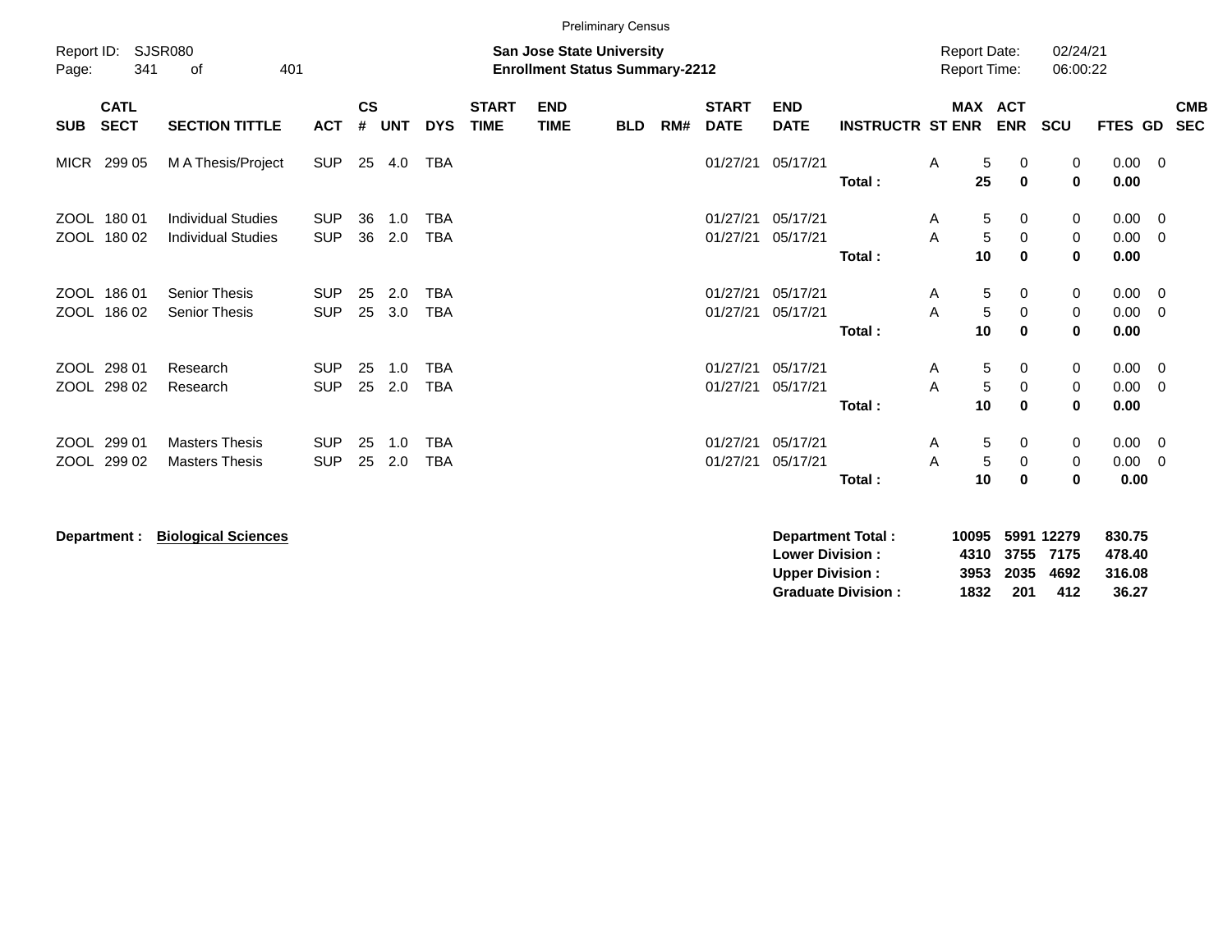Preliminary Census

Report ID: SJSR080

**San Jose State University**
**Enrollment Status Summary-2212**

Report Date: 02/24/21
Report Time: 06:00:22

| SUB | CATL SECT | SECTION TITTLE | ACT | CS # | UNT | DYS | START TIME | END TIME | BLD | RM# | START DATE | END DATE | INSTRUCTR | ST | MAX ENR | ACT ENR | SCU | FTES | GD | CMB SEC |
|---|---|---|---|---|---|---|---|---|---|---|---|---|---|---|---|---|---|---|---|---|
| MICR | 299 05 | M A Thesis/Project | SUP | 25 | 4.0 | TBA | | | | | 01/27/21 | 05/17/21 | | A | 5 | 0 | 0 | 0.00 | 0 | |
| | | | | | | | | | | | | | **Total :** | | **25** | **0** | **0** | **0.00** | | |
| ZOOL | 180 01 | Individual Studies | SUP | 36 | 1.0 | TBA | | | | | 01/27/21 | 05/17/21 | | A | 5 | 0 | 0 | 0.00 | 0 | |
| ZOOL | 180 02 | Individual Studies | SUP | 36 | 2.0 | TBA | | | | | 01/27/21 | 05/17/21 | | A | 5 | 0 | 0 | 0.00 | 0 | |
| | | | | | | | | | | | | | **Total :** | | **10** | **0** | **0** | **0.00** | | |
| ZOOL | 186 01 | Senior Thesis | SUP | 25 | 2.0 | TBA | | | | | 01/27/21 | 05/17/21 | | A | 5 | 0 | 0 | 0.00 | 0 | |
| ZOOL | 186 02 | Senior Thesis | SUP | 25 | 3.0 | TBA | | | | | 01/27/21 | 05/17/21 | | A | 5 | 0 | 0 | 0.00 | 0 | |
| | | | | | | | | | | | | | **Total :** | | **10** | **0** | **0** | **0.00** | | |
| ZOOL | 298 01 | Research | SUP | 25 | 1.0 | TBA | | | | | 01/27/21 | 05/17/21 | | A | 5 | 0 | 0 | 0.00 | 0 | |
| ZOOL | 298 02 | Research | SUP | 25 | 2.0 | TBA | | | | | 01/27/21 | 05/17/21 | | A | 5 | 0 | 0 | 0.00 | 0 | |
| | | | | | | | | | | | | | **Total :** | | **10** | **0** | **0** | **0.00** | | |
| ZOOL | 299 01 | Masters Thesis | SUP | 25 | 1.0 | TBA | | | | | 01/27/21 | 05/17/21 | | A | 5 | 0 | 0 | 0.00 | 0 | |
| ZOOL | 299 02 | Masters Thesis | SUP | 25 | 2.0 | TBA | | | | | 01/27/21 | 05/17/21 | | A | 5 | 0 | 0 | 0.00 | 0 | |
| | | | | | | | | | | | | | **Total :** | | **10** | **0** | **0** | **0.00** | | |

**Department :** **Biological Sciences**

| | MAX ENR | ACT ENR | SCU | FTES |
|---|---|---|---|---|
| **Department Total :** | **10095** | **5991** | **12279** | **830.75** |
| **Lower Division :** | **4310** | **3755** | **7175** | **478.40** |
| **Upper Division :** | **3953** | **2035** | **4692** | **316.08** |
| **Graduate Division :** | **1832** | **201** | **412** | **36.27** |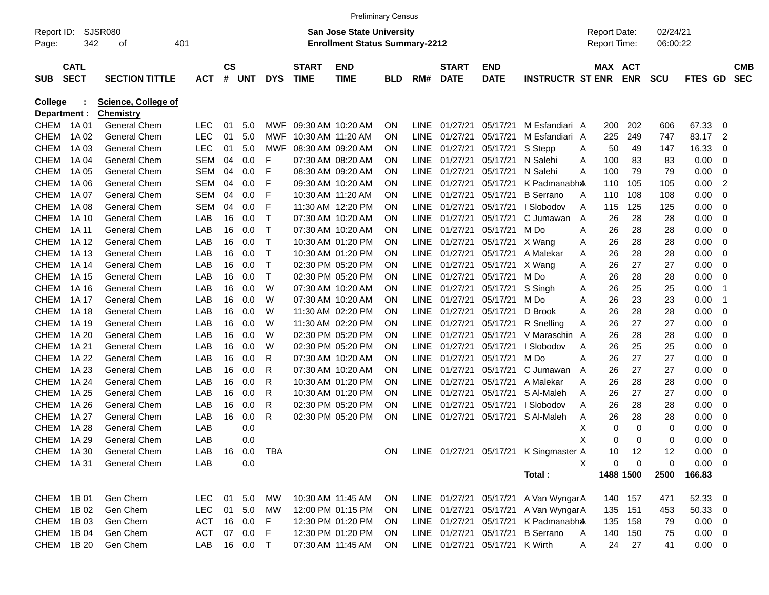Preliminary Census

Report ID: SJSR080

**San Jose State University**
**Enrollment Status Summary-2212**

Report Date: 02/24/21
Report Time: 06:00:22

**College : Science, College of**
**Department : Chemistry**

| SUB | CATL SECT | SECTION TITTLE | ACT | CS # | UNT | DYS | START TIME | END TIME | BLD | RM# | START DATE | END DATE | INSTRUCTR | ST | MAX ENR | ACT ENR | SCU | FTES | GD | CMB SEC |
|---|---|---|---|---|---|---|---|---|---|---|---|---|---|---|---|---|---|---|---|---|
| CHEM | 1A 01 | General Chem | LEC | 01 | 5.0 | MWF | 09:30 AM | 10:20 AM | ON | LINE | 01/27/21 | 05/17/21 | M Esfandiari | A | 200 | 202 | 606 | 67.33 | 0 | |
| CHEM | 1A 02 | General Chem | LEC | 01 | 5.0 | MWF | 10:30 AM | 11:20 AM | ON | LINE | 01/27/21 | 05/17/21 | M Esfandiari | A | 225 | 249 | 747 | 83.17 | 2 | |
| CHEM | 1A 03 | General Chem | LEC | 01 | 5.0 | MWF | 08:30 AM | 09:20 AM | ON | LINE | 01/27/21 | 05/17/21 | S Stepp | A | 50 | 49 | 147 | 16.33 | 0 | |
| CHEM | 1A 04 | General Chem | SEM | 04 | 0.0 | F | 07:30 AM | 08:20 AM | ON | LINE | 01/27/21 | 05/17/21 | N Salehi | A | 100 | 83 | 83 | 0.00 | 0 | |
| CHEM | 1A 05 | General Chem | SEM | 04 | 0.0 | F | 08:30 AM | 09:20 AM | ON | LINE | 01/27/21 | 05/17/21 | N Salehi | A | 100 | 79 | 79 | 0.00 | 0 | |
| CHEM | 1A 06 | General Chem | SEM | 04 | 0.0 | F | 09:30 AM | 10:20 AM | ON | LINE | 01/27/21 | 05/17/21 | K Padmanabha | A | 110 | 105 | 105 | 0.00 | 2 | |
| CHEM | 1A 07 | General Chem | SEM | 04 | 0.0 | F | 10:30 AM | 11:20 AM | ON | LINE | 01/27/21 | 05/17/21 | B Serrano | A | 110 | 108 | 108 | 0.00 | 0 | |
| CHEM | 1A 08 | General Chem | SEM | 04 | 0.0 | F | 11:30 AM | 12:20 PM | ON | LINE | 01/27/21 | 05/17/21 | I Slobodov | A | 115 | 125 | 125 | 0.00 | 0 | |
| CHEM | 1A 10 | General Chem | LAB | 16 | 0.0 | T | 07:30 AM | 10:20 AM | ON | LINE | 01/27/21 | 05/17/21 | C Jumawan | A | 26 | 28 | 28 | 0.00 | 0 | |
| CHEM | 1A 11 | General Chem | LAB | 16 | 0.0 | T | 07:30 AM | 10:20 AM | ON | LINE | 01/27/21 | 05/17/21 | M Do | A | 26 | 28 | 28 | 0.00 | 0 | |
| CHEM | 1A 12 | General Chem | LAB | 16 | 0.0 | T | 10:30 AM | 01:20 PM | ON | LINE | 01/27/21 | 05/17/21 | X Wang | A | 26 | 28 | 28 | 0.00 | 0 | |
| CHEM | 1A 13 | General Chem | LAB | 16 | 0.0 | T | 10:30 AM | 01:20 PM | ON | LINE | 01/27/21 | 05/17/21 | A Malekar | A | 26 | 28 | 28 | 0.00 | 0 | |
| CHEM | 1A 14 | General Chem | LAB | 16 | 0.0 | T | 02:30 PM | 05:20 PM | ON | LINE | 01/27/21 | 05/17/21 | X Wang | A | 26 | 27 | 27 | 0.00 | 0 | |
| CHEM | 1A 15 | General Chem | LAB | 16 | 0.0 | T | 02:30 PM | 05:20 PM | ON | LINE | 01/27/21 | 05/17/21 | M Do | A | 26 | 28 | 28 | 0.00 | 0 | |
| CHEM | 1A 16 | General Chem | LAB | 16 | 0.0 | W | 07:30 AM | 10:20 AM | ON | LINE | 01/27/21 | 05/17/21 | S Singh | A | 26 | 25 | 25 | 0.00 | 1 | |
| CHEM | 1A 17 | General Chem | LAB | 16 | 0.0 | W | 07:30 AM | 10:20 AM | ON | LINE | 01/27/21 | 05/17/21 | M Do | A | 26 | 23 | 23 | 0.00 | 1 | |
| CHEM | 1A 18 | General Chem | LAB | 16 | 0.0 | W | 11:30 AM | 02:20 PM | ON | LINE | 01/27/21 | 05/17/21 | D Brook | A | 26 | 28 | 28 | 0.00 | 0 | |
| CHEM | 1A 19 | General Chem | LAB | 16 | 0.0 | W | 11:30 AM | 02:20 PM | ON | LINE | 01/27/21 | 05/17/21 | R Snelling | A | 26 | 27 | 27 | 0.00 | 0 | |
| CHEM | 1A 20 | General Chem | LAB | 16 | 0.0 | W | 02:30 PM | 05:20 PM | ON | LINE | 01/27/21 | 05/17/21 | V Maraschin | A | 26 | 28 | 28 | 0.00 | 0 | |
| CHEM | 1A 21 | General Chem | LAB | 16 | 0.0 | W | 02:30 PM | 05:20 PM | ON | LINE | 01/27/21 | 05/17/21 | I Slobodov | A | 26 | 25 | 25 | 0.00 | 0 | |
| CHEM | 1A 22 | General Chem | LAB | 16 | 0.0 | R | 07:30 AM | 10:20 AM | ON | LINE | 01/27/21 | 05/17/21 | M Do | A | 26 | 27 | 27 | 0.00 | 0 | |
| CHEM | 1A 23 | General Chem | LAB | 16 | 0.0 | R | 07:30 AM | 10:20 AM | ON | LINE | 01/27/21 | 05/17/21 | C Jumawan | A | 26 | 27 | 27 | 0.00 | 0 | |
| CHEM | 1A 24 | General Chem | LAB | 16 | 0.0 | R | 10:30 AM | 01:20 PM | ON | LINE | 01/27/21 | 05/17/21 | A Malekar | A | 26 | 28 | 28 | 0.00 | 0 | |
| CHEM | 1A 25 | General Chem | LAB | 16 | 0.0 | R | 10:30 AM | 01:20 PM | ON | LINE | 01/27/21 | 05/17/21 | S Al-Maleh | A | 26 | 27 | 27 | 0.00 | 0 | |
| CHEM | 1A 26 | General Chem | LAB | 16 | 0.0 | R | 02:30 PM | 05:20 PM | ON | LINE | 01/27/21 | 05/17/21 | I Slobodov | A | 26 | 28 | 28 | 0.00 | 0 | |
| CHEM | 1A 27 | General Chem | LAB | 16 | 0.0 | R | 02:30 PM | 05:20 PM | ON | LINE | 01/27/21 | 05/17/21 | S Al-Maleh | A | 26 | 28 | 28 | 0.00 | 0 | |
| CHEM | 1A 28 | General Chem | LAB | | 0.0 | | | | | | | | | X | 0 | 0 | 0 | 0.00 | 0 | |
| CHEM | 1A 29 | General Chem | LAB | | 0.0 | | | | | | | | | X | 0 | 0 | 0 | 0.00 | 0 | |
| CHEM | 1A 30 | General Chem | LAB | 16 | 0.0 | TBA | | | ON | LINE | 01/27/21 | 05/17/21 | K Singmaster | A | 10 | 12 | 12 | 0.00 | 0 | |
| CHEM | 1A 31 | General Chem | LAB | | 0.0 | | | | | | | | | X | 0 | 0 | 0 | 0.00 | 0 | |
| | | | | | | | | | | | | | **Total :** | | **1488** | **1500** | **2500** | **166.83** | | |
| CHEM | 1B 01 | Gen Chem | LEC | 01 | 5.0 | MW | 10:30 AM | 11:45 AM | ON | LINE | 01/27/21 | 05/17/21 | A Van Wyngar | A | 140 | 157 | 471 | 52.33 | 0 | |
| CHEM | 1B 02 | Gen Chem | LEC | 01 | 5.0 | MW | 12:00 PM | 01:15 PM | ON | LINE | 01/27/21 | 05/17/21 | A Van Wyngar | A | 135 | 151 | 453 | 50.33 | 0 | |
| CHEM | 1B 03 | Gen Chem | ACT | 16 | 0.0 | F | 12:30 PM | 01:20 PM | ON | LINE | 01/27/21 | 05/17/21 | K Padmanabha | A | 135 | 158 | 79 | 0.00 | 0 | |
| CHEM | 1B 04 | Gen Chem | ACT | 07 | 0.0 | F | 12:30 PM | 01:20 PM | ON | LINE | 01/27/21 | 05/17/21 | B Serrano | A | 140 | 150 | 75 | 0.00 | 0 | |
| CHEM | 1B 20 | Gen Chem | LAB | 16 | 0.0 | T | 07:30 AM | 11:45 AM | ON | LINE | 01/27/21 | 05/17/21 | K Wirth | A | 24 | 27 | 41 | 0.00 | 0 | |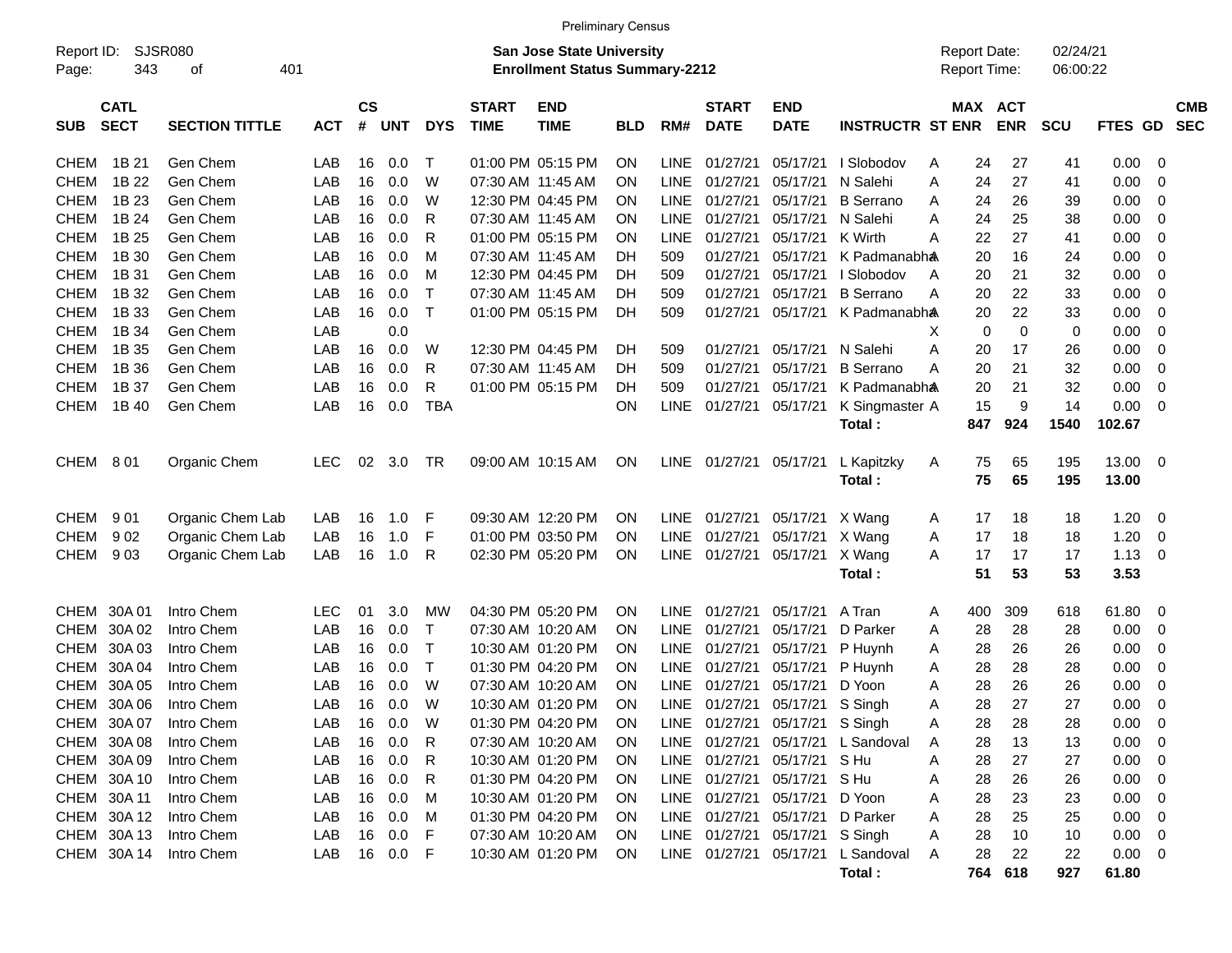Preliminary Census

Report ID: SJSR080

**San Jose State University**
**Enrollment Status Summary-2212**

Report Date: 02/24/21
Report Time: 06:00:22

| SUB | CATL SECT | SECTION TITTLE | ACT | CS # | UNT | DYS | START TIME | END TIME | BLD | RM# | START DATE | END DATE | INSTRUCTR | ST | MAX ENR | ACT ENR | SCU | FTES | GD | CMB SEC |
|---|---|---|---|---|---|---|---|---|---|---|---|---|---|---|---|---|---|---|---|---|
| CHEM | 1B 21 | Gen Chem | LAB | 16 | 0.0 | T | 01:00 PM | 05:15 PM | ON | LINE | 01/27/21 | 05/17/21 | I Slobodov | A | 24 | 27 | 41 | 0.00 | 0 | |
| CHEM | 1B 22 | Gen Chem | LAB | 16 | 0.0 | W | 07:30 AM | 11:45 AM | ON | LINE | 01/27/21 | 05/17/21 | N Salehi | A | 24 | 27 | 41 | 0.00 | 0 | |
| CHEM | 1B 23 | Gen Chem | LAB | 16 | 0.0 | W | 12:30 PM | 04:45 PM | ON | LINE | 01/27/21 | 05/17/21 | B Serrano | A | 24 | 26 | 39 | 0.00 | 0 | |
| CHEM | 1B 24 | Gen Chem | LAB | 16 | 0.0 | R | 07:30 AM | 11:45 AM | ON | LINE | 01/27/21 | 05/17/21 | N Salehi | A | 24 | 25 | 38 | 0.00 | 0 | |
| CHEM | 1B 25 | Gen Chem | LAB | 16 | 0.0 | R | 01:00 PM | 05:15 PM | ON | LINE | 01/27/21 | 05/17/21 | K Wirth | A | 22 | 27 | 41 | 0.00 | 0 | |
| CHEM | 1B 30 | Gen Chem | LAB | 16 | 0.0 | M | 07:30 AM | 11:45 AM | DH | 509 | 01/27/21 | 05/17/21 | K Padmanabha | A | 20 | 16 | 24 | 0.00 | 0 | |
| CHEM | 1B 31 | Gen Chem | LAB | 16 | 0.0 | M | 12:30 PM | 04:45 PM | DH | 509 | 01/27/21 | 05/17/21 | I Slobodov | A | 20 | 21 | 32 | 0.00 | 0 | |
| CHEM | 1B 32 | Gen Chem | LAB | 16 | 0.0 | T | 07:30 AM | 11:45 AM | DH | 509 | 01/27/21 | 05/17/21 | B Serrano | A | 20 | 22 | 33 | 0.00 | 0 | |
| CHEM | 1B 33 | Gen Chem | LAB | 16 | 0.0 | T | 01:00 PM | 05:15 PM | DH | 509 | 01/27/21 | 05/17/21 | K Padmanabha | A | 20 | 22 | 33 | 0.00 | 0 | |
| CHEM | 1B 34 | Gen Chem | LAB | | 0.0 | | | | | | | | | X | 0 | 0 | 0 | 0.00 | 0 | |
| CHEM | 1B 35 | Gen Chem | LAB | 16 | 0.0 | W | 12:30 PM | 04:45 PM | DH | 509 | 01/27/21 | 05/17/21 | N Salehi | A | 20 | 17 | 26 | 0.00 | 0 | |
| CHEM | 1B 36 | Gen Chem | LAB | 16 | 0.0 | R | 07:30 AM | 11:45 AM | DH | 509 | 01/27/21 | 05/17/21 | B Serrano | A | 20 | 21 | 32 | 0.00 | 0 | |
| CHEM | 1B 37 | Gen Chem | LAB | 16 | 0.0 | R | 01:00 PM | 05:15 PM | DH | 509 | 01/27/21 | 05/17/21 | K Padmanabha | A | 20 | 21 | 32 | 0.00 | 0 | |
| CHEM | 1B 40 | Gen Chem | LAB | 16 | 0.0 | TBA | | | ON | LINE | 01/27/21 | 05/17/21 | K Singmaster | A | 15 | 9 | 14 | 0.00 | 0 | |
| | | | | | | | | | | | | | **Total :** | | **847** | **924** | **1540** | **102.67** | | |
| CHEM | 8 01 | Organic Chem | LEC | 02 | 3.0 | TR | 09:00 AM | 10:15 AM | ON | LINE | 01/27/21 | 05/17/21 | L Kapitzky | A | 75 | 65 | 195 | 13.00 | 0 | |
| | | | | | | | | | | | | | **Total :** | | **75** | **65** | **195** | **13.00** | | |
| CHEM | 9 01 | Organic Chem Lab | LAB | 16 | 1.0 | F | 09:30 AM | 12:20 PM | ON | LINE | 01/27/21 | 05/17/21 | X Wang | A | 17 | 18 | 18 | 1.20 | 0 | |
| CHEM | 9 02 | Organic Chem Lab | LAB | 16 | 1.0 | F | 01:00 PM | 03:50 PM | ON | LINE | 01/27/21 | 05/17/21 | X Wang | A | 17 | 18 | 18 | 1.20 | 0 | |
| CHEM | 9 03 | Organic Chem Lab | LAB | 16 | 1.0 | R | 02:30 PM | 05:20 PM | ON | LINE | 01/27/21 | 05/17/21 | X Wang | A | 17 | 17 | 17 | 1.13 | 0 | |
| | | | | | | | | | | | | | **Total :** | | **51** | **53** | **53** | **3.53** | | |
| CHEM | 30A 01 | Intro Chem | LEC | 01 | 3.0 | MW | 04:30 PM | 05:20 PM | ON | LINE | 01/27/21 | 05/17/21 | A Tran | A | 400 | 309 | 618 | 61.80 | 0 | |
| CHEM | 30A 02 | Intro Chem | LAB | 16 | 0.0 | T | 07:30 AM | 10:20 AM | ON | LINE | 01/27/21 | 05/17/21 | D Parker | A | 28 | 28 | 28 | 0.00 | 0 | |
| CHEM | 30A 03 | Intro Chem | LAB | 16 | 0.0 | T | 10:30 AM | 01:20 PM | ON | LINE | 01/27/21 | 05/17/21 | P Huynh | A | 28 | 26 | 26 | 0.00 | 0 | |
| CHEM | 30A 04 | Intro Chem | LAB | 16 | 0.0 | T | 01:30 PM | 04:20 PM | ON | LINE | 01/27/21 | 05/17/21 | P Huynh | A | 28 | 28 | 28 | 0.00 | 0 | |
| CHEM | 30A 05 | Intro Chem | LAB | 16 | 0.0 | W | 07:30 AM | 10:20 AM | ON | LINE | 01/27/21 | 05/17/21 | D Yoon | A | 28 | 26 | 26 | 0.00 | 0 | |
| CHEM | 30A 06 | Intro Chem | LAB | 16 | 0.0 | W | 10:30 AM | 01:20 PM | ON | LINE | 01/27/21 | 05/17/21 | S Singh | A | 28 | 27 | 27 | 0.00 | 0 | |
| CHEM | 30A 07 | Intro Chem | LAB | 16 | 0.0 | W | 01:30 PM | 04:20 PM | ON | LINE | 01/27/21 | 05/17/21 | S Singh | A | 28 | 28 | 28 | 0.00 | 0 | |
| CHEM | 30A 08 | Intro Chem | LAB | 16 | 0.0 | R | 07:30 AM | 10:20 AM | ON | LINE | 01/27/21 | 05/17/21 | L Sandoval | A | 28 | 13 | 13 | 0.00 | 0 | |
| CHEM | 30A 09 | Intro Chem | LAB | 16 | 0.0 | R | 10:30 AM | 01:20 PM | ON | LINE | 01/27/21 | 05/17/21 | S Hu | A | 28 | 27 | 27 | 0.00 | 0 | |
| CHEM | 30A 10 | Intro Chem | LAB | 16 | 0.0 | R | 01:30 PM | 04:20 PM | ON | LINE | 01/27/21 | 05/17/21 | S Hu | A | 28 | 26 | 26 | 0.00 | 0 | |
| CHEM | 30A 11 | Intro Chem | LAB | 16 | 0.0 | M | 10:30 AM | 01:20 PM | ON | LINE | 01/27/21 | 05/17/21 | D Yoon | A | 28 | 23 | 23 | 0.00 | 0 | |
| CHEM | 30A 12 | Intro Chem | LAB | 16 | 0.0 | M | 01:30 PM | 04:20 PM | ON | LINE | 01/27/21 | 05/17/21 | D Parker | A | 28 | 25 | 25 | 0.00 | 0 | |
| CHEM | 30A 13 | Intro Chem | LAB | 16 | 0.0 | F | 07:30 AM | 10:20 AM | ON | LINE | 01/27/21 | 05/17/21 | S Singh | A | 28 | 10 | 10 | 0.00 | 0 | |
| CHEM | 30A 14 | Intro Chem | LAB | 16 | 0.0 | F | 10:30 AM | 01:20 PM | ON | LINE | 01/27/21 | 05/17/21 | L Sandoval | A | 28 | 22 | 22 | 0.00 | 0 | |
| | | | | | | | | | | | | | **Total :** | | **764** | **618** | **927** | **61.80** | | |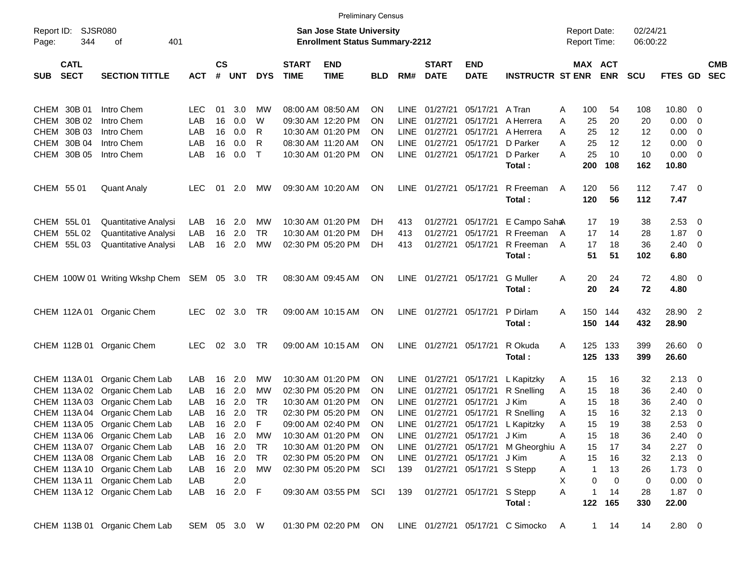Preliminary Census

Report ID: SJSR080

**San Jose State University**
**Enrollment Status Summary-2212**

Report Date: 02/24/21
Report Time: 06:00:22

| SUB | CATL SECT | SECTION TITTLE | ACT | CS # | UNT | DYS | START TIME | END TIME | BLD | RM# | START DATE | END DATE | INSTRUCTR | ST | MAX ENR | ACT ENR | SCU | FTES | GD | CMB SEC |
|---|---|---|---|---|---|---|---|---|---|---|---|---|---|---|---|---|---|---|---|---|
| CHEM | 30B 01 | Intro Chem | LEC | 01 | 3.0 | MW | 08:00 AM | 08:50 AM | ON | LINE | 01/27/21 | 05/17/21 | A Tran | A | 100 | 54 | 108 | 10.80 | 0 | |
| CHEM | 30B 02 | Intro Chem | LAB | 16 | 0.0 | W | 09:30 AM | 12:20 PM | ON | LINE | 01/27/21 | 05/17/21 | A Herrera | A | 25 | 20 | 20 | 0.00 | 0 | |
| CHEM | 30B 03 | Intro Chem | LAB | 16 | 0.0 | R | 10:30 AM | 01:20 PM | ON | LINE | 01/27/21 | 05/17/21 | A Herrera | A | 25 | 12 | 12 | 0.00 | 0 | |
| CHEM | 30B 04 | Intro Chem | LAB | 16 | 0.0 | R | 08:30 AM | 11:20 AM | ON | LINE | 01/27/21 | 05/17/21 | D Parker | A | 25 | 12 | 12 | 0.00 | 0 | |
| CHEM | 30B 05 | Intro Chem | LAB | 16 | 0.0 | T | 10:30 AM | 01:20 PM | ON | LINE | 01/27/21 | 05/17/21 | D Parker | A | 25 | 10 | 10 | 0.00 | 0 | |
| | | | | | | | | | | | | | **Total :** | | **200** | **108** | **162** | **10.80** | | |
| CHEM | 55 01 | Quant Analy | LEC | 01 | 2.0 | MW | 09:30 AM | 10:20 AM | ON | LINE | 01/27/21 | 05/17/21 | R Freeman | A | 120 | 56 | 112 | 7.47 | 0 | |
| | | | | | | | | | | | | | **Total :** | | **120** | **56** | **112** | **7.47** | | |
| CHEM | 55L 01 | Quantitative Analysi | LAB | 16 | 2.0 | MW | 10:30 AM | 01:20 PM | DH | 413 | 01/27/21 | 05/17/21 | E Campo Saha | A | 17 | 19 | 38 | 2.53 | 0 | |
| CHEM | 55L 02 | Quantitative Analysi | LAB | 16 | 2.0 | TR | 10:30 AM | 01:20 PM | DH | 413 | 01/27/21 | 05/17/21 | R Freeman | A | 17 | 14 | 28 | 1.87 | 0 | |
| CHEM | 55L 03 | Quantitative Analysi | LAB | 16 | 2.0 | MW | 02:30 PM | 05:20 PM | DH | 413 | 01/27/21 | 05/17/21 | R Freeman | A | 17 | 18 | 36 | 2.40 | 0 | |
| | | | | | | | | | | | | | **Total :** | | **51** | **51** | **102** | **6.80** | | |
| CHEM | 100W 01 | Writing Wkshp Chem | SEM | 05 | 3.0 | TR | 08:30 AM | 09:45 AM | ON | LINE | 01/27/21 | 05/17/21 | G Muller | A | 20 | 24 | 72 | 4.80 | 0 | |
| | | | | | | | | | | | | | **Total :** | | **20** | **24** | **72** | **4.80** | | |
| CHEM | 112A 01 | Organic Chem | LEC | 02 | 3.0 | TR | 09:00 AM | 10:15 AM | ON | LINE | 01/27/21 | 05/17/21 | P Dirlam | A | 150 | 144 | 432 | 28.90 | 2 | |
| | | | | | | | | | | | | | **Total :** | | **150** | **144** | **432** | **28.90** | | |
| CHEM | 112B 01 | Organic Chem | LEC | 02 | 3.0 | TR | 09:00 AM | 10:15 AM | ON | LINE | 01/27/21 | 05/17/21 | R Okuda | A | 125 | 133 | 399 | 26.60 | 0 | |
| | | | | | | | | | | | | | **Total :** | | **125** | **133** | **399** | **26.60** | | |
| CHEM | 113A 01 | Organic Chem Lab | LAB | 16 | 2.0 | MW | 10:30 AM | 01:20 PM | ON | LINE | 01/27/21 | 05/17/21 | L Kapitzky | A | 15 | 16 | 32 | 2.13 | 0 | |
| CHEM | 113A 02 | Organic Chem Lab | LAB | 16 | 2.0 | MW | 02:30 PM | 05:20 PM | ON | LINE | 01/27/21 | 05/17/21 | R Snelling | A | 15 | 18 | 36 | 2.40 | 0 | |
| CHEM | 113A 03 | Organic Chem Lab | LAB | 16 | 2.0 | TR | 10:30 AM | 01:20 PM | ON | LINE | 01/27/21 | 05/17/21 | J Kim | A | 15 | 18 | 36 | 2.40 | 0 | |
| CHEM | 113A 04 | Organic Chem Lab | LAB | 16 | 2.0 | TR | 02:30 PM | 05:20 PM | ON | LINE | 01/27/21 | 05/17/21 | R Snelling | A | 15 | 16 | 32 | 2.13 | 0 | |
| CHEM | 113A 05 | Organic Chem Lab | LAB | 16 | 2.0 | F | 09:00 AM | 02:40 PM | ON | LINE | 01/27/21 | 05/17/21 | L Kapitzky | A | 15 | 19 | 38 | 2.53 | 0 | |
| CHEM | 113A 06 | Organic Chem Lab | LAB | 16 | 2.0 | MW | 10:30 AM | 01:20 PM | ON | LINE | 01/27/21 | 05/17/21 | J Kim | A | 15 | 18 | 36 | 2.40 | 0 | |
| CHEM | 113A 07 | Organic Chem Lab | LAB | 16 | 2.0 | TR | 10:30 AM | 01:20 PM | ON | LINE | 01/27/21 | 05/17/21 | M Gheorghiu | A | 15 | 17 | 34 | 2.27 | 0 | |
| CHEM | 113A 08 | Organic Chem Lab | LAB | 16 | 2.0 | TR | 02:30 PM | 05:20 PM | ON | LINE | 01/27/21 | 05/17/21 | J Kim | A | 15 | 16 | 32 | 2.13 | 0 | |
| CHEM | 113A 10 | Organic Chem Lab | LAB | 16 | 2.0 | MW | 02:30 PM | 05:20 PM | SCI | 139 | 01/27/21 | 05/17/21 | S Stepp | A | 1 | 13 | 26 | 1.73 | 0 | |
| CHEM | 113A 11 | Organic Chem Lab | LAB | | 2.0 | | | | | | | | | X | 0 | 0 | 0 | 0.00 | 0 | |
| CHEM | 113A 12 | Organic Chem Lab | LAB | 16 | 2.0 | F | 09:30 AM | 03:55 PM | SCI | 139 | 01/27/21 | 05/17/21 | S Stepp | A | 1 | 14 | 28 | 1.87 | 0 | |
| | | | | | | | | | | | | | **Total :** | | **122** | **165** | **330** | **22.00** | | |
| CHEM | 113B 01 | Organic Chem Lab | SEM | 05 | 3.0 | W | 01:30 PM | 02:20 PM | ON | LINE | 01/27/21 | 05/17/21 | C Simocko | A | 1 | 14 | 14 | 2.80 | 0 | |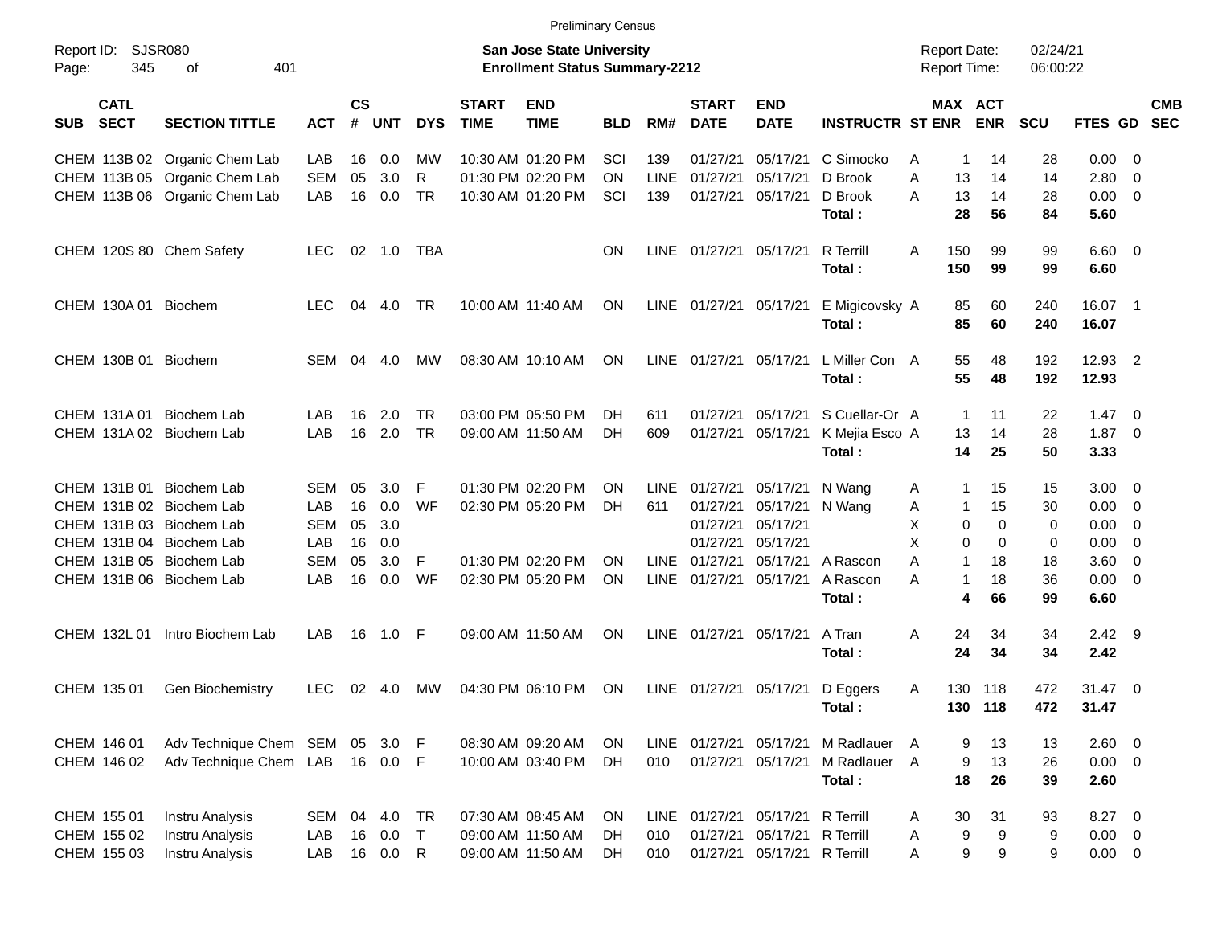Preliminary Census

Report ID: SJSR080

**San Jose State University**
**Enrollment Status Summary-2212**

Report Date: 02/24/21
Report Time: 06:00:22

| SUB | CATL SECT | SECTION TITTLE | ACT | CS # | UNT | DYS | START TIME | END TIME | BLD | RM# | START DATE | END DATE | INSTRUCTR | ST | MAX ENR | ACT ENR | SCU | FTES | GD | CMB SEC |
|---|---|---|---|---|---|---|---|---|---|---|---|---|---|---|---|---|---|---|---|---|
| CHEM | 113B 02 | Organic Chem Lab | LAB | 16 | 0.0 | MW | 10:30 AM | 01:20 PM | SCI | 139 | 01/27/21 | 05/17/21 | C Simocko | A | 1 | 14 | 28 | 0.00 | 0 | |
| CHEM | 113B 05 | Organic Chem Lab | SEM | 05 | 3.0 | R | 01:30 PM | 02:20 PM | ON | LINE | 01/27/21 | 05/17/21 | D Brook | A | 13 | 14 | 14 | 2.80 | 0 | |
| CHEM | 113B 06 | Organic Chem Lab | LAB | 16 | 0.0 | TR | 10:30 AM | 01:20 PM | SCI | 139 | 01/27/21 | 05/17/21 | D Brook | A | 13 | 14 | 28 | 0.00 | 0 | |
| | | | | | | | | | | | | | **Total :** | | **28** | **56** | **84** | **5.60** | | |
| CHEM | 120S 80 | Chem Safety | LEC | 02 | 1.0 | TBA | | | ON | LINE | 01/27/21 | 05/17/21 | R Terrill | A | 150 | 99 | 99 | 6.60 | 0 | |
| | | | | | | | | | | | | | **Total :** | | **150** | **99** | **99** | **6.60** | | |
| CHEM | 130A 01 | Biochem | LEC | 04 | 4.0 | TR | 10:00 AM | 11:40 AM | ON | LINE | 01/27/21 | 05/17/21 | E Migicovsky | A | 85 | 60 | 240 | 16.07 | 1 | |
| | | | | | | | | | | | | | **Total :** | | **85** | **60** | **240** | **16.07** | | |
| CHEM | 130B 01 | Biochem | SEM | 04 | 4.0 | MW | 08:30 AM | 10:10 AM | ON | LINE | 01/27/21 | 05/17/21 | L Miller Con | A | 55 | 48 | 192 | 12.93 | 2 | |
| | | | | | | | | | | | | | **Total :** | | **55** | **48** | **192** | **12.93** | | |
| CHEM | 131A 01 | Biochem Lab | LAB | 16 | 2.0 | TR | 03:00 PM | 05:50 PM | DH | 611 | 01/27/21 | 05/17/21 | S Cuellar-Or | A | 1 | 11 | 22 | 1.47 | 0 | |
| CHEM | 131A 02 | Biochem Lab | LAB | 16 | 2.0 | TR | 09:00 AM | 11:50 AM | DH | 609 | 01/27/21 | 05/17/21 | K Mejia Esco | A | 13 | 14 | 28 | 1.87 | 0 | |
| | | | | | | | | | | | | | **Total :** | | **14** | **25** | **50** | **3.33** | | |
| CHEM | 131B 01 | Biochem Lab | SEM | 05 | 3.0 | F | 01:30 PM | 02:20 PM | ON | LINE | 01/27/21 | 05/17/21 | N Wang | A | 1 | 15 | 15 | 3.00 | 0 | |
| CHEM | 131B 02 | Biochem Lab | LAB | 16 | 0.0 | WF | 02:30 PM | 05:20 PM | DH | 611 | 01/27/21 | 05/17/21 | N Wang | A | 1 | 15 | 30 | 0.00 | 0 | |
| CHEM | 131B 03 | Biochem Lab | SEM | 05 | 3.0 | | | | | | 01/27/21 | 05/17/21 | | X | 0 | 0 | 0 | 0.00 | 0 | |
| CHEM | 131B 04 | Biochem Lab | LAB | 16 | 0.0 | | | | | | 01/27/21 | 05/17/21 | | X | 0 | 0 | 0 | 0.00 | 0 | |
| CHEM | 131B 05 | Biochem Lab | SEM | 05 | 3.0 | F | 01:30 PM | 02:20 PM | ON | LINE | 01/27/21 | 05/17/21 | A Rascon | A | 1 | 18 | 18 | 3.60 | 0 | |
| CHEM | 131B 06 | Biochem Lab | LAB | 16 | 0.0 | WF | 02:30 PM | 05:20 PM | ON | LINE | 01/27/21 | 05/17/21 | A Rascon | A | 1 | 18 | 36 | 0.00 | 0 | |
| | | | | | | | | | | | | | **Total :** | | **4** | **66** | **99** | **6.60** | | |
| CHEM | 132L 01 | Intro Biochem Lab | LAB | 16 | 1.0 | F | 09:00 AM | 11:50 AM | ON | LINE | 01/27/21 | 05/17/21 | A Tran | A | 24 | 34 | 34 | 2.42 | 9 | |
| | | | | | | | | | | | | | **Total :** | | **24** | **34** | **34** | **2.42** | | |
| CHEM | 135 01 | Gen Biochemistry | LEC | 02 | 4.0 | MW | 04:30 PM | 06:10 PM | ON | LINE | 01/27/21 | 05/17/21 | D Eggers | A | 130 | 118 | 472 | 31.47 | 0 | |
| | | | | | | | | | | | | | **Total :** | | **130** | **118** | **472** | **31.47** | | |
| CHEM | 146 01 | Adv Technique Chem | SEM | 05 | 3.0 | F | 08:30 AM | 09:20 AM | ON | LINE | 01/27/21 | 05/17/21 | M Radlauer | A | 9 | 13 | 13 | 2.60 | 0 | |
| CHEM | 146 02 | Adv Technique Chem | LAB | 16 | 0.0 | F | 10:00 AM | 03:40 PM | DH | 010 | 01/27/21 | 05/17/21 | M Radlauer | A | 9 | 13 | 26 | 0.00 | 0 | |
| | | | | | | | | | | | | | **Total :** | | **18** | **26** | **39** | **2.60** | | |
| CHEM | 155 01 | Instru Analysis | SEM | 04 | 4.0 | TR | 07:30 AM | 08:45 AM | ON | LINE | 01/27/21 | 05/17/21 | R Terrill | A | 30 | 31 | 93 | 8.27 | 0 | |
| CHEM | 155 02 | Instru Analysis | LAB | 16 | 0.0 | T | 09:00 AM | 11:50 AM | DH | 010 | 01/27/21 | 05/17/21 | R Terrill | A | 9 | 9 | 9 | 0.00 | 0 | |
| CHEM | 155 03 | Instru Analysis | LAB | 16 | 0.0 | R | 09:00 AM | 11:50 AM | DH | 010 | 01/27/21 | 05/17/21 | R Terrill | A | 9 | 9 | 9 | 0.00 | 0 | |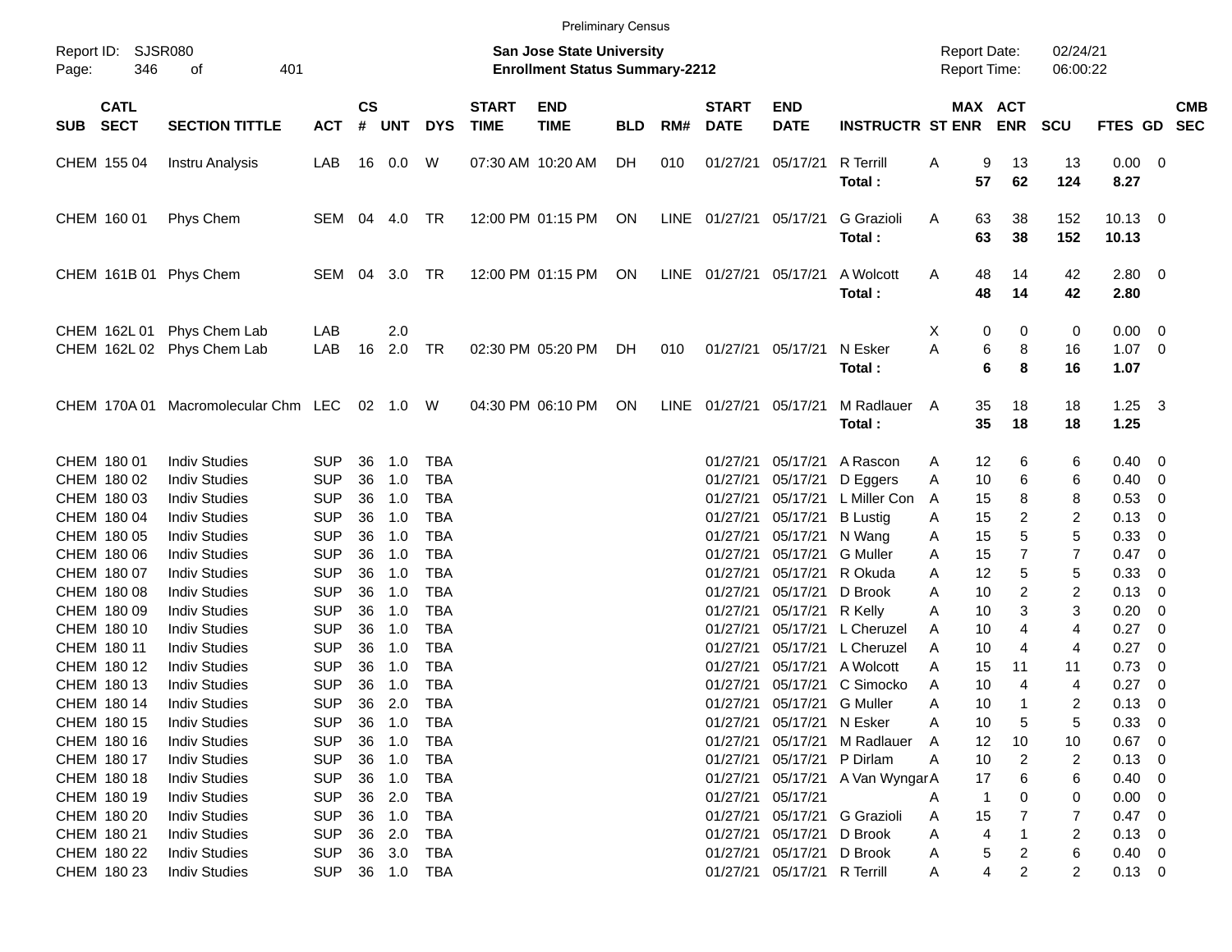Preliminary Census

Report ID: SJSR080
Page: 346 of 401

**San Jose State University**
**Enrollment Status Summary-2212**

Report Date: 02/24/21
Report Time: 06:00:22

| SUB | CATL SECT | SECTION TITTLE | ACT | CS # | UNT | DYS | START TIME | END TIME | BLD | RM# | START DATE | END DATE | INSTRUCTR | ST | MAX ENR | ACT ENR | SCU | FTES | GD | CMB SEC |
|---|---|---|---|---|---|---|---|---|---|---|---|---|---|---|---|---|---|---|---|---|
| CHEM | 155 04 | Instru Analysis | LAB | 16 | 0.0 | W | 07:30 AM | 10:20 AM | DH | 010 | 01/27/21 | 05/17/21 | R Terrill | A | 9 | 13 | 13 | 0.00 | 0 | |
| | | | | | | | | | | | | | **Total :** | | **57** | **62** | **124** | **8.27** | | |
| CHEM | 160 01 | Phys Chem | SEM | 04 | 4.0 | TR | 12:00 PM | 01:15 PM | ON | LINE | 01/27/21 | 05/17/21 | G Grazioli | A | 63 | 38 | 152 | 10.13 | 0 | |
| | | | | | | | | | | | | | **Total :** | | **63** | **38** | **152** | **10.13** | | |
| CHEM | 161B 01 | Phys Chem | SEM | 04 | 3.0 | TR | 12:00 PM | 01:15 PM | ON | LINE | 01/27/21 | 05/17/21 | A Wolcott | A | 48 | 14 | 42 | 2.80 | 0 | |
| | | | | | | | | | | | | | **Total :** | | **48** | **14** | **42** | **2.80** | | |
| CHEM | 162L 01 | Phys Chem Lab | LAB | | 2.0 | | | | | | | | | X | 0 | 0 | 0 | 0.00 | 0 | |
| CHEM | 162L 02 | Phys Chem Lab | LAB | 16 | 2.0 | TR | 02:30 PM | 05:20 PM | DH | 010 | 01/27/21 | 05/17/21 | N Esker | A | 6 | 8 | 16 | 1.07 | 0 | |
| | | | | | | | | | | | | | **Total :** | | **6** | **8** | **16** | **1.07** | | |
| CHEM | 170A 01 | Macromolecular Chm | LEC | 02 | 1.0 | W | 04:30 PM | 06:10 PM | ON | LINE | 01/27/21 | 05/17/21 | M Radlauer | A | 35 | 18 | 18 | 1.25 | 3 | |
| | | | | | | | | | | | | | **Total :** | | **35** | **18** | **18** | **1.25** | | |
| CHEM | 180 01 | Indiv Studies | SUP | 36 | 1.0 | TBA | | | | | 01/27/21 | 05/17/21 | A Rascon | A | 12 | 6 | 6 | 0.40 | 0 | |
| CHEM | 180 02 | Indiv Studies | SUP | 36 | 1.0 | TBA | | | | | 01/27/21 | 05/17/21 | D Eggers | A | 10 | 6 | 6 | 0.40 | 0 | |
| CHEM | 180 03 | Indiv Studies | SUP | 36 | 1.0 | TBA | | | | | 01/27/21 | 05/17/21 | L Miller Con | A | 15 | 8 | 8 | 0.53 | 0 | |
| CHEM | 180 04 | Indiv Studies | SUP | 36 | 1.0 | TBA | | | | | 01/27/21 | 05/17/21 | B Lustig | A | 15 | 2 | 2 | 0.13 | 0 | |
| CHEM | 180 05 | Indiv Studies | SUP | 36 | 1.0 | TBA | | | | | 01/27/21 | 05/17/21 | N Wang | A | 15 | 5 | 5 | 0.33 | 0 | |
| CHEM | 180 06 | Indiv Studies | SUP | 36 | 1.0 | TBA | | | | | 01/27/21 | 05/17/21 | G Muller | A | 15 | 7 | 7 | 0.47 | 0 | |
| CHEM | 180 07 | Indiv Studies | SUP | 36 | 1.0 | TBA | | | | | 01/27/21 | 05/17/21 | R Okuda | A | 12 | 5 | 5 | 0.33 | 0 | |
| CHEM | 180 08 | Indiv Studies | SUP | 36 | 1.0 | TBA | | | | | 01/27/21 | 05/17/21 | D Brook | A | 10 | 2 | 2 | 0.13 | 0 | |
| CHEM | 180 09 | Indiv Studies | SUP | 36 | 1.0 | TBA | | | | | 01/27/21 | 05/17/21 | R Kelly | A | 10 | 3 | 3 | 0.20 | 0 | |
| CHEM | 180 10 | Indiv Studies | SUP | 36 | 1.0 | TBA | | | | | 01/27/21 | 05/17/21 | L Cheruzel | A | 10 | 4 | 4 | 0.27 | 0 | |
| CHEM | 180 11 | Indiv Studies | SUP | 36 | 1.0 | TBA | | | | | 01/27/21 | 05/17/21 | L Cheruzel | A | 10 | 4 | 4 | 0.27 | 0 | |
| CHEM | 180 12 | Indiv Studies | SUP | 36 | 1.0 | TBA | | | | | 01/27/21 | 05/17/21 | A Wolcott | A | 15 | 11 | 11 | 0.73 | 0 | |
| CHEM | 180 13 | Indiv Studies | SUP | 36 | 1.0 | TBA | | | | | 01/27/21 | 05/17/21 | C Simocko | A | 10 | 4 | 4 | 0.27 | 0 | |
| CHEM | 180 14 | Indiv Studies | SUP | 36 | 2.0 | TBA | | | | | 01/27/21 | 05/17/21 | G Muller | A | 10 | 1 | 2 | 0.13 | 0 | |
| CHEM | 180 15 | Indiv Studies | SUP | 36 | 1.0 | TBA | | | | | 01/27/21 | 05/17/21 | N Esker | A | 10 | 5 | 5 | 0.33 | 0 | |
| CHEM | 180 16 | Indiv Studies | SUP | 36 | 1.0 | TBA | | | | | 01/27/21 | 05/17/21 | M Radlauer | A | 12 | 10 | 10 | 0.67 | 0 | |
| CHEM | 180 17 | Indiv Studies | SUP | 36 | 1.0 | TBA | | | | | 01/27/21 | 05/17/21 | P Dirlam | A | 10 | 2 | 2 | 0.13 | 0 | |
| CHEM | 180 18 | Indiv Studies | SUP | 36 | 1.0 | TBA | | | | | 01/27/21 | 05/17/21 | A Van Wyngar | A | 17 | 6 | 6 | 0.40 | 0 | |
| CHEM | 180 19 | Indiv Studies | SUP | 36 | 2.0 | TBA | | | | | 01/27/21 | 05/17/21 | | A | 1 | 0 | 0 | 0.00 | 0 | |
| CHEM | 180 20 | Indiv Studies | SUP | 36 | 1.0 | TBA | | | | | 01/27/21 | 05/17/21 | G Grazioli | A | 15 | 7 | 7 | 0.47 | 0 | |
| CHEM | 180 21 | Indiv Studies | SUP | 36 | 2.0 | TBA | | | | | 01/27/21 | 05/17/21 | D Brook | A | 4 | 1 | 2 | 0.13 | 0 | |
| CHEM | 180 22 | Indiv Studies | SUP | 36 | 3.0 | TBA | | | | | 01/27/21 | 05/17/21 | D Brook | A | 5 | 2 | 6 | 0.40 | 0 | |
| CHEM | 180 23 | Indiv Studies | SUP | 36 | 1.0 | TBA | | | | | 01/27/21 | 05/17/21 | R Terrill | A | 4 | 2 | 2 | 0.13 | 0 | |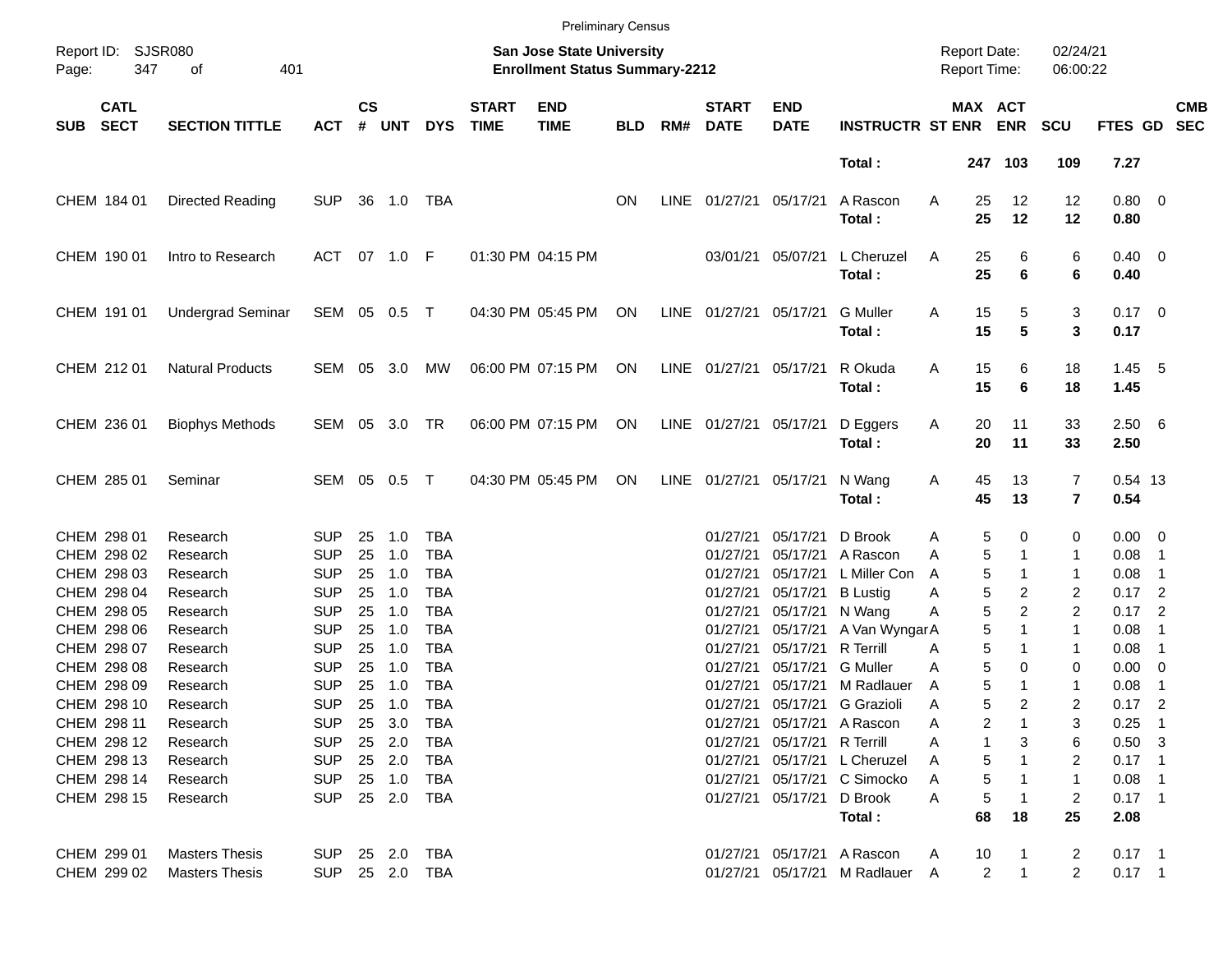Preliminary Census

Report ID: SJSR080

**San Jose State University**
**Enrollment Status Summary-2212**

Report Date: 02/24/21
Report Time: 06:00:22

| SUB | CATL SECT | SECTION TITTLE | ACT | CS # | UNT | DYS | START TIME | END TIME | BLD | RM# | START DATE | END DATE | INSTRUCTR | ST | MAX ENR | ACT ENR | SCU | FTES | GD | CMB SEC |
|---|---|---|---|---|---|---|---|---|---|---|---|---|---|---|---|---|---|---|---|---|
| | | | | | | | | | | | | | **Total :** | | **247** | **103** | **109** | **7.27** | | |
| CHEM | 184 01 | Directed Reading | SUP | 36 | 1.0 | TBA | | | ON | LINE | 01/27/21 | 05/17/21 | A Rascon | A | 25 | 12 | 12 | 0.80 | 0 | |
| | | | | | | | | | | | | | **Total :** | | **25** | **12** | **12** | **0.80** | | |
| CHEM | 190 01 | Intro to Research | ACT | 07 | 1.0 | F | 01:30 PM | 04:15 PM | | | 03/01/21 | 05/07/21 | L Cheruzel | A | 25 | 6 | 6 | 0.40 | 0 | |
| | | | | | | | | | | | | | **Total :** | | **25** | **6** | **6** | **0.40** | | |
| CHEM | 191 01 | Undergrad Seminar | SEM | 05 | 0.5 | T | 04:30 PM | 05:45 PM | ON | LINE | 01/27/21 | 05/17/21 | G Muller | A | 15 | 5 | 3 | 0.17 | 0 | |
| | | | | | | | | | | | | | **Total :** | | **15** | **5** | **3** | **0.17** | | |
| CHEM | 212 01 | Natural Products | SEM | 05 | 3.0 | MW | 06:00 PM | 07:15 PM | ON | LINE | 01/27/21 | 05/17/21 | R Okuda | A | 15 | 6 | 18 | 1.45 | 5 | |
| | | | | | | | | | | | | | **Total :** | | **15** | **6** | **18** | **1.45** | | |
| CHEM | 236 01 | Biophys Methods | SEM | 05 | 3.0 | TR | 06:00 PM | 07:15 PM | ON | LINE | 01/27/21 | 05/17/21 | D Eggers | A | 20 | 11 | 33 | 2.50 | 6 | |
| | | | | | | | | | | | | | **Total :** | | **20** | **11** | **33** | **2.50** | | |
| CHEM | 285 01 | Seminar | SEM | 05 | 0.5 | T | 04:30 PM | 05:45 PM | ON | LINE | 01/27/21 | 05/17/21 | N Wang | A | 45 | 13 | 7 | 0.54 | 13 | |
| | | | | | | | | | | | | | **Total :** | | **45** | **13** | **7** | **0.54** | | |
| CHEM | 298 01 | Research | SUP | 25 | 1.0 | TBA | | | | | 01/27/21 | 05/17/21 | D Brook | A | 5 | 0 | 0 | 0.00 | 0 | |
| CHEM | 298 02 | Research | SUP | 25 | 1.0 | TBA | | | | | 01/27/21 | 05/17/21 | A Rascon | A | 5 | 1 | 1 | 0.08 | 1 | |
| CHEM | 298 03 | Research | SUP | 25 | 1.0 | TBA | | | | | 01/27/21 | 05/17/21 | L Miller Con | A | 5 | 1 | 1 | 0.08 | 1 | |
| CHEM | 298 04 | Research | SUP | 25 | 1.0 | TBA | | | | | 01/27/21 | 05/17/21 | B Lustig | A | 5 | 2 | 2 | 0.17 | 2 | |
| CHEM | 298 05 | Research | SUP | 25 | 1.0 | TBA | | | | | 01/27/21 | 05/17/21 | N Wang | A | 5 | 2 | 2 | 0.17 | 2 | |
| CHEM | 298 06 | Research | SUP | 25 | 1.0 | TBA | | | | | 01/27/21 | 05/17/21 | A Van Wyngar | A | 5 | 1 | 1 | 0.08 | 1 | |
| CHEM | 298 07 | Research | SUP | 25 | 1.0 | TBA | | | | | 01/27/21 | 05/17/21 | R Terrill | A | 5 | 1 | 1 | 0.08 | 1 | |
| CHEM | 298 08 | Research | SUP | 25 | 1.0 | TBA | | | | | 01/27/21 | 05/17/21 | G Muller | A | 5 | 0 | 0 | 0.00 | 0 | |
| CHEM | 298 09 | Research | SUP | 25 | 1.0 | TBA | | | | | 01/27/21 | 05/17/21 | M Radlauer | A | 5 | 1 | 1 | 0.08 | 1 | |
| CHEM | 298 10 | Research | SUP | 25 | 1.0 | TBA | | | | | 01/27/21 | 05/17/21 | G Grazioli | A | 5 | 2 | 2 | 0.17 | 2 | |
| CHEM | 298 11 | Research | SUP | 25 | 3.0 | TBA | | | | | 01/27/21 | 05/17/21 | A Rascon | A | 2 | 1 | 3 | 0.25 | 1 | |
| CHEM | 298 12 | Research | SUP | 25 | 2.0 | TBA | | | | | 01/27/21 | 05/17/21 | R Terrill | A | 1 | 3 | 6 | 0.50 | 3 | |
| CHEM | 298 13 | Research | SUP | 25 | 2.0 | TBA | | | | | 01/27/21 | 05/17/21 | L Cheruzel | A | 5 | 1 | 2 | 0.17 | 1 | |
| CHEM | 298 14 | Research | SUP | 25 | 1.0 | TBA | | | | | 01/27/21 | 05/17/21 | C Simocko | A | 5 | 1 | 1 | 0.08 | 1 | |
| CHEM | 298 15 | Research | SUP | 25 | 2.0 | TBA | | | | | 01/27/21 | 05/17/21 | D Brook | A | 5 | 1 | 2 | 0.17 | 1 | |
| | | | | | | | | | | | | | **Total :** | | **68** | **18** | **25** | **2.08** | | |
| CHEM | 299 01 | Masters Thesis | SUP | 25 | 2.0 | TBA | | | | | 01/27/21 | 05/17/21 | A Rascon | A | 10 | 1 | 2 | 0.17 | 1 | |
| CHEM | 299 02 | Masters Thesis | SUP | 25 | 2.0 | TBA | | | | | 01/27/21 | 05/17/21 | M Radlauer | A | 2 | 1 | 2 | 0.17 | 1 | |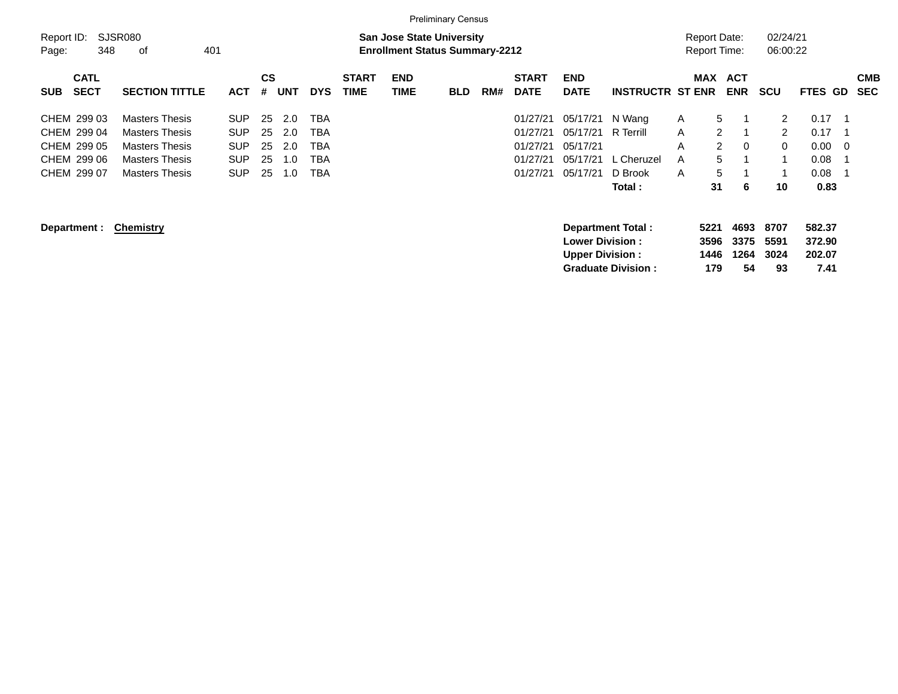Preliminary Census

Report ID: SJSR080 | Page: 348 of 401

**San Jose State University**
**Enrollment Status Summary-2212**

Report Date: 02/24/21
Report Time: 06:00:22

| SUB | CATL SECT | SECTION TITTLE | ACT | CS # | UNT | DYS | START TIME | END TIME | BLD | RM# | START DATE | END DATE | INSTRUCTR | ST | MAX ENR | ACT ENR | SCU | FTES | GD | CMB SEC |
|---|---|---|---|---|---|---|---|---|---|---|---|---|---|---|---|---|---|---|---|---|
| CHEM | 299 03 | Masters Thesis | SUP | 25 | 2.0 | TBA | | | | | 01/27/21 | 05/17/21 | N Wang | A | 5 | 1 | 2 | 0.17 | 1 | |
| CHEM | 299 04 | Masters Thesis | SUP | 25 | 2.0 | TBA | | | | | 01/27/21 | 05/17/21 | R Terrill | A | 2 | 1 | 2 | 0.17 | 1 | |
| CHEM | 299 05 | Masters Thesis | SUP | 25 | 2.0 | TBA | | | | | 01/27/21 | 05/17/21 | | A | 2 | 0 | 0 | 0.00 | 0 | |
| CHEM | 299 06 | Masters Thesis | SUP | 25 | 1.0 | TBA | | | | | 01/27/21 | 05/17/21 | L Cheruzel | A | 5 | 1 | 1 | 0.08 | 1 | |
| CHEM | 299 07 | Masters Thesis | SUP | 25 | 1.0 | TBA | | | | | 01/27/21 | 05/17/21 | D Brook | A | 5 | 1 | 1 | 0.08 | 1 | |
| | | | | | | | | | | | | | **Total :** | | **31** | **6** | **10** | **0.83** | | |

**Department : Chemistry**

| | MAX ENR | ACT ENR | SCU | FTES |
|---|---|---|---|---|
| **Department Total :** | **5221** | **4693** | **8707** | **582.37** |
| **Lower Division :** | **3596** | **3375** | **5591** | **372.90** |
| **Upper Division :** | **1446** | **1264** | **3024** | **202.07** |
| **Graduate Division :** | **179** | **54** | **93** | **7.41** |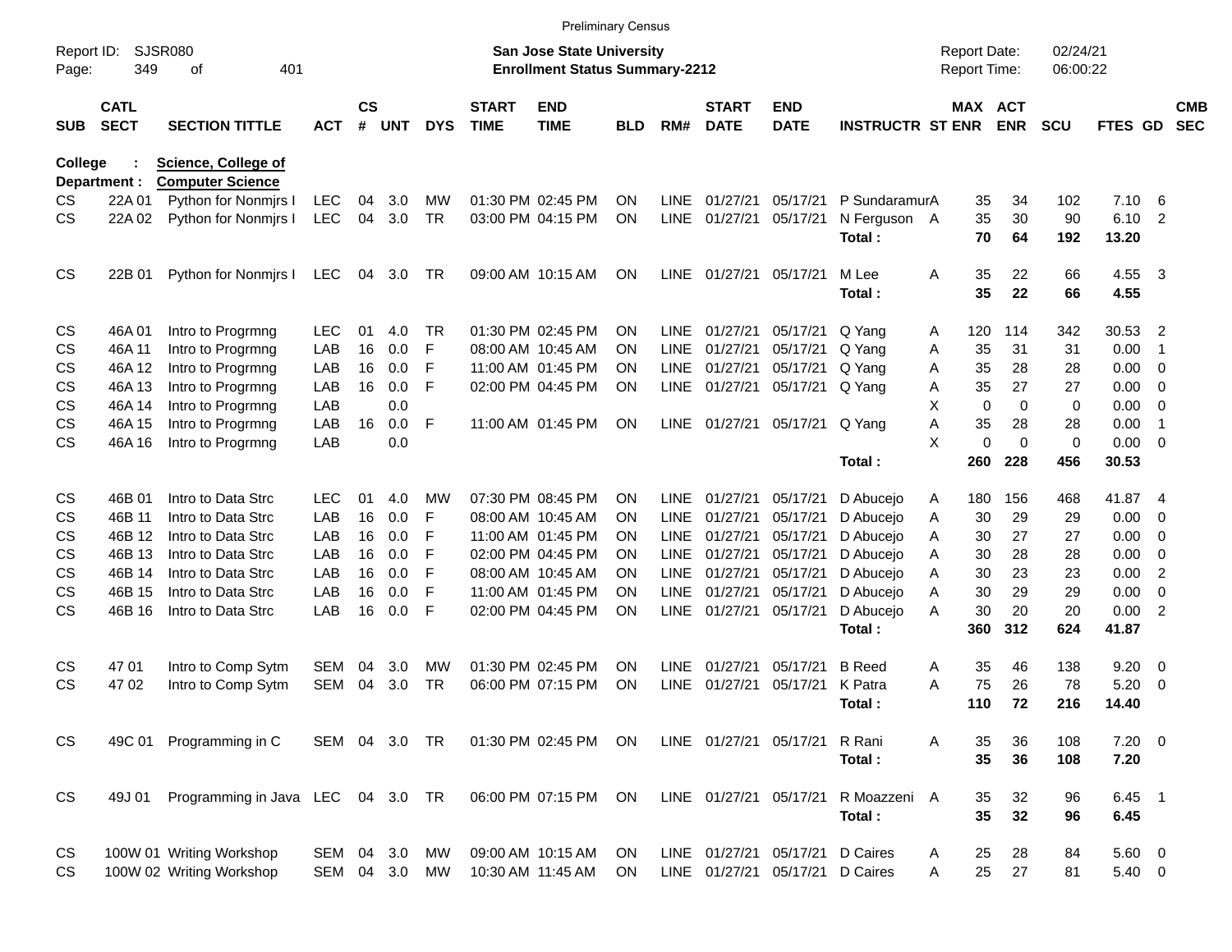Preliminary Census

Report ID: SJSR080

**San Jose State University**
**Enrollment Status Summary-2212**

Report Date: 02/24/21
Report Time: 06:00:22

**College : Science, College of**
**Department : Computer Science**

| SUB | CATL SECT | SECTION TITTLE | ACT | CS # | UNT | DYS | START TIME | END TIME | BLD | RM# | START DATE | END DATE | INSTRUCTR | ST | MAX ENR | ACT ENR | SCU | FTES | GD | CMB SEC |
|---|---|---|---|---|---|---|---|---|---|---|---|---|---|---|---|---|---|---|---|---|
| CS | 22A 01 | Python for Nonmjrs I | LEC | 04 | 3.0 | MW | 01:30 PM | 02:45 PM | ON | LINE | 01/27/21 | 05/17/21 | P Sundaramur | A | 35 | 34 | 102 | 7.10 | 6 | |
| CS | 22A 02 | Python for Nonmjrs I | LEC | 04 | 3.0 | TR | 03:00 PM | 04:15 PM | ON | LINE | 01/27/21 | 05/17/21 | N Ferguson | A | 35 | 30 | 90 | 6.10 | 2 | |
| | | | | | | | | | | | | | **Total :** | | **70** | **64** | **192** | **13.20** | | |
| CS | 22B 01 | Python for Nonmjrs I | LEC | 04 | 3.0 | TR | 09:00 AM | 10:15 AM | ON | LINE | 01/27/21 | 05/17/21 | M Lee | A | 35 | 22 | 66 | 4.55 | 3 | |
| | | | | | | | | | | | | | **Total :** | | **35** | **22** | **66** | **4.55** | | |
| CS | 46A 01 | Intro to Progrmng | LEC | 01 | 4.0 | TR | 01:30 PM | 02:45 PM | ON | LINE | 01/27/21 | 05/17/21 | Q Yang | A | 120 | 114 | 342 | 30.53 | 2 | |
| CS | 46A 11 | Intro to Progrmng | LAB | 16 | 0.0 | F | 08:00 AM | 10:45 AM | ON | LINE | 01/27/21 | 05/17/21 | Q Yang | A | 35 | 31 | 31 | 0.00 | 1 | |
| CS | 46A 12 | Intro to Progrmng | LAB | 16 | 0.0 | F | 11:00 AM | 01:45 PM | ON | LINE | 01/27/21 | 05/17/21 | Q Yang | A | 35 | 28 | 28 | 0.00 | 0 | |
| CS | 46A 13 | Intro to Progrmng | LAB | 16 | 0.0 | F | 02:00 PM | 04:45 PM | ON | LINE | 01/27/21 | 05/17/21 | Q Yang | A | 35 | 27 | 27 | 0.00 | 0 | |
| CS | 46A 14 | Intro to Progrmng | LAB | | 0.0 | | | | | | | | | X | 0 | 0 | 0 | 0.00 | 0 | |
| CS | 46A 15 | Intro to Progrmng | LAB | 16 | 0.0 | F | 11:00 AM | 01:45 PM | ON | LINE | 01/27/21 | 05/17/21 | Q Yang | A | 35 | 28 | 28 | 0.00 | 1 | |
| CS | 46A 16 | Intro to Progrmng | LAB | | 0.0 | | | | | | | | | X | 0 | 0 | 0 | 0.00 | 0 | |
| | | | | | | | | | | | | | **Total :** | | **260** | **228** | **456** | **30.53** | | |
| CS | 46B 01 | Intro to Data Strc | LEC | 01 | 4.0 | MW | 07:30 PM | 08:45 PM | ON | LINE | 01/27/21 | 05/17/21 | D Abucejo | A | 180 | 156 | 468 | 41.87 | 4 | |
| CS | 46B 11 | Intro to Data Strc | LAB | 16 | 0.0 | F | 08:00 AM | 10:45 AM | ON | LINE | 01/27/21 | 05/17/21 | D Abucejo | A | 30 | 29 | 29 | 0.00 | 0 | |
| CS | 46B 12 | Intro to Data Strc | LAB | 16 | 0.0 | F | 11:00 AM | 01:45 PM | ON | LINE | 01/27/21 | 05/17/21 | D Abucejo | A | 30 | 27 | 27 | 0.00 | 0 | |
| CS | 46B 13 | Intro to Data Strc | LAB | 16 | 0.0 | F | 02:00 PM | 04:45 PM | ON | LINE | 01/27/21 | 05/17/21 | D Abucejo | A | 30 | 28 | 28 | 0.00 | 0 | |
| CS | 46B 14 | Intro to Data Strc | LAB | 16 | 0.0 | F | 08:00 AM | 10:45 AM | ON | LINE | 01/27/21 | 05/17/21 | D Abucejo | A | 30 | 23 | 23 | 0.00 | 2 | |
| CS | 46B 15 | Intro to Data Strc | LAB | 16 | 0.0 | F | 11:00 AM | 01:45 PM | ON | LINE | 01/27/21 | 05/17/21 | D Abucejo | A | 30 | 29 | 29 | 0.00 | 0 | |
| CS | 46B 16 | Intro to Data Strc | LAB | 16 | 0.0 | F | 02:00 PM | 04:45 PM | ON | LINE | 01/27/21 | 05/17/21 | D Abucejo | A | 30 | 20 | 20 | 0.00 | 2 | |
| | | | | | | | | | | | | | **Total :** | | **360** | **312** | **624** | **41.87** | | |
| CS | 47 01 | Intro to Comp Sytm | SEM | 04 | 3.0 | MW | 01:30 PM | 02:45 PM | ON | LINE | 01/27/21 | 05/17/21 | B Reed | A | 35 | 46 | 138 | 9.20 | 0 | |
| CS | 47 02 | Intro to Comp Sytm | SEM | 04 | 3.0 | TR | 06:00 PM | 07:15 PM | ON | LINE | 01/27/21 | 05/17/21 | K Patra | A | 75 | 26 | 78 | 5.20 | 0 | |
| | | | | | | | | | | | | | **Total :** | | **110** | **72** | **216** | **14.40** | | |
| CS | 49C 01 | Programming in C | SEM | 04 | 3.0 | TR | 01:30 PM | 02:45 PM | ON | LINE | 01/27/21 | 05/17/21 | R Rani | A | 35 | 36 | 108 | 7.20 | 0 | |
| | | | | | | | | | | | | | **Total :** | | **35** | **36** | **108** | **7.20** | | |
| CS | 49J 01 | Programming in Java | LEC | 04 | 3.0 | TR | 06:00 PM | 07:15 PM | ON | LINE | 01/27/21 | 05/17/21 | R Moazzeni | A | 35 | 32 | 96 | 6.45 | 1 | |
| | | | | | | | | | | | | | **Total :** | | **35** | **32** | **96** | **6.45** | | |
| CS | 100W 01 | Writing Workshop | SEM | 04 | 3.0 | MW | 09:00 AM | 10:15 AM | ON | LINE | 01/27/21 | 05/17/21 | D Caires | A | 25 | 28 | 84 | 5.60 | 0 | |
| CS | 100W 02 | Writing Workshop | SEM | 04 | 3.0 | MW | 10:30 AM | 11:45 AM | ON | LINE | 01/27/21 | 05/17/21 | D Caires | A | 25 | 27 | 81 | 5.40 | 0 | |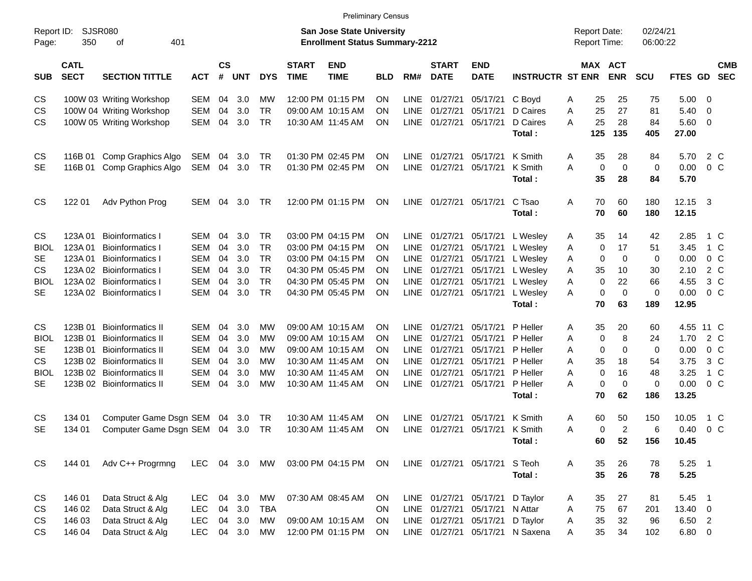Preliminary Census

Report ID: SJSR080

**San Jose State University**
**Enrollment Status Summary-2212**

Report Date: 02/24/21
Report Time: 06:00:22

| SUB | CATL SECT | SECTION TITTLE | ACT | CS # | UNT | DYS | START TIME | END TIME | BLD | RM# | START DATE | END DATE | INSTRUCTR | ST | MAX ENR | ACT ENR | SCU | FTES | GD | CMB SEC |
|---|---|---|---|---|---|---|---|---|---|---|---|---|---|---|---|---|---|---|---|---|
| CS | 100W 03 | Writing Workshop | SEM | 04 | 3.0 | MW | 12:00 PM | 01:15 PM | ON | LINE | 01/27/21 | 05/17/21 | C Boyd | A | 25 | 25 | 75 | 5.00 | 0 | |
| CS | 100W 04 | Writing Workshop | SEM | 04 | 3.0 | TR | 09:00 AM | 10:15 AM | ON | LINE | 01/27/21 | 05/17/21 | D Caires | A | 25 | 27 | 81 | 5.40 | 0 | |
| CS | 100W 05 | Writing Workshop | SEM | 04 | 3.0 | TR | 10:30 AM | 11:45 AM | ON | LINE | 01/27/21 | 05/17/21 | D Caires | A | 25 | 28 | 84 | 5.60 | 0 | |
| | | | | | | | | | | | | | **Total :** | | **125** | **135** | **405** | **27.00** | | |
| CS | 116B 01 | Comp Graphics Algo | SEM | 04 | 3.0 | TR | 01:30 PM | 02:45 PM | ON | LINE | 01/27/21 | 05/17/21 | K Smith | A | 35 | 28 | 84 | 5.70 | 2 | C |
| SE | 116B 01 | Comp Graphics Algo | SEM | 04 | 3.0 | TR | 01:30 PM | 02:45 PM | ON | LINE | 01/27/21 | 05/17/21 | K Smith | A | 0 | 0 | 0 | 0.00 | 0 | C |
| | | | | | | | | | | | | | **Total :** | | **35** | **28** | **84** | **5.70** | | |
| CS | 122 01 | Adv Python Prog | SEM | 04 | 3.0 | TR | 12:00 PM | 01:15 PM | ON | LINE | 01/27/21 | 05/17/21 | C Tsao | A | 70 | 60 | 180 | 12.15 | 3 | |
| | | | | | | | | | | | | | **Total :** | | **70** | **60** | **180** | **12.15** | | |
| CS | 123A 01 | Bioinformatics I | SEM | 04 | 3.0 | TR | 03:00 PM | 04:15 PM | ON | LINE | 01/27/21 | 05/17/21 | L Wesley | A | 35 | 14 | 42 | 2.85 | 1 | C |
| BIOL | 123A 01 | Bioinformatics I | SEM | 04 | 3.0 | TR | 03:00 PM | 04:15 PM | ON | LINE | 01/27/21 | 05/17/21 | L Wesley | A | 0 | 17 | 51 | 3.45 | 1 | C |
| SE | 123A 01 | Bioinformatics I | SEM | 04 | 3.0 | TR | 03:00 PM | 04:15 PM | ON | LINE | 01/27/21 | 05/17/21 | L Wesley | A | 0 | 0 | 0 | 0.00 | 0 | C |
| CS | 123A 02 | Bioinformatics I | SEM | 04 | 3.0 | TR | 04:30 PM | 05:45 PM | ON | LINE | 01/27/21 | 05/17/21 | L Wesley | A | 35 | 10 | 30 | 2.10 | 2 | C |
| BIOL | 123A 02 | Bioinformatics I | SEM | 04 | 3.0 | TR | 04:30 PM | 05:45 PM | ON | LINE | 01/27/21 | 05/17/21 | L Wesley | A | 0 | 22 | 66 | 4.55 | 3 | C |
| SE | 123A 02 | Bioinformatics I | SEM | 04 | 3.0 | TR | 04:30 PM | 05:45 PM | ON | LINE | 01/27/21 | 05/17/21 | L Wesley | A | 0 | 0 | 0 | 0.00 | 0 | C |
| | | | | | | | | | | | | | **Total :** | | **70** | **63** | **189** | **12.95** | | |
| CS | 123B 01 | Bioinformatics II | SEM | 04 | 3.0 | MW | 09:00 AM | 10:15 AM | ON | LINE | 01/27/21 | 05/17/21 | P Heller | A | 35 | 20 | 60 | 4.55 | 11 | C |
| BIOL | 123B 01 | Bioinformatics II | SEM | 04 | 3.0 | MW | 09:00 AM | 10:15 AM | ON | LINE | 01/27/21 | 05/17/21 | P Heller | A | 0 | 8 | 24 | 1.70 | 2 | C |
| SE | 123B 01 | Bioinformatics II | SEM | 04 | 3.0 | MW | 09:00 AM | 10:15 AM | ON | LINE | 01/27/21 | 05/17/21 | P Heller | A | 0 | 0 | 0 | 0.00 | 0 | C |
| CS | 123B 02 | Bioinformatics II | SEM | 04 | 3.0 | MW | 10:30 AM | 11:45 AM | ON | LINE | 01/27/21 | 05/17/21 | P Heller | A | 35 | 18 | 54 | 3.75 | 3 | C |
| BIOL | 123B 02 | Bioinformatics II | SEM | 04 | 3.0 | MW | 10:30 AM | 11:45 AM | ON | LINE | 01/27/21 | 05/17/21 | P Heller | A | 0 | 16 | 48 | 3.25 | 1 | C |
| SE | 123B 02 | Bioinformatics II | SEM | 04 | 3.0 | MW | 10:30 AM | 11:45 AM | ON | LINE | 01/27/21 | 05/17/21 | P Heller | A | 0 | 0 | 0 | 0.00 | 0 | C |
| | | | | | | | | | | | | | **Total :** | | **70** | **62** | **186** | **13.25** | | |
| CS | 134 01 | Computer Game Dsgn | SEM | 04 | 3.0 | TR | 10:30 AM | 11:45 AM | ON | LINE | 01/27/21 | 05/17/21 | K Smith | A | 60 | 50 | 150 | 10.05 | 1 | C |
| SE | 134 01 | Computer Game Dsgn | SEM | 04 | 3.0 | TR | 10:30 AM | 11:45 AM | ON | LINE | 01/27/21 | 05/17/21 | K Smith | A | 0 | 2 | 6 | 0.40 | 0 | C |
| | | | | | | | | | | | | | **Total :** | | **60** | **52** | **156** | **10.45** | | |
| CS | 144 01 | Adv C++ Progrmng | LEC | 04 | 3.0 | MW | 03:00 PM | 04:15 PM | ON | LINE | 01/27/21 | 05/17/21 | S Teoh | A | 35 | 26 | 78 | 5.25 | 1 | |
| | | | | | | | | | | | | | **Total :** | | **35** | **26** | **78** | **5.25** | | |
| CS | 146 01 | Data Struct & Alg | LEC | 04 | 3.0 | MW | 07:30 AM | 08:45 AM | ON | LINE | 01/27/21 | 05/17/21 | D Taylor | A | 35 | 27 | 81 | 5.45 | 1 | |
| CS | 146 02 | Data Struct & Alg | LEC | 04 | 3.0 | TBA | | | ON | LINE | 01/27/21 | 05/17/21 | N Attar | A | 75 | 67 | 201 | 13.40 | 0 | |
| CS | 146 03 | Data Struct & Alg | LEC | 04 | 3.0 | MW | 09:00 AM | 10:15 AM | ON | LINE | 01/27/21 | 05/17/21 | D Taylor | A | 35 | 32 | 96 | 6.50 | 2 | |
| CS | 146 04 | Data Struct & Alg | LEC | 04 | 3.0 | MW | 12:00 PM | 01:15 PM | ON | LINE | 01/27/21 | 05/17/21 | N Saxena | A | 35 | 34 | 102 | 6.80 | 0 | |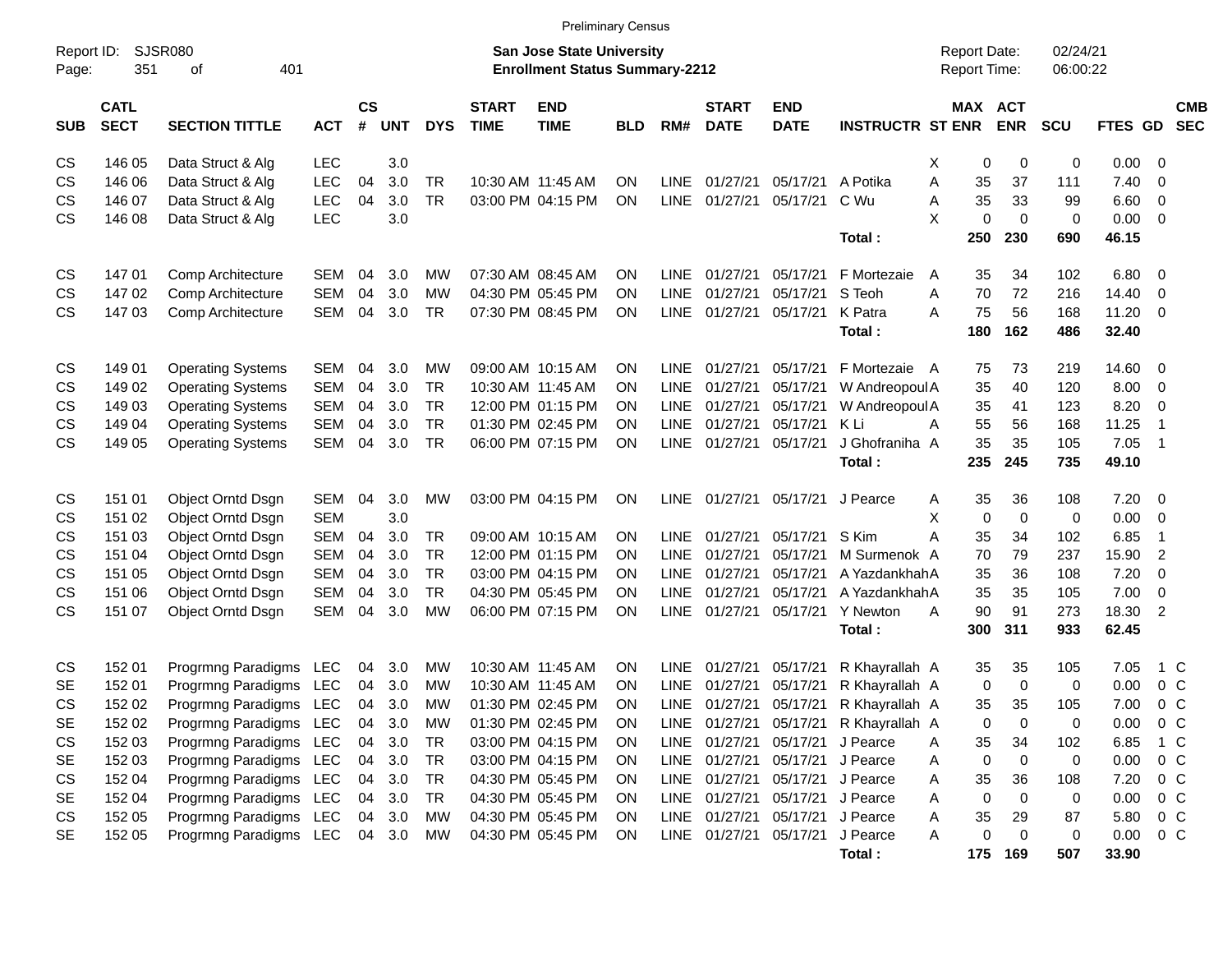Preliminary Census

Report ID: SJSR080

**San Jose State University**
**Enrollment Status Summary-2212**

Report Date: 02/24/21
Report Time: 06:00:22

| SUB | CATL SECT | SECTION TITTLE | ACT | CS # | UNT | DYS | START TIME | END TIME | BLD | RM# | START DATE | END DATE | INSTRUCTR | ST | MAX ENR | ACT ENR | SCU | FTES | GD | CMB SEC |
|---|---|---|---|---|---|---|---|---|---|---|---|---|---|---|---|---|---|---|---|---|
| CS | 146 05 | Data Struct & Alg | LEC | | 3.0 | | | | | | | | | X | 0 | 0 | 0 | 0.00 | 0 | |
| CS | 146 06 | Data Struct & Alg | LEC | 04 | 3.0 | TR | 10:30 AM | 11:45 AM | ON | LINE | 01/27/21 | 05/17/21 | A Potika | A | 35 | 37 | 111 | 7.40 | 0 | |
| CS | 146 07 | Data Struct & Alg | LEC | 04 | 3.0 | TR | 03:00 PM | 04:15 PM | ON | LINE | 01/27/21 | 05/17/21 | C Wu | A | 35 | 33 | 99 | 6.60 | 0 | |
| CS | 146 08 | Data Struct & Alg | LEC | | 3.0 | | | | | | | | | X | 0 | 0 | 0 | 0.00 | 0 | |
| | | | | | | | | | | | | | **Total :** | | **250** | **230** | **690** | **46.15** | | |
| CS | 147 01 | Comp Architecture | SEM | 04 | 3.0 | MW | 07:30 AM | 08:45 AM | ON | LINE | 01/27/21 | 05/17/21 | F Mortezaie | A | 35 | 34 | 102 | 6.80 | 0 | |
| CS | 147 02 | Comp Architecture | SEM | 04 | 3.0 | MW | 04:30 PM | 05:45 PM | ON | LINE | 01/27/21 | 05/17/21 | S Teoh | A | 70 | 72 | 216 | 14.40 | 0 | |
| CS | 147 03 | Comp Architecture | SEM | 04 | 3.0 | TR | 07:30 PM | 08:45 PM | ON | LINE | 01/27/21 | 05/17/21 | K Patra | A | 75 | 56 | 168 | 11.20 | 0 | |
| | | | | | | | | | | | | | **Total :** | | **180** | **162** | **486** | **32.40** | | |
| CS | 149 01 | Operating Systems | SEM | 04 | 3.0 | MW | 09:00 AM | 10:15 AM | ON | LINE | 01/27/21 | 05/17/21 | F Mortezaie | A | 75 | 73 | 219 | 14.60 | 0 | |
| CS | 149 02 | Operating Systems | SEM | 04 | 3.0 | TR | 10:30 AM | 11:45 AM | ON | LINE | 01/27/21 | 05/17/21 | W Andreopoul | A | 35 | 40 | 120 | 8.00 | 0 | |
| CS | 149 03 | Operating Systems | SEM | 04 | 3.0 | TR | 12:00 PM | 01:15 PM | ON | LINE | 01/27/21 | 05/17/21 | W Andreopoul | A | 35 | 41 | 123 | 8.20 | 0 | |
| CS | 149 04 | Operating Systems | SEM | 04 | 3.0 | TR | 01:30 PM | 02:45 PM | ON | LINE | 01/27/21 | 05/17/21 | K Li | A | 55 | 56 | 168 | 11.25 | 1 | |
| CS | 149 05 | Operating Systems | SEM | 04 | 3.0 | TR | 06:00 PM | 07:15 PM | ON | LINE | 01/27/21 | 05/17/21 | J Ghofraniha | A | 35 | 35 | 105 | 7.05 | 1 | |
| | | | | | | | | | | | | | **Total :** | | **235** | **245** | **735** | **49.10** | | |
| CS | 151 01 | Object Orntd Dsgn | SEM | 04 | 3.0 | MW | 03:00 PM | 04:15 PM | ON | LINE | 01/27/21 | 05/17/21 | J Pearce | A | 35 | 36 | 108 | 7.20 | 0 | |
| CS | 151 02 | Object Orntd Dsgn | SEM | | 3.0 | | | | | | | | | X | 0 | 0 | 0 | 0.00 | 0 | |
| CS | 151 03 | Object Orntd Dsgn | SEM | 04 | 3.0 | TR | 09:00 AM | 10:15 AM | ON | LINE | 01/27/21 | 05/17/21 | S Kim | A | 35 | 34 | 102 | 6.85 | 1 | |
| CS | 151 04 | Object Orntd Dsgn | SEM | 04 | 3.0 | TR | 12:00 PM | 01:15 PM | ON | LINE | 01/27/21 | 05/17/21 | M Surmenok | A | 70 | 79 | 237 | 15.90 | 2 | |
| CS | 151 05 | Object Orntd Dsgn | SEM | 04 | 3.0 | TR | 03:00 PM | 04:15 PM | ON | LINE | 01/27/21 | 05/17/21 | A Yazdankhah | A | 35 | 36 | 108 | 7.20 | 0 | |
| CS | 151 06 | Object Orntd Dsgn | SEM | 04 | 3.0 | TR | 04:30 PM | 05:45 PM | ON | LINE | 01/27/21 | 05/17/21 | A Yazdankhah | A | 35 | 35 | 105 | 7.00 | 0 | |
| CS | 151 07 | Object Orntd Dsgn | SEM | 04 | 3.0 | MW | 06:00 PM | 07:15 PM | ON | LINE | 01/27/21 | 05/17/21 | Y Newton | A | 90 | 91 | 273 | 18.30 | 2 | |
| | | | | | | | | | | | | | **Total :** | | **300** | **311** | **933** | **62.45** | | |
| CS | 152 01 | Progrmng Paradigms | LEC | 04 | 3.0 | MW | 10:30 AM | 11:45 AM | ON | LINE | 01/27/21 | 05/17/21 | R Khayrallah | A | 35 | 35 | 105 | 7.05 | 1 | C |
| SE | 152 01 | Progrmng Paradigms | LEC | 04 | 3.0 | MW | 10:30 AM | 11:45 AM | ON | LINE | 01/27/21 | 05/17/21 | R Khayrallah | A | 0 | 0 | 0 | 0.00 | 0 | C |
| CS | 152 02 | Progrmng Paradigms | LEC | 04 | 3.0 | MW | 01:30 PM | 02:45 PM | ON | LINE | 01/27/21 | 05/17/21 | R Khayrallah | A | 35 | 35 | 105 | 7.00 | 0 | C |
| SE | 152 02 | Progrmng Paradigms | LEC | 04 | 3.0 | MW | 01:30 PM | 02:45 PM | ON | LINE | 01/27/21 | 05/17/21 | R Khayrallah | A | 0 | 0 | 0 | 0.00 | 0 | C |
| CS | 152 03 | Progrmng Paradigms | LEC | 04 | 3.0 | TR | 03:00 PM | 04:15 PM | ON | LINE | 01/27/21 | 05/17/21 | J Pearce | A | 35 | 34 | 102 | 6.85 | 1 | C |
| SE | 152 03 | Progrmng Paradigms | LEC | 04 | 3.0 | TR | 03:00 PM | 04:15 PM | ON | LINE | 01/27/21 | 05/17/21 | J Pearce | A | 0 | 0 | 0 | 0.00 | 0 | C |
| CS | 152 04 | Progrmng Paradigms | LEC | 04 | 3.0 | TR | 04:30 PM | 05:45 PM | ON | LINE | 01/27/21 | 05/17/21 | J Pearce | A | 35 | 36 | 108 | 7.20 | 0 | C |
| SE | 152 04 | Progrmng Paradigms | LEC | 04 | 3.0 | TR | 04:30 PM | 05:45 PM | ON | LINE | 01/27/21 | 05/17/21 | J Pearce | A | 0 | 0 | 0 | 0.00 | 0 | C |
| CS | 152 05 | Progrmng Paradigms | LEC | 04 | 3.0 | MW | 04:30 PM | 05:45 PM | ON | LINE | 01/27/21 | 05/17/21 | J Pearce | A | 35 | 29 | 87 | 5.80 | 0 | C |
| SE | 152 05 | Progrmng Paradigms | LEC | 04 | 3.0 | MW | 04:30 PM | 05:45 PM | ON | LINE | 01/27/21 | 05/17/21 | J Pearce | A | 0 | 0 | 0 | 0.00 | 0 | C |
| | | | | | | | | | | | | | **Total :** | | **175** | **169** | **507** | **33.90** | | |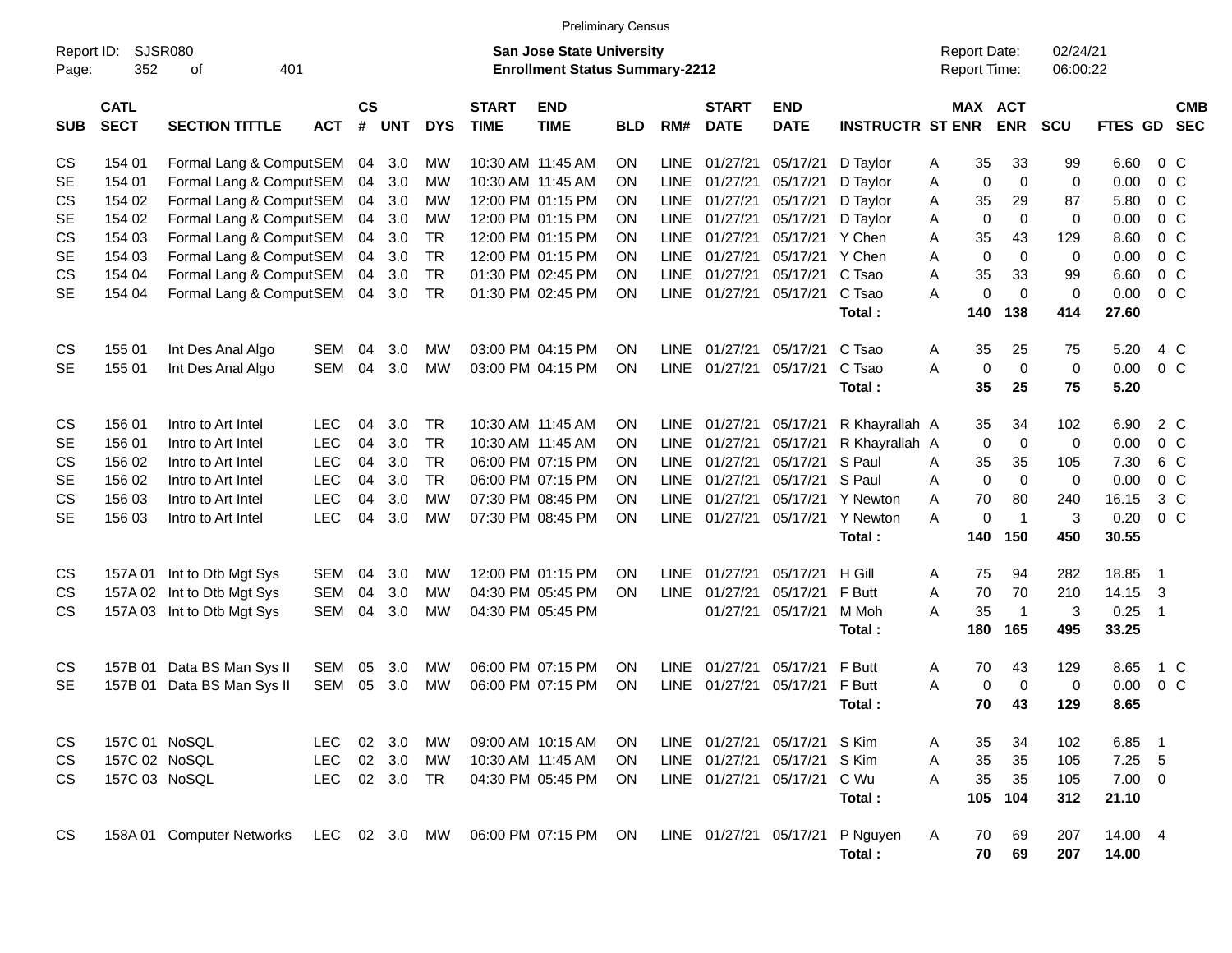Preliminary Census

Report ID: SJSR080

**San Jose State University**
**Enrollment Status Summary-2212**

Report Date: 02/24/21
Report Time: 06:00:22

| SUB | CATL SECT | SECTION TITTLE | ACT | CS # | UNT | DYS | START TIME | END TIME | BLD | RM# | START DATE | END DATE | INSTRUCTR | ST | MAX ENR | ACT ENR | SCU | FTES | GD | CMB SEC |
|---|---|---|---|---|---|---|---|---|---|---|---|---|---|---|---|---|---|---|---|---|
| CS | 154 01 | Formal Lang & Comput | SEM | 04 | 3.0 | MW | 10:30 AM | 11:45 AM | ON | LINE | 01/27/21 | 05/17/21 | D Taylor | A | 35 | 33 | 99 | 6.60 | 0 | C |
| SE | 154 01 | Formal Lang & Comput | SEM | 04 | 3.0 | MW | 10:30 AM | 11:45 AM | ON | LINE | 01/27/21 | 05/17/21 | D Taylor | A | 0 | 0 | 0 | 0.00 | 0 | C |
| CS | 154 02 | Formal Lang & Comput | SEM | 04 | 3.0 | MW | 12:00 PM | 01:15 PM | ON | LINE | 01/27/21 | 05/17/21 | D Taylor | A | 35 | 29 | 87 | 5.80 | 0 | C |
| SE | 154 02 | Formal Lang & Comput | SEM | 04 | 3.0 | MW | 12:00 PM | 01:15 PM | ON | LINE | 01/27/21 | 05/17/21 | D Taylor | A | 0 | 0 | 0 | 0.00 | 0 | C |
| CS | 154 03 | Formal Lang & Comput | SEM | 04 | 3.0 | TR | 12:00 PM | 01:15 PM | ON | LINE | 01/27/21 | 05/17/21 | Y Chen | A | 35 | 43 | 129 | 8.60 | 0 | C |
| SE | 154 03 | Formal Lang & Comput | SEM | 04 | 3.0 | TR | 12:00 PM | 01:15 PM | ON | LINE | 01/27/21 | 05/17/21 | Y Chen | A | 0 | 0 | 0 | 0.00 | 0 | C |
| CS | 154 04 | Formal Lang & Comput | SEM | 04 | 3.0 | TR | 01:30 PM | 02:45 PM | ON | LINE | 01/27/21 | 05/17/21 | C Tsao | A | 35 | 33 | 99 | 6.60 | 0 | C |
| SE | 154 04 | Formal Lang & Comput | SEM | 04 | 3.0 | TR | 01:30 PM | 02:45 PM | ON | LINE | 01/27/21 | 05/17/21 | C Tsao | A | 0 | 0 | 0 | 0.00 | 0 | C |
| | | | | | | | | | | | | | **Total :** | | **140** | **138** | **414** | **27.60** | | |
| CS | 155 01 | Int Des Anal Algo | SEM | 04 | 3.0 | MW | 03:00 PM | 04:15 PM | ON | LINE | 01/27/21 | 05/17/21 | C Tsao | A | 35 | 25 | 75 | 5.20 | 4 | C |
| SE | 155 01 | Int Des Anal Algo | SEM | 04 | 3.0 | MW | 03:00 PM | 04:15 PM | ON | LINE | 01/27/21 | 05/17/21 | C Tsao | A | 0 | 0 | 0 | 0.00 | 0 | C |
| | | | | | | | | | | | | | **Total :** | | **35** | **25** | **75** | **5.20** | | |
| CS | 156 01 | Intro to Art Intel | LEC | 04 | 3.0 | TR | 10:30 AM | 11:45 AM | ON | LINE | 01/27/21 | 05/17/21 | R Khayrallah | A | 35 | 34 | 102 | 6.90 | 2 | C |
| SE | 156 01 | Intro to Art Intel | LEC | 04 | 3.0 | TR | 10:30 AM | 11:45 AM | ON | LINE | 01/27/21 | 05/17/21 | R Khayrallah | A | 0 | 0 | 0 | 0.00 | 0 | C |
| CS | 156 02 | Intro to Art Intel | LEC | 04 | 3.0 | TR | 06:00 PM | 07:15 PM | ON | LINE | 01/27/21 | 05/17/21 | S Paul | A | 35 | 35 | 105 | 7.30 | 6 | C |
| SE | 156 02 | Intro to Art Intel | LEC | 04 | 3.0 | TR | 06:00 PM | 07:15 PM | ON | LINE | 01/27/21 | 05/17/21 | S Paul | A | 0 | 0 | 0 | 0.00 | 0 | C |
| CS | 156 03 | Intro to Art Intel | LEC | 04 | 3.0 | MW | 07:30 PM | 08:45 PM | ON | LINE | 01/27/21 | 05/17/21 | Y Newton | A | 70 | 80 | 240 | 16.15 | 3 | C |
| SE | 156 03 | Intro to Art Intel | LEC | 04 | 3.0 | MW | 07:30 PM | 08:45 PM | ON | LINE | 01/27/21 | 05/17/21 | Y Newton | A | 0 | 1 | 3 | 0.20 | 0 | C |
| | | | | | | | | | | | | | **Total :** | | **140** | **150** | **450** | **30.55** | | |
| CS | 157A 01 | Int to Dtb Mgt Sys | SEM | 04 | 3.0 | MW | 12:00 PM | 01:15 PM | ON | LINE | 01/27/21 | 05/17/21 | H Gill | A | 75 | 94 | 282 | 18.85 | 1 | |
| CS | 157A 02 | Int to Dtb Mgt Sys | SEM | 04 | 3.0 | MW | 04:30 PM | 05:45 PM | ON | LINE | 01/27/21 | 05/17/21 | F Butt | A | 70 | 70 | 210 | 14.15 | 3 | |
| CS | 157A 03 | Int to Dtb Mgt Sys | SEM | 04 | 3.0 | MW | 04:30 PM | 05:45 PM | | | 01/27/21 | 05/17/21 | M Moh | A | 35 | 1 | 3 | 0.25 | 1 | |
| | | | | | | | | | | | | | **Total :** | | **180** | **165** | **495** | **33.25** | | |
| CS | 157B 01 | Data BS Man Sys II | SEM | 05 | 3.0 | MW | 06:00 PM | 07:15 PM | ON | LINE | 01/27/21 | 05/17/21 | F Butt | A | 70 | 43 | 129 | 8.65 | 1 | C |
| SE | 157B 01 | Data BS Man Sys II | SEM | 05 | 3.0 | MW | 06:00 PM | 07:15 PM | ON | LINE | 01/27/21 | 05/17/21 | F Butt | A | 0 | 0 | 0 | 0.00 | 0 | C |
| | | | | | | | | | | | | | **Total :** | | **70** | **43** | **129** | **8.65** | | |
| CS | 157C 01 | NoSQL | LEC | 02 | 3.0 | MW | 09:00 AM | 10:15 AM | ON | LINE | 01/27/21 | 05/17/21 | S Kim | A | 35 | 34 | 102 | 6.85 | 1 | |
| CS | 157C 02 | NoSQL | LEC | 02 | 3.0 | MW | 10:30 AM | 11:45 AM | ON | LINE | 01/27/21 | 05/17/21 | S Kim | A | 35 | 35 | 105 | 7.25 | 5 | |
| CS | 157C 03 | NoSQL | LEC | 02 | 3.0 | TR | 04:30 PM | 05:45 PM | ON | LINE | 01/27/21 | 05/17/21 | C Wu | A | 35 | 35 | 105 | 7.00 | 0 | |
| | | | | | | | | | | | | | **Total :** | | **105** | **104** | **312** | **21.10** | | |
| CS | 158A 01 | Computer Networks | LEC | 02 | 3.0 | MW | 06:00 PM | 07:15 PM | ON | LINE | 01/27/21 | 05/17/21 | P Nguyen | A | 70 | 69 | 207 | 14.00 | 4 | |
| | | | | | | | | | | | | | **Total :** | | **70** | **69** | **207** | **14.00** | | |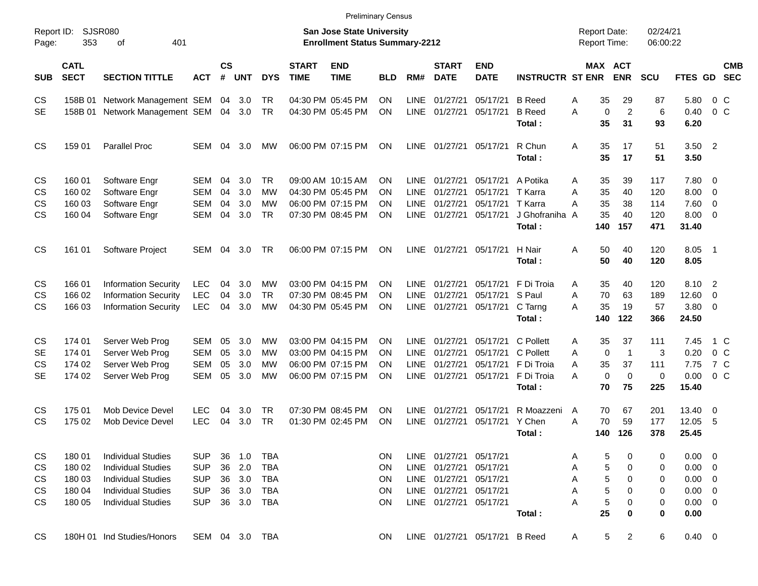Preliminary Census

Report ID: SJSR080
Page: 353 of 401

**San Jose State University**
**Enrollment Status Summary-2212**

Report Date: 02/24/21
Report Time: 06:00:22

| SUB | CATL SECT | SECTION TITTLE | ACT | CS # | UNT | DYS | START TIME | END TIME | BLD | RM# | START DATE | END DATE | INSTRUCTR | ST | MAX ENR | ACT ENR | SCU | FTES | GD | CMB SEC |
|---|---|---|---|---|---|---|---|---|---|---|---|---|---|---|---|---|---|---|---|---|
| CS | 158B 01 | Network Management | SEM | 04 | 3.0 | TR | 04:30 PM | 05:45 PM | ON | LINE | 01/27/21 | 05/17/21 | B Reed | A | 35 | 29 | 87 | 5.80 | 0 | C |
| SE | 158B 01 | Network Management | SEM | 04 | 3.0 | TR | 04:30 PM | 05:45 PM | ON | LINE | 01/27/21 | 05/17/21 | B Reed | A | 0 | 2 | 6 | 0.40 | 0 | C |
| | | | | | | | | | | | | | **Total :** | | **35** | **31** | **93** | **6.20** | | |
| CS | 159 01 | Parallel Proc | SEM | 04 | 3.0 | MW | 06:00 PM | 07:15 PM | ON | LINE | 01/27/21 | 05/17/21 | R Chun | A | 35 | 17 | 51 | 3.50 | 2 | |
| | | | | | | | | | | | | | **Total :** | | **35** | **17** | **51** | **3.50** | | |
| CS | 160 01 | Software Engr | SEM | 04 | 3.0 | TR | 09:00 AM | 10:15 AM | ON | LINE | 01/27/21 | 05/17/21 | A Potika | A | 35 | 39 | 117 | 7.80 | 0 | |
| CS | 160 02 | Software Engr | SEM | 04 | 3.0 | MW | 04:30 PM | 05:45 PM | ON | LINE | 01/27/21 | 05/17/21 | T Karra | A | 35 | 40 | 120 | 8.00 | 0 | |
| CS | 160 03 | Software Engr | SEM | 04 | 3.0 | MW | 06:00 PM | 07:15 PM | ON | LINE | 01/27/21 | 05/17/21 | T Karra | A | 35 | 38 | 114 | 7.60 | 0 | |
| CS | 160 04 | Software Engr | SEM | 04 | 3.0 | TR | 07:30 PM | 08:45 PM | ON | LINE | 01/27/21 | 05/17/21 | J Ghofraniha | A | 35 | 40 | 120 | 8.00 | 0 | |
| | | | | | | | | | | | | | **Total :** | | **140** | **157** | **471** | **31.40** | | |
| CS | 161 01 | Software Project | SEM | 04 | 3.0 | TR | 06:00 PM | 07:15 PM | ON | LINE | 01/27/21 | 05/17/21 | H Nair | A | 50 | 40 | 120 | 8.05 | 1 | |
| | | | | | | | | | | | | | **Total :** | | **50** | **40** | **120** | **8.05** | | |
| CS | 166 01 | Information Security | LEC | 04 | 3.0 | MW | 03:00 PM | 04:15 PM | ON | LINE | 01/27/21 | 05/17/21 | F Di Troia | A | 35 | 40 | 120 | 8.10 | 2 | |
| CS | 166 02 | Information Security | LEC | 04 | 3.0 | TR | 07:30 PM | 08:45 PM | ON | LINE | 01/27/21 | 05/17/21 | S Paul | A | 70 | 63 | 189 | 12.60 | 0 | |
| CS | 166 03 | Information Security | LEC | 04 | 3.0 | MW | 04:30 PM | 05:45 PM | ON | LINE | 01/27/21 | 05/17/21 | C Tarng | A | 35 | 19 | 57 | 3.80 | 0 | |
| | | | | | | | | | | | | | **Total :** | | **140** | **122** | **366** | **24.50** | | |
| CS | 174 01 | Server Web Prog | SEM | 05 | 3.0 | MW | 03:00 PM | 04:15 PM | ON | LINE | 01/27/21 | 05/17/21 | C Pollett | A | 35 | 37 | 111 | 7.45 | 1 | C |
| SE | 174 01 | Server Web Prog | SEM | 05 | 3.0 | MW | 03:00 PM | 04:15 PM | ON | LINE | 01/27/21 | 05/17/21 | C Pollett | A | 0 | 1 | 3 | 0.20 | 0 | C |
| CS | 174 02 | Server Web Prog | SEM | 05 | 3.0 | MW | 06:00 PM | 07:15 PM | ON | LINE | 01/27/21 | 05/17/21 | F Di Troia | A | 35 | 37 | 111 | 7.75 | 7 | C |
| SE | 174 02 | Server Web Prog | SEM | 05 | 3.0 | MW | 06:00 PM | 07:15 PM | ON | LINE | 01/27/21 | 05/17/21 | F Di Troia | A | 0 | 0 | 0 | 0.00 | 0 | C |
| | | | | | | | | | | | | | **Total :** | | **70** | **75** | **225** | **15.40** | | |
| CS | 175 01 | Mob Device Devel | LEC | 04 | 3.0 | TR | 07:30 PM | 08:45 PM | ON | LINE | 01/27/21 | 05/17/21 | R Moazzeni | A | 70 | 67 | 201 | 13.40 | 0 | |
| CS | 175 02 | Mob Device Devel | LEC | 04 | 3.0 | TR | 01:30 PM | 02:45 PM | ON | LINE | 01/27/21 | 05/17/21 | Y Chen | A | 70 | 59 | 177 | 12.05 | 5 | |
| | | | | | | | | | | | | | **Total :** | | **140** | **126** | **378** | **25.45** | | |
| CS | 180 01 | Individual Studies | SUP | 36 | 1.0 | TBA | | | ON | LINE | 01/27/21 | 05/17/21 | | A | 5 | 0 | 0 | 0.00 | 0 | |
| CS | 180 02 | Individual Studies | SUP | 36 | 2.0 | TBA | | | ON | LINE | 01/27/21 | 05/17/21 | | A | 5 | 0 | 0 | 0.00 | 0 | |
| CS | 180 03 | Individual Studies | SUP | 36 | 3.0 | TBA | | | ON | LINE | 01/27/21 | 05/17/21 | | A | 5 | 0 | 0 | 0.00 | 0 | |
| CS | 180 04 | Individual Studies | SUP | 36 | 3.0 | TBA | | | ON | LINE | 01/27/21 | 05/17/21 | | A | 5 | 0 | 0 | 0.00 | 0 | |
| CS | 180 05 | Individual Studies | SUP | 36 | 3.0 | TBA | | | ON | LINE | 01/27/21 | 05/17/21 | | A | 5 | 0 | 0 | 0.00 | 0 | |
| | | | | | | | | | | | | | **Total :** | | **25** | **0** | **0** | **0.00** | | |
| CS | 180H 01 | Ind Studies/Honors | SEM | 04 | 3.0 | TBA | | | ON | LINE | 01/27/21 | 05/17/21 | B Reed | A | 5 | 2 | 6 | 0.40 | 0 | |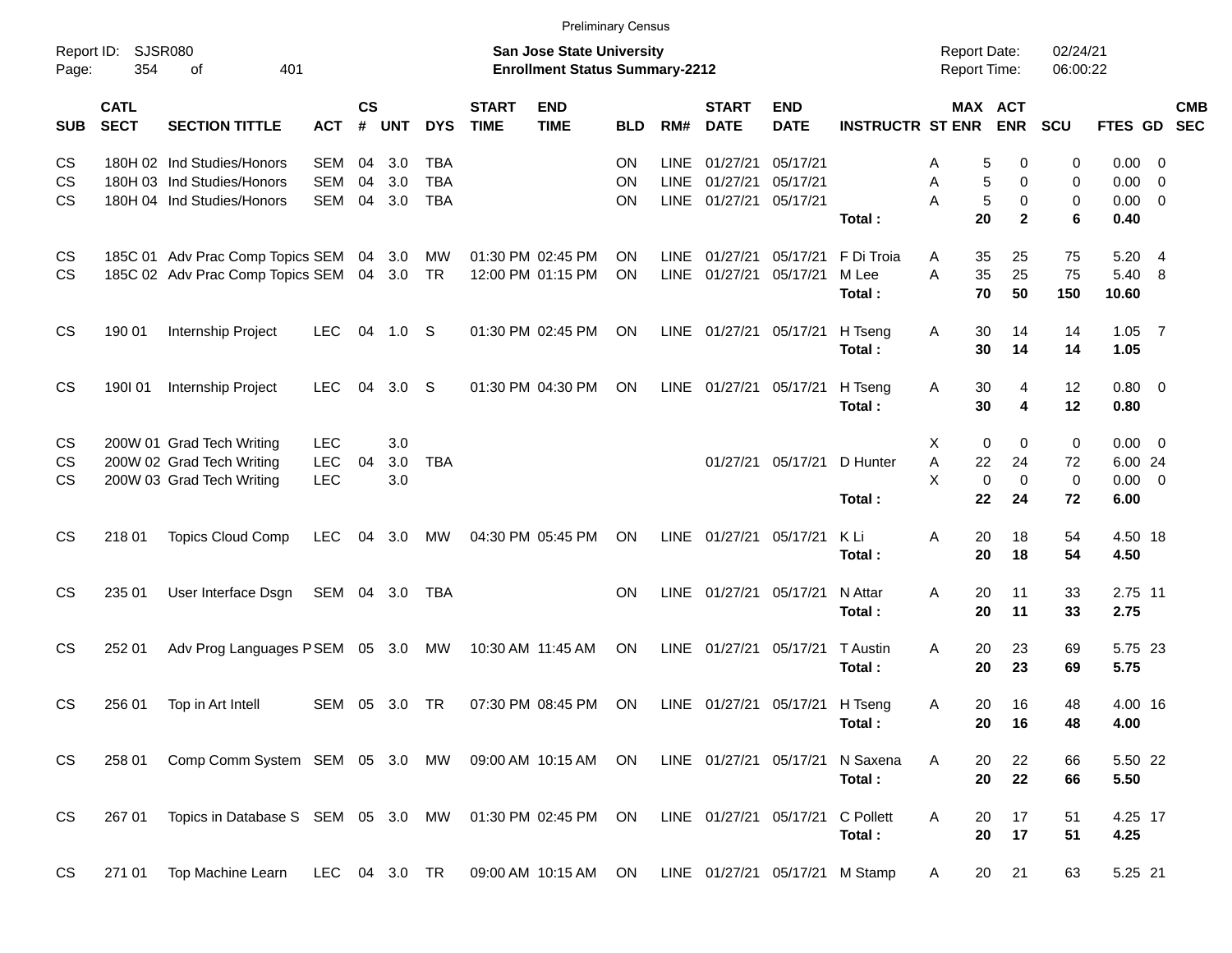Preliminary Census

Report ID: SJSR080

**San Jose State University**
**Enrollment Status Summary-2212**

Report Date: 02/24/21
Report Time: 06:00:22

| SUB | CATL SECT | SECTION TITTLE | ACT | CS # | UNT | DYS | START TIME | END TIME | BLD | RM# | START DATE | END DATE | INSTRUCTR | ST | MAX ENR | ACT ENR | SCU | FTES | GD | CMB SEC |
|---|---|---|---|---|---|---|---|---|---|---|---|---|---|---|---|---|---|---|---|---|
| CS | 180H 02 | Ind Studies/Honors | SEM | 04 | 3.0 | TBA | | | ON | LINE | 01/27/21 | 05/17/21 | | A | 5 | 0 | 0 | 0.00 | 0 | |
| CS | 180H 03 | Ind Studies/Honors | SEM | 04 | 3.0 | TBA | | | ON | LINE | 01/27/21 | 05/17/21 | | A | 5 | 0 | 0 | 0.00 | 0 | |
| CS | 180H 04 | Ind Studies/Honors | SEM | 04 | 3.0 | TBA | | | ON | LINE | 01/27/21 | 05/17/21 | | A | 5 | 0 | 0 | 0.00 | 0 | |
| | | | | | | | | | | | | | **Total :** | | **20** | **2** | **6** | **0.40** | | |
| CS | 185C 01 | Adv Prac Comp Topics | SEM | 04 | 3.0 | MW | 01:30 PM | 02:45 PM | ON | LINE | 01/27/21 | 05/17/21 | F Di Troia | A | 35 | 25 | 75 | 5.20 | 4 | |
| CS | 185C 02 | Adv Prac Comp Topics | SEM | 04 | 3.0 | TR | 12:00 PM | 01:15 PM | ON | LINE | 01/27/21 | 05/17/21 | M Lee | A | 35 | 25 | 75 | 5.40 | 8 | |
| | | | | | | | | | | | | | **Total :** | | **70** | **50** | **150** | **10.60** | | |
| CS | 190 01 | Internship Project | LEC | 04 | 1.0 | S | 01:30 PM | 02:45 PM | ON | LINE | 01/27/21 | 05/17/21 | H Tseng | A | 30 | 14 | 14 | 1.05 | 7 | |
| | | | | | | | | | | | | | **Total :** | | **30** | **14** | **14** | **1.05** | | |
| CS | 190I 01 | Internship Project | LEC | 04 | 3.0 | S | 01:30 PM | 04:30 PM | ON | LINE | 01/27/21 | 05/17/21 | H Tseng | A | 30 | 4 | 12 | 0.80 | 0 | |
| | | | | | | | | | | | | | **Total :** | | **30** | **4** | **12** | **0.80** | | |
| CS | 200W 01 | Grad Tech Writing | LEC | | 3.0 | | | | | | | | | X | 0 | 0 | 0 | 0.00 | 0 | |
| CS | 200W 02 | Grad Tech Writing | LEC | 04 | 3.0 | TBA | | | | | 01/27/21 | 05/17/21 | D Hunter | A | 22 | 24 | 72 | 6.00 | 24 | |
| CS | 200W 03 | Grad Tech Writing | LEC | | 3.0 | | | | | | | | | X | 0 | 0 | 0 | 0.00 | 0 | |
| | | | | | | | | | | | | | **Total :** | | **22** | **24** | **72** | **6.00** | | |
| CS | 218 01 | Topics Cloud Comp | LEC | 04 | 3.0 | MW | 04:30 PM | 05:45 PM | ON | LINE | 01/27/21 | 05/17/21 | K Li | A | 20 | 18 | 54 | 4.50 | 18 | |
| | | | | | | | | | | | | | **Total :** | | **20** | **18** | **54** | **4.50** | | |
| CS | 235 01 | User Interface Dsgn | SEM | 04 | 3.0 | TBA | | | ON | LINE | 01/27/21 | 05/17/21 | N Attar | A | 20 | 11 | 33 | 2.75 | 11 | |
| | | | | | | | | | | | | | **Total :** | | **20** | **11** | **33** | **2.75** | | |
| CS | 252 01 | Adv Prog Languages P | SEM | 05 | 3.0 | MW | 10:30 AM | 11:45 AM | ON | LINE | 01/27/21 | 05/17/21 | T Austin | A | 20 | 23 | 69 | 5.75 | 23 | |
| | | | | | | | | | | | | | **Total :** | | **20** | **23** | **69** | **5.75** | | |
| CS | 256 01 | Top in Art Intell | SEM | 05 | 3.0 | TR | 07:30 PM | 08:45 PM | ON | LINE | 01/27/21 | 05/17/21 | H Tseng | A | 20 | 16 | 48 | 4.00 | 16 | |
| | | | | | | | | | | | | | **Total :** | | **20** | **16** | **48** | **4.00** | | |
| CS | 258 01 | Comp Comm System | SEM | 05 | 3.0 | MW | 09:00 AM | 10:15 AM | ON | LINE | 01/27/21 | 05/17/21 | N Saxena | A | 20 | 22 | 66 | 5.50 | 22 | |
| | | | | | | | | | | | | | **Total :** | | **20** | **22** | **66** | **5.50** | | |
| CS | 267 01 | Topics in Database S | SEM | 05 | 3.0 | MW | 01:30 PM | 02:45 PM | ON | LINE | 01/27/21 | 05/17/21 | C Pollett | A | 20 | 17 | 51 | 4.25 | 17 | |
| | | | | | | | | | | | | | **Total :** | | **20** | **17** | **51** | **4.25** | | |
| CS | 271 01 | Top Machine Learn | LEC | 04 | 3.0 | TR | 09:00 AM | 10:15 AM | ON | LINE | 01/27/21 | 05/17/21 | M Stamp | A | 20 | 21 | 63 | 5.25 | 21 | |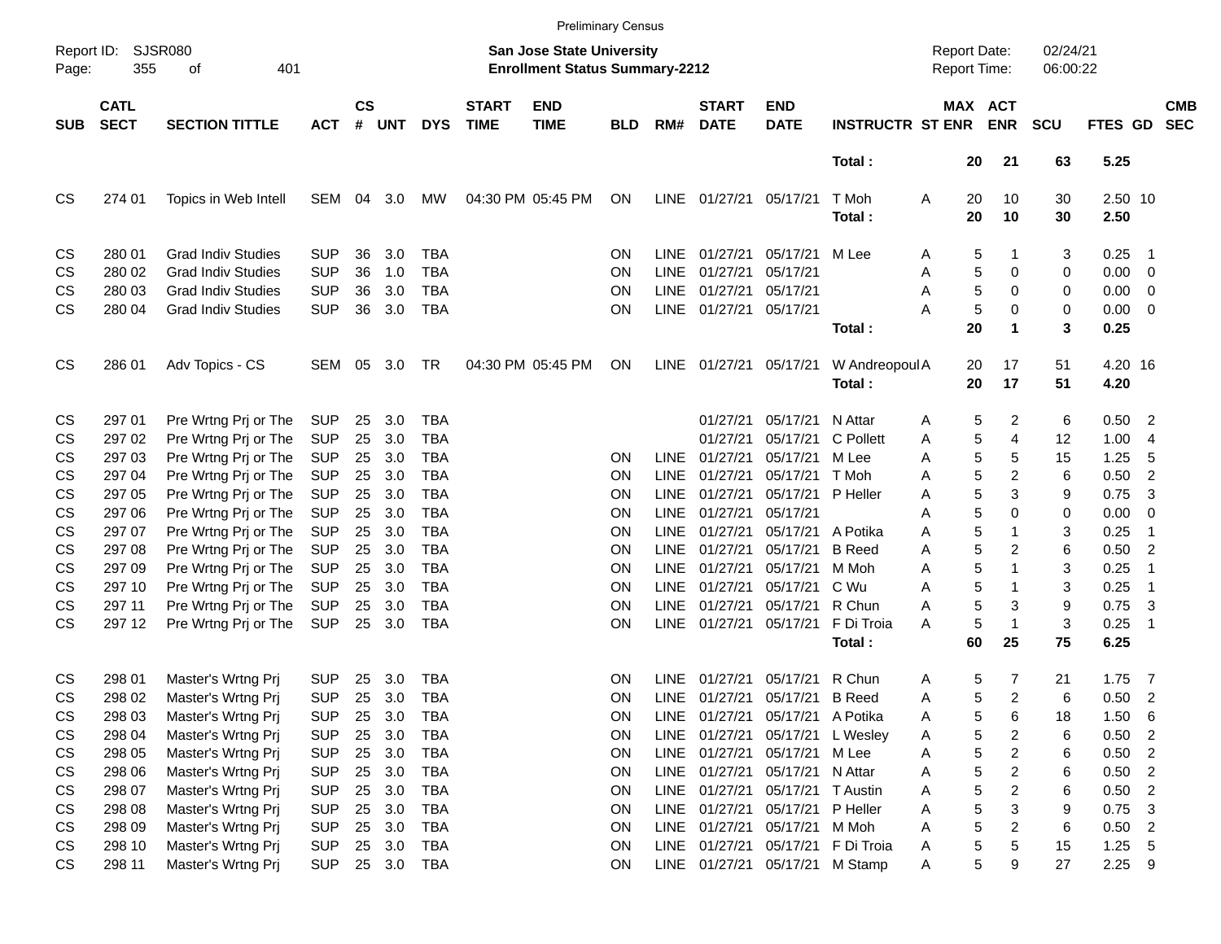Preliminary Census

Report ID: SJSR080 — **San Jose State University** — Report Date: 02/24/21

**Enrollment Status Summary-2212** — Report Time: 06:00:22

| SUB | CATL SECT | SECTION TITTLE | ACT | CS # | UNT | DYS | START TIME | END TIME | BLD | RM# | START DATE | END DATE | INSTRUCTR | ST | MAX ENR | ACT ENR | SCU | FTES | GD | CMB SEC |
|---|---|---|---|---|---|---|---|---|---|---|---|---|---|---|---|---|---|---|---|---|
| | | | | | | | | | | | | | **Total :** | | **20** | **21** | **63** | **5.25** | | |
| CS | 274 01 | Topics in Web Intell | SEM | 04 | 3.0 | MW | 04:30 PM | 05:45 PM | ON | LINE | 01/27/21 | 05/17/21 | T Moh | A | 20 | 10 | 30 | 2.50 | 10 | |
| | | | | | | | | | | | | | **Total :** | | **20** | **10** | **30** | **2.50** | | |
| CS | 280 01 | Grad Indiv Studies | SUP | 36 | 3.0 | TBA | | | ON | LINE | 01/27/21 | 05/17/21 | M Lee | A | 5 | 1 | 3 | 0.25 | 1 | |
| CS | 280 02 | Grad Indiv Studies | SUP | 36 | 1.0 | TBA | | | ON | LINE | 01/27/21 | 05/17/21 | | A | 5 | 0 | 0 | 0.00 | 0 | |
| CS | 280 03 | Grad Indiv Studies | SUP | 36 | 3.0 | TBA | | | ON | LINE | 01/27/21 | 05/17/21 | | A | 5 | 0 | 0 | 0.00 | 0 | |
| CS | 280 04 | Grad Indiv Studies | SUP | 36 | 3.0 | TBA | | | ON | LINE | 01/27/21 | 05/17/21 | | A | 5 | 0 | 0 | 0.00 | 0 | |
| | | | | | | | | | | | | | **Total :** | | **20** | **1** | **3** | **0.25** | | |
| CS | 286 01 | Adv Topics - CS | SEM | 05 | 3.0 | TR | 04:30 PM | 05:45 PM | ON | LINE | 01/27/21 | 05/17/21 | W Andreopoul | A | 20 | 17 | 51 | 4.20 | 16 | |
| | | | | | | | | | | | | | **Total :** | | **20** | **17** | **51** | **4.20** | | |
| CS | 297 01 | Pre Wrtng Prj or The | SUP | 25 | 3.0 | TBA | | | | | 01/27/21 | 05/17/21 | N Attar | A | 5 | 2 | 6 | 0.50 | 2 | |
| CS | 297 02 | Pre Wrtng Prj or The | SUP | 25 | 3.0 | TBA | | | | | 01/27/21 | 05/17/21 | C Pollett | A | 5 | 4 | 12 | 1.00 | 4 | |
| CS | 297 03 | Pre Wrtng Prj or The | SUP | 25 | 3.0 | TBA | | | ON | LINE | 01/27/21 | 05/17/21 | M Lee | A | 5 | 5 | 15 | 1.25 | 5 | |
| CS | 297 04 | Pre Wrtng Prj or The | SUP | 25 | 3.0 | TBA | | | ON | LINE | 01/27/21 | 05/17/21 | T Moh | A | 5 | 2 | 6 | 0.50 | 2 | |
| CS | 297 05 | Pre Wrtng Prj or The | SUP | 25 | 3.0 | TBA | | | ON | LINE | 01/27/21 | 05/17/21 | P Heller | A | 5 | 3 | 9 | 0.75 | 3 | |
| CS | 297 06 | Pre Wrtng Prj or The | SUP | 25 | 3.0 | TBA | | | ON | LINE | 01/27/21 | 05/17/21 | | A | 5 | 0 | 0 | 0.00 | 0 | |
| CS | 297 07 | Pre Wrtng Prj or The | SUP | 25 | 3.0 | TBA | | | ON | LINE | 01/27/21 | 05/17/21 | A Potika | A | 5 | 1 | 3 | 0.25 | 1 | |
| CS | 297 08 | Pre Wrtng Prj or The | SUP | 25 | 3.0 | TBA | | | ON | LINE | 01/27/21 | 05/17/21 | B Reed | A | 5 | 2 | 6 | 0.50 | 2 | |
| CS | 297 09 | Pre Wrtng Prj or The | SUP | 25 | 3.0 | TBA | | | ON | LINE | 01/27/21 | 05/17/21 | M Moh | A | 5 | 1 | 3 | 0.25 | 1 | |
| CS | 297 10 | Pre Wrtng Prj or The | SUP | 25 | 3.0 | TBA | | | ON | LINE | 01/27/21 | 05/17/21 | C Wu | A | 5 | 1 | 3 | 0.25 | 1 | |
| CS | 297 11 | Pre Wrtng Prj or The | SUP | 25 | 3.0 | TBA | | | ON | LINE | 01/27/21 | 05/17/21 | R Chun | A | 5 | 3 | 9 | 0.75 | 3 | |
| CS | 297 12 | Pre Wrtng Prj or The | SUP | 25 | 3.0 | TBA | | | ON | LINE | 01/27/21 | 05/17/21 | F Di Troia | A | 5 | 1 | 3 | 0.25 | 1 | |
| | | | | | | | | | | | | | **Total :** | | **60** | **25** | **75** | **6.25** | | |
| CS | 298 01 | Master's Wrtng Prj | SUP | 25 | 3.0 | TBA | | | ON | LINE | 01/27/21 | 05/17/21 | R Chun | A | 5 | 7 | 21 | 1.75 | 7 | |
| CS | 298 02 | Master's Wrtng Prj | SUP | 25 | 3.0 | TBA | | | ON | LINE | 01/27/21 | 05/17/21 | B Reed | A | 5 | 2 | 6 | 0.50 | 2 | |
| CS | 298 03 | Master's Wrtng Prj | SUP | 25 | 3.0 | TBA | | | ON | LINE | 01/27/21 | 05/17/21 | A Potika | A | 5 | 6 | 18 | 1.50 | 6 | |
| CS | 298 04 | Master's Wrtng Prj | SUP | 25 | 3.0 | TBA | | | ON | LINE | 01/27/21 | 05/17/21 | L Wesley | A | 5 | 2 | 6 | 0.50 | 2 | |
| CS | 298 05 | Master's Wrtng Prj | SUP | 25 | 3.0 | TBA | | | ON | LINE | 01/27/21 | 05/17/21 | M Lee | A | 5 | 2 | 6 | 0.50 | 2 | |
| CS | 298 06 | Master's Wrtng Prj | SUP | 25 | 3.0 | TBA | | | ON | LINE | 01/27/21 | 05/17/21 | N Attar | A | 5 | 2 | 6 | 0.50 | 2 | |
| CS | 298 07 | Master's Wrtng Prj | SUP | 25 | 3.0 | TBA | | | ON | LINE | 01/27/21 | 05/17/21 | T Austin | A | 5 | 2 | 6 | 0.50 | 2 | |
| CS | 298 08 | Master's Wrtng Prj | SUP | 25 | 3.0 | TBA | | | ON | LINE | 01/27/21 | 05/17/21 | P Heller | A | 5 | 3 | 9 | 0.75 | 3 | |
| CS | 298 09 | Master's Wrtng Prj | SUP | 25 | 3.0 | TBA | | | ON | LINE | 01/27/21 | 05/17/21 | M Moh | A | 5 | 2 | 6 | 0.50 | 2 | |
| CS | 298 10 | Master's Wrtng Prj | SUP | 25 | 3.0 | TBA | | | ON | LINE | 01/27/21 | 05/17/21 | F Di Troia | A | 5 | 5 | 15 | 1.25 | 5 | |
| CS | 298 11 | Master's Wrtng Prj | SUP | 25 | 3.0 | TBA | | | ON | LINE | 01/27/21 | 05/17/21 | M Stamp | A | 5 | 9 | 27 | 2.25 | 9 | |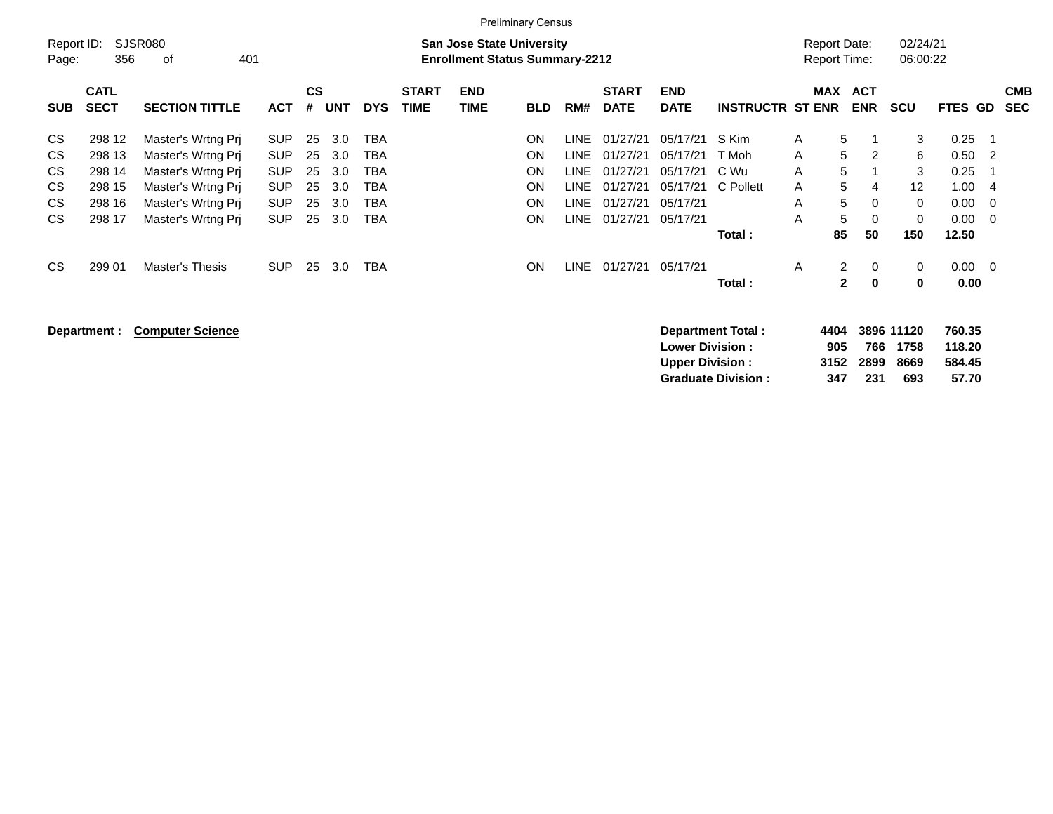Preliminary Census

Report ID: SJSR080

**San Jose State University**
**Enrollment Status Summary-2212**

Report Date: 02/24/21
Report Time: 06:00:22

| SUB | CATL SECT | SECTION TITTLE | ACT | CS # | UNT | DYS | START TIME | END TIME | BLD | RM# | START DATE | END DATE | INSTRUCTR | ST | MAX ENR | ACT ENR | SCU | FTES | GD | CMB SEC |
|---|---|---|---|---|---|---|---|---|---|---|---|---|---|---|---|---|---|---|---|---|
| CS | 298 12 | Master's Wrtng Prj | SUP | 25 | 3.0 | TBA | | | ON | LINE | 01/27/21 | 05/17/21 | S Kim | A | 5 | 1 | 3 | 0.25 | 1 | |
| CS | 298 13 | Master's Wrtng Prj | SUP | 25 | 3.0 | TBA | | | ON | LINE | 01/27/21 | 05/17/21 | T Moh | A | 5 | 2 | 6 | 0.50 | 2 | |
| CS | 298 14 | Master's Wrtng Prj | SUP | 25 | 3.0 | TBA | | | ON | LINE | 01/27/21 | 05/17/21 | C Wu | A | 5 | 1 | 3 | 0.25 | 1 | |
| CS | 298 15 | Master's Wrtng Prj | SUP | 25 | 3.0 | TBA | | | ON | LINE | 01/27/21 | 05/17/21 | C Pollett | A | 5 | 4 | 12 | 1.00 | 4 | |
| CS | 298 16 | Master's Wrtng Prj | SUP | 25 | 3.0 | TBA | | | ON | LINE | 01/27/21 | 05/17/21 | | A | 5 | 0 | 0 | 0.00 | 0 | |
| CS | 298 17 | Master's Wrtng Prj | SUP | 25 | 3.0 | TBA | | | ON | LINE | 01/27/21 | 05/17/21 | | A | 5 | 0 | 0 | 0.00 | 0 | |
| | | | | | | | | | | | | | **Total :** | | **85** | **50** | **150** | **12.50** | | |
| CS | 299 01 | Master's Thesis | SUP | 25 | 3.0 | TBA | | | ON | LINE | 01/27/21 | 05/17/21 | | A | 2 | 0 | 0 | 0.00 | 0 | |
| | | | | | | | | | | | | | **Total :** | | **2** | **0** | **0** | **0.00** | | |

**Department : Computer Science**

| | MAX ENR | ACT ENR | SCU | FTES |
|---|---|---|---|---|
| **Department Total :** | **4404** | **3896** | **11120** | **760.35** |
| **Lower Division :** | **905** | **766** | **1758** | **118.20** |
| **Upper Division :** | **3152** | **2899** | **8669** | **584.45** |
| **Graduate Division :** | **347** | **231** | **693** | **57.70** |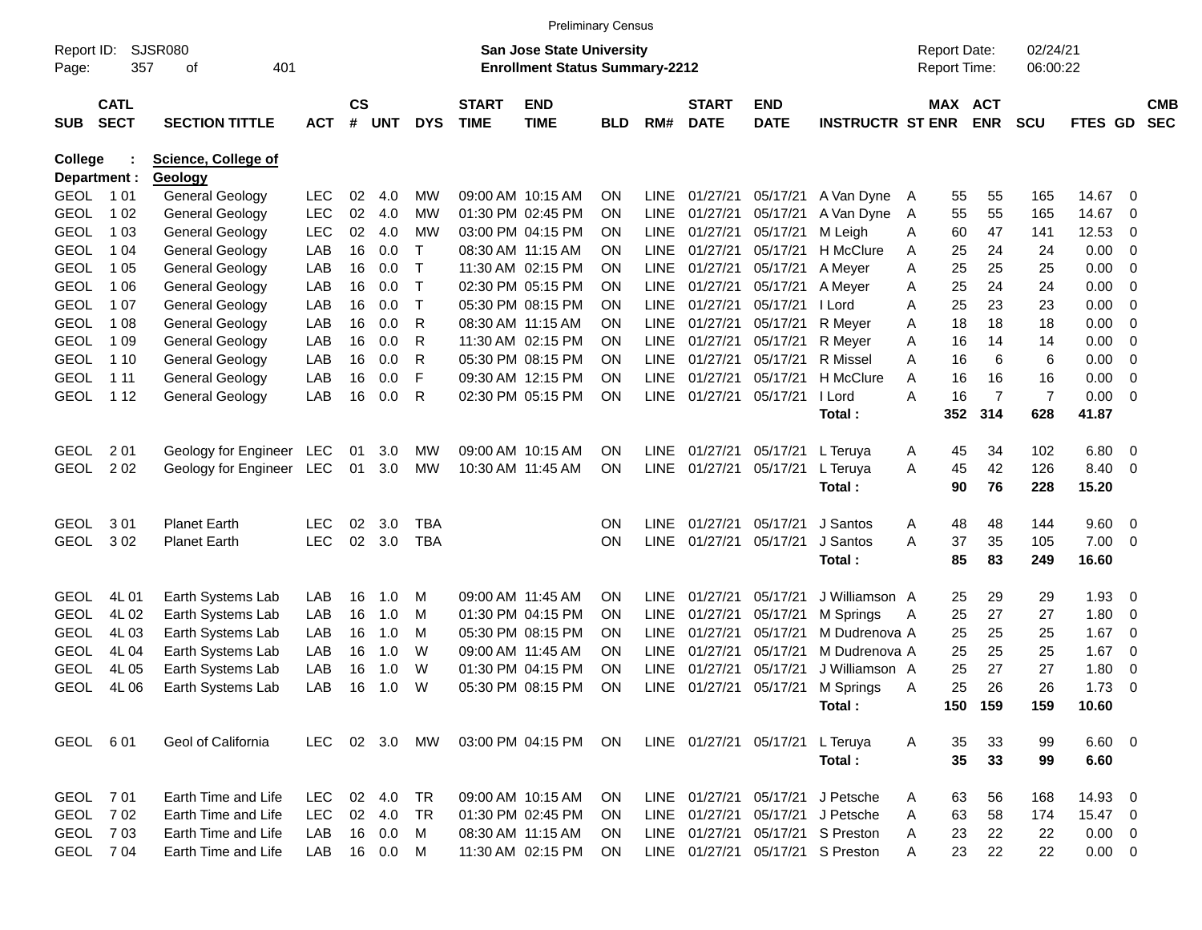Preliminary Census

Report ID: SJSR080
Page: 357 of 401

**San Jose State University**
**Enrollment Status Summary-2212**

Report Date: 02/24/21
Report Time: 06:00:22

| SUB | CATL SECT | SECTION TITTLE | ACT | CS # | UNT | DYS | START TIME | END TIME | BLD | RM# | START DATE | END DATE | INSTRUCTR | ST | MAX ENR | ACT ENR | SCU | FTES | GD | CMB SEC |
|---|---|---|---|---|---|---|---|---|---|---|---|---|---|---|---|---|---|---|---|---|
| College : | | Science, College of | | | | | | | | | | | | | | | | | | |
| Department : | | Geology | | | | | | | | | | | | | | | | | | |
| GEOL | 1 01 | General Geology | LEC | 02 | 4.0 | MW | 09:00 AM | 10:15 AM | ON | LINE | 01/27/21 | 05/17/21 | A Van Dyne | A | 55 | 55 | 165 | 14.67 | 0 | |
| GEOL | 1 02 | General Geology | LEC | 02 | 4.0 | MW | 01:30 PM | 02:45 PM | ON | LINE | 01/27/21 | 05/17/21 | A Van Dyne | A | 55 | 55 | 165 | 14.67 | 0 | |
| GEOL | 1 03 | General Geology | LEC | 02 | 4.0 | MW | 03:00 PM | 04:15 PM | ON | LINE | 01/27/21 | 05/17/21 | M Leigh | A | 60 | 47 | 141 | 12.53 | 0 | |
| GEOL | 1 04 | General Geology | LAB | 16 | 0.0 | T | 08:30 AM | 11:15 AM | ON | LINE | 01/27/21 | 05/17/21 | H McClure | A | 25 | 24 | 24 | 0.00 | 0 | |
| GEOL | 1 05 | General Geology | LAB | 16 | 0.0 | T | 11:30 AM | 02:15 PM | ON | LINE | 01/27/21 | 05/17/21 | A Meyer | A | 25 | 25 | 25 | 0.00 | 0 | |
| GEOL | 1 06 | General Geology | LAB | 16 | 0.0 | T | 02:30 PM | 05:15 PM | ON | LINE | 01/27/21 | 05/17/21 | A Meyer | A | 25 | 24 | 24 | 0.00 | 0 | |
| GEOL | 1 07 | General Geology | LAB | 16 | 0.0 | T | 05:30 PM | 08:15 PM | ON | LINE | 01/27/21 | 05/17/21 | I Lord | A | 25 | 23 | 23 | 0.00 | 0 | |
| GEOL | 1 08 | General Geology | LAB | 16 | 0.0 | R | 08:30 AM | 11:15 AM | ON | LINE | 01/27/21 | 05/17/21 | R Meyer | A | 18 | 18 | 18 | 0.00 | 0 | |
| GEOL | 1 09 | General Geology | LAB | 16 | 0.0 | R | 11:30 AM | 02:15 PM | ON | LINE | 01/27/21 | 05/17/21 | R Meyer | A | 16 | 14 | 14 | 0.00 | 0 | |
| GEOL | 1 10 | General Geology | LAB | 16 | 0.0 | R | 05:30 PM | 08:15 PM | ON | LINE | 01/27/21 | 05/17/21 | R Missel | A | 16 | 6 | 6 | 0.00 | 0 | |
| GEOL | 1 11 | General Geology | LAB | 16 | 0.0 | F | 09:30 AM | 12:15 PM | ON | LINE | 01/27/21 | 05/17/21 | H McClure | A | 16 | 16 | 16 | 0.00 | 0 | |
| GEOL | 1 12 | General Geology | LAB | 16 | 0.0 | R | 02:30 PM | 05:15 PM | ON | LINE | 01/27/21 | 05/17/21 | I Lord | A | 16 | 7 | 7 | 0.00 | 0 | |
| | | | | | | | | | | | | | **Total :** | | **352** | **314** | **628** | **41.87** | | |
| GEOL | 2 01 | Geology for Engineer | LEC | 01 | 3.0 | MW | 09:00 AM | 10:15 AM | ON | LINE | 01/27/21 | 05/17/21 | L Teruya | A | 45 | 34 | 102 | 6.80 | 0 | |
| GEOL | 2 02 | Geology for Engineer | LEC | 01 | 3.0 | MW | 10:30 AM | 11:45 AM | ON | LINE | 01/27/21 | 05/17/21 | L Teruya | A | 45 | 42 | 126 | 8.40 | 0 | |
| | | | | | | | | | | | | | **Total :** | | **90** | **76** | **228** | **15.20** | | |
| GEOL | 3 01 | Planet Earth | LEC | 02 | 3.0 | TBA | | | ON | LINE | 01/27/21 | 05/17/21 | J Santos | A | 48 | 48 | 144 | 9.60 | 0 | |
| GEOL | 3 02 | Planet Earth | LEC | 02 | 3.0 | TBA | | | ON | LINE | 01/27/21 | 05/17/21 | J Santos | A | 37 | 35 | 105 | 7.00 | 0 | |
| | | | | | | | | | | | | | **Total :** | | **85** | **83** | **249** | **16.60** | | |
| GEOL | 4L 01 | Earth Systems Lab | LAB | 16 | 1.0 | M | 09:00 AM | 11:45 AM | ON | LINE | 01/27/21 | 05/17/21 | J Williamson | A | 25 | 29 | 29 | 1.93 | 0 | |
| GEOL | 4L 02 | Earth Systems Lab | LAB | 16 | 1.0 | M | 01:30 PM | 04:15 PM | ON | LINE | 01/27/21 | 05/17/21 | M Springs | A | 25 | 27 | 27 | 1.80 | 0 | |
| GEOL | 4L 03 | Earth Systems Lab | LAB | 16 | 1.0 | M | 05:30 PM | 08:15 PM | ON | LINE | 01/27/21 | 05/17/21 | M Dudrenova | A | 25 | 25 | 25 | 1.67 | 0 | |
| GEOL | 4L 04 | Earth Systems Lab | LAB | 16 | 1.0 | W | 09:00 AM | 11:45 AM | ON | LINE | 01/27/21 | 05/17/21 | M Dudrenova | A | 25 | 25 | 25 | 1.67 | 0 | |
| GEOL | 4L 05 | Earth Systems Lab | LAB | 16 | 1.0 | W | 01:30 PM | 04:15 PM | ON | LINE | 01/27/21 | 05/17/21 | J Williamson | A | 25 | 27 | 27 | 1.80 | 0 | |
| GEOL | 4L 06 | Earth Systems Lab | LAB | 16 | 1.0 | W | 05:30 PM | 08:15 PM | ON | LINE | 01/27/21 | 05/17/21 | M Springs | A | 25 | 26 | 26 | 1.73 | 0 | |
| | | | | | | | | | | | | | **Total :** | | **150** | **159** | **159** | **10.60** | | |
| GEOL | 6 01 | Geol of California | LEC | 02 | 3.0 | MW | 03:00 PM | 04:15 PM | ON | LINE | 01/27/21 | 05/17/21 | L Teruya | A | 35 | 33 | 99 | 6.60 | 0 | |
| | | | | | | | | | | | | | **Total :** | | **35** | **33** | **99** | **6.60** | | |
| GEOL | 7 01 | Earth Time and Life | LEC | 02 | 4.0 | TR | 09:00 AM | 10:15 AM | ON | LINE | 01/27/21 | 05/17/21 | J Petsche | A | 63 | 56 | 168 | 14.93 | 0 | |
| GEOL | 7 02 | Earth Time and Life | LEC | 02 | 4.0 | TR | 01:30 PM | 02:45 PM | ON | LINE | 01/27/21 | 05/17/21 | J Petsche | A | 63 | 58 | 174 | 15.47 | 0 | |
| GEOL | 7 03 | Earth Time and Life | LAB | 16 | 0.0 | M | 08:30 AM | 11:15 AM | ON | LINE | 01/27/21 | 05/17/21 | S Preston | A | 23 | 22 | 22 | 0.00 | 0 | |
| GEOL | 7 04 | Earth Time and Life | LAB | 16 | 0.0 | M | 11:30 AM | 02:15 PM | ON | LINE | 01/27/21 | 05/17/21 | S Preston | A | 23 | 22 | 22 | 0.00 | 0 | |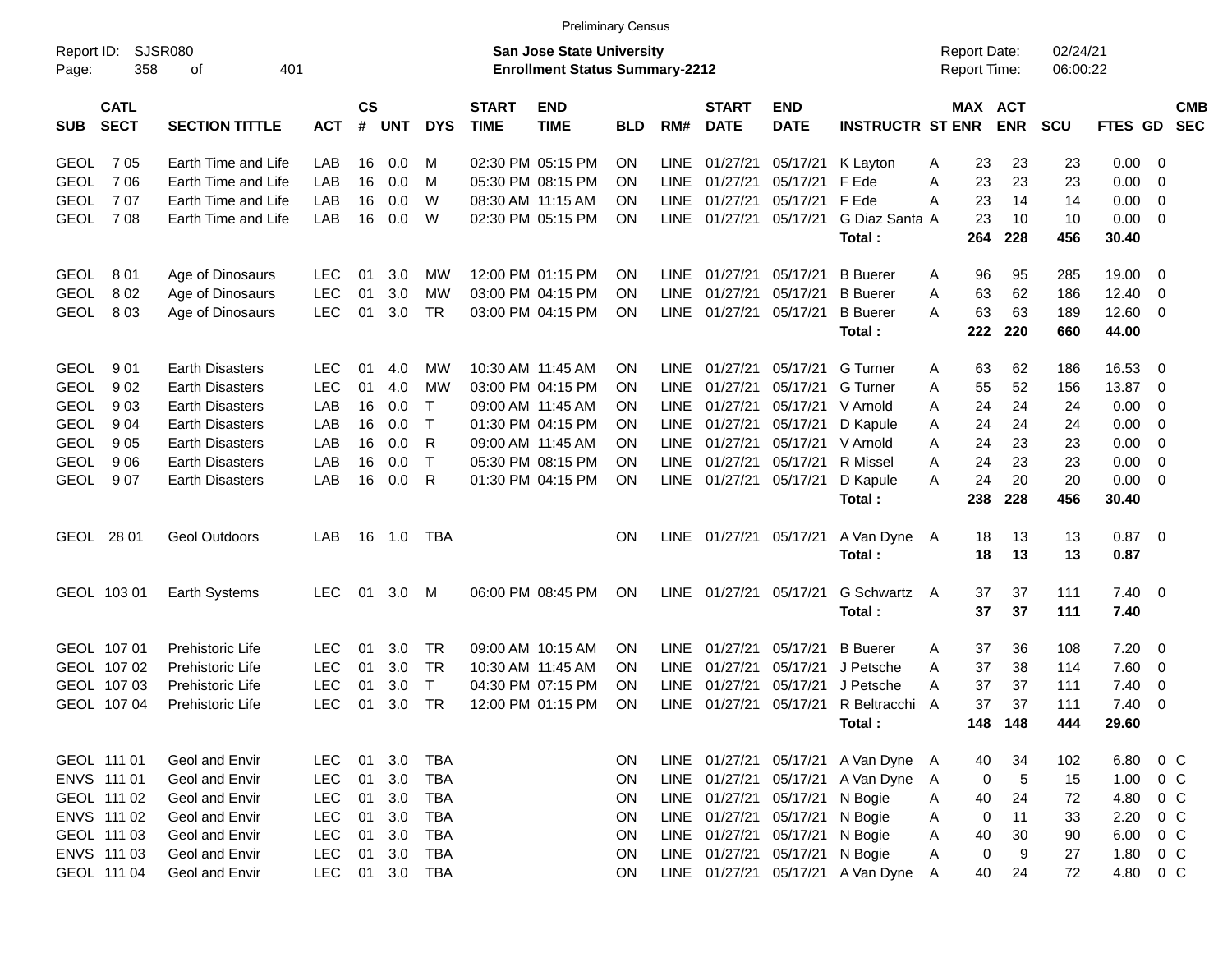Preliminary Census

Report ID: SJSR080
Page: 358 of 401

**San Jose State University**
**Enrollment Status Summary-2212**

Report Date: 02/24/21
Report Time: 06:00:22

| SUB | CATL SECT | SECTION TITTLE | ACT | CS # | UNT | DYS | START TIME | END TIME | BLD | RM# | START DATE | END DATE | INSTRUCTR | ST | MAX ENR | ACT ENR | SCU | FTES | GD | CMB SEC |
|---|---|---|---|---|---|---|---|---|---|---|---|---|---|---|---|---|---|---|---|---|
| GEOL | 7 05 | Earth Time and Life | LAB | 16 | 0.0 | M | 02:30 PM | 05:15 PM | ON | LINE | 01/27/21 | 05/17/21 | K Layton | A | 23 | 23 | 23 | 0.00 | 0 | |
| GEOL | 7 06 | Earth Time and Life | LAB | 16 | 0.0 | M | 05:30 PM | 08:15 PM | ON | LINE | 01/27/21 | 05/17/21 | F Ede | A | 23 | 23 | 23 | 0.00 | 0 | |
| GEOL | 7 07 | Earth Time and Life | LAB | 16 | 0.0 | W | 08:30 AM | 11:15 AM | ON | LINE | 01/27/21 | 05/17/21 | F Ede | A | 23 | 14 | 14 | 0.00 | 0 | |
| GEOL | 7 08 | Earth Time and Life | LAB | 16 | 0.0 | W | 02:30 PM | 05:15 PM | ON | LINE | 01/27/21 | 05/17/21 | G Diaz Santa | A | 23 | 10 | 10 | 0.00 | 0 | |
| | | | | | | | | | | | | | **Total :** | | **264** | **228** | **456** | **30.40** | | |
| GEOL | 8 01 | Age of Dinosaurs | LEC | 01 | 3.0 | MW | 12:00 PM | 01:15 PM | ON | LINE | 01/27/21 | 05/17/21 | B Buerer | A | 96 | 95 | 285 | 19.00 | 0 | |
| GEOL | 8 02 | Age of Dinosaurs | LEC | 01 | 3.0 | MW | 03:00 PM | 04:15 PM | ON | LINE | 01/27/21 | 05/17/21 | B Buerer | A | 63 | 62 | 186 | 12.40 | 0 | |
| GEOL | 8 03 | Age of Dinosaurs | LEC | 01 | 3.0 | TR | 03:00 PM | 04:15 PM | ON | LINE | 01/27/21 | 05/17/21 | B Buerer | A | 63 | 63 | 189 | 12.60 | 0 | |
| | | | | | | | | | | | | | **Total :** | | **222** | **220** | **660** | **44.00** | | |
| GEOL | 9 01 | Earth Disasters | LEC | 01 | 4.0 | MW | 10:30 AM | 11:45 AM | ON | LINE | 01/27/21 | 05/17/21 | G Turner | A | 63 | 62 | 186 | 16.53 | 0 | |
| GEOL | 9 02 | Earth Disasters | LEC | 01 | 4.0 | MW | 03:00 PM | 04:15 PM | ON | LINE | 01/27/21 | 05/17/21 | G Turner | A | 55 | 52 | 156 | 13.87 | 0 | |
| GEOL | 9 03 | Earth Disasters | LAB | 16 | 0.0 | T | 09:00 AM | 11:45 AM | ON | LINE | 01/27/21 | 05/17/21 | V Arnold | A | 24 | 24 | 24 | 0.00 | 0 | |
| GEOL | 9 04 | Earth Disasters | LAB | 16 | 0.0 | T | 01:30 PM | 04:15 PM | ON | LINE | 01/27/21 | 05/17/21 | D Kapule | A | 24 | 24 | 24 | 0.00 | 0 | |
| GEOL | 9 05 | Earth Disasters | LAB | 16 | 0.0 | R | 09:00 AM | 11:45 AM | ON | LINE | 01/27/21 | 05/17/21 | V Arnold | A | 24 | 23 | 23 | 0.00 | 0 | |
| GEOL | 9 06 | Earth Disasters | LAB | 16 | 0.0 | T | 05:30 PM | 08:15 PM | ON | LINE | 01/27/21 | 05/17/21 | R Missel | A | 24 | 23 | 23 | 0.00 | 0 | |
| GEOL | 9 07 | Earth Disasters | LAB | 16 | 0.0 | R | 01:30 PM | 04:15 PM | ON | LINE | 01/27/21 | 05/17/21 | D Kapule | A | 24 | 20 | 20 | 0.00 | 0 | |
| | | | | | | | | | | | | | **Total :** | | **238** | **228** | **456** | **30.40** | | |
| GEOL | 28 01 | Geol Outdoors | LAB | 16 | 1.0 | TBA | | | ON | LINE | 01/27/21 | 05/17/21 | A Van Dyne | A | 18 | 13 | 13 | 0.87 | 0 | |
| | | | | | | | | | | | | | **Total :** | | **18** | **13** | **13** | **0.87** | | |
| GEOL | 103 01 | Earth Systems | LEC | 01 | 3.0 | M | 06:00 PM | 08:45 PM | ON | LINE | 01/27/21 | 05/17/21 | G Schwartz | A | 37 | 37 | 111 | 7.40 | 0 | |
| | | | | | | | | | | | | | **Total :** | | **37** | **37** | **111** | **7.40** | | |
| GEOL | 107 01 | Prehistoric Life | LEC | 01 | 3.0 | TR | 09:00 AM | 10:15 AM | ON | LINE | 01/27/21 | 05/17/21 | B Buerer | A | 37 | 36 | 108 | 7.20 | 0 | |
| GEOL | 107 02 | Prehistoric Life | LEC | 01 | 3.0 | TR | 10:30 AM | 11:45 AM | ON | LINE | 01/27/21 | 05/17/21 | J Petsche | A | 37 | 38 | 114 | 7.60 | 0 | |
| GEOL | 107 03 | Prehistoric Life | LEC | 01 | 3.0 | T | 04:30 PM | 07:15 PM | ON | LINE | 01/27/21 | 05/17/21 | J Petsche | A | 37 | 37 | 111 | 7.40 | 0 | |
| GEOL | 107 04 | Prehistoric Life | LEC | 01 | 3.0 | TR | 12:00 PM | 01:15 PM | ON | LINE | 01/27/21 | 05/17/21 | R Beltracchi | A | 37 | 37 | 111 | 7.40 | 0 | |
| | | | | | | | | | | | | | **Total :** | | **148** | **148** | **444** | **29.60** | | |
| GEOL | 111 01 | Geol and Envir | LEC | 01 | 3.0 | TBA | | | ON | LINE | 01/27/21 | 05/17/21 | A Van Dyne | A | 40 | 34 | 102 | 6.80 | 0 | C |
| ENVS | 111 01 | Geol and Envir | LEC | 01 | 3.0 | TBA | | | ON | LINE | 01/27/21 | 05/17/21 | A Van Dyne | A | 0 | 5 | 15 | 1.00 | 0 | C |
| GEOL | 111 02 | Geol and Envir | LEC | 01 | 3.0 | TBA | | | ON | LINE | 01/27/21 | 05/17/21 | N Bogie | A | 40 | 24 | 72 | 4.80 | 0 | C |
| ENVS | 111 02 | Geol and Envir | LEC | 01 | 3.0 | TBA | | | ON | LINE | 01/27/21 | 05/17/21 | N Bogie | A | 0 | 11 | 33 | 2.20 | 0 | C |
| GEOL | 111 03 | Geol and Envir | LEC | 01 | 3.0 | TBA | | | ON | LINE | 01/27/21 | 05/17/21 | N Bogie | A | 40 | 30 | 90 | 6.00 | 0 | C |
| ENVS | 111 03 | Geol and Envir | LEC | 01 | 3.0 | TBA | | | ON | LINE | 01/27/21 | 05/17/21 | N Bogie | A | 0 | 9 | 27 | 1.80 | 0 | C |
| GEOL | 111 04 | Geol and Envir | LEC | 01 | 3.0 | TBA | | | ON | LINE | 01/27/21 | 05/17/21 | A Van Dyne | A | 40 | 24 | 72 | 4.80 | 0 | C |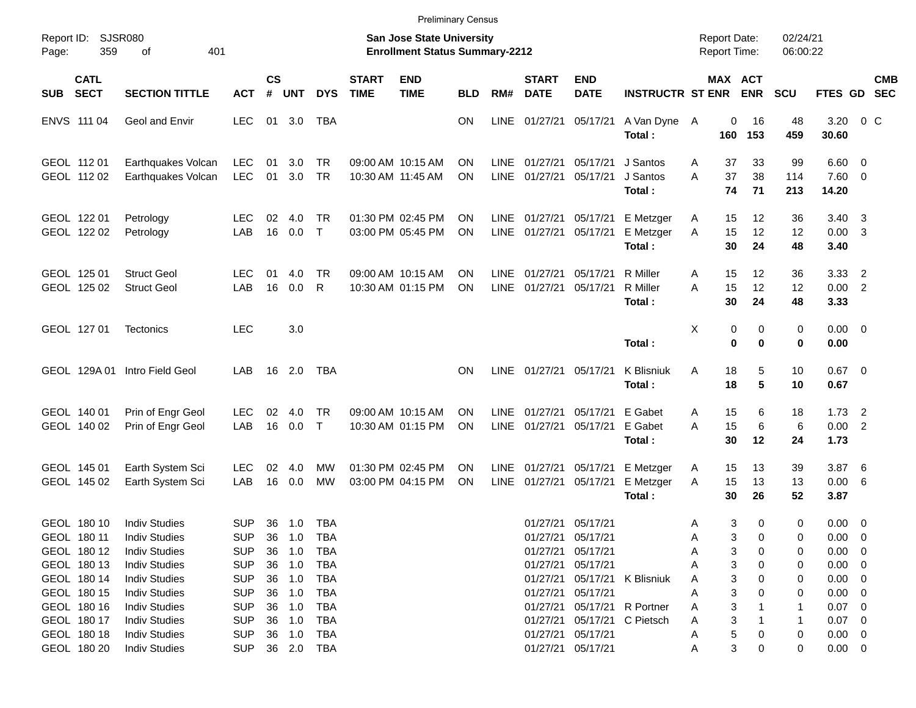Preliminary Census

Report ID: SJSR080

**San Jose State University**
**Enrollment Status Summary-2212**

Report Date: 02/24/21
Report Time: 06:00:22

| SUB | CATL SECT | SECTION TITTLE | ACT | CS # | UNT | DYS | START TIME | END TIME | BLD | RM# | START DATE | END DATE | INSTRUCTR | ST | MAX ENR | ACT ENR | SCU | FTES | GD | CMB SEC |
|---|---|---|---|---|---|---|---|---|---|---|---|---|---|---|---|---|---|---|---|---|
| ENVS | 111 04 | Geol and Envir | LEC | 01 | 3.0 | TBA | | | ON | LINE | 01/27/21 | 05/17/21 | A Van Dyne | A | 0 | 16 | 48 | 3.20 | 0 | C |
| | | | | | | | | | | | | | **Total :** | | **160** | **153** | **459** | **30.60** | | |
| GEOL | 112 01 | Earthquakes Volcan | LEC | 01 | 3.0 | TR | 09:00 AM | 10:15 AM | ON | LINE | 01/27/21 | 05/17/21 | J Santos | A | 37 | 33 | 99 | 6.60 | 0 | |
| GEOL | 112 02 | Earthquakes Volcan | LEC | 01 | 3.0 | TR | 10:30 AM | 11:45 AM | ON | LINE | 01/27/21 | 05/17/21 | J Santos | A | 37 | 38 | 114 | 7.60 | 0 | |
| | | | | | | | | | | | | | **Total :** | | **74** | **71** | **213** | **14.20** | | |
| GEOL | 122 01 | Petrology | LEC | 02 | 4.0 | TR | 01:30 PM | 02:45 PM | ON | LINE | 01/27/21 | 05/17/21 | E Metzger | A | 15 | 12 | 36 | 3.40 | 3 | |
| GEOL | 122 02 | Petrology | LAB | 16 | 0.0 | T | 03:00 PM | 05:45 PM | ON | LINE | 01/27/21 | 05/17/21 | E Metzger | A | 15 | 12 | 12 | 0.00 | 3 | |
| | | | | | | | | | | | | | **Total :** | | **30** | **24** | **48** | **3.40** | | |
| GEOL | 125 01 | Struct Geol | LEC | 01 | 4.0 | TR | 09:00 AM | 10:15 AM | ON | LINE | 01/27/21 | 05/17/21 | R Miller | A | 15 | 12 | 36 | 3.33 | 2 | |
| GEOL | 125 02 | Struct Geol | LAB | 16 | 0.0 | R | 10:30 AM | 01:15 PM | ON | LINE | 01/27/21 | 05/17/21 | R Miller | A | 15 | 12 | 12 | 0.00 | 2 | |
| | | | | | | | | | | | | | **Total :** | | **30** | **24** | **48** | **3.33** | | |
| GEOL | 127 01 | Tectonics | LEC | | 3.0 | | | | | | | | | X | 0 | 0 | 0 | 0.00 | 0 | |
| | | | | | | | | | | | | | **Total :** | | **0** | **0** | **0** | **0.00** | | |
| GEOL | 129A 01 | Intro Field Geol | LAB | 16 | 2.0 | TBA | | | ON | LINE | 01/27/21 | 05/17/21 | K Blisniuk | A | 18 | 5 | 10 | 0.67 | 0 | |
| | | | | | | | | | | | | | **Total :** | | **18** | **5** | **10** | **0.67** | | |
| GEOL | 140 01 | Prin of Engr Geol | LEC | 02 | 4.0 | TR | 09:00 AM | 10:15 AM | ON | LINE | 01/27/21 | 05/17/21 | E Gabet | A | 15 | 6 | 18 | 1.73 | 2 | |
| GEOL | 140 02 | Prin of Engr Geol | LAB | 16 | 0.0 | T | 10:30 AM | 01:15 PM | ON | LINE | 01/27/21 | 05/17/21 | E Gabet | A | 15 | 6 | 6 | 0.00 | 2 | |
| | | | | | | | | | | | | | **Total :** | | **30** | **12** | **24** | **1.73** | | |
| GEOL | 145 01 | Earth System Sci | LEC | 02 | 4.0 | MW | 01:30 PM | 02:45 PM | ON | LINE | 01/27/21 | 05/17/21 | E Metzger | A | 15 | 13 | 39 | 3.87 | 6 | |
| GEOL | 145 02 | Earth System Sci | LAB | 16 | 0.0 | MW | 03:00 PM | 04:15 PM | ON | LINE | 01/27/21 | 05/17/21 | E Metzger | A | 15 | 13 | 13 | 0.00 | 6 | |
| | | | | | | | | | | | | | **Total :** | | **30** | **26** | **52** | **3.87** | | |
| GEOL | 180 10 | Indiv Studies | SUP | 36 | 1.0 | TBA | | | | | 01/27/21 | 05/17/21 | | A | 3 | 0 | 0 | 0.00 | 0 | |
| GEOL | 180 11 | Indiv Studies | SUP | 36 | 1.0 | TBA | | | | | 01/27/21 | 05/17/21 | | A | 3 | 0 | 0 | 0.00 | 0 | |
| GEOL | 180 12 | Indiv Studies | SUP | 36 | 1.0 | TBA | | | | | 01/27/21 | 05/17/21 | | A | 3 | 0 | 0 | 0.00 | 0 | |
| GEOL | 180 13 | Indiv Studies | SUP | 36 | 1.0 | TBA | | | | | 01/27/21 | 05/17/21 | | A | 3 | 0 | 0 | 0.00 | 0 | |
| GEOL | 180 14 | Indiv Studies | SUP | 36 | 1.0 | TBA | | | | | 01/27/21 | 05/17/21 | K Blisniuk | A | 3 | 0 | 0 | 0.00 | 0 | |
| GEOL | 180 15 | Indiv Studies | SUP | 36 | 1.0 | TBA | | | | | 01/27/21 | 05/17/21 | | A | 3 | 0 | 0 | 0.00 | 0 | |
| GEOL | 180 16 | Indiv Studies | SUP | 36 | 1.0 | TBA | | | | | 01/27/21 | 05/17/21 | R Portner | A | 3 | 1 | 1 | 0.07 | 0 | |
| GEOL | 180 17 | Indiv Studies | SUP | 36 | 1.0 | TBA | | | | | 01/27/21 | 05/17/21 | C Pietsch | A | 3 | 1 | 1 | 0.07 | 0 | |
| GEOL | 180 18 | Indiv Studies | SUP | 36 | 1.0 | TBA | | | | | 01/27/21 | 05/17/21 | | A | 5 | 0 | 0 | 0.00 | 0 | |
| GEOL | 180 20 | Indiv Studies | SUP | 36 | 2.0 | TBA | | | | | 01/27/21 | 05/17/21 | | A | 3 | 0 | 0 | 0.00 | 0 | |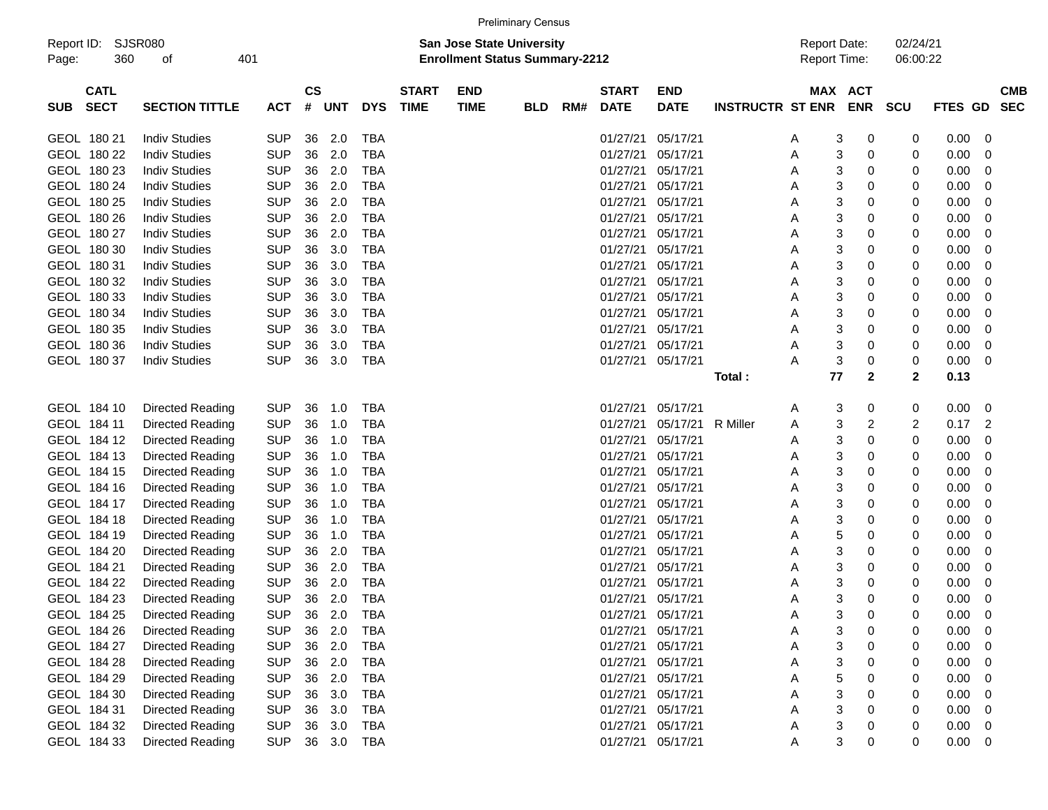Preliminary Census

Report ID: SJSR080

**San Jose State University**
**Enrollment Status Summary-2212**

Report Date: 02/24/21
Report Time: 06:00:22

| SUB | CATL SECT | SECTION TITTLE | ACT | CS # | UNT | DYS | START TIME | END TIME | BLD | RM# | START DATE | END DATE | INSTRUCTR | ST | MAX ENR | ACT ENR | SCU | FTES | GD | CMB SEC |
|---|---|---|---|---|---|---|---|---|---|---|---|---|---|---|---|---|---|---|---|---|
| GEOL | 180 21 | Indiv Studies | SUP | 36 | 2.0 | TBA | | | | | 01/27/21 | 05/17/21 | | A | 3 | 0 | 0 | 0.00 | 0 | |
| GEOL | 180 22 | Indiv Studies | SUP | 36 | 2.0 | TBA | | | | | 01/27/21 | 05/17/21 | | A | 3 | 0 | 0 | 0.00 | 0 | |
| GEOL | 180 23 | Indiv Studies | SUP | 36 | 2.0 | TBA | | | | | 01/27/21 | 05/17/21 | | A | 3 | 0 | 0 | 0.00 | 0 | |
| GEOL | 180 24 | Indiv Studies | SUP | 36 | 2.0 | TBA | | | | | 01/27/21 | 05/17/21 | | A | 3 | 0 | 0 | 0.00 | 0 | |
| GEOL | 180 25 | Indiv Studies | SUP | 36 | 2.0 | TBA | | | | | 01/27/21 | 05/17/21 | | A | 3 | 0 | 0 | 0.00 | 0 | |
| GEOL | 180 26 | Indiv Studies | SUP | 36 | 2.0 | TBA | | | | | 01/27/21 | 05/17/21 | | A | 3 | 0 | 0 | 0.00 | 0 | |
| GEOL | 180 27 | Indiv Studies | SUP | 36 | 2.0 | TBA | | | | | 01/27/21 | 05/17/21 | | A | 3 | 0 | 0 | 0.00 | 0 | |
| GEOL | 180 30 | Indiv Studies | SUP | 36 | 3.0 | TBA | | | | | 01/27/21 | 05/17/21 | | A | 3 | 0 | 0 | 0.00 | 0 | |
| GEOL | 180 31 | Indiv Studies | SUP | 36 | 3.0 | TBA | | | | | 01/27/21 | 05/17/21 | | A | 3 | 0 | 0 | 0.00 | 0 | |
| GEOL | 180 32 | Indiv Studies | SUP | 36 | 3.0 | TBA | | | | | 01/27/21 | 05/17/21 | | A | 3 | 0 | 0 | 0.00 | 0 | |
| GEOL | 180 33 | Indiv Studies | SUP | 36 | 3.0 | TBA | | | | | 01/27/21 | 05/17/21 | | A | 3 | 0 | 0 | 0.00 | 0 | |
| GEOL | 180 34 | Indiv Studies | SUP | 36 | 3.0 | TBA | | | | | 01/27/21 | 05/17/21 | | A | 3 | 0 | 0 | 0.00 | 0 | |
| GEOL | 180 35 | Indiv Studies | SUP | 36 | 3.0 | TBA | | | | | 01/27/21 | 05/17/21 | | A | 3 | 0 | 0 | 0.00 | 0 | |
| GEOL | 180 36 | Indiv Studies | SUP | 36 | 3.0 | TBA | | | | | 01/27/21 | 05/17/21 | | A | 3 | 0 | 0 | 0.00 | 0 | |
| GEOL | 180 37 | Indiv Studies | SUP | 36 | 3.0 | TBA | | | | | 01/27/21 | 05/17/21 | | A | 3 | 0 | 0 | 0.00 | 0 | |
| | | | | | | | | | | | | | **Total :** | | **77** | **2** | **2** | **0.13** | | |
| GEOL | 184 10 | Directed Reading | SUP | 36 | 1.0 | TBA | | | | | 01/27/21 | 05/17/21 | | A | 3 | 0 | 0 | 0.00 | 0 | |
| GEOL | 184 11 | Directed Reading | SUP | 36 | 1.0 | TBA | | | | | 01/27/21 | 05/17/21 | R Miller | A | 3 | 2 | 2 | 0.17 | 2 | |
| GEOL | 184 12 | Directed Reading | SUP | 36 | 1.0 | TBA | | | | | 01/27/21 | 05/17/21 | | A | 3 | 0 | 0 | 0.00 | 0 | |
| GEOL | 184 13 | Directed Reading | SUP | 36 | 1.0 | TBA | | | | | 01/27/21 | 05/17/21 | | A | 3 | 0 | 0 | 0.00 | 0 | |
| GEOL | 184 15 | Directed Reading | SUP | 36 | 1.0 | TBA | | | | | 01/27/21 | 05/17/21 | | A | 3 | 0 | 0 | 0.00 | 0 | |
| GEOL | 184 16 | Directed Reading | SUP | 36 | 1.0 | TBA | | | | | 01/27/21 | 05/17/21 | | A | 3 | 0 | 0 | 0.00 | 0 | |
| GEOL | 184 17 | Directed Reading | SUP | 36 | 1.0 | TBA | | | | | 01/27/21 | 05/17/21 | | A | 3 | 0 | 0 | 0.00 | 0 | |
| GEOL | 184 18 | Directed Reading | SUP | 36 | 1.0 | TBA | | | | | 01/27/21 | 05/17/21 | | A | 3 | 0 | 0 | 0.00 | 0 | |
| GEOL | 184 19 | Directed Reading | SUP | 36 | 1.0 | TBA | | | | | 01/27/21 | 05/17/21 | | A | 5 | 0 | 0 | 0.00 | 0 | |
| GEOL | 184 20 | Directed Reading | SUP | 36 | 2.0 | TBA | | | | | 01/27/21 | 05/17/21 | | A | 3 | 0 | 0 | 0.00 | 0 | |
| GEOL | 184 21 | Directed Reading | SUP | 36 | 2.0 | TBA | | | | | 01/27/21 | 05/17/21 | | A | 3 | 0 | 0 | 0.00 | 0 | |
| GEOL | 184 22 | Directed Reading | SUP | 36 | 2.0 | TBA | | | | | 01/27/21 | 05/17/21 | | A | 3 | 0 | 0 | 0.00 | 0 | |
| GEOL | 184 23 | Directed Reading | SUP | 36 | 2.0 | TBA | | | | | 01/27/21 | 05/17/21 | | A | 3 | 0 | 0 | 0.00 | 0 | |
| GEOL | 184 25 | Directed Reading | SUP | 36 | 2.0 | TBA | | | | | 01/27/21 | 05/17/21 | | A | 3 | 0 | 0 | 0.00 | 0 | |
| GEOL | 184 26 | Directed Reading | SUP | 36 | 2.0 | TBA | | | | | 01/27/21 | 05/17/21 | | A | 3 | 0 | 0 | 0.00 | 0 | |
| GEOL | 184 27 | Directed Reading | SUP | 36 | 2.0 | TBA | | | | | 01/27/21 | 05/17/21 | | A | 3 | 0 | 0 | 0.00 | 0 | |
| GEOL | 184 28 | Directed Reading | SUP | 36 | 2.0 | TBA | | | | | 01/27/21 | 05/17/21 | | A | 3 | 0 | 0 | 0.00 | 0 | |
| GEOL | 184 29 | Directed Reading | SUP | 36 | 2.0 | TBA | | | | | 01/27/21 | 05/17/21 | | A | 5 | 0 | 0 | 0.00 | 0 | |
| GEOL | 184 30 | Directed Reading | SUP | 36 | 3.0 | TBA | | | | | 01/27/21 | 05/17/21 | | A | 3 | 0 | 0 | 0.00 | 0 | |
| GEOL | 184 31 | Directed Reading | SUP | 36 | 3.0 | TBA | | | | | 01/27/21 | 05/17/21 | | A | 3 | 0 | 0 | 0.00 | 0 | |
| GEOL | 184 32 | Directed Reading | SUP | 36 | 3.0 | TBA | | | | | 01/27/21 | 05/17/21 | | A | 3 | 0 | 0 | 0.00 | 0 | |
| GEOL | 184 33 | Directed Reading | SUP | 36 | 3.0 | TBA | | | | | 01/27/21 | 05/17/21 | | A | 3 | 0 | 0 | 0.00 | 0 | |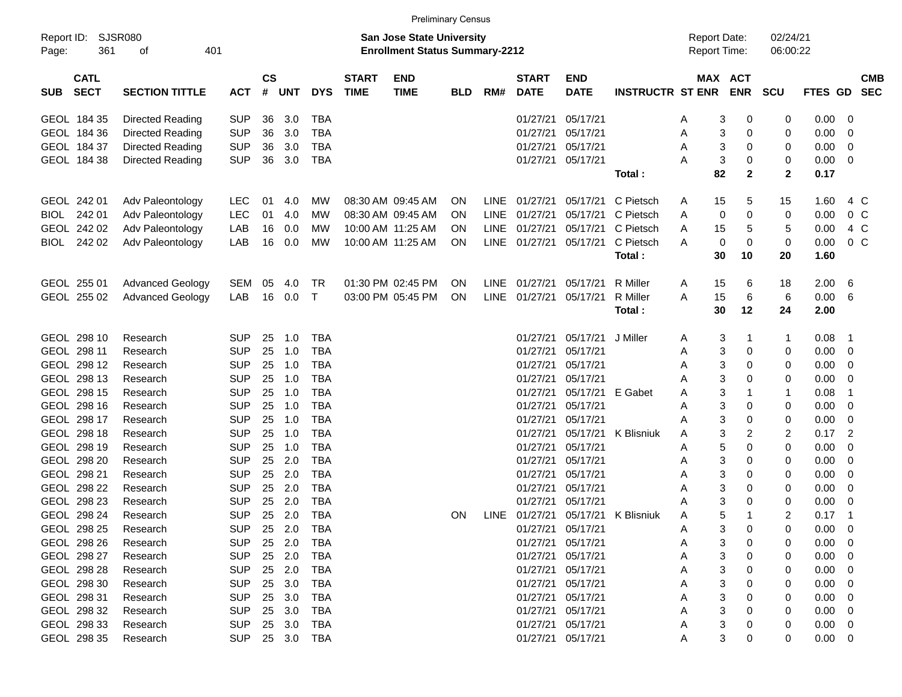Preliminary Census

Report ID: SJSR080
Page: 361 of 401

**San Jose State University**
**Enrollment Status Summary-2212**

Report Date: 02/24/21
Report Time: 06:00:22

| SUB | CATL SECT | SECTION TITTLE | ACT | CS # | UNT | DYS | START TIME | END TIME | BLD | RM# | START DATE | END DATE | INSTRUCTR | ST | MAX ENR | ACT ENR | SCU | FTES | GD | CMB SEC |
|---|---|---|---|---|---|---|---|---|---|---|---|---|---|---|---|---|---|---|---|---|
| GEOL | 184 35 | Directed Reading | SUP | 36 | 3.0 | TBA | | | | | 01/27/21 | 05/17/21 | | A | 3 | 0 | 0 | 0.00 | 0 | |
| GEOL | 184 36 | Directed Reading | SUP | 36 | 3.0 | TBA | | | | | 01/27/21 | 05/17/21 | | A | 3 | 0 | 0 | 0.00 | 0 | |
| GEOL | 184 37 | Directed Reading | SUP | 36 | 3.0 | TBA | | | | | 01/27/21 | 05/17/21 | | A | 3 | 0 | 0 | 0.00 | 0 | |
| GEOL | 184 38 | Directed Reading | SUP | 36 | 3.0 | TBA | | | | | 01/27/21 | 05/17/21 | | A | 3 | 0 | 0 | 0.00 | 0 | |
| | | | | | | | | | | | | | **Total :** | | **82** | **2** | **2** | **0.17** | | |
| GEOL | 242 01 | Adv Paleontology | LEC | 01 | 4.0 | MW | 08:30 AM | 09:45 AM | ON | LINE | 01/27/21 | 05/17/21 | C Pietsch | A | 15 | 5 | 15 | 1.60 | 4 | C |
| BIOL | 242 01 | Adv Paleontology | LEC | 01 | 4.0 | MW | 08:30 AM | 09:45 AM | ON | LINE | 01/27/21 | 05/17/21 | C Pietsch | A | 0 | 0 | 0 | 0.00 | 0 | C |
| GEOL | 242 02 | Adv Paleontology | LAB | 16 | 0.0 | MW | 10:00 AM | 11:25 AM | ON | LINE | 01/27/21 | 05/17/21 | C Pietsch | A | 15 | 5 | 5 | 0.00 | 4 | C |
| BIOL | 242 02 | Adv Paleontology | LAB | 16 | 0.0 | MW | 10:00 AM | 11:25 AM | ON | LINE | 01/27/21 | 05/17/21 | C Pietsch | A | 0 | 0 | 0 | 0.00 | 0 | C |
| | | | | | | | | | | | | | **Total :** | | **30** | **10** | **20** | **1.60** | | |
| GEOL | 255 01 | Advanced Geology | SEM | 05 | 4.0 | TR | 01:30 PM | 02:45 PM | ON | LINE | 01/27/21 | 05/17/21 | R Miller | A | 15 | 6 | 18 | 2.00 | 6 | |
| GEOL | 255 02 | Advanced Geology | LAB | 16 | 0.0 | T | 03:00 PM | 05:45 PM | ON | LINE | 01/27/21 | 05/17/21 | R Miller | A | 15 | 6 | 6 | 0.00 | 6 | |
| | | | | | | | | | | | | | **Total :** | | **30** | **12** | **24** | **2.00** | | |
| GEOL | 298 10 | Research | SUP | 25 | 1.0 | TBA | | | | | 01/27/21 | 05/17/21 | J Miller | A | 3 | 1 | 1 | 0.08 | 1 | |
| GEOL | 298 11 | Research | SUP | 25 | 1.0 | TBA | | | | | 01/27/21 | 05/17/21 | | A | 3 | 0 | 0 | 0.00 | 0 | |
| GEOL | 298 12 | Research | SUP | 25 | 1.0 | TBA | | | | | 01/27/21 | 05/17/21 | | A | 3 | 0 | 0 | 0.00 | 0 | |
| GEOL | 298 13 | Research | SUP | 25 | 1.0 | TBA | | | | | 01/27/21 | 05/17/21 | | A | 3 | 0 | 0 | 0.00 | 0 | |
| GEOL | 298 15 | Research | SUP | 25 | 1.0 | TBA | | | | | 01/27/21 | 05/17/21 | E Gabet | A | 3 | 1 | 1 | 0.08 | 1 | |
| GEOL | 298 16 | Research | SUP | 25 | 1.0 | TBA | | | | | 01/27/21 | 05/17/21 | | A | 3 | 0 | 0 | 0.00 | 0 | |
| GEOL | 298 17 | Research | SUP | 25 | 1.0 | TBA | | | | | 01/27/21 | 05/17/21 | | A | 3 | 0 | 0 | 0.00 | 0 | |
| GEOL | 298 18 | Research | SUP | 25 | 1.0 | TBA | | | | | 01/27/21 | 05/17/21 | K Blisniuk | A | 3 | 2 | 2 | 0.17 | 2 | |
| GEOL | 298 19 | Research | SUP | 25 | 1.0 | TBA | | | | | 01/27/21 | 05/17/21 | | A | 5 | 0 | 0 | 0.00 | 0 | |
| GEOL | 298 20 | Research | SUP | 25 | 2.0 | TBA | | | | | 01/27/21 | 05/17/21 | | A | 3 | 0 | 0 | 0.00 | 0 | |
| GEOL | 298 21 | Research | SUP | 25 | 2.0 | TBA | | | | | 01/27/21 | 05/17/21 | | A | 3 | 0 | 0 | 0.00 | 0 | |
| GEOL | 298 22 | Research | SUP | 25 | 2.0 | TBA | | | | | 01/27/21 | 05/17/21 | | A | 3 | 0 | 0 | 0.00 | 0 | |
| GEOL | 298 23 | Research | SUP | 25 | 2.0 | TBA | | | | | 01/27/21 | 05/17/21 | | A | 3 | 0 | 0 | 0.00 | 0 | |
| GEOL | 298 24 | Research | SUP | 25 | 2.0 | TBA | | | ON | LINE | 01/27/21 | 05/17/21 | K Blisniuk | A | 5 | 1 | 2 | 0.17 | 1 | |
| GEOL | 298 25 | Research | SUP | 25 | 2.0 | TBA | | | | | 01/27/21 | 05/17/21 | | A | 3 | 0 | 0 | 0.00 | 0 | |
| GEOL | 298 26 | Research | SUP | 25 | 2.0 | TBA | | | | | 01/27/21 | 05/17/21 | | A | 3 | 0 | 0 | 0.00 | 0 | |
| GEOL | 298 27 | Research | SUP | 25 | 2.0 | TBA | | | | | 01/27/21 | 05/17/21 | | A | 3 | 0 | 0 | 0.00 | 0 | |
| GEOL | 298 28 | Research | SUP | 25 | 2.0 | TBA | | | | | 01/27/21 | 05/17/21 | | A | 3 | 0 | 0 | 0.00 | 0 | |
| GEOL | 298 30 | Research | SUP | 25 | 3.0 | TBA | | | | | 01/27/21 | 05/17/21 | | A | 3 | 0 | 0 | 0.00 | 0 | |
| GEOL | 298 31 | Research | SUP | 25 | 3.0 | TBA | | | | | 01/27/21 | 05/17/21 | | A | 3 | 0 | 0 | 0.00 | 0 | |
| GEOL | 298 32 | Research | SUP | 25 | 3.0 | TBA | | | | | 01/27/21 | 05/17/21 | | A | 3 | 0 | 0 | 0.00 | 0 | |
| GEOL | 298 33 | Research | SUP | 25 | 3.0 | TBA | | | | | 01/27/21 | 05/17/21 | | A | 3 | 0 | 0 | 0.00 | 0 | |
| GEOL | 298 35 | Research | SUP | 25 | 3.0 | TBA | | | | | 01/27/21 | 05/17/21 | | A | 3 | 0 | 0 | 0.00 | 0 | |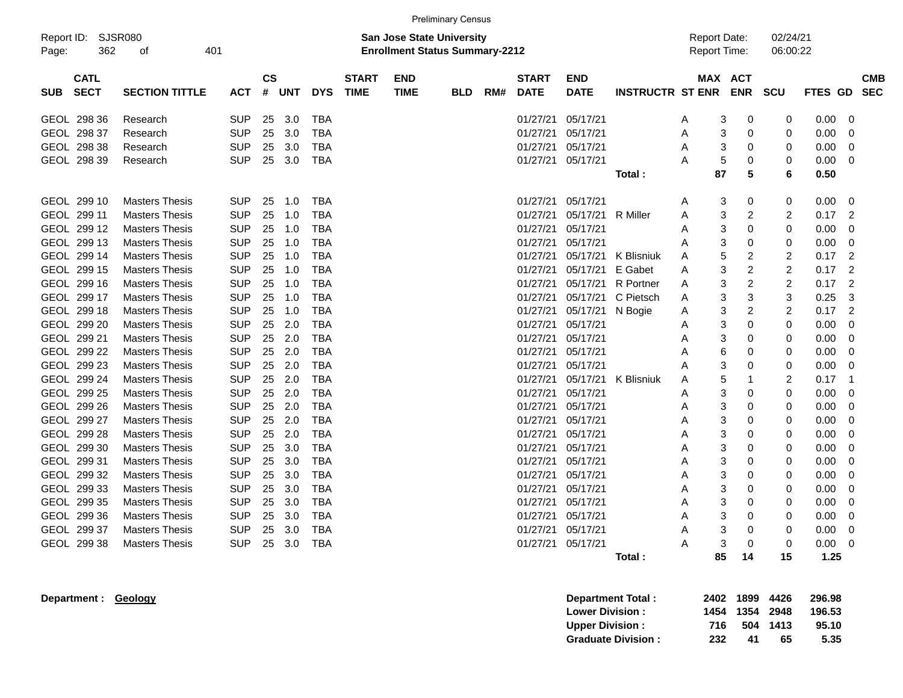Preliminary Census

Report ID: SJSR080

**San Jose State University**
**Enrollment Status Summary-2212**

Report Date: 02/24/21
Report Time: 06:00:22

| SUB | CATL SECT | SECTION TITTLE | ACT | CS # | UNT | DYS | START TIME | END TIME | BLD | RM# | START DATE | END DATE | INSTRUCTR | ST | MAX ENR | ACT ENR | SCU | FTES | GD | CMB SEC |
|---|---|---|---|---|---|---|---|---|---|---|---|---|---|---|---|---|---|---|---|---|
| GEOL | 298 36 | Research | SUP | 25 | 3.0 | TBA | | | | | 01/27/21 | 05/17/21 | | A | 3 | 0 | 0 | 0.00 | 0 | |
| GEOL | 298 37 | Research | SUP | 25 | 3.0 | TBA | | | | | 01/27/21 | 05/17/21 | | A | 3 | 0 | 0 | 0.00 | 0 | |
| GEOL | 298 38 | Research | SUP | 25 | 3.0 | TBA | | | | | 01/27/21 | 05/17/21 | | A | 3 | 0 | 0 | 0.00 | 0 | |
| GEOL | 298 39 | Research | SUP | 25 | 3.0 | TBA | | | | | 01/27/21 | 05/17/21 | | A | 5 | 0 | 0 | 0.00 | 0 | |
| | | | | | | | | | | | | | **Total :** | | **87** | **5** | **6** | **0.50** | | |
| GEOL | 299 10 | Masters Thesis | SUP | 25 | 1.0 | TBA | | | | | 01/27/21 | 05/17/21 | | A | 3 | 0 | 0 | 0.00 | 0 | |
| GEOL | 299 11 | Masters Thesis | SUP | 25 | 1.0 | TBA | | | | | 01/27/21 | 05/17/21 | R Miller | A | 3 | 2 | 2 | 0.17 | 2 | |
| GEOL | 299 12 | Masters Thesis | SUP | 25 | 1.0 | TBA | | | | | 01/27/21 | 05/17/21 | | A | 3 | 0 | 0 | 0.00 | 0 | |
| GEOL | 299 13 | Masters Thesis | SUP | 25 | 1.0 | TBA | | | | | 01/27/21 | 05/17/21 | | A | 3 | 0 | 0 | 0.00 | 0 | |
| GEOL | 299 14 | Masters Thesis | SUP | 25 | 1.0 | TBA | | | | | 01/27/21 | 05/17/21 | K Blisniuk | A | 5 | 2 | 2 | 0.17 | 2 | |
| GEOL | 299 15 | Masters Thesis | SUP | 25 | 1.0 | TBA | | | | | 01/27/21 | 05/17/21 | E Gabet | A | 3 | 2 | 2 | 0.17 | 2 | |
| GEOL | 299 16 | Masters Thesis | SUP | 25 | 1.0 | TBA | | | | | 01/27/21 | 05/17/21 | R Portner | A | 3 | 2 | 2 | 0.17 | 2 | |
| GEOL | 299 17 | Masters Thesis | SUP | 25 | 1.0 | TBA | | | | | 01/27/21 | 05/17/21 | C Pietsch | A | 3 | 3 | 3 | 0.25 | 3 | |
| GEOL | 299 18 | Masters Thesis | SUP | 25 | 1.0 | TBA | | | | | 01/27/21 | 05/17/21 | N Bogie | A | 3 | 2 | 2 | 0.17 | 2 | |
| GEOL | 299 20 | Masters Thesis | SUP | 25 | 2.0 | TBA | | | | | 01/27/21 | 05/17/21 | | A | 3 | 0 | 0 | 0.00 | 0 | |
| GEOL | 299 21 | Masters Thesis | SUP | 25 | 2.0 | TBA | | | | | 01/27/21 | 05/17/21 | | A | 3 | 0 | 0 | 0.00 | 0 | |
| GEOL | 299 22 | Masters Thesis | SUP | 25 | 2.0 | TBA | | | | | 01/27/21 | 05/17/21 | | A | 6 | 0 | 0 | 0.00 | 0 | |
| GEOL | 299 23 | Masters Thesis | SUP | 25 | 2.0 | TBA | | | | | 01/27/21 | 05/17/21 | | A | 3 | 0 | 0 | 0.00 | 0 | |
| GEOL | 299 24 | Masters Thesis | SUP | 25 | 2.0 | TBA | | | | | 01/27/21 | 05/17/21 | K Blisniuk | A | 5 | 1 | 2 | 0.17 | 1 | |
| GEOL | 299 25 | Masters Thesis | SUP | 25 | 2.0 | TBA | | | | | 01/27/21 | 05/17/21 | | A | 3 | 0 | 0 | 0.00 | 0 | |
| GEOL | 299 26 | Masters Thesis | SUP | 25 | 2.0 | TBA | | | | | 01/27/21 | 05/17/21 | | A | 3 | 0 | 0 | 0.00 | 0 | |
| GEOL | 299 27 | Masters Thesis | SUP | 25 | 2.0 | TBA | | | | | 01/27/21 | 05/17/21 | | A | 3 | 0 | 0 | 0.00 | 0 | |
| GEOL | 299 28 | Masters Thesis | SUP | 25 | 2.0 | TBA | | | | | 01/27/21 | 05/17/21 | | A | 3 | 0 | 0 | 0.00 | 0 | |
| GEOL | 299 30 | Masters Thesis | SUP | 25 | 3.0 | TBA | | | | | 01/27/21 | 05/17/21 | | A | 3 | 0 | 0 | 0.00 | 0 | |
| GEOL | 299 31 | Masters Thesis | SUP | 25 | 3.0 | TBA | | | | | 01/27/21 | 05/17/21 | | A | 3 | 0 | 0 | 0.00 | 0 | |
| GEOL | 299 32 | Masters Thesis | SUP | 25 | 3.0 | TBA | | | | | 01/27/21 | 05/17/21 | | A | 3 | 0 | 0 | 0.00 | 0 | |
| GEOL | 299 33 | Masters Thesis | SUP | 25 | 3.0 | TBA | | | | | 01/27/21 | 05/17/21 | | A | 3 | 0 | 0 | 0.00 | 0 | |
| GEOL | 299 35 | Masters Thesis | SUP | 25 | 3.0 | TBA | | | | | 01/27/21 | 05/17/21 | | A | 3 | 0 | 0 | 0.00 | 0 | |
| GEOL | 299 36 | Masters Thesis | SUP | 25 | 3.0 | TBA | | | | | 01/27/21 | 05/17/21 | | A | 3 | 0 | 0 | 0.00 | 0 | |
| GEOL | 299 37 | Masters Thesis | SUP | 25 | 3.0 | TBA | | | | | 01/27/21 | 05/17/21 | | A | 3 | 0 | 0 | 0.00 | 0 | |
| GEOL | 299 38 | Masters Thesis | SUP | 25 | 3.0 | TBA | | | | | 01/27/21 | 05/17/21 | | A | 3 | 0 | 0 | 0.00 | 0 | |
| | | | | | | | | | | | | | **Total :** | | **85** | **14** | **15** | **1.25** | | |

**Department :** **Geology**

| | MAX ENR | ACT ENR | SCU | FTES |
|---|---|---|---|---|
| **Department Total :** | **2402** | **1899** | **4426** | **296.98** |
| **Lower Division :** | **1454** | **1354** | **2948** | **196.53** |
| **Upper Division :** | **716** | **504** | **1413** | **95.10** |
| **Graduate Division :** | **232** | **41** | **65** | **5.35** |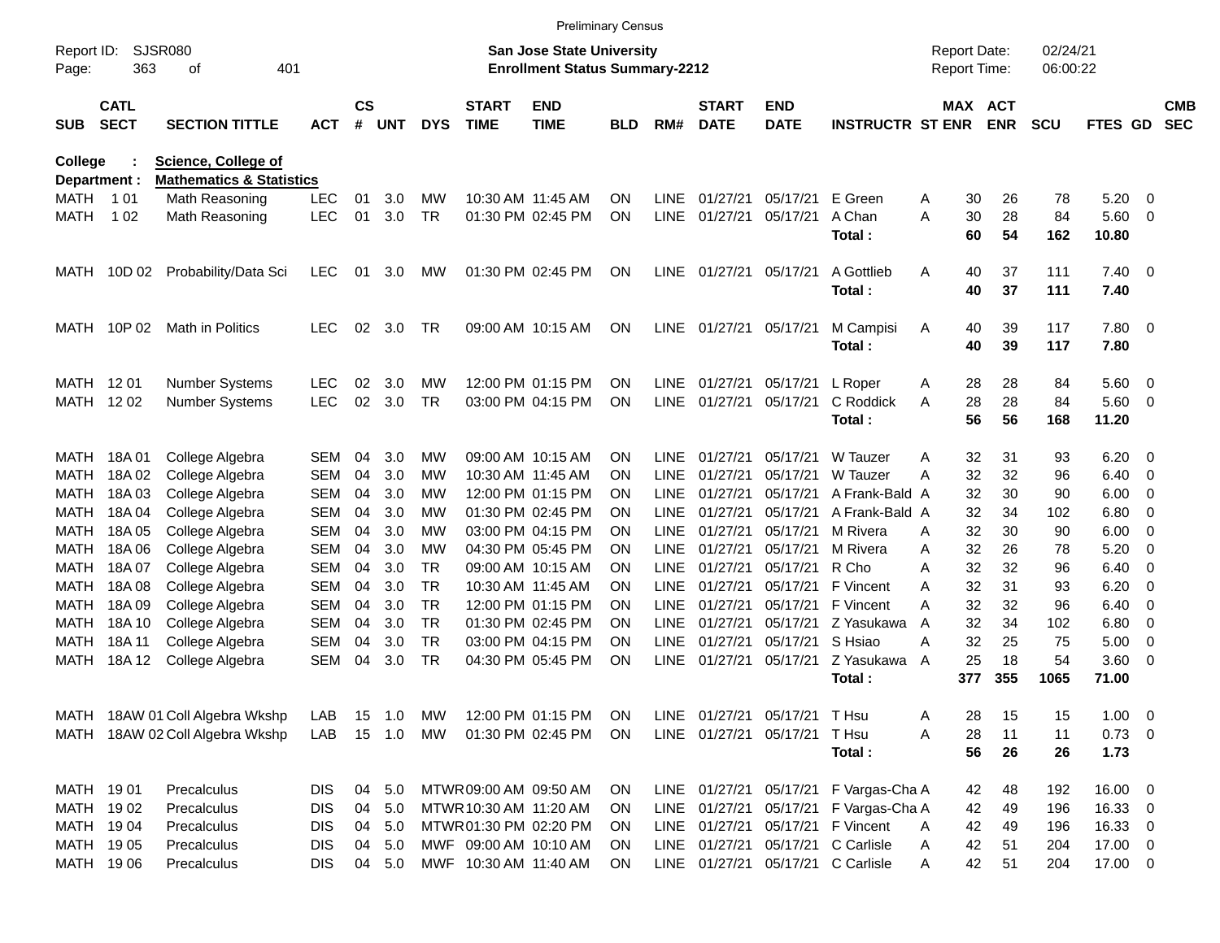Preliminary Census

Report ID: SJSR080 | San Jose State University | Report Date: 02/24/21
Enrollment Status Summary-2212 | Report Time: 06:00:22

College : Science, College of
Department : Mathematics & Statistics

| SUB | CATL SECT | SECTION TITTLE | ACT | CS # | UNT | DYS | START TIME | END TIME | BLD | RM# | START DATE | END DATE | INSTRUCTR | ST | MAX ENR | ACT ENR | SCU | FTES | GD | CMB SEC |
|---|---|---|---|---|---|---|---|---|---|---|---|---|---|---|---|---|---|---|---|---|
| MATH | 1 01 | Math Reasoning | LEC | 01 | 3.0 | MW | 10:30 AM | 11:45 AM | ON | LINE | 01/27/21 | 05/17/21 | E Green | A | 30 | 26 | 78 | 5.20 | 0 | |
| MATH | 1 02 | Math Reasoning | LEC | 01 | 3.0 | TR | 01:30 PM | 02:45 PM | ON | LINE | 01/27/21 | 05/17/21 | A Chan | A | 30 | 28 | 84 | 5.60 | 0 | |
| | | | | | | | | | | | | | **Total :** | | **60** | **54** | **162** | **10.80** | | |
| MATH | 10D 02 | Probability/Data Sci | LEC | 01 | 3.0 | MW | 01:30 PM | 02:45 PM | ON | LINE | 01/27/21 | 05/17/21 | A Gottlieb | A | 40 | 37 | 111 | 7.40 | 0 | |
| | | | | | | | | | | | | | **Total :** | | **40** | **37** | **111** | **7.40** | | |
| MATH | 10P 02 | Math in Politics | LEC | 02 | 3.0 | TR | 09:00 AM | 10:15 AM | ON | LINE | 01/27/21 | 05/17/21 | M Campisi | A | 40 | 39 | 117 | 7.80 | 0 | |
| | | | | | | | | | | | | | **Total :** | | **40** | **39** | **117** | **7.80** | | |
| MATH | 12 01 | Number Systems | LEC | 02 | 3.0 | MW | 12:00 PM | 01:15 PM | ON | LINE | 01/27/21 | 05/17/21 | L Roper | A | 28 | 28 | 84 | 5.60 | 0 | |
| MATH | 12 02 | Number Systems | LEC | 02 | 3.0 | TR | 03:00 PM | 04:15 PM | ON | LINE | 01/27/21 | 05/17/21 | C Roddick | A | 28 | 28 | 84 | 5.60 | 0 | |
| | | | | | | | | | | | | | **Total :** | | **56** | **56** | **168** | **11.20** | | |
| MATH | 18A 01 | College Algebra | SEM | 04 | 3.0 | MW | 09:00 AM | 10:15 AM | ON | LINE | 01/27/21 | 05/17/21 | W Tauzer | A | 32 | 31 | 93 | 6.20 | 0 | |
| MATH | 18A 02 | College Algebra | SEM | 04 | 3.0 | MW | 10:30 AM | 11:45 AM | ON | LINE | 01/27/21 | 05/17/21 | W Tauzer | A | 32 | 32 | 96 | 6.40 | 0 | |
| MATH | 18A 03 | College Algebra | SEM | 04 | 3.0 | MW | 12:00 PM | 01:15 PM | ON | LINE | 01/27/21 | 05/17/21 | A Frank-Bald | A | 32 | 30 | 90 | 6.00 | 0 | |
| MATH | 18A 04 | College Algebra | SEM | 04 | 3.0 | MW | 01:30 PM | 02:45 PM | ON | LINE | 01/27/21 | 05/17/21 | A Frank-Bald | A | 32 | 34 | 102 | 6.80 | 0 | |
| MATH | 18A 05 | College Algebra | SEM | 04 | 3.0 | MW | 03:00 PM | 04:15 PM | ON | LINE | 01/27/21 | 05/17/21 | M Rivera | A | 32 | 30 | 90 | 6.00 | 0 | |
| MATH | 18A 06 | College Algebra | SEM | 04 | 3.0 | MW | 04:30 PM | 05:45 PM | ON | LINE | 01/27/21 | 05/17/21 | M Rivera | A | 32 | 26 | 78 | 5.20 | 0 | |
| MATH | 18A 07 | College Algebra | SEM | 04 | 3.0 | TR | 09:00 AM | 10:15 AM | ON | LINE | 01/27/21 | 05/17/21 | R Cho | A | 32 | 32 | 96 | 6.40 | 0 | |
| MATH | 18A 08 | College Algebra | SEM | 04 | 3.0 | TR | 10:30 AM | 11:45 AM | ON | LINE | 01/27/21 | 05/17/21 | F Vincent | A | 32 | 31 | 93 | 6.20 | 0 | |
| MATH | 18A 09 | College Algebra | SEM | 04 | 3.0 | TR | 12:00 PM | 01:15 PM | ON | LINE | 01/27/21 | 05/17/21 | F Vincent | A | 32 | 32 | 96 | 6.40 | 0 | |
| MATH | 18A 10 | College Algebra | SEM | 04 | 3.0 | TR | 01:30 PM | 02:45 PM | ON | LINE | 01/27/21 | 05/17/21 | Z Yasukawa | A | 32 | 34 | 102 | 6.80 | 0 | |
| MATH | 18A 11 | College Algebra | SEM | 04 | 3.0 | TR | 03:00 PM | 04:15 PM | ON | LINE | 01/27/21 | 05/17/21 | S Hsiao | A | 32 | 25 | 75 | 5.00 | 0 | |
| MATH | 18A 12 | College Algebra | SEM | 04 | 3.0 | TR | 04:30 PM | 05:45 PM | ON | LINE | 01/27/21 | 05/17/21 | Z Yasukawa | A | 25 | 18 | 54 | 3.60 | 0 | |
| | | | | | | | | | | | | | **Total :** | | **377** | **355** | **1065** | **71.00** | | |
| MATH | 18AW 01 | Coll Algebra Wkshp | LAB | 15 | 1.0 | MW | 12:00 PM | 01:15 PM | ON | LINE | 01/27/21 | 05/17/21 | T Hsu | A | 28 | 15 | 15 | 1.00 | 0 | |
| MATH | 18AW 02 | Coll Algebra Wkshp | LAB | 15 | 1.0 | MW | 01:30 PM | 02:45 PM | ON | LINE | 01/27/21 | 05/17/21 | T Hsu | A | 28 | 11 | 11 | 0.73 | 0 | |
| | | | | | | | | | | | | | **Total :** | | **56** | **26** | **26** | **1.73** | | |
| MATH | 19 01 | Precalculus | DIS | 04 | 5.0 | MTWR | 09:00 AM | 09:50 AM | ON | LINE | 01/27/21 | 05/17/21 | F Vargas-Cha | A | 42 | 48 | 192 | 16.00 | 0 | |
| MATH | 19 02 | Precalculus | DIS | 04 | 5.0 | MTWR | 10:30 AM | 11:20 AM | ON | LINE | 01/27/21 | 05/17/21 | F Vargas-Cha | A | 42 | 49 | 196 | 16.33 | 0 | |
| MATH | 19 04 | Precalculus | DIS | 04 | 5.0 | MTWR | 01:30 PM | 02:20 PM | ON | LINE | 01/27/21 | 05/17/21 | F Vincent | A | 42 | 49 | 196 | 16.33 | 0 | |
| MATH | 19 05 | Precalculus | DIS | 04 | 5.0 | MWF | 09:00 AM | 10:10 AM | ON | LINE | 01/27/21 | 05/17/21 | C Carlisle | A | 42 | 51 | 204 | 17.00 | 0 | |
| MATH | 19 06 | Precalculus | DIS | 04 | 5.0 | MWF | 10:30 AM | 11:40 AM | ON | LINE | 01/27/21 | 05/17/21 | C Carlisle | A | 42 | 51 | 204 | 17.00 | 0 | |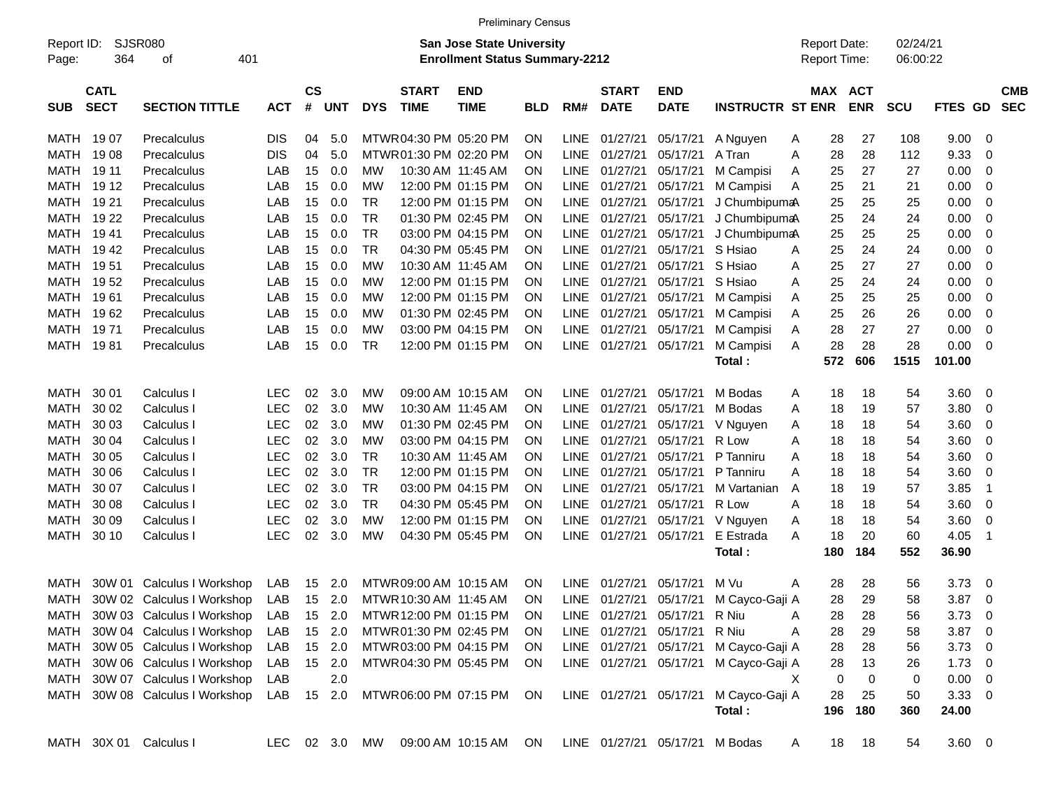Preliminary Census

Report ID: SJSR080
Page: 364 of 401

**San Jose State University**
**Enrollment Status Summary-2212**

Report Date: 02/24/21
Report Time: 06:00:22

| SUB | CATL SECT | SECTION TITTLE | ACT | CS # | UNT | DYS | START TIME | END TIME | BLD | RM# | START DATE | END DATE | INSTRUCTR | ST | MAX ENR | ACT ENR | SCU | FTES | GD | CMB SEC |
|---|---|---|---|---|---|---|---|---|---|---|---|---|---|---|---|---|---|---|---|---|
| MATH | 19 07 | Precalculus | DIS | 04 | 5.0 | MTWR | 04:30 PM | 05:20 PM | ON | LINE | 01/27/21 | 05/17/21 | A Nguyen | A | 28 | 27 | 108 | 9.00 | 0 | |
| MATH | 19 08 | Precalculus | DIS | 04 | 5.0 | MTWR | 01:30 PM | 02:20 PM | ON | LINE | 01/27/21 | 05/17/21 | A Tran | A | 28 | 28 | 112 | 9.33 | 0 | |
| MATH | 19 11 | Precalculus | LAB | 15 | 0.0 | MW | 10:30 AM | 11:45 AM | ON | LINE | 01/27/21 | 05/17/21 | M Campisi | A | 25 | 27 | 27 | 0.00 | 0 | |
| MATH | 19 12 | Precalculus | LAB | 15 | 0.0 | MW | 12:00 PM | 01:15 PM | ON | LINE | 01/27/21 | 05/17/21 | M Campisi | A | 25 | 21 | 21 | 0.00 | 0 | |
| MATH | 19 21 | Precalculus | LAB | 15 | 0.0 | TR | 12:00 PM | 01:15 PM | ON | LINE | 01/27/21 | 05/17/21 | J Chumbipuma | A | 25 | 25 | 25 | 0.00 | 0 | |
| MATH | 19 22 | Precalculus | LAB | 15 | 0.0 | TR | 01:30 PM | 02:45 PM | ON | LINE | 01/27/21 | 05/17/21 | J Chumbipuma | A | 25 | 24 | 24 | 0.00 | 0 | |
| MATH | 19 41 | Precalculus | LAB | 15 | 0.0 | TR | 03:00 PM | 04:15 PM | ON | LINE | 01/27/21 | 05/17/21 | J Chumbipuma | A | 25 | 25 | 25 | 0.00 | 0 | |
| MATH | 19 42 | Precalculus | LAB | 15 | 0.0 | TR | 04:30 PM | 05:45 PM | ON | LINE | 01/27/21 | 05/17/21 | S Hsiao | A | 25 | 24 | 24 | 0.00 | 0 | |
| MATH | 19 51 | Precalculus | LAB | 15 | 0.0 | MW | 10:30 AM | 11:45 AM | ON | LINE | 01/27/21 | 05/17/21 | S Hsiao | A | 25 | 27 | 27 | 0.00 | 0 | |
| MATH | 19 52 | Precalculus | LAB | 15 | 0.0 | MW | 12:00 PM | 01:15 PM | ON | LINE | 01/27/21 | 05/17/21 | S Hsiao | A | 25 | 24 | 24 | 0.00 | 0 | |
| MATH | 19 61 | Precalculus | LAB | 15 | 0.0 | MW | 12:00 PM | 01:15 PM | ON | LINE | 01/27/21 | 05/17/21 | M Campisi | A | 25 | 25 | 25 | 0.00 | 0 | |
| MATH | 19 62 | Precalculus | LAB | 15 | 0.0 | MW | 01:30 PM | 02:45 PM | ON | LINE | 01/27/21 | 05/17/21 | M Campisi | A | 25 | 26 | 26 | 0.00 | 0 | |
| MATH | 19 71 | Precalculus | LAB | 15 | 0.0 | MW | 03:00 PM | 04:15 PM | ON | LINE | 01/27/21 | 05/17/21 | M Campisi | A | 28 | 27 | 27 | 0.00 | 0 | |
| MATH | 19 81 | Precalculus | LAB | 15 | 0.0 | TR | 12:00 PM | 01:15 PM | ON | LINE | 01/27/21 | 05/17/21 | M Campisi | A | 28 | 28 | 28 | 0.00 | 0 | |
| | | | | | | | | | | | | | **Total :** | | **572** | **606** | **1515** | **101.00** | | |
| MATH | 30 01 | Calculus I | LEC | 02 | 3.0 | MW | 09:00 AM | 10:15 AM | ON | LINE | 01/27/21 | 05/17/21 | M Bodas | A | 18 | 18 | 54 | 3.60 | 0 | |
| MATH | 30 02 | Calculus I | LEC | 02 | 3.0 | MW | 10:30 AM | 11:45 AM | ON | LINE | 01/27/21 | 05/17/21 | M Bodas | A | 18 | 19 | 57 | 3.80 | 0 | |
| MATH | 30 03 | Calculus I | LEC | 02 | 3.0 | MW | 01:30 PM | 02:45 PM | ON | LINE | 01/27/21 | 05/17/21 | V Nguyen | A | 18 | 18 | 54 | 3.60 | 0 | |
| MATH | 30 04 | Calculus I | LEC | 02 | 3.0 | MW | 03:00 PM | 04:15 PM | ON | LINE | 01/27/21 | 05/17/21 | R Low | A | 18 | 18 | 54 | 3.60 | 0 | |
| MATH | 30 05 | Calculus I | LEC | 02 | 3.0 | TR | 10:30 AM | 11:45 AM | ON | LINE | 01/27/21 | 05/17/21 | P Tanniru | A | 18 | 18 | 54 | 3.60 | 0 | |
| MATH | 30 06 | Calculus I | LEC | 02 | 3.0 | TR | 12:00 PM | 01:15 PM | ON | LINE | 01/27/21 | 05/17/21 | P Tanniru | A | 18 | 18 | 54 | 3.60 | 0 | |
| MATH | 30 07 | Calculus I | LEC | 02 | 3.0 | TR | 03:00 PM | 04:15 PM | ON | LINE | 01/27/21 | 05/17/21 | M Vartanian | A | 18 | 19 | 57 | 3.85 | 1 | |
| MATH | 30 08 | Calculus I | LEC | 02 | 3.0 | TR | 04:30 PM | 05:45 PM | ON | LINE | 01/27/21 | 05/17/21 | R Low | A | 18 | 18 | 54 | 3.60 | 0 | |
| MATH | 30 09 | Calculus I | LEC | 02 | 3.0 | MW | 12:00 PM | 01:15 PM | ON | LINE | 01/27/21 | 05/17/21 | V Nguyen | A | 18 | 18 | 54 | 3.60 | 0 | |
| MATH | 30 10 | Calculus I | LEC | 02 | 3.0 | MW | 04:30 PM | 05:45 PM | ON | LINE | 01/27/21 | 05/17/21 | E Estrada | A | 18 | 20 | 60 | 4.05 | 1 | |
| | | | | | | | | | | | | | **Total :** | | **180** | **184** | **552** | **36.90** | | |
| MATH | 30W 01 | Calculus I Workshop | LAB | 15 | 2.0 | MTWR | 09:00 AM | 10:15 AM | ON | LINE | 01/27/21 | 05/17/21 | M Vu | A | 28 | 28 | 56 | 3.73 | 0 | |
| MATH | 30W 02 | Calculus I Workshop | LAB | 15 | 2.0 | MTWR | 10:30 AM | 11:45 AM | ON | LINE | 01/27/21 | 05/17/21 | M Cayco-Gaji | A | 28 | 29 | 58 | 3.87 | 0 | |
| MATH | 30W 03 | Calculus I Workshop | LAB | 15 | 2.0 | MTWR | 12:00 PM | 01:15 PM | ON | LINE | 01/27/21 | 05/17/21 | R Niu | A | 28 | 28 | 56 | 3.73 | 0 | |
| MATH | 30W 04 | Calculus I Workshop | LAB | 15 | 2.0 | MTWR | 01:30 PM | 02:45 PM | ON | LINE | 01/27/21 | 05/17/21 | R Niu | A | 28 | 29 | 58 | 3.87 | 0 | |
| MATH | 30W 05 | Calculus I Workshop | LAB | 15 | 2.0 | MTWR | 03:00 PM | 04:15 PM | ON | LINE | 01/27/21 | 05/17/21 | M Cayco-Gaji | A | 28 | 28 | 56 | 3.73 | 0 | |
| MATH | 30W 06 | Calculus I Workshop | LAB | 15 | 2.0 | MTWR | 04:30 PM | 05:45 PM | ON | LINE | 01/27/21 | 05/17/21 | M Cayco-Gaji | A | 28 | 13 | 26 | 1.73 | 0 | |
| MATH | 30W 07 | Calculus I Workshop | LAB | | 2.0 | | | | | | | | | X | 0 | 0 | 0 | 0.00 | 0 | |
| MATH | 30W 08 | Calculus I Workshop | LAB | 15 | 2.0 | MTWR | 06:00 PM | 07:15 PM | ON | LINE | 01/27/21 | 05/17/21 | M Cayco-Gaji | A | 28 | 25 | 50 | 3.33 | 0 | |
| | | | | | | | | | | | | | **Total :** | | **196** | **180** | **360** | **24.00** | | |
| MATH | 30X 01 | Calculus I | LEC | 02 | 3.0 | MW | 09:00 AM | 10:15 AM | ON | LINE | 01/27/21 | 05/17/21 | M Bodas | A | 18 | 18 | 54 | 3.60 | 0 | |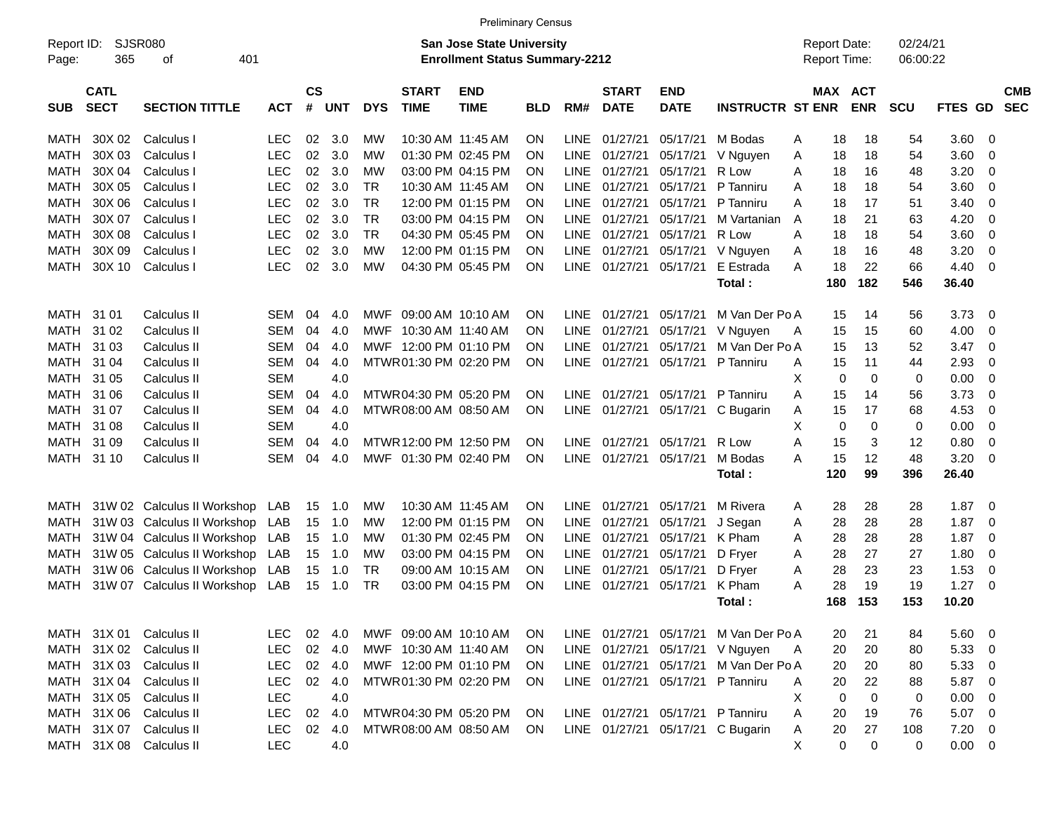Preliminary Census

Report ID: SJSR080
Page: 365 of 401

**San Jose State University**
**Enrollment Status Summary-2212**

Report Date: 02/24/21
Report Time: 06:00:22

| SUB | CATL SECT | SECTION TITTLE | ACT | CS # | UNT | DYS | START TIME | END TIME | BLD | RM# | START DATE | END DATE | INSTRUCTR | ST | MAX ENR | ACT ENR | SCU | FTES | GD | CMB SEC |
|---|---|---|---|---|---|---|---|---|---|---|---|---|---|---|---|---|---|---|---|---|
| MATH | 30X 02 | Calculus I | LEC | 02 | 3.0 | MW | 10:30 AM | 11:45 AM | ON | LINE | 01/27/21 | 05/17/21 | M Bodas | A | 18 | 18 | 54 | 3.60 | 0 | |
| MATH | 30X 03 | Calculus I | LEC | 02 | 3.0 | MW | 01:30 PM | 02:45 PM | ON | LINE | 01/27/21 | 05/17/21 | V Nguyen | A | 18 | 18 | 54 | 3.60 | 0 | |
| MATH | 30X 04 | Calculus I | LEC | 02 | 3.0 | MW | 03:00 PM | 04:15 PM | ON | LINE | 01/27/21 | 05/17/21 | R Low | A | 18 | 16 | 48 | 3.20 | 0 | |
| MATH | 30X 05 | Calculus I | LEC | 02 | 3.0 | TR | 10:30 AM | 11:45 AM | ON | LINE | 01/27/21 | 05/17/21 | P Tanniru | A | 18 | 18 | 54 | 3.60 | 0 | |
| MATH | 30X 06 | Calculus I | LEC | 02 | 3.0 | TR | 12:00 PM | 01:15 PM | ON | LINE | 01/27/21 | 05/17/21 | P Tanniru | A | 18 | 17 | 51 | 3.40 | 0 | |
| MATH | 30X 07 | Calculus I | LEC | 02 | 3.0 | TR | 03:00 PM | 04:15 PM | ON | LINE | 01/27/21 | 05/17/21 | M Vartanian | A | 18 | 21 | 63 | 4.20 | 0 | |
| MATH | 30X 08 | Calculus I | LEC | 02 | 3.0 | TR | 04:30 PM | 05:45 PM | ON | LINE | 01/27/21 | 05/17/21 | R Low | A | 18 | 18 | 54 | 3.60 | 0 | |
| MATH | 30X 09 | Calculus I | LEC | 02 | 3.0 | MW | 12:00 PM | 01:15 PM | ON | LINE | 01/27/21 | 05/17/21 | V Nguyen | A | 18 | 16 | 48 | 3.20 | 0 | |
| MATH | 30X 10 | Calculus I | LEC | 02 | 3.0 | MW | 04:30 PM | 05:45 PM | ON | LINE | 01/27/21 | 05/17/21 | E Estrada | A | 18 | 22 | 66 | 4.40 | 0 | |
| | | | | | | | | | | | | | **Total :** | | **180** | **182** | **546** | **36.40** | | |
| MATH | 31 01 | Calculus II | SEM | 04 | 4.0 | MWF | 09:00 AM | 10:10 AM | ON | LINE | 01/27/21 | 05/17/21 | M Van Der Po | A | 15 | 14 | 56 | 3.73 | 0 | |
| MATH | 31 02 | Calculus II | SEM | 04 | 4.0 | MWF | 10:30 AM | 11:40 AM | ON | LINE | 01/27/21 | 05/17/21 | V Nguyen | A | 15 | 15 | 60 | 4.00 | 0 | |
| MATH | 31 03 | Calculus II | SEM | 04 | 4.0 | MWF | 12:00 PM | 01:10 PM | ON | LINE | 01/27/21 | 05/17/21 | M Van Der Po | A | 15 | 13 | 52 | 3.47 | 0 | |
| MATH | 31 04 | Calculus II | SEM | 04 | 4.0 | MTWR | 01:30 PM | 02:20 PM | ON | LINE | 01/27/21 | 05/17/21 | P Tanniru | A | 15 | 11 | 44 | 2.93 | 0 | |
| MATH | 31 05 | Calculus II | SEM | | 4.0 | | | | | | | | | X | 0 | 0 | 0 | 0.00 | 0 | |
| MATH | 31 06 | Calculus II | SEM | 04 | 4.0 | MTWR | 04:30 PM | 05:20 PM | ON | LINE | 01/27/21 | 05/17/21 | P Tanniru | A | 15 | 14 | 56 | 3.73 | 0 | |
| MATH | 31 07 | Calculus II | SEM | 04 | 4.0 | MTWR | 08:00 AM | 08:50 AM | ON | LINE | 01/27/21 | 05/17/21 | C Bugarin | A | 15 | 17 | 68 | 4.53 | 0 | |
| MATH | 31 08 | Calculus II | SEM | | 4.0 | | | | | | | | | X | 0 | 0 | 0 | 0.00 | 0 | |
| MATH | 31 09 | Calculus II | SEM | 04 | 4.0 | MTWR | 12:00 PM | 12:50 PM | ON | LINE | 01/27/21 | 05/17/21 | R Low | A | 15 | 3 | 12 | 0.80 | 0 | |
| MATH | 31 10 | Calculus II | SEM | 04 | 4.0 | MWF | 01:30 PM | 02:40 PM | ON | LINE | 01/27/21 | 05/17/21 | M Bodas | A | 15 | 12 | 48 | 3.20 | 0 | |
| | | | | | | | | | | | | | **Total :** | | **120** | **99** | **396** | **26.40** | | |
| MATH | 31W 02 | Calculus II Workshop | LAB | 15 | 1.0 | MW | 10:30 AM | 11:45 AM | ON | LINE | 01/27/21 | 05/17/21 | M Rivera | A | 28 | 28 | 28 | 1.87 | 0 | |
| MATH | 31W 03 | Calculus II Workshop | LAB | 15 | 1.0 | MW | 12:00 PM | 01:15 PM | ON | LINE | 01/27/21 | 05/17/21 | J Segan | A | 28 | 28 | 28 | 1.87 | 0 | |
| MATH | 31W 04 | Calculus II Workshop | LAB | 15 | 1.0 | MW | 01:30 PM | 02:45 PM | ON | LINE | 01/27/21 | 05/17/21 | K Pham | A | 28 | 28 | 28 | 1.87 | 0 | |
| MATH | 31W 05 | Calculus II Workshop | LAB | 15 | 1.0 | MW | 03:00 PM | 04:15 PM | ON | LINE | 01/27/21 | 05/17/21 | D Fryer | A | 28 | 27 | 27 | 1.80 | 0 | |
| MATH | 31W 06 | Calculus II Workshop | LAB | 15 | 1.0 | TR | 09:00 AM | 10:15 AM | ON | LINE | 01/27/21 | 05/17/21 | D Fryer | A | 28 | 23 | 23 | 1.53 | 0 | |
| MATH | 31W 07 | Calculus II Workshop | LAB | 15 | 1.0 | TR | 03:00 PM | 04:15 PM | ON | LINE | 01/27/21 | 05/17/21 | K Pham | A | 28 | 19 | 19 | 1.27 | 0 | |
| | | | | | | | | | | | | | **Total :** | | **168** | **153** | **153** | **10.20** | | |
| MATH | 31X 01 | Calculus II | LEC | 02 | 4.0 | MWF | 09:00 AM | 10:10 AM | ON | LINE | 01/27/21 | 05/17/21 | M Van Der Po | A | 20 | 21 | 84 | 5.60 | 0 | |
| MATH | 31X 02 | Calculus II | LEC | 02 | 4.0 | MWF | 10:30 AM | 11:40 AM | ON | LINE | 01/27/21 | 05/17/21 | V Nguyen | A | 20 | 20 | 80 | 5.33 | 0 | |
| MATH | 31X 03 | Calculus II | LEC | 02 | 4.0 | MWF | 12:00 PM | 01:10 PM | ON | LINE | 01/27/21 | 05/17/21 | M Van Der Po | A | 20 | 20 | 80 | 5.33 | 0 | |
| MATH | 31X 04 | Calculus II | LEC | 02 | 4.0 | MTWR | 01:30 PM | 02:20 PM | ON | LINE | 01/27/21 | 05/17/21 | P Tanniru | A | 20 | 22 | 88 | 5.87 | 0 | |
| MATH | 31X 05 | Calculus II | LEC | | 4.0 | | | | | | | | | X | 0 | 0 | 0 | 0.00 | 0 | |
| MATH | 31X 06 | Calculus II | LEC | 02 | 4.0 | MTWR | 04:30 PM | 05:20 PM | ON | LINE | 01/27/21 | 05/17/21 | P Tanniru | A | 20 | 19 | 76 | 5.07 | 0 | |
| MATH | 31X 07 | Calculus II | LEC | 02 | 4.0 | MTWR | 08:00 AM | 08:50 AM | ON | LINE | 01/27/21 | 05/17/21 | C Bugarin | A | 20 | 27 | 108 | 7.20 | 0 | |
| MATH | 31X 08 | Calculus II | LEC | | 4.0 | | | | | | | | | X | 0 | 0 | 0 | 0.00 | 0 | |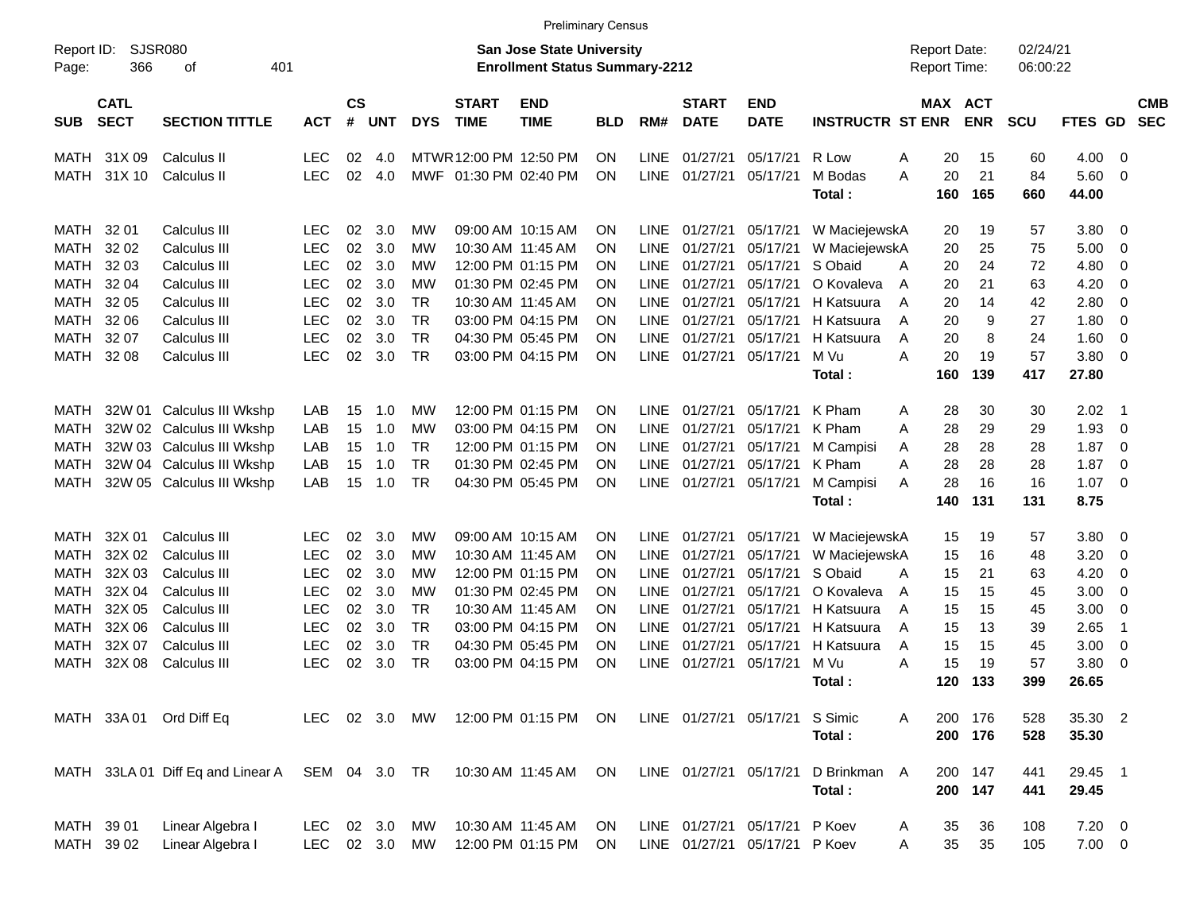Preliminary Census

Report ID: SJSR080
Page: 366 of 401

**San Jose State University**
**Enrollment Status Summary-2212**

Report Date: 02/24/21
Report Time: 06:00:22

| SUB | CATL SECT | SECTION TITTLE | ACT | CS # | UNT | DYS | START TIME | END TIME | BLD | RM# | START DATE | END DATE | INSTRUCTR | ST | MAX ENR | ACT ENR | SCU | FTES | GD | CMB SEC |
|---|---|---|---|---|---|---|---|---|---|---|---|---|---|---|---|---|---|---|---|---|
| MATH | 31X 09 | Calculus II | LEC | 02 | 4.0 | MTWR | 12:00 PM | 12:50 PM | ON | LINE | 01/27/21 | 05/17/21 | R Low | A | 20 | 15 | 60 | 4.00 | 0 | |
| MATH | 31X 10 | Calculus II | LEC | 02 | 4.0 | MWF | 01:30 PM | 02:40 PM | ON | LINE | 01/27/21 | 05/17/21 | M Bodas | A | 20 | 21 | 84 | 5.60 | 0 | |
| | | | | | | | | | | | | | **Total :** | | **160** | **165** | **660** | **44.00** | | |
| MATH | 32 01 | Calculus III | LEC | 02 | 3.0 | MW | 09:00 AM | 10:15 AM | ON | LINE | 01/27/21 | 05/17/21 | W Maciejewsk | A | 20 | 19 | 57 | 3.80 | 0 | |
| MATH | 32 02 | Calculus III | LEC | 02 | 3.0 | MW | 10:30 AM | 11:45 AM | ON | LINE | 01/27/21 | 05/17/21 | W Maciejewsk | A | 20 | 25 | 75 | 5.00 | 0 | |
| MATH | 32 03 | Calculus III | LEC | 02 | 3.0 | MW | 12:00 PM | 01:15 PM | ON | LINE | 01/27/21 | 05/17/21 | S Obaid | A | 20 | 24 | 72 | 4.80 | 0 | |
| MATH | 32 04 | Calculus III | LEC | 02 | 3.0 | MW | 01:30 PM | 02:45 PM | ON | LINE | 01/27/21 | 05/17/21 | O Kovaleva | A | 20 | 21 | 63 | 4.20 | 0 | |
| MATH | 32 05 | Calculus III | LEC | 02 | 3.0 | TR | 10:30 AM | 11:45 AM | ON | LINE | 01/27/21 | 05/17/21 | H Katsuura | A | 20 | 14 | 42 | 2.80 | 0 | |
| MATH | 32 06 | Calculus III | LEC | 02 | 3.0 | TR | 03:00 PM | 04:15 PM | ON | LINE | 01/27/21 | 05/17/21 | H Katsuura | A | 20 | 9 | 27 | 1.80 | 0 | |
| MATH | 32 07 | Calculus III | LEC | 02 | 3.0 | TR | 04:30 PM | 05:45 PM | ON | LINE | 01/27/21 | 05/17/21 | H Katsuura | A | 20 | 8 | 24 | 1.60 | 0 | |
| MATH | 32 08 | Calculus III | LEC | 02 | 3.0 | TR | 03:00 PM | 04:15 PM | ON | LINE | 01/27/21 | 05/17/21 | M Vu | A | 20 | 19 | 57 | 3.80 | 0 | |
| | | | | | | | | | | | | | **Total :** | | **160** | **139** | **417** | **27.80** | | |
| MATH | 32W 01 | Calculus III Wkshp | LAB | 15 | 1.0 | MW | 12:00 PM | 01:15 PM | ON | LINE | 01/27/21 | 05/17/21 | K Pham | A | 28 | 30 | 30 | 2.02 | 1 | |
| MATH | 32W 02 | Calculus III Wkshp | LAB | 15 | 1.0 | MW | 03:00 PM | 04:15 PM | ON | LINE | 01/27/21 | 05/17/21 | K Pham | A | 28 | 29 | 29 | 1.93 | 0 | |
| MATH | 32W 03 | Calculus III Wkshp | LAB | 15 | 1.0 | TR | 12:00 PM | 01:15 PM | ON | LINE | 01/27/21 | 05/17/21 | M Campisi | A | 28 | 28 | 28 | 1.87 | 0 | |
| MATH | 32W 04 | Calculus III Wkshp | LAB | 15 | 1.0 | TR | 01:30 PM | 02:45 PM | ON | LINE | 01/27/21 | 05/17/21 | K Pham | A | 28 | 28 | 28 | 1.87 | 0 | |
| MATH | 32W 05 | Calculus III Wkshp | LAB | 15 | 1.0 | TR | 04:30 PM | 05:45 PM | ON | LINE | 01/27/21 | 05/17/21 | M Campisi | A | 28 | 16 | 16 | 1.07 | 0 | |
| | | | | | | | | | | | | | **Total :** | | **140** | **131** | **131** | **8.75** | | |
| MATH | 32X 01 | Calculus III | LEC | 02 | 3.0 | MW | 09:00 AM | 10:15 AM | ON | LINE | 01/27/21 | 05/17/21 | W Maciejewsk | A | 15 | 19 | 57 | 3.80 | 0 | |
| MATH | 32X 02 | Calculus III | LEC | 02 | 3.0 | MW | 10:30 AM | 11:45 AM | ON | LINE | 01/27/21 | 05/17/21 | W Maciejewsk | A | 15 | 16 | 48 | 3.20 | 0 | |
| MATH | 32X 03 | Calculus III | LEC | 02 | 3.0 | MW | 12:00 PM | 01:15 PM | ON | LINE | 01/27/21 | 05/17/21 | S Obaid | A | 15 | 21 | 63 | 4.20 | 0 | |
| MATH | 32X 04 | Calculus III | LEC | 02 | 3.0 | MW | 01:30 PM | 02:45 PM | ON | LINE | 01/27/21 | 05/17/21 | O Kovaleva | A | 15 | 15 | 45 | 3.00 | 0 | |
| MATH | 32X 05 | Calculus III | LEC | 02 | 3.0 | TR | 10:30 AM | 11:45 AM | ON | LINE | 01/27/21 | 05/17/21 | H Katsuura | A | 15 | 15 | 45 | 3.00 | 0 | |
| MATH | 32X 06 | Calculus III | LEC | 02 | 3.0 | TR | 03:00 PM | 04:15 PM | ON | LINE | 01/27/21 | 05/17/21 | H Katsuura | A | 15 | 13 | 39 | 2.65 | 1 | |
| MATH | 32X 07 | Calculus III | LEC | 02 | 3.0 | TR | 04:30 PM | 05:45 PM | ON | LINE | 01/27/21 | 05/17/21 | H Katsuura | A | 15 | 15 | 45 | 3.00 | 0 | |
| MATH | 32X 08 | Calculus III | LEC | 02 | 3.0 | TR | 03:00 PM | 04:15 PM | ON | LINE | 01/27/21 | 05/17/21 | M Vu | A | 15 | 19 | 57 | 3.80 | 0 | |
| | | | | | | | | | | | | | **Total :** | | **120** | **133** | **399** | **26.65** | | |
| MATH | 33A 01 | Ord Diff Eq | LEC | 02 | 3.0 | MW | 12:00 PM | 01:15 PM | ON | LINE | 01/27/21 | 05/17/21 | S Simic | A | 200 | 176 | 528 | 35.30 | 2 | |
| | | | | | | | | | | | | | **Total :** | | **200** | **176** | **528** | **35.30** | | |
| MATH | 33LA 01 | Diff Eq and Linear A | SEM | 04 | 3.0 | TR | 10:30 AM | 11:45 AM | ON | LINE | 01/27/21 | 05/17/21 | D Brinkman | A | 200 | 147 | 441 | 29.45 | 1 | |
| | | | | | | | | | | | | | **Total :** | | **200** | **147** | **441** | **29.45** | | |
| MATH | 39 01 | Linear Algebra I | LEC | 02 | 3.0 | MW | 10:30 AM | 11:45 AM | ON | LINE | 01/27/21 | 05/17/21 | P Koev | A | 35 | 36 | 108 | 7.20 | 0 | |
| MATH | 39 02 | Linear Algebra I | LEC | 02 | 3.0 | MW | 12:00 PM | 01:15 PM | ON | LINE | 01/27/21 | 05/17/21 | P Koev | A | 35 | 35 | 105 | 7.00 | 0 | |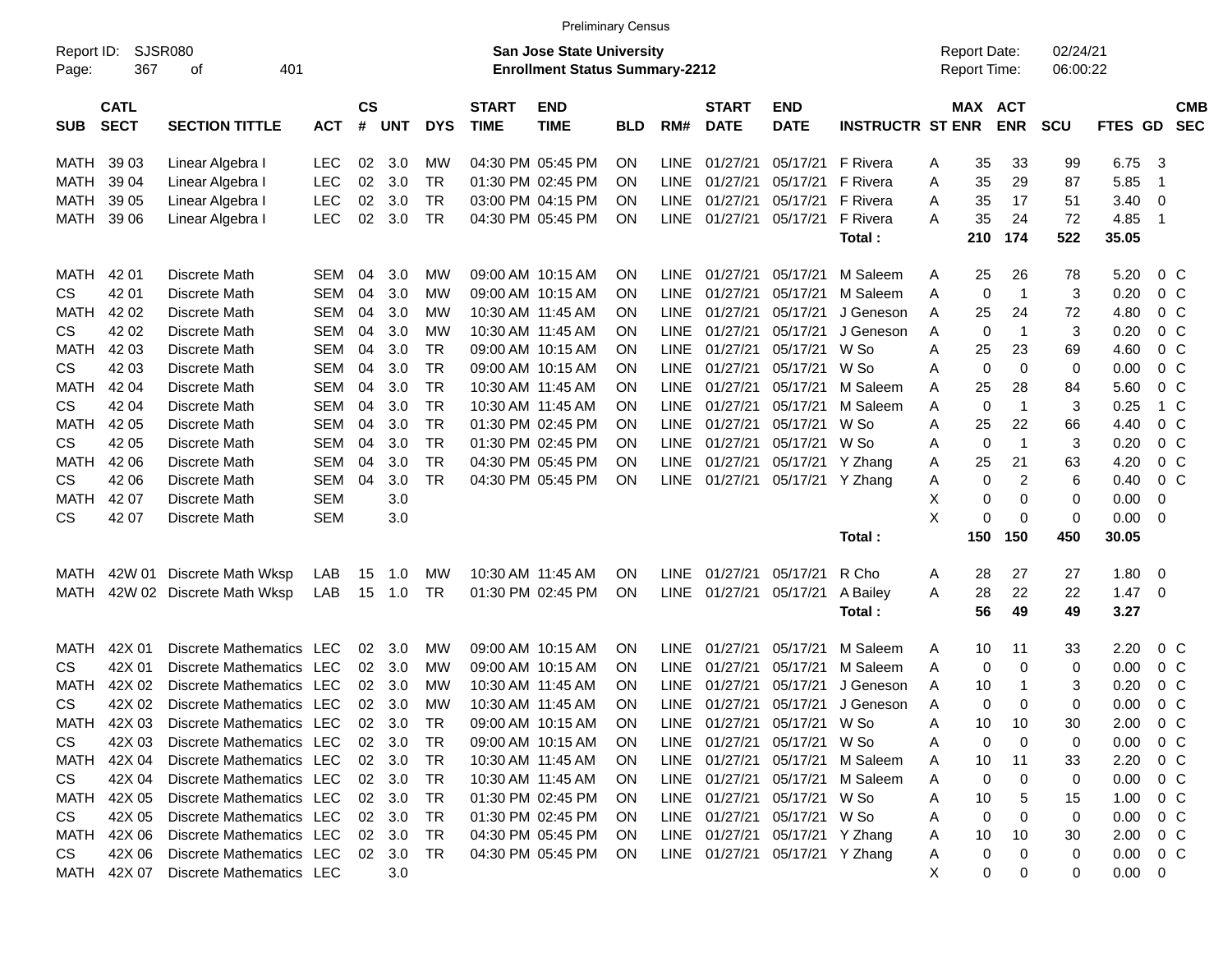Preliminary Census

Report ID: SJSR080
Page: 367 of 401

**San Jose State University**
**Enrollment Status Summary-2212**

Report Date: 02/24/21
Report Time: 06:00:22

| SUB | CATL SECT | SECTION TITTLE | ACT | CS # | UNT | DYS | START TIME | END TIME | BLD | RM# | START DATE | END DATE | INSTRUCTR | ST | MAX ENR | ACT ENR | SCU | FTES | GD | CMB SEC |
|---|---|---|---|---|---|---|---|---|---|---|---|---|---|---|---|---|---|---|---|---|
| MATH | 39 03 | Linear Algebra I | LEC | 02 | 3.0 | MW | 04:30 PM | 05:45 PM | ON | LINE | 01/27/21 | 05/17/21 | F Rivera | A | 35 | 33 | 99 | 6.75 | 3 | |
| MATH | 39 04 | Linear Algebra I | LEC | 02 | 3.0 | TR | 01:30 PM | 02:45 PM | ON | LINE | 01/27/21 | 05/17/21 | F Rivera | A | 35 | 29 | 87 | 5.85 | 1 | |
| MATH | 39 05 | Linear Algebra I | LEC | 02 | 3.0 | TR | 03:00 PM | 04:15 PM | ON | LINE | 01/27/21 | 05/17/21 | F Rivera | A | 35 | 17 | 51 | 3.40 | 0 | |
| MATH | 39 06 | Linear Algebra I | LEC | 02 | 3.0 | TR | 04:30 PM | 05:45 PM | ON | LINE | 01/27/21 | 05/17/21 | F Rivera | A | 35 | 24 | 72 | 4.85 | 1 | |
| | | | | | | | | | | | | | **Total :** | | **210** | **174** | **522** | **35.05** | | |
| MATH | 42 01 | Discrete Math | SEM | 04 | 3.0 | MW | 09:00 AM | 10:15 AM | ON | LINE | 01/27/21 | 05/17/21 | M Saleem | A | 25 | 26 | 78 | 5.20 | 0 | C |
| CS | 42 01 | Discrete Math | SEM | 04 | 3.0 | MW | 09:00 AM | 10:15 AM | ON | LINE | 01/27/21 | 05/17/21 | M Saleem | A | 0 | 1 | 3 | 0.20 | 0 | C |
| MATH | 42 02 | Discrete Math | SEM | 04 | 3.0 | MW | 10:30 AM | 11:45 AM | ON | LINE | 01/27/21 | 05/17/21 | J Geneson | A | 25 | 24 | 72 | 4.80 | 0 | C |
| CS | 42 02 | Discrete Math | SEM | 04 | 3.0 | MW | 10:30 AM | 11:45 AM | ON | LINE | 01/27/21 | 05/17/21 | J Geneson | A | 0 | 1 | 3 | 0.20 | 0 | C |
| MATH | 42 03 | Discrete Math | SEM | 04 | 3.0 | TR | 09:00 AM | 10:15 AM | ON | LINE | 01/27/21 | 05/17/21 | W So | A | 25 | 23 | 69 | 4.60 | 0 | C |
| CS | 42 03 | Discrete Math | SEM | 04 | 3.0 | TR | 09:00 AM | 10:15 AM | ON | LINE | 01/27/21 | 05/17/21 | W So | A | 0 | 0 | 0 | 0.00 | 0 | C |
| MATH | 42 04 | Discrete Math | SEM | 04 | 3.0 | TR | 10:30 AM | 11:45 AM | ON | LINE | 01/27/21 | 05/17/21 | M Saleem | A | 25 | 28 | 84 | 5.60 | 0 | C |
| CS | 42 04 | Discrete Math | SEM | 04 | 3.0 | TR | 10:30 AM | 11:45 AM | ON | LINE | 01/27/21 | 05/17/21 | M Saleem | A | 0 | 1 | 3 | 0.25 | 1 | C |
| MATH | 42 05 | Discrete Math | SEM | 04 | 3.0 | TR | 01:30 PM | 02:45 PM | ON | LINE | 01/27/21 | 05/17/21 | W So | A | 25 | 22 | 66 | 4.40 | 0 | C |
| CS | 42 05 | Discrete Math | SEM | 04 | 3.0 | TR | 01:30 PM | 02:45 PM | ON | LINE | 01/27/21 | 05/17/21 | W So | A | 0 | 1 | 3 | 0.20 | 0 | C |
| MATH | 42 06 | Discrete Math | SEM | 04 | 3.0 | TR | 04:30 PM | 05:45 PM | ON | LINE | 01/27/21 | 05/17/21 | Y Zhang | A | 25 | 21 | 63 | 4.20 | 0 | C |
| CS | 42 06 | Discrete Math | SEM | 04 | 3.0 | TR | 04:30 PM | 05:45 PM | ON | LINE | 01/27/21 | 05/17/21 | Y Zhang | A | 0 | 2 | 6 | 0.40 | 0 | C |
| MATH | 42 07 | Discrete Math | SEM | | 3.0 | | | | | | | | | X | 0 | 0 | 0 | 0.00 | 0 | |
| CS | 42 07 | Discrete Math | SEM | | 3.0 | | | | | | | | | X | 0 | 0 | 0 | 0.00 | 0 | |
| | | | | | | | | | | | | | **Total :** | | **150** | **150** | **450** | **30.05** | | |
| MATH | 42W 01 | Discrete Math Wksp | LAB | 15 | 1.0 | MW | 10:30 AM | 11:45 AM | ON | LINE | 01/27/21 | 05/17/21 | R Cho | A | 28 | 27 | 27 | 1.80 | 0 | |
| MATH | 42W 02 | Discrete Math Wksp | LAB | 15 | 1.0 | TR | 01:30 PM | 02:45 PM | ON | LINE | 01/27/21 | 05/17/21 | A Bailey | A | 28 | 22 | 22 | 1.47 | 0 | |
| | | | | | | | | | | | | | **Total :** | | **56** | **49** | **49** | **3.27** | | |
| MATH | 42X 01 | Discrete Mathematics | LEC | 02 | 3.0 | MW | 09:00 AM | 10:15 AM | ON | LINE | 01/27/21 | 05/17/21 | M Saleem | A | 10 | 11 | 33 | 2.20 | 0 | C |
| CS | 42X 01 | Discrete Mathematics | LEC | 02 | 3.0 | MW | 09:00 AM | 10:15 AM | ON | LINE | 01/27/21 | 05/17/21 | M Saleem | A | 0 | 0 | 0 | 0.00 | 0 | C |
| MATH | 42X 02 | Discrete Mathematics | LEC | 02 | 3.0 | MW | 10:30 AM | 11:45 AM | ON | LINE | 01/27/21 | 05/17/21 | J Geneson | A | 10 | 1 | 3 | 0.20 | 0 | C |
| CS | 42X 02 | Discrete Mathematics | LEC | 02 | 3.0 | MW | 10:30 AM | 11:45 AM | ON | LINE | 01/27/21 | 05/17/21 | J Geneson | A | 0 | 0 | 0 | 0.00 | 0 | C |
| MATH | 42X 03 | Discrete Mathematics | LEC | 02 | 3.0 | TR | 09:00 AM | 10:15 AM | ON | LINE | 01/27/21 | 05/17/21 | W So | A | 10 | 10 | 30 | 2.00 | 0 | C |
| CS | 42X 03 | Discrete Mathematics | LEC | 02 | 3.0 | TR | 09:00 AM | 10:15 AM | ON | LINE | 01/27/21 | 05/17/21 | W So | A | 0 | 0 | 0 | 0.00 | 0 | C |
| MATH | 42X 04 | Discrete Mathematics | LEC | 02 | 3.0 | TR | 10:30 AM | 11:45 AM | ON | LINE | 01/27/21 | 05/17/21 | M Saleem | A | 10 | 11 | 33 | 2.20 | 0 | C |
| CS | 42X 04 | Discrete Mathematics | LEC | 02 | 3.0 | TR | 10:30 AM | 11:45 AM | ON | LINE | 01/27/21 | 05/17/21 | M Saleem | A | 0 | 0 | 0 | 0.00 | 0 | C |
| MATH | 42X 05 | Discrete Mathematics | LEC | 02 | 3.0 | TR | 01:30 PM | 02:45 PM | ON | LINE | 01/27/21 | 05/17/21 | W So | A | 10 | 5 | 15 | 1.00 | 0 | C |
| CS | 42X 05 | Discrete Mathematics | LEC | 02 | 3.0 | TR | 01:30 PM | 02:45 PM | ON | LINE | 01/27/21 | 05/17/21 | W So | A | 0 | 0 | 0 | 0.00 | 0 | C |
| MATH | 42X 06 | Discrete Mathematics | LEC | 02 | 3.0 | TR | 04:30 PM | 05:45 PM | ON | LINE | 01/27/21 | 05/17/21 | Y Zhang | A | 10 | 10 | 30 | 2.00 | 0 | C |
| CS | 42X 06 | Discrete Mathematics | LEC | 02 | 3.0 | TR | 04:30 PM | 05:45 PM | ON | LINE | 01/27/21 | 05/17/21 | Y Zhang | A | 0 | 0 | 0 | 0.00 | 0 | C |
| MATH | 42X 07 | Discrete Mathematics | LEC | | 3.0 | | | | | | | | | X | 0 | 0 | 0 | 0.00 | 0 | |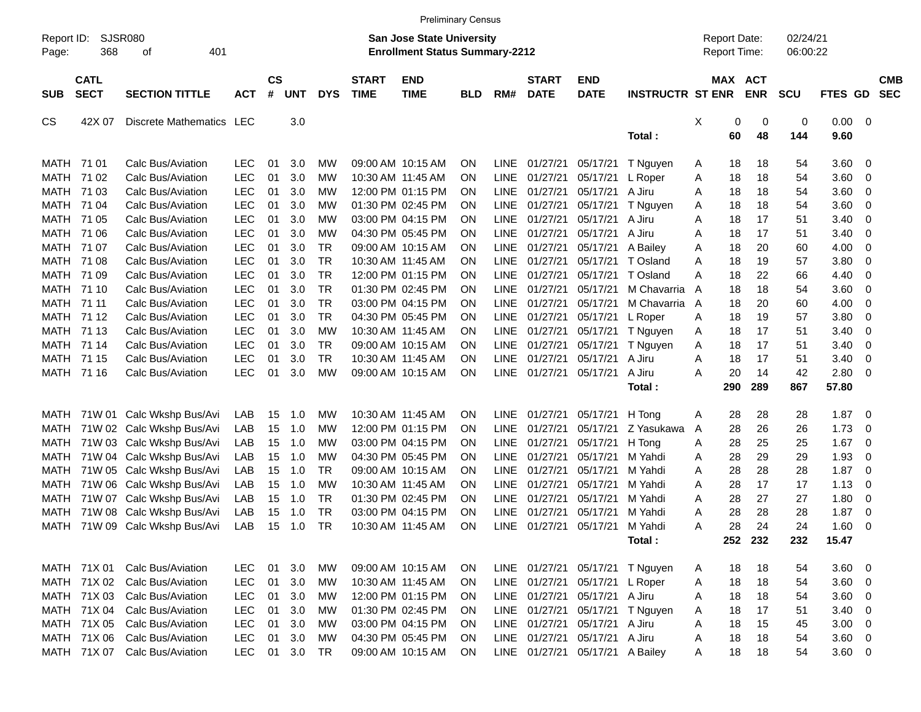Preliminary Census

Report ID: SJSR080
Page: 368 of 401

**San Jose State University**
**Enrollment Status Summary-2212**

Report Date: 02/24/21
Report Time: 06:00:22

| SUB | CATL SECT | SECTION TITTLE | ACT | CS # | UNT | DYS | START TIME | END TIME | BLD | RM# | START DATE | END DATE | INSTRUCTR | ST | MAX ENR | ACT ENR | SCU | FTES | GD | CMB SEC |
|---|---|---|---|---|---|---|---|---|---|---|---|---|---|---|---|---|---|---|---|---|
| CS | 42X 07 | Discrete Mathematics | LEC | | 3.0 | | | | | | | | | X | 0 | 0 | 0 | 0.00 | 0 | |
| | | | | | | | | | | | | | **Total :** | | **60** | **48** | **144** | **9.60** | | |
| MATH | 71 01 | Calc Bus/Aviation | LEC | 01 | 3.0 | MW | 09:00 AM | 10:15 AM | ON | LINE | 01/27/21 | 05/17/21 | T Nguyen | A | 18 | 18 | 54 | 3.60 | 0 | |
| MATH | 71 02 | Calc Bus/Aviation | LEC | 01 | 3.0 | MW | 10:30 AM | 11:45 AM | ON | LINE | 01/27/21 | 05/17/21 | L Roper | A | 18 | 18 | 54 | 3.60 | 0 | |
| MATH | 71 03 | Calc Bus/Aviation | LEC | 01 | 3.0 | MW | 12:00 PM | 01:15 PM | ON | LINE | 01/27/21 | 05/17/21 | A Jiru | A | 18 | 18 | 54 | 3.60 | 0 | |
| MATH | 71 04 | Calc Bus/Aviation | LEC | 01 | 3.0 | MW | 01:30 PM | 02:45 PM | ON | LINE | 01/27/21 | 05/17/21 | T Nguyen | A | 18 | 18 | 54 | 3.60 | 0 | |
| MATH | 71 05 | Calc Bus/Aviation | LEC | 01 | 3.0 | MW | 03:00 PM | 04:15 PM | ON | LINE | 01/27/21 | 05/17/21 | A Jiru | A | 18 | 17 | 51 | 3.40 | 0 | |
| MATH | 71 06 | Calc Bus/Aviation | LEC | 01 | 3.0 | MW | 04:30 PM | 05:45 PM | ON | LINE | 01/27/21 | 05/17/21 | A Jiru | A | 18 | 17 | 51 | 3.40 | 0 | |
| MATH | 71 07 | Calc Bus/Aviation | LEC | 01 | 3.0 | TR | 09:00 AM | 10:15 AM | ON | LINE | 01/27/21 | 05/17/21 | A Bailey | A | 18 | 20 | 60 | 4.00 | 0 | |
| MATH | 71 08 | Calc Bus/Aviation | LEC | 01 | 3.0 | TR | 10:30 AM | 11:45 AM | ON | LINE | 01/27/21 | 05/17/21 | T Osland | A | 18 | 19 | 57 | 3.80 | 0 | |
| MATH | 71 09 | Calc Bus/Aviation | LEC | 01 | 3.0 | TR | 12:00 PM | 01:15 PM | ON | LINE | 01/27/21 | 05/17/21 | T Osland | A | 18 | 22 | 66 | 4.40 | 0 | |
| MATH | 71 10 | Calc Bus/Aviation | LEC | 01 | 3.0 | TR | 01:30 PM | 02:45 PM | ON | LINE | 01/27/21 | 05/17/21 | M Chavarria | A | 18 | 18 | 54 | 3.60 | 0 | |
| MATH | 71 11 | Calc Bus/Aviation | LEC | 01 | 3.0 | TR | 03:00 PM | 04:15 PM | ON | LINE | 01/27/21 | 05/17/21 | M Chavarria | A | 18 | 20 | 60 | 4.00 | 0 | |
| MATH | 71 12 | Calc Bus/Aviation | LEC | 01 | 3.0 | TR | 04:30 PM | 05:45 PM | ON | LINE | 01/27/21 | 05/17/21 | L Roper | A | 18 | 19 | 57 | 3.80 | 0 | |
| MATH | 71 13 | Calc Bus/Aviation | LEC | 01 | 3.0 | MW | 10:30 AM | 11:45 AM | ON | LINE | 01/27/21 | 05/17/21 | T Nguyen | A | 18 | 17 | 51 | 3.40 | 0 | |
| MATH | 71 14 | Calc Bus/Aviation | LEC | 01 | 3.0 | TR | 09:00 AM | 10:15 AM | ON | LINE | 01/27/21 | 05/17/21 | T Nguyen | A | 18 | 17 | 51 | 3.40 | 0 | |
| MATH | 71 15 | Calc Bus/Aviation | LEC | 01 | 3.0 | TR | 10:30 AM | 11:45 AM | ON | LINE | 01/27/21 | 05/17/21 | A Jiru | A | 18 | 17 | 51 | 3.40 | 0 | |
| MATH | 71 16 | Calc Bus/Aviation | LEC | 01 | 3.0 | MW | 09:00 AM | 10:15 AM | ON | LINE | 01/27/21 | 05/17/21 | A Jiru | A | 20 | 14 | 42 | 2.80 | 0 | |
| | | | | | | | | | | | | | **Total :** | | **290** | **289** | **867** | **57.80** | | |
| MATH | 71W 01 | Calc Wkshp Bus/Avi | LAB | 15 | 1.0 | MW | 10:30 AM | 11:45 AM | ON | LINE | 01/27/21 | 05/17/21 | H Tong | A | 28 | 28 | 28 | 1.87 | 0 | |
| MATH | 71W 02 | Calc Wkshp Bus/Avi | LAB | 15 | 1.0 | MW | 12:00 PM | 01:15 PM | ON | LINE | 01/27/21 | 05/17/21 | Z Yasukawa | A | 28 | 26 | 26 | 1.73 | 0 | |
| MATH | 71W 03 | Calc Wkshp Bus/Avi | LAB | 15 | 1.0 | MW | 03:00 PM | 04:15 PM | ON | LINE | 01/27/21 | 05/17/21 | H Tong | A | 28 | 25 | 25 | 1.67 | 0 | |
| MATH | 71W 04 | Calc Wkshp Bus/Avi | LAB | 15 | 1.0 | MW | 04:30 PM | 05:45 PM | ON | LINE | 01/27/21 | 05/17/21 | M Yahdi | A | 28 | 29 | 29 | 1.93 | 0 | |
| MATH | 71W 05 | Calc Wkshp Bus/Avi | LAB | 15 | 1.0 | TR | 09:00 AM | 10:15 AM | ON | LINE | 01/27/21 | 05/17/21 | M Yahdi | A | 28 | 28 | 28 | 1.87 | 0 | |
| MATH | 71W 06 | Calc Wkshp Bus/Avi | LAB | 15 | 1.0 | MW | 10:30 AM | 11:45 AM | ON | LINE | 01/27/21 | 05/17/21 | M Yahdi | A | 28 | 17 | 17 | 1.13 | 0 | |
| MATH | 71W 07 | Calc Wkshp Bus/Avi | LAB | 15 | 1.0 | TR | 01:30 PM | 02:45 PM | ON | LINE | 01/27/21 | 05/17/21 | M Yahdi | A | 28 | 27 | 27 | 1.80 | 0 | |
| MATH | 71W 08 | Calc Wkshp Bus/Avi | LAB | 15 | 1.0 | TR | 03:00 PM | 04:15 PM | ON | LINE | 01/27/21 | 05/17/21 | M Yahdi | A | 28 | 28 | 28 | 1.87 | 0 | |
| MATH | 71W 09 | Calc Wkshp Bus/Avi | LAB | 15 | 1.0 | TR | 10:30 AM | 11:45 AM | ON | LINE | 01/27/21 | 05/17/21 | M Yahdi | A | 28 | 24 | 24 | 1.60 | 0 | |
| | | | | | | | | | | | | | **Total :** | | **252** | **232** | **232** | **15.47** | | |
| MATH | 71X 01 | Calc Bus/Aviation | LEC | 01 | 3.0 | MW | 09:00 AM | 10:15 AM | ON | LINE | 01/27/21 | 05/17/21 | T Nguyen | A | 18 | 18 | 54 | 3.60 | 0 | |
| MATH | 71X 02 | Calc Bus/Aviation | LEC | 01 | 3.0 | MW | 10:30 AM | 11:45 AM | ON | LINE | 01/27/21 | 05/17/21 | L Roper | A | 18 | 18 | 54 | 3.60 | 0 | |
| MATH | 71X 03 | Calc Bus/Aviation | LEC | 01 | 3.0 | MW | 12:00 PM | 01:15 PM | ON | LINE | 01/27/21 | 05/17/21 | A Jiru | A | 18 | 18 | 54 | 3.60 | 0 | |
| MATH | 71X 04 | Calc Bus/Aviation | LEC | 01 | 3.0 | MW | 01:30 PM | 02:45 PM | ON | LINE | 01/27/21 | 05/17/21 | T Nguyen | A | 18 | 17 | 51 | 3.40 | 0 | |
| MATH | 71X 05 | Calc Bus/Aviation | LEC | 01 | 3.0 | MW | 03:00 PM | 04:15 PM | ON | LINE | 01/27/21 | 05/17/21 | A Jiru | A | 18 | 15 | 45 | 3.00 | 0 | |
| MATH | 71X 06 | Calc Bus/Aviation | LEC | 01 | 3.0 | MW | 04:30 PM | 05:45 PM | ON | LINE | 01/27/21 | 05/17/21 | A Jiru | A | 18 | 18 | 54 | 3.60 | 0 | |
| MATH | 71X 07 | Calc Bus/Aviation | LEC | 01 | 3.0 | TR | 09:00 AM | 10:15 AM | ON | LINE | 01/27/21 | 05/17/21 | A Bailey | A | 18 | 18 | 54 | 3.60 | 0 | |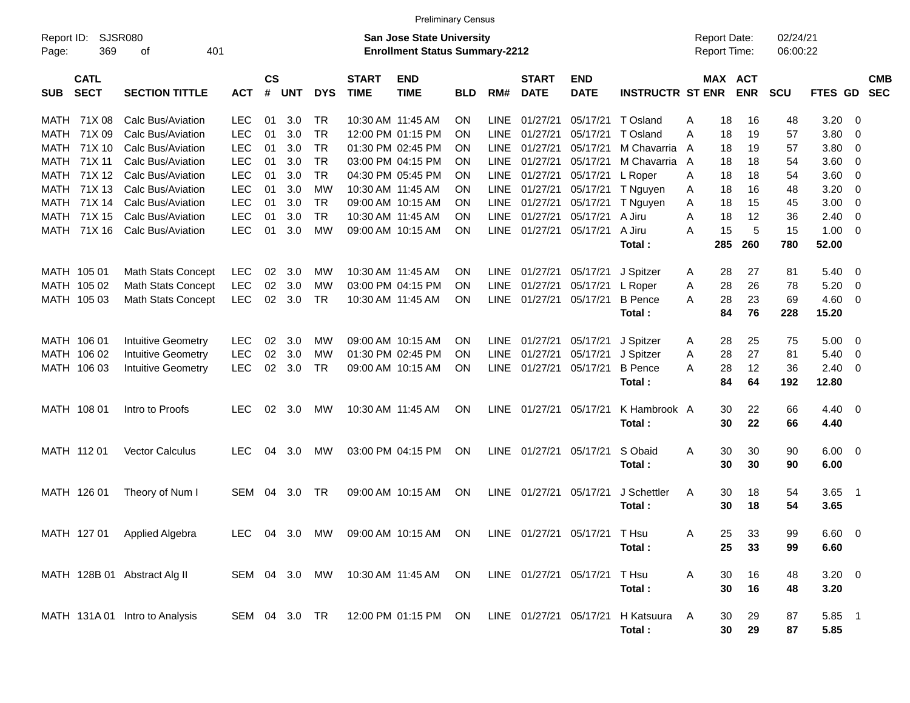Preliminary Census

Report ID: SJSR080

**San Jose State University**
**Enrollment Status Summary-2212**

Report Date: 02/24/21
Report Time: 06:00:22

| SUB | CATL SECT | SECTION TITTLE | ACT | CS # | UNT | DYS | START TIME | END TIME | BLD | RM# | START DATE | END DATE | INSTRUCTR | ST | MAX ENR | ACT ENR | SCU | FTES | GD | CMB SEC |
|---|---|---|---|---|---|---|---|---|---|---|---|---|---|---|---|---|---|---|---|---|
| MATH | 71X 08 | Calc Bus/Aviation | LEC | 01 | 3.0 | TR | 10:30 AM | 11:45 AM | ON | LINE | 01/27/21 | 05/17/21 | T Osland | A | 18 | 16 | 48 | 3.20 | 0 | |
| MATH | 71X 09 | Calc Bus/Aviation | LEC | 01 | 3.0 | TR | 12:00 PM | 01:15 PM | ON | LINE | 01/27/21 | 05/17/21 | T Osland | A | 18 | 19 | 57 | 3.80 | 0 | |
| MATH | 71X 10 | Calc Bus/Aviation | LEC | 01 | 3.0 | TR | 01:30 PM | 02:45 PM | ON | LINE | 01/27/21 | 05/17/21 | M Chavarria | A | 18 | 19 | 57 | 3.80 | 0 | |
| MATH | 71X 11 | Calc Bus/Aviation | LEC | 01 | 3.0 | TR | 03:00 PM | 04:15 PM | ON | LINE | 01/27/21 | 05/17/21 | M Chavarria | A | 18 | 18 | 54 | 3.60 | 0 | |
| MATH | 71X 12 | Calc Bus/Aviation | LEC | 01 | 3.0 | TR | 04:30 PM | 05:45 PM | ON | LINE | 01/27/21 | 05/17/21 | L Roper | A | 18 | 18 | 54 | 3.60 | 0 | |
| MATH | 71X 13 | Calc Bus/Aviation | LEC | 01 | 3.0 | MW | 10:30 AM | 11:45 AM | ON | LINE | 01/27/21 | 05/17/21 | T Nguyen | A | 18 | 16 | 48 | 3.20 | 0 | |
| MATH | 71X 14 | Calc Bus/Aviation | LEC | 01 | 3.0 | TR | 09:00 AM | 10:15 AM | ON | LINE | 01/27/21 | 05/17/21 | T Nguyen | A | 18 | 15 | 45 | 3.00 | 0 | |
| MATH | 71X 15 | Calc Bus/Aviation | LEC | 01 | 3.0 | TR | 10:30 AM | 11:45 AM | ON | LINE | 01/27/21 | 05/17/21 | A Jiru | A | 18 | 12 | 36 | 2.40 | 0 | |
| MATH | 71X 16 | Calc Bus/Aviation | LEC | 01 | 3.0 | MW | 09:00 AM | 10:15 AM | ON | LINE | 01/27/21 | 05/17/21 | A Jiru | A | 15 | 5 | 15 | 1.00 | 0 | |
| | | | | | | | | | | | | | **Total :** | | **285** | **260** | **780** | **52.00** | | |
| MATH | 105 01 | Math Stats Concept | LEC | 02 | 3.0 | MW | 10:30 AM | 11:45 AM | ON | LINE | 01/27/21 | 05/17/21 | J Spitzer | A | 28 | 27 | 81 | 5.40 | 0 | |
| MATH | 105 02 | Math Stats Concept | LEC | 02 | 3.0 | MW | 03:00 PM | 04:15 PM | ON | LINE | 01/27/21 | 05/17/21 | L Roper | A | 28 | 26 | 78 | 5.20 | 0 | |
| MATH | 105 03 | Math Stats Concept | LEC | 02 | 3.0 | TR | 10:30 AM | 11:45 AM | ON | LINE | 01/27/21 | 05/17/21 | B Pence | A | 28 | 23 | 69 | 4.60 | 0 | |
| | | | | | | | | | | | | | **Total :** | | **84** | **76** | **228** | **15.20** | | |
| MATH | 106 01 | Intuitive Geometry | LEC | 02 | 3.0 | MW | 09:00 AM | 10:15 AM | ON | LINE | 01/27/21 | 05/17/21 | J Spitzer | A | 28 | 25 | 75 | 5.00 | 0 | |
| MATH | 106 02 | Intuitive Geometry | LEC | 02 | 3.0 | MW | 01:30 PM | 02:45 PM | ON | LINE | 01/27/21 | 05/17/21 | J Spitzer | A | 28 | 27 | 81 | 5.40 | 0 | |
| MATH | 106 03 | Intuitive Geometry | LEC | 02 | 3.0 | TR | 09:00 AM | 10:15 AM | ON | LINE | 01/27/21 | 05/17/21 | B Pence | A | 28 | 12 | 36 | 2.40 | 0 | |
| | | | | | | | | | | | | | **Total :** | | **84** | **64** | **192** | **12.80** | | |
| MATH | 108 01 | Intro to Proofs | LEC | 02 | 3.0 | MW | 10:30 AM | 11:45 AM | ON | LINE | 01/27/21 | 05/17/21 | K Hambrook | A | 30 | 22 | 66 | 4.40 | 0 | |
| | | | | | | | | | | | | | **Total :** | | **30** | **22** | **66** | **4.40** | | |
| MATH | 112 01 | Vector Calculus | LEC | 04 | 3.0 | MW | 03:00 PM | 04:15 PM | ON | LINE | 01/27/21 | 05/17/21 | S Obaid | A | 30 | 30 | 90 | 6.00 | 0 | |
| | | | | | | | | | | | | | **Total :** | | **30** | **30** | **90** | **6.00** | | |
| MATH | 126 01 | Theory of Num I | SEM | 04 | 3.0 | TR | 09:00 AM | 10:15 AM | ON | LINE | 01/27/21 | 05/17/21 | J Schettler | A | 30 | 18 | 54 | 3.65 | 1 | |
| | | | | | | | | | | | | | **Total :** | | **30** | **18** | **54** | **3.65** | | |
| MATH | 127 01 | Applied Algebra | LEC | 04 | 3.0 | MW | 09:00 AM | 10:15 AM | ON | LINE | 01/27/21 | 05/17/21 | T Hsu | A | 25 | 33 | 99 | 6.60 | 0 | |
| | | | | | | | | | | | | | **Total :** | | **25** | **33** | **99** | **6.60** | | |
| MATH | 128B 01 | Abstract Alg II | SEM | 04 | 3.0 | MW | 10:30 AM | 11:45 AM | ON | LINE | 01/27/21 | 05/17/21 | T Hsu | A | 30 | 16 | 48 | 3.20 | 0 | |
| | | | | | | | | | | | | | **Total :** | | **30** | **16** | **48** | **3.20** | | |
| MATH | 131A 01 | Intro to Analysis | SEM | 04 | 3.0 | TR | 12:00 PM | 01:15 PM | ON | LINE | 01/27/21 | 05/17/21 | H Katsuura | A | 30 | 29 | 87 | 5.85 | 1 | |
| | | | | | | | | | | | | | **Total :** | | **30** | **29** | **87** | **5.85** | | |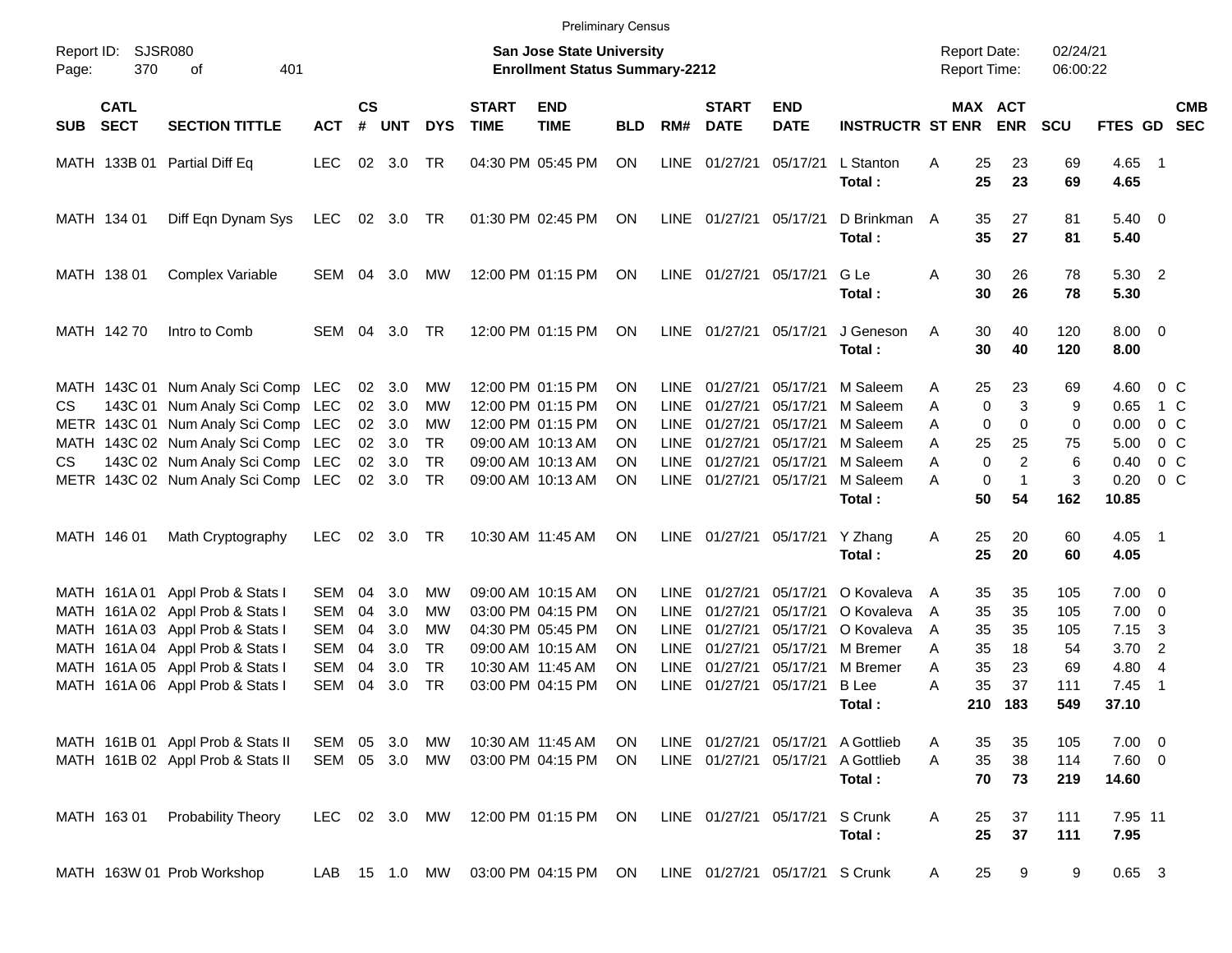Preliminary Census

Report ID: SJSR080

**San Jose State University**
**Enrollment Status Summary-2212**

Report Date: 02/24/21
Report Time: 06:00:22

| SUB | CATL SECT | SECTION TITTLE | ACT | CS # | UNT | DYS | START TIME | END TIME | BLD | RM# | START DATE | END DATE | INSTRUCTR | ST | MAX ENR | ACT ENR | SCU | FTES | GD | CMB SEC |
|---|---|---|---|---|---|---|---|---|---|---|---|---|---|---|---|---|---|---|---|---|
| MATH | 133B 01 | Partial Diff Eq | LEC | 02 | 3.0 | TR | 04:30 PM | 05:45 PM | ON | LINE | 01/27/21 | 05/17/21 | L Stanton | A | 25 | 23 | 69 | 4.65 | 1 | |
| | | | | | | | | | | | | | **Total :** | | **25** | **23** | **69** | **4.65** | | |
| MATH | 134 01 | Diff Eqn Dynam Sys | LEC | 02 | 3.0 | TR | 01:30 PM | 02:45 PM | ON | LINE | 01/27/21 | 05/17/21 | D Brinkman | A | 35 | 27 | 81 | 5.40 | 0 | |
| | | | | | | | | | | | | | **Total :** | | **35** | **27** | **81** | **5.40** | | |
| MATH | 138 01 | Complex Variable | SEM | 04 | 3.0 | MW | 12:00 PM | 01:15 PM | ON | LINE | 01/27/21 | 05/17/21 | G Le | A | 30 | 26 | 78 | 5.30 | 2 | |
| | | | | | | | | | | | | | **Total :** | | **30** | **26** | **78** | **5.30** | | |
| MATH | 142 70 | Intro to Comb | SEM | 04 | 3.0 | TR | 12:00 PM | 01:15 PM | ON | LINE | 01/27/21 | 05/17/21 | J Geneson | A | 30 | 40 | 120 | 8.00 | 0 | |
| | | | | | | | | | | | | | **Total :** | | **30** | **40** | **120** | **8.00** | | |
| MATH | 143C 01 | Num Analy Sci Comp | LEC | 02 | 3.0 | MW | 12:00 PM | 01:15 PM | ON | LINE | 01/27/21 | 05/17/21 | M Saleem | A | 25 | 23 | 69 | 4.60 | 0 | C |
| CS | 143C 01 | Num Analy Sci Comp | LEC | 02 | 3.0 | MW | 12:00 PM | 01:15 PM | ON | LINE | 01/27/21 | 05/17/21 | M Saleem | A | 0 | 3 | 9 | 0.65 | 1 | C |
| METR | 143C 01 | Num Analy Sci Comp | LEC | 02 | 3.0 | MW | 12:00 PM | 01:15 PM | ON | LINE | 01/27/21 | 05/17/21 | M Saleem | A | 0 | 0 | 0 | 0.00 | 0 | C |
| MATH | 143C 02 | Num Analy Sci Comp | LEC | 02 | 3.0 | TR | 09:00 AM | 10:13 AM | ON | LINE | 01/27/21 | 05/17/21 | M Saleem | A | 25 | 25 | 75 | 5.00 | 0 | C |
| CS | 143C 02 | Num Analy Sci Comp | LEC | 02 | 3.0 | TR | 09:00 AM | 10:13 AM | ON | LINE | 01/27/21 | 05/17/21 | M Saleem | A | 0 | 2 | 6 | 0.40 | 0 | C |
| METR | 143C 02 | Num Analy Sci Comp | LEC | 02 | 3.0 | TR | 09:00 AM | 10:13 AM | ON | LINE | 01/27/21 | 05/17/21 | M Saleem | A | 0 | 1 | 3 | 0.20 | 0 | C |
| | | | | | | | | | | | | | **Total :** | | **50** | **54** | **162** | **10.85** | | |
| MATH | 146 01 | Math Cryptography | LEC | 02 | 3.0 | TR | 10:30 AM | 11:45 AM | ON | LINE | 01/27/21 | 05/17/21 | Y Zhang | A | 25 | 20 | 60 | 4.05 | 1 | |
| | | | | | | | | | | | | | **Total :** | | **25** | **20** | **60** | **4.05** | | |
| MATH | 161A 01 | Appl Prob & Stats I | SEM | 04 | 3.0 | MW | 09:00 AM | 10:15 AM | ON | LINE | 01/27/21 | 05/17/21 | O Kovaleva | A | 35 | 35 | 105 | 7.00 | 0 | |
| MATH | 161A 02 | Appl Prob & Stats I | SEM | 04 | 3.0 | MW | 03:00 PM | 04:15 PM | ON | LINE | 01/27/21 | 05/17/21 | O Kovaleva | A | 35 | 35 | 105 | 7.00 | 0 | |
| MATH | 161A 03 | Appl Prob & Stats I | SEM | 04 | 3.0 | MW | 04:30 PM | 05:45 PM | ON | LINE | 01/27/21 | 05/17/21 | O Kovaleva | A | 35 | 35 | 105 | 7.15 | 3 | |
| MATH | 161A 04 | Appl Prob & Stats I | SEM | 04 | 3.0 | TR | 09:00 AM | 10:15 AM | ON | LINE | 01/27/21 | 05/17/21 | M Bremer | A | 35 | 18 | 54 | 3.70 | 2 | |
| MATH | 161A 05 | Appl Prob & Stats I | SEM | 04 | 3.0 | TR | 10:30 AM | 11:45 AM | ON | LINE | 01/27/21 | 05/17/21 | M Bremer | A | 35 | 23 | 69 | 4.80 | 4 | |
| MATH | 161A 06 | Appl Prob & Stats I | SEM | 04 | 3.0 | TR | 03:00 PM | 04:15 PM | ON | LINE | 01/27/21 | 05/17/21 | B Lee | A | 35 | 37 | 111 | 7.45 | 1 | |
| | | | | | | | | | | | | | **Total :** | | **210** | **183** | **549** | **37.10** | | |
| MATH | 161B 01 | Appl Prob & Stats II | SEM | 05 | 3.0 | MW | 10:30 AM | 11:45 AM | ON | LINE | 01/27/21 | 05/17/21 | A Gottlieb | A | 35 | 35 | 105 | 7.00 | 0 | |
| MATH | 161B 02 | Appl Prob & Stats II | SEM | 05 | 3.0 | MW | 03:00 PM | 04:15 PM | ON | LINE | 01/27/21 | 05/17/21 | A Gottlieb | A | 35 | 38 | 114 | 7.60 | 0 | |
| | | | | | | | | | | | | | **Total :** | | **70** | **73** | **219** | **14.60** | | |
| MATH | 163 01 | Probability Theory | LEC | 02 | 3.0 | MW | 12:00 PM | 01:15 PM | ON | LINE | 01/27/21 | 05/17/21 | S Crunk | A | 25 | 37 | 111 | 7.95 | 11 | |
| | | | | | | | | | | | | | **Total :** | | **25** | **37** | **111** | **7.95** | | |
| MATH | 163W 01 | Prob Workshop | LAB | 15 | 1.0 | MW | 03:00 PM | 04:15 PM | ON | LINE | 01/27/21 | 05/17/21 | S Crunk | A | 25 | 9 | 9 | 0.65 | 3 | |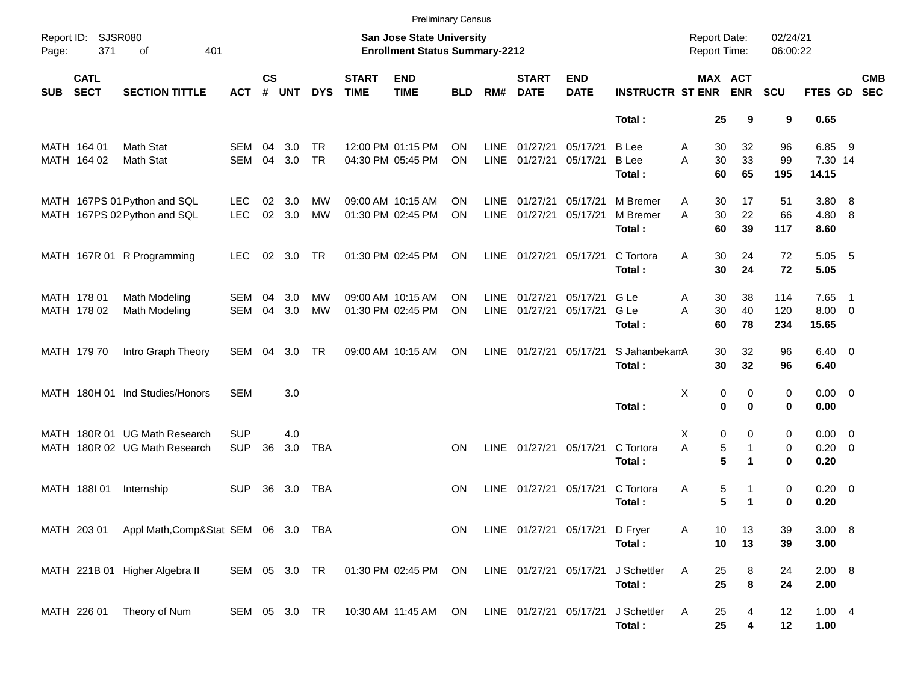Preliminary Census

Report ID: SJSR080

**San Jose State University**
**Enrollment Status Summary-2212**

Report Date: 02/24/21
Report Time: 06:00:22

| SUB | CATL SECT | SECTION TITTLE | ACT | CS # | UNT | DYS | START TIME | END TIME | BLD | RM# | START DATE | END DATE | INSTRUCTR | ST | MAX ENR | ACT ENR | SCU | FTES | GD | CMB SEC |
|---|---|---|---|---|---|---|---|---|---|---|---|---|---|---|---|---|---|---|---|---|
| | | | | | | | | | | | | | **Total :** | | **25** | **9** | **9** | **0.65** | | |
| MATH | 164 01 | Math Stat | SEM | 04 | 3.0 | TR | 12:00 PM | 01:15 PM | ON | LINE | 01/27/21 | 05/17/21 | B Lee | A | 30 | 32 | 96 | 6.85 | 9 | |
| MATH | 164 02 | Math Stat | SEM | 04 | 3.0 | TR | 04:30 PM | 05:45 PM | ON | LINE | 01/27/21 | 05/17/21 | B Lee | A | 30 | 33 | 99 | 7.30 | 14 | |
| | | | | | | | | | | | | | **Total :** | | **60** | **65** | **195** | **14.15** | | |
| MATH | 167PS 01 | Python and SQL | LEC | 02 | 3.0 | MW | 09:00 AM | 10:15 AM | ON | LINE | 01/27/21 | 05/17/21 | M Bremer | A | 30 | 17 | 51 | 3.80 | 8 | |
| MATH | 167PS 02 | Python and SQL | LEC | 02 | 3.0 | MW | 01:30 PM | 02:45 PM | ON | LINE | 01/27/21 | 05/17/21 | M Bremer | A | 30 | 22 | 66 | 4.80 | 8 | |
| | | | | | | | | | | | | | **Total :** | | **60** | **39** | **117** | **8.60** | | |
| MATH | 167R 01 | R Programming | LEC | 02 | 3.0 | TR | 01:30 PM | 02:45 PM | ON | LINE | 01/27/21 | 05/17/21 | C Tortora | A | 30 | 24 | 72 | 5.05 | 5 | |
| | | | | | | | | | | | | | **Total :** | | **30** | **24** | **72** | **5.05** | | |
| MATH | 178 01 | Math Modeling | SEM | 04 | 3.0 | MW | 09:00 AM | 10:15 AM | ON | LINE | 01/27/21 | 05/17/21 | G Le | A | 30 | 38 | 114 | 7.65 | 1 | |
| MATH | 178 02 | Math Modeling | SEM | 04 | 3.0 | MW | 01:30 PM | 02:45 PM | ON | LINE | 01/27/21 | 05/17/21 | G Le | A | 30 | 40 | 120 | 8.00 | 0 | |
| | | | | | | | | | | | | | **Total :** | | **60** | **78** | **234** | **15.65** | | |
| MATH | 179 70 | Intro Graph Theory | SEM | 04 | 3.0 | TR | 09:00 AM | 10:15 AM | ON | LINE | 01/27/21 | 05/17/21 | S Jahanbekam | A | 30 | 32 | 96 | 6.40 | 0 | |
| | | | | | | | | | | | | | **Total :** | | **30** | **32** | **96** | **6.40** | | |
| MATH | 180H 01 | Ind Studies/Honors | SEM | | 3.0 | | | | | | | | | X | 0 | 0 | 0 | 0.00 | 0 | |
| | | | | | | | | | | | | | **Total :** | | **0** | **0** | **0** | **0.00** | | |
| MATH | 180R 01 | UG Math Research | SUP | | 4.0 | | | | | | | | | X | 0 | 0 | 0 | 0.00 | 0 | |
| MATH | 180R 02 | UG Math Research | SUP | 36 | 3.0 | TBA | | | ON | LINE | 01/27/21 | 05/17/21 | C Tortora | A | 5 | 1 | 0 | 0.20 | 0 | |
| | | | | | | | | | | | | | **Total :** | | **5** | **1** | **0** | **0.20** | | |
| MATH | 188I 01 | Internship | SUP | 36 | 3.0 | TBA | | | ON | LINE | 01/27/21 | 05/17/21 | C Tortora | A | 5 | 1 | 0 | 0.20 | 0 | |
| | | | | | | | | | | | | | **Total :** | | **5** | **1** | **0** | **0.20** | | |
| MATH | 203 01 | Appl Math,Comp&Stat | SEM | 06 | 3.0 | TBA | | | ON | LINE | 01/27/21 | 05/17/21 | D Fryer | A | 10 | 13 | 39 | 3.00 | 8 | |
| | | | | | | | | | | | | | **Total :** | | **10** | **13** | **39** | **3.00** | | |
| MATH | 221B 01 | Higher Algebra II | SEM | 05 | 3.0 | TR | 01:30 PM | 02:45 PM | ON | LINE | 01/27/21 | 05/17/21 | J Schettler | A | 25 | 8 | 24 | 2.00 | 8 | |
| | | | | | | | | | | | | | **Total :** | | **25** | **8** | **24** | **2.00** | | |
| MATH | 226 01 | Theory of Num | SEM | 05 | 3.0 | TR | 10:30 AM | 11:45 AM | ON | LINE | 01/27/21 | 05/17/21 | J Schettler | A | 25 | 4 | 12 | 1.00 | 4 | |
| | | | | | | | | | | | | | **Total :** | | **25** | **4** | **12** | **1.00** | | |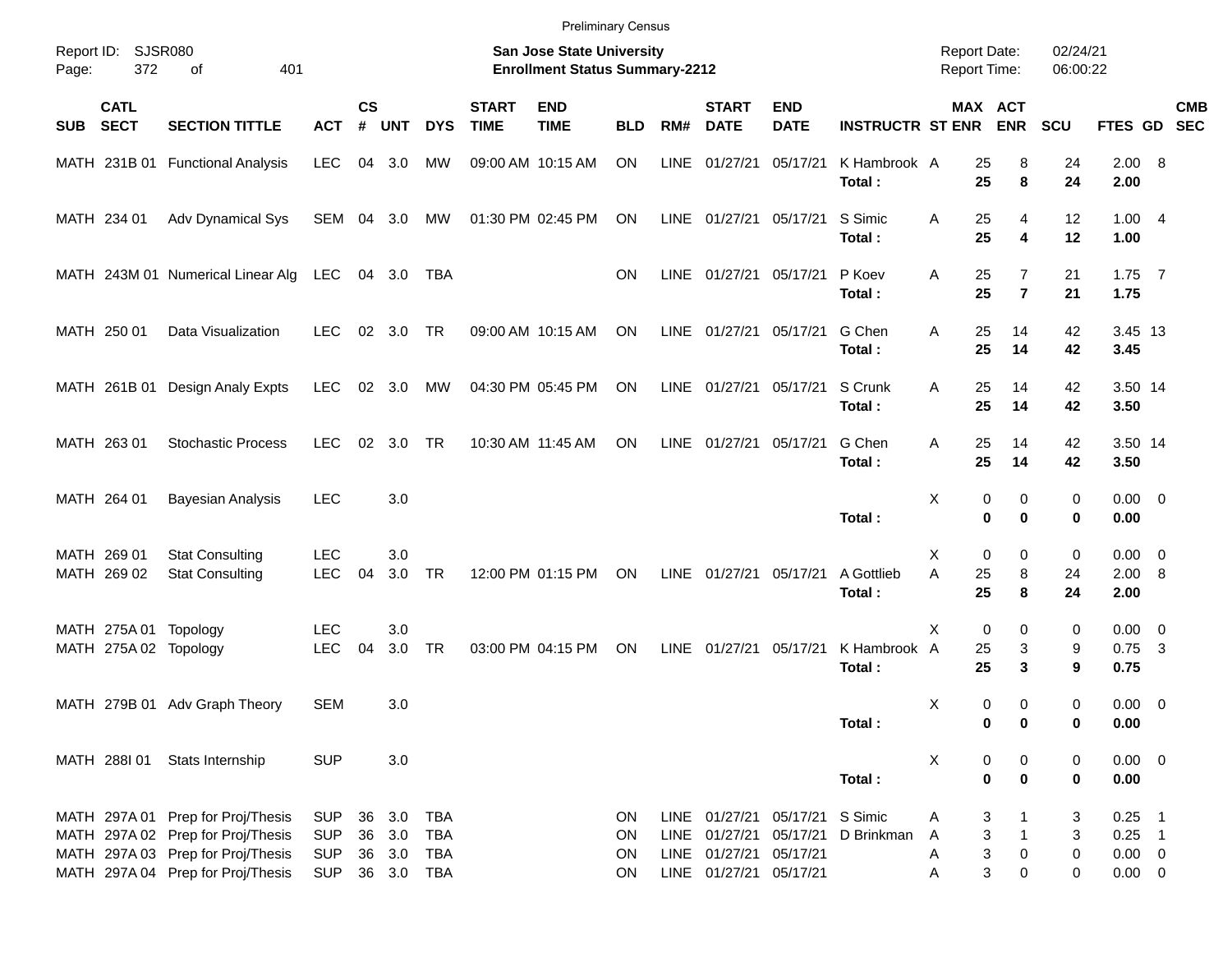Preliminary Census

Report ID: SJSR080

**San Jose State University**
**Enrollment Status Summary-2212**

Report Date: 02/24/21
Report Time: 06:00:22

| SUB | CATL SECT | SECTION TITTLE | ACT | CS # | UNT | DYS | START TIME | END TIME | BLD | RM# | START DATE | END DATE | INSTRUCTR | ST | MAX ENR | ACT ENR | SCU | FTES | GD | CMB SEC |
|---|---|---|---|---|---|---|---|---|---|---|---|---|---|---|---|---|---|---|---|---|
| MATH | 231B 01 | Functional Analysis | LEC | 04 | 3.0 | MW | 09:00 AM | 10:15 AM | ON | LINE | 01/27/21 | 05/17/21 | K Hambrook | A | 25 | 8 | 24 | 2.00 | 8 | |
| | | | | | | | | | | | | | **Total :** | | **25** | **8** | **24** | **2.00** | | |
| MATH | 234 01 | Adv Dynamical Sys | SEM | 04 | 3.0 | MW | 01:30 PM | 02:45 PM | ON | LINE | 01/27/21 | 05/17/21 | S Simic | A | 25 | 4 | 12 | 1.00 | 4 | |
| | | | | | | | | | | | | | **Total :** | | **25** | **4** | **12** | **1.00** | | |
| MATH | 243M 01 | Numerical Linear Alg | LEC | 04 | 3.0 | TBA | | | ON | LINE | 01/27/21 | 05/17/21 | P Koev | A | 25 | 7 | 21 | 1.75 | 7 | |
| | | | | | | | | | | | | | **Total :** | | **25** | **7** | **21** | **1.75** | | |
| MATH | 250 01 | Data Visualization | LEC | 02 | 3.0 | TR | 09:00 AM | 10:15 AM | ON | LINE | 01/27/21 | 05/17/21 | G Chen | A | 25 | 14 | 42 | 3.45 | 13 | |
| | | | | | | | | | | | | | **Total :** | | **25** | **14** | **42** | **3.45** | | |
| MATH | 261B 01 | Design Analy Expts | LEC | 02 | 3.0 | MW | 04:30 PM | 05:45 PM | ON | LINE | 01/27/21 | 05/17/21 | S Crunk | A | 25 | 14 | 42 | 3.50 | 14 | |
| | | | | | | | | | | | | | **Total :** | | **25** | **14** | **42** | **3.50** | | |
| MATH | 263 01 | Stochastic Process | LEC | 02 | 3.0 | TR | 10:30 AM | 11:45 AM | ON | LINE | 01/27/21 | 05/17/21 | G Chen | A | 25 | 14 | 42 | 3.50 | 14 | |
| | | | | | | | | | | | | | **Total :** | | **25** | **14** | **42** | **3.50** | | |
| MATH | 264 01 | Bayesian Analysis | LEC | | 3.0 | | | | | | | | | X | 0 | 0 | 0 | 0.00 | 0 | |
| | | | | | | | | | | | | | **Total :** | | **0** | **0** | **0** | **0.00** | | |
| MATH | 269 01 | Stat Consulting | LEC | | 3.0 | | | | | | | | | X | 0 | 0 | 0 | 0.00 | 0 | |
| MATH | 269 02 | Stat Consulting | LEC | 04 | 3.0 | TR | 12:00 PM | 01:15 PM | ON | LINE | 01/27/21 | 05/17/21 | A Gottlieb | A | 25 | 8 | 24 | 2.00 | 8 | |
| | | | | | | | | | | | | | **Total :** | | **25** | **8** | **24** | **2.00** | | |
| MATH | 275A 01 | Topology | LEC | | 3.0 | | | | | | | | | X | 0 | 0 | 0 | 0.00 | 0 | |
| MATH | 275A 02 | Topology | LEC | 04 | 3.0 | TR | 03:00 PM | 04:15 PM | ON | LINE | 01/27/21 | 05/17/21 | K Hambrook | A | 25 | 3 | 9 | 0.75 | 3 | |
| | | | | | | | | | | | | | **Total :** | | **25** | **3** | **9** | **0.75** | | |
| MATH | 279B 01 | Adv Graph Theory | SEM | | 3.0 | | | | | | | | | X | 0 | 0 | 0 | 0.00 | 0 | |
| | | | | | | | | | | | | | **Total :** | | **0** | **0** | **0** | **0.00** | | |
| MATH | 288I 01 | Stats Internship | SUP | | 3.0 | | | | | | | | | X | 0 | 0 | 0 | 0.00 | 0 | |
| | | | | | | | | | | | | | **Total :** | | **0** | **0** | **0** | **0.00** | | |
| MATH | 297A 01 | Prep for Proj/Thesis | SUP | 36 | 3.0 | TBA | | | ON | LINE | 01/27/21 | 05/17/21 | S Simic | A | 3 | 1 | 3 | 0.25 | 1 | |
| MATH | 297A 02 | Prep for Proj/Thesis | SUP | 36 | 3.0 | TBA | | | ON | LINE | 01/27/21 | 05/17/21 | D Brinkman | A | 3 | 1 | 3 | 0.25 | 1 | |
| MATH | 297A 03 | Prep for Proj/Thesis | SUP | 36 | 3.0 | TBA | | | ON | LINE | 01/27/21 | 05/17/21 | | A | 3 | 0 | 0 | 0.00 | 0 | |
| MATH | 297A 04 | Prep for Proj/Thesis | SUP | 36 | 3.0 | TBA | | | ON | LINE | 01/27/21 | 05/17/21 | | A | 3 | 0 | 0 | 0.00 | 0 | |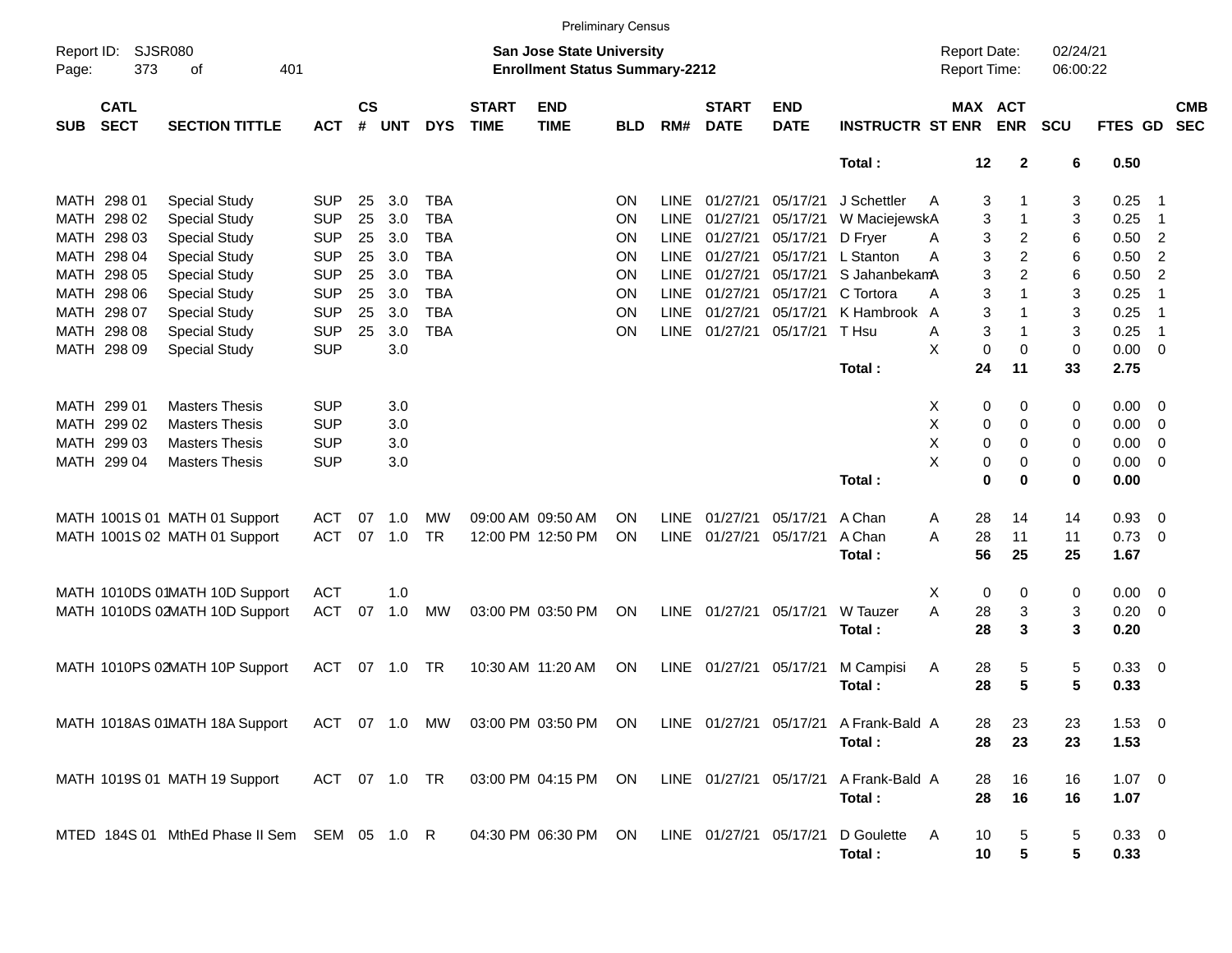Preliminary Census

Report ID: SJSR080 | San Jose State University | Report Date: 02/24/21
Enrollment Status Summary-2212 | Report Time: 06:00:22

| SUB | CATL SECT | SECTION TITTLE | ACT | CS # | UNT | DYS | START TIME | END TIME | BLD | RM# | START DATE | END DATE | INSTRUCTR | ST | MAX ENR | ACT ENR | SCU | FTES | GD | CMB SEC |
|---|---|---|---|---|---|---|---|---|---|---|---|---|---|---|---|---|---|---|---|---|
| | | | | | | | | | | | | | **Total :** | | **12** | **2** | **6** | **0.50** | | |
| MATH | 298 01 | Special Study | SUP | 25 | 3.0 | TBA | | | ON | LINE | 01/27/21 | 05/17/21 | J Schettler | A | 3 | 1 | 3 | 0.25 | 1 | |
| MATH | 298 02 | Special Study | SUP | 25 | 3.0 | TBA | | | ON | LINE | 01/27/21 | 05/17/21 | W Maciejewsk | A | 3 | 1 | 3 | 0.25 | 1 | |
| MATH | 298 03 | Special Study | SUP | 25 | 3.0 | TBA | | | ON | LINE | 01/27/21 | 05/17/21 | D Fryer | A | 3 | 2 | 6 | 0.50 | 2 | |
| MATH | 298 04 | Special Study | SUP | 25 | 3.0 | TBA | | | ON | LINE | 01/27/21 | 05/17/21 | L Stanton | A | 3 | 2 | 6 | 0.50 | 2 | |
| MATH | 298 05 | Special Study | SUP | 25 | 3.0 | TBA | | | ON | LINE | 01/27/21 | 05/17/21 | S Jahanbekam | A | 3 | 2 | 6 | 0.50 | 2 | |
| MATH | 298 06 | Special Study | SUP | 25 | 3.0 | TBA | | | ON | LINE | 01/27/21 | 05/17/21 | C Tortora | A | 3 | 1 | 3 | 0.25 | 1 | |
| MATH | 298 07 | Special Study | SUP | 25 | 3.0 | TBA | | | ON | LINE | 01/27/21 | 05/17/21 | K Hambrook | A | 3 | 1 | 3 | 0.25 | 1 | |
| MATH | 298 08 | Special Study | SUP | 25 | 3.0 | TBA | | | ON | LINE | 01/27/21 | 05/17/21 | T Hsu | A | 3 | 1 | 3 | 0.25 | 1 | |
| MATH | 298 09 | Special Study | SUP | | 3.0 | | | | | | | | | X | 0 | 0 | 0 | 0.00 | 0 | |
| | | | | | | | | | | | | | **Total :** | | **24** | **11** | **33** | **2.75** | | |
| MATH | 299 01 | Masters Thesis | SUP | | 3.0 | | | | | | | | | X | 0 | 0 | 0 | 0.00 | 0 | |
| MATH | 299 02 | Masters Thesis | SUP | | 3.0 | | | | | | | | | X | 0 | 0 | 0 | 0.00 | 0 | |
| MATH | 299 03 | Masters Thesis | SUP | | 3.0 | | | | | | | | | X | 0 | 0 | 0 | 0.00 | 0 | |
| MATH | 299 04 | Masters Thesis | SUP | | 3.0 | | | | | | | | | X | 0 | 0 | 0 | 0.00 | 0 | |
| | | | | | | | | | | | | | **Total :** | | **0** | **0** | **0** | **0.00** | | |
| MATH | 1001S 01 | MATH 01 Support | ACT | 07 | 1.0 | MW | 09:00 AM | 09:50 AM | ON | LINE | 01/27/21 | 05/17/21 | A Chan | A | 28 | 14 | 14 | 0.93 | 0 | |
| MATH | 1001S 02 | MATH 01 Support | ACT | 07 | 1.0 | TR | 12:00 PM | 12:50 PM | ON | LINE | 01/27/21 | 05/17/21 | A Chan | A | 28 | 11 | 11 | 0.73 | 0 | |
| | | | | | | | | | | | | | **Total :** | | **56** | **25** | **25** | **1.67** | | |
| MATH | 1010DS 01 | MATH 10D Support | ACT | | 1.0 | | | | | | | | | X | 0 | 0 | 0 | 0.00 | 0 | |
| MATH | 1010DS 02 | MATH 10D Support | ACT | 07 | 1.0 | MW | 03:00 PM | 03:50 PM | ON | LINE | 01/27/21 | 05/17/21 | W Tauzer | A | 28 | 3 | 3 | 0.20 | 0 | |
| | | | | | | | | | | | | | **Total :** | | **28** | **3** | **3** | **0.20** | | |
| MATH | 1010PS 02 | MATH 10P Support | ACT | 07 | 1.0 | TR | 10:30 AM | 11:20 AM | ON | LINE | 01/27/21 | 05/17/21 | M Campisi | A | 28 | 5 | 5 | 0.33 | 0 | |
| | | | | | | | | | | | | | **Total :** | | **28** | **5** | **5** | **0.33** | | |
| MATH | 1018AS 01 | MATH 18A Support | ACT | 07 | 1.0 | MW | 03:00 PM | 03:50 PM | ON | LINE | 01/27/21 | 05/17/21 | A Frank-Bald | A | 28 | 23 | 23 | 1.53 | 0 | |
| | | | | | | | | | | | | | **Total :** | | **28** | **23** | **23** | **1.53** | | |
| MATH | 1019S 01 | MATH 19 Support | ACT | 07 | 1.0 | TR | 03:00 PM | 04:15 PM | ON | LINE | 01/27/21 | 05/17/21 | A Frank-Bald | A | 28 | 16 | 16 | 1.07 | 0 | |
| | | | | | | | | | | | | | **Total :** | | **28** | **16** | **16** | **1.07** | | |
| MTED | 184S 01 | MthEd Phase II Sem | SEM | 05 | 1.0 | R | 04:30 PM | 06:30 PM | ON | LINE | 01/27/21 | 05/17/21 | D Goulette | A | 10 | 5 | 5 | 0.33 | 0 | |
| | | | | | | | | | | | | | **Total :** | | **10** | **5** | **5** | **0.33** | | |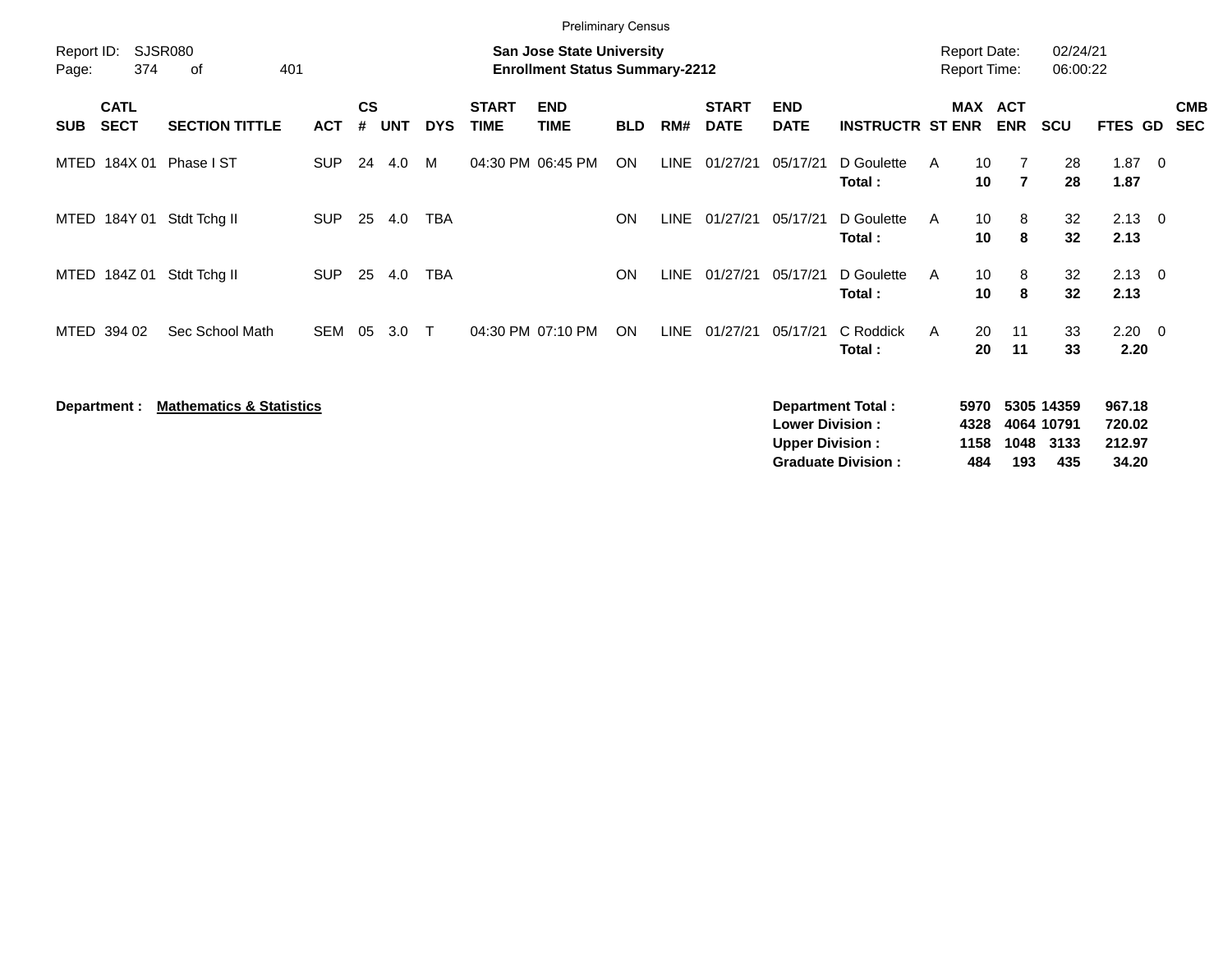Preliminary Census

Report ID: SJSR080

**San Jose State University**
**Enrollment Status Summary-2212**

Report Date: 02/24/21
Report Time: 06:00:22

| SUB | CATL SECT | SECTION TITTLE | ACT | CS # | UNT | DYS | START TIME | END TIME | BLD | RM# | START DATE | END DATE | INSTRUCTR | ST | MAX ENR | ACT ENR | SCU | FTES | GD | CMB SEC |
|---|---|---|---|---|---|---|---|---|---|---|---|---|---|---|---|---|---|---|---|---|
| MTED | 184X 01 | Phase I ST | SUP | 24 | 4.0 | M | 04:30 PM | 06:45 PM | ON | LINE | 01/27/21 | 05/17/21 | D Goulette | A | 10 | 7 | 28 | 1.87 | 0 | |
| | | | | | | | | | | | | | **Total :** | | **10** | **7** | **28** | **1.87** | | |
| MTED | 184Y 01 | Stdt Tchg II | SUP | 25 | 4.0 | TBA | | | ON | LINE | 01/27/21 | 05/17/21 | D Goulette | A | 10 | 8 | 32 | 2.13 | 0 | |
| | | | | | | | | | | | | | **Total :** | | **10** | **8** | **32** | **2.13** | | |
| MTED | 184Z 01 | Stdt Tchg II | SUP | 25 | 4.0 | TBA | | | ON | LINE | 01/27/21 | 05/17/21 | D Goulette | A | 10 | 8 | 32 | 2.13 | 0 | |
| | | | | | | | | | | | | | **Total :** | | **10** | **8** | **32** | **2.13** | | |
| MTED | 394 02 | Sec School Math | SEM | 05 | 3.0 | T | 04:30 PM | 07:10 PM | ON | LINE | 01/27/21 | 05/17/21 | C Roddick | A | 20 | 11 | 33 | 2.20 | 0 | |
| | | | | | | | | | | | | | **Total :** | | **20** | **11** | **33** | **2.20** | | |

**Department :** **Mathematics & Statistics**

| | MAX ENR | ACT ENR | SCU | FTES |
|---|---|---|---|---|
| **Department Total :** | **5970** | **5305** | **14359** | **967.18** |
| **Lower Division :** | **4328** | **4064** | **10791** | **720.02** |
| **Upper Division :** | **1158** | **1048** | **3133** | **212.97** |
| **Graduate Division :** | **484** | **193** | **435** | **34.20** |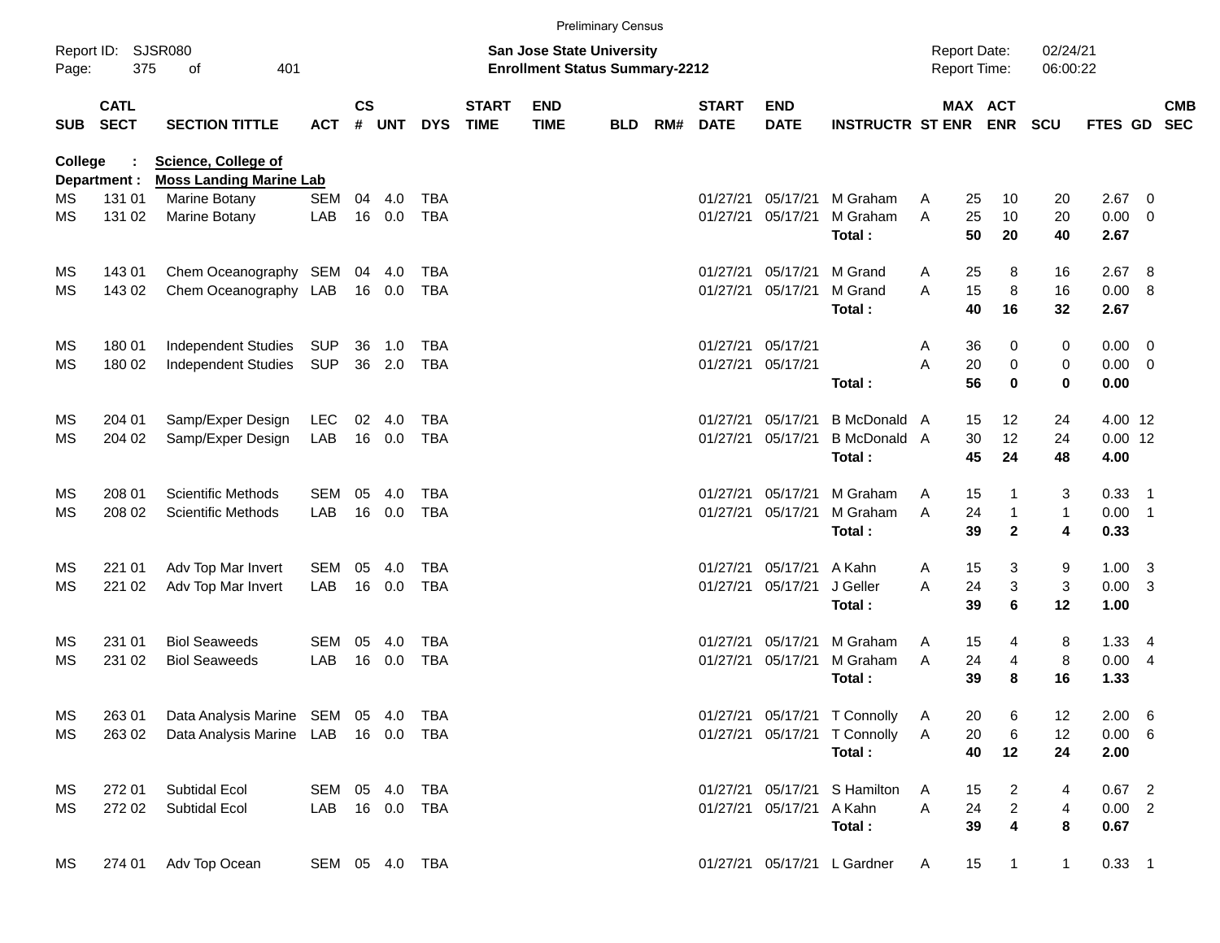Preliminary Census

Report ID: SJSR080
**San Jose State University**
**Enrollment Status Summary-2212**
Report Date: 02/24/21
Report Time: 06:00:22

| SUB | CATL SECT | SECTION TITTLE | ACT | CS # | UNT | DYS | START TIME | END TIME | BLD | RM# | START DATE | END DATE | INSTRUCTR | ST | MAX ENR | ACT ENR | SCU | FTES | GD | CMB SEC |
|---|---|---|---|---|---|---|---|---|---|---|---|---|---|---|---|---|---|---|---|---|
| **College :** | | **Science, College of** | | | | | | | | | | | | | | | | | | |
| **Department :** | | **Moss Landing Marine Lab** | | | | | | | | | | | | | | | | | | |
| MS | 131 01 | Marine Botany | SEM | 04 | 4.0 | TBA | | | | | 01/27/21 | 05/17/21 | M Graham | A | 25 | 10 | 20 | 2.67 | 0 | |
| MS | 131 02 | Marine Botany | LAB | 16 | 0.0 | TBA | | | | | 01/27/21 | 05/17/21 | M Graham | A | 25 | 10 | 20 | 0.00 | 0 | |
| | | | | | | | | | | | | | **Total :** | | **50** | **20** | **40** | **2.67** | | |
| MS | 143 01 | Chem Oceanography | SEM | 04 | 4.0 | TBA | | | | | 01/27/21 | 05/17/21 | M Grand | A | 25 | 8 | 16 | 2.67 | 8 | |
| MS | 143 02 | Chem Oceanography | LAB | 16 | 0.0 | TBA | | | | | 01/27/21 | 05/17/21 | M Grand | A | 15 | 8 | 16 | 0.00 | 8 | |
| | | | | | | | | | | | | | **Total :** | | **40** | **16** | **32** | **2.67** | | |
| MS | 180 01 | Independent Studies | SUP | 36 | 1.0 | TBA | | | | | 01/27/21 | 05/17/21 | | A | 36 | 0 | 0 | 0.00 | 0 | |
| MS | 180 02 | Independent Studies | SUP | 36 | 2.0 | TBA | | | | | 01/27/21 | 05/17/21 | | A | 20 | 0 | 0 | 0.00 | 0 | |
| | | | | | | | | | | | | | **Total :** | | **56** | **0** | **0** | **0.00** | | |
| MS | 204 01 | Samp/Exper Design | LEC | 02 | 4.0 | TBA | | | | | 01/27/21 | 05/17/21 | B McDonald | A | 15 | 12 | 24 | 4.00 | 12 | |
| MS | 204 02 | Samp/Exper Design | LAB | 16 | 0.0 | TBA | | | | | 01/27/21 | 05/17/21 | B McDonald | A | 30 | 12 | 24 | 0.00 | 12 | |
| | | | | | | | | | | | | | **Total :** | | **45** | **24** | **48** | **4.00** | | |
| MS | 208 01 | Scientific Methods | SEM | 05 | 4.0 | TBA | | | | | 01/27/21 | 05/17/21 | M Graham | A | 15 | 1 | 3 | 0.33 | 1 | |
| MS | 208 02 | Scientific Methods | LAB | 16 | 0.0 | TBA | | | | | 01/27/21 | 05/17/21 | M Graham | A | 24 | 1 | 1 | 0.00 | 1 | |
| | | | | | | | | | | | | | **Total :** | | **39** | **2** | **4** | **0.33** | | |
| MS | 221 01 | Adv Top Mar Invert | SEM | 05 | 4.0 | TBA | | | | | 01/27/21 | 05/17/21 | A Kahn | A | 15 | 3 | 9 | 1.00 | 3 | |
| MS | 221 02 | Adv Top Mar Invert | LAB | 16 | 0.0 | TBA | | | | | 01/27/21 | 05/17/21 | J Geller | A | 24 | 3 | 3 | 0.00 | 3 | |
| | | | | | | | | | | | | | **Total :** | | **39** | **6** | **12** | **1.00** | | |
| MS | 231 01 | Biol Seaweeds | SEM | 05 | 4.0 | TBA | | | | | 01/27/21 | 05/17/21 | M Graham | A | 15 | 4 | 8 | 1.33 | 4 | |
| MS | 231 02 | Biol Seaweeds | LAB | 16 | 0.0 | TBA | | | | | 01/27/21 | 05/17/21 | M Graham | A | 24 | 4 | 8 | 0.00 | 4 | |
| | | | | | | | | | | | | | **Total :** | | **39** | **8** | **16** | **1.33** | | |
| MS | 263 01 | Data Analysis Marine | SEM | 05 | 4.0 | TBA | | | | | 01/27/21 | 05/17/21 | T Connolly | A | 20 | 6 | 12 | 2.00 | 6 | |
| MS | 263 02 | Data Analysis Marine | LAB | 16 | 0.0 | TBA | | | | | 01/27/21 | 05/17/21 | T Connolly | A | 20 | 6 | 12 | 0.00 | 6 | |
| | | | | | | | | | | | | | **Total :** | | **40** | **12** | **24** | **2.00** | | |
| MS | 272 01 | Subtidal Ecol | SEM | 05 | 4.0 | TBA | | | | | 01/27/21 | 05/17/21 | S Hamilton | A | 15 | 2 | 4 | 0.67 | 2 | |
| MS | 272 02 | Subtidal Ecol | LAB | 16 | 0.0 | TBA | | | | | 01/27/21 | 05/17/21 | A Kahn | A | 24 | 2 | 4 | 0.00 | 2 | |
| | | | | | | | | | | | | | **Total :** | | **39** | **4** | **8** | **0.67** | | |
| MS | 274 01 | Adv Top Ocean | SEM | 05 | 4.0 | TBA | | | | | 01/27/21 | 05/17/21 | L Gardner | A | 15 | 1 | 1 | 0.33 | 1 | |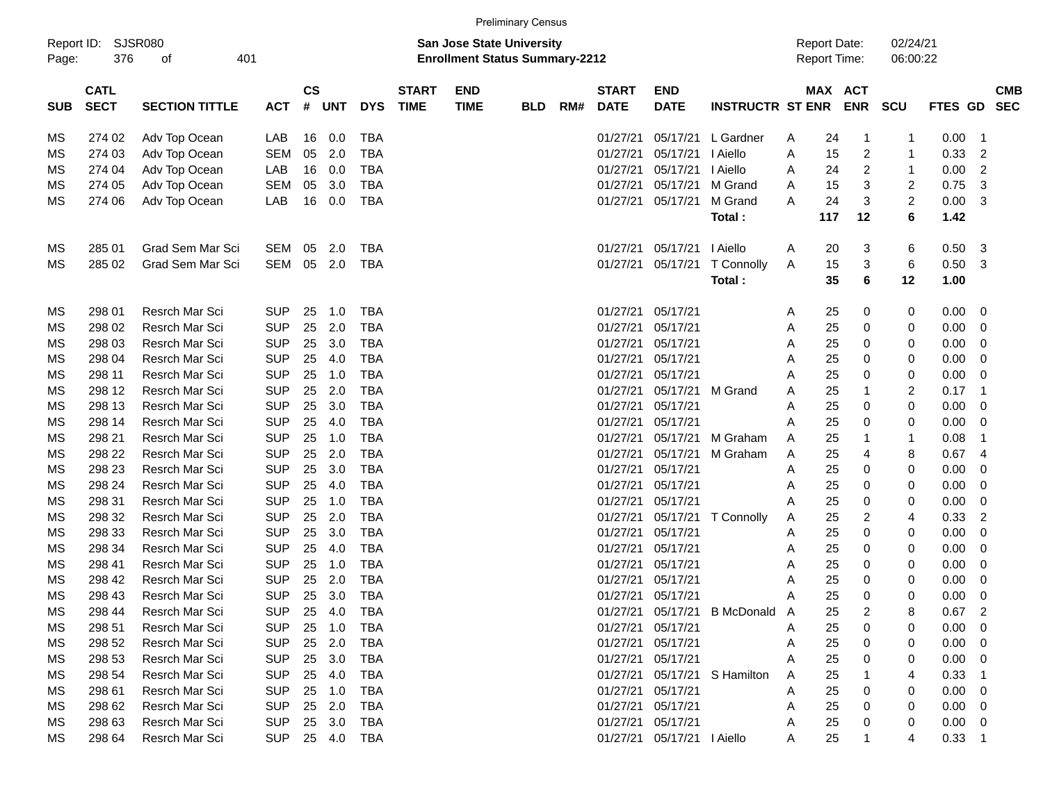Preliminary Census

Report ID: SJSR080

**San Jose State University**
**Enrollment Status Summary-2212**

Report Date: 02/24/21
Report Time: 06:00:22

| SUB | CATL SECT | SECTION TITTLE | ACT | CS # | UNT | DYS | START TIME | END TIME | BLD | RM# | START DATE | END DATE | INSTRUCTR | ST | MAX ENR | ACT ENR | SCU | FTES | GD | CMB SEC |
|---|---|---|---|---|---|---|---|---|---|---|---|---|---|---|---|---|---|---|---|---|
| MS | 274 02 | Adv Top Ocean | LAB | 16 | 0.0 | TBA | | | | | 01/27/21 | 05/17/21 | L Gardner | A | 24 | 1 | 1 | 0.00 | 1 | |
| MS | 274 03 | Adv Top Ocean | SEM | 05 | 2.0 | TBA | | | | | 01/27/21 | 05/17/21 | I Aiello | A | 15 | 2 | 1 | 0.33 | 2 | |
| MS | 274 04 | Adv Top Ocean | LAB | 16 | 0.0 | TBA | | | | | 01/27/21 | 05/17/21 | I Aiello | A | 24 | 2 | 1 | 0.00 | 2 | |
| MS | 274 05 | Adv Top Ocean | SEM | 05 | 3.0 | TBA | | | | | 01/27/21 | 05/17/21 | M Grand | A | 15 | 3 | 2 | 0.75 | 3 | |
| MS | 274 06 | Adv Top Ocean | LAB | 16 | 0.0 | TBA | | | | | 01/27/21 | 05/17/21 | M Grand | A | 24 | 3 | 2 | 0.00 | 3 | |
| | | | | | | | | | | | | | **Total :** | | **117** | **12** | **6** | **1.42** | | |
| MS | 285 01 | Grad Sem Mar Sci | SEM | 05 | 2.0 | TBA | | | | | 01/27/21 | 05/17/21 | I Aiello | A | 20 | 3 | 6 | 0.50 | 3 | |
| MS | 285 02 | Grad Sem Mar Sci | SEM | 05 | 2.0 | TBA | | | | | 01/27/21 | 05/17/21 | T Connolly | A | 15 | 3 | 6 | 0.50 | 3 | |
| | | | | | | | | | | | | | **Total :** | | **35** | **6** | **12** | **1.00** | | |
| MS | 298 01 | Resrch Mar Sci | SUP | 25 | 1.0 | TBA | | | | | 01/27/21 | 05/17/21 | | A | 25 | 0 | 0 | 0.00 | 0 | |
| MS | 298 02 | Resrch Mar Sci | SUP | 25 | 2.0 | TBA | | | | | 01/27/21 | 05/17/21 | | A | 25 | 0 | 0 | 0.00 | 0 | |
| MS | 298 03 | Resrch Mar Sci | SUP | 25 | 3.0 | TBA | | | | | 01/27/21 | 05/17/21 | | A | 25 | 0 | 0 | 0.00 | 0 | |
| MS | 298 04 | Resrch Mar Sci | SUP | 25 | 4.0 | TBA | | | | | 01/27/21 | 05/17/21 | | A | 25 | 0 | 0 | 0.00 | 0 | |
| MS | 298 11 | Resrch Mar Sci | SUP | 25 | 1.0 | TBA | | | | | 01/27/21 | 05/17/21 | | A | 25 | 0 | 0 | 0.00 | 0 | |
| MS | 298 12 | Resrch Mar Sci | SUP | 25 | 2.0 | TBA | | | | | 01/27/21 | 05/17/21 | M Grand | A | 25 | 1 | 2 | 0.17 | 1 | |
| MS | 298 13 | Resrch Mar Sci | SUP | 25 | 3.0 | TBA | | | | | 01/27/21 | 05/17/21 | | A | 25 | 0 | 0 | 0.00 | 0 | |
| MS | 298 14 | Resrch Mar Sci | SUP | 25 | 4.0 | TBA | | | | | 01/27/21 | 05/17/21 | | A | 25 | 0 | 0 | 0.00 | 0 | |
| MS | 298 21 | Resrch Mar Sci | SUP | 25 | 1.0 | TBA | | | | | 01/27/21 | 05/17/21 | M Graham | A | 25 | 1 | 1 | 0.08 | 1 | |
| MS | 298 22 | Resrch Mar Sci | SUP | 25 | 2.0 | TBA | | | | | 01/27/21 | 05/17/21 | M Graham | A | 25 | 4 | 8 | 0.67 | 4 | |
| MS | 298 23 | Resrch Mar Sci | SUP | 25 | 3.0 | TBA | | | | | 01/27/21 | 05/17/21 | | A | 25 | 0 | 0 | 0.00 | 0 | |
| MS | 298 24 | Resrch Mar Sci | SUP | 25 | 4.0 | TBA | | | | | 01/27/21 | 05/17/21 | | A | 25 | 0 | 0 | 0.00 | 0 | |
| MS | 298 31 | Resrch Mar Sci | SUP | 25 | 1.0 | TBA | | | | | 01/27/21 | 05/17/21 | | A | 25 | 0 | 0 | 0.00 | 0 | |
| MS | 298 32 | Resrch Mar Sci | SUP | 25 | 2.0 | TBA | | | | | 01/27/21 | 05/17/21 | T Connolly | A | 25 | 2 | 4 | 0.33 | 2 | |
| MS | 298 33 | Resrch Mar Sci | SUP | 25 | 3.0 | TBA | | | | | 01/27/21 | 05/17/21 | | A | 25 | 0 | 0 | 0.00 | 0 | |
| MS | 298 34 | Resrch Mar Sci | SUP | 25 | 4.0 | TBA | | | | | 01/27/21 | 05/17/21 | | A | 25 | 0 | 0 | 0.00 | 0 | |
| MS | 298 41 | Resrch Mar Sci | SUP | 25 | 1.0 | TBA | | | | | 01/27/21 | 05/17/21 | | A | 25 | 0 | 0 | 0.00 | 0 | |
| MS | 298 42 | Resrch Mar Sci | SUP | 25 | 2.0 | TBA | | | | | 01/27/21 | 05/17/21 | | A | 25 | 0 | 0 | 0.00 | 0 | |
| MS | 298 43 | Resrch Mar Sci | SUP | 25 | 3.0 | TBA | | | | | 01/27/21 | 05/17/21 | | A | 25 | 0 | 0 | 0.00 | 0 | |
| MS | 298 44 | Resrch Mar Sci | SUP | 25 | 4.0 | TBA | | | | | 01/27/21 | 05/17/21 | B McDonald | A | 25 | 2 | 8 | 0.67 | 2 | |
| MS | 298 51 | Resrch Mar Sci | SUP | 25 | 1.0 | TBA | | | | | 01/27/21 | 05/17/21 | | A | 25 | 0 | 0 | 0.00 | 0 | |
| MS | 298 52 | Resrch Mar Sci | SUP | 25 | 2.0 | TBA | | | | | 01/27/21 | 05/17/21 | | A | 25 | 0 | 0 | 0.00 | 0 | |
| MS | 298 53 | Resrch Mar Sci | SUP | 25 | 3.0 | TBA | | | | | 01/27/21 | 05/17/21 | | A | 25 | 0 | 0 | 0.00 | 0 | |
| MS | 298 54 | Resrch Mar Sci | SUP | 25 | 4.0 | TBA | | | | | 01/27/21 | 05/17/21 | S Hamilton | A | 25 | 1 | 4 | 0.33 | 1 | |
| MS | 298 61 | Resrch Mar Sci | SUP | 25 | 1.0 | TBA | | | | | 01/27/21 | 05/17/21 | | A | 25 | 0 | 0 | 0.00 | 0 | |
| MS | 298 62 | Resrch Mar Sci | SUP | 25 | 2.0 | TBA | | | | | 01/27/21 | 05/17/21 | | A | 25 | 0 | 0 | 0.00 | 0 | |
| MS | 298 63 | Resrch Mar Sci | SUP | 25 | 3.0 | TBA | | | | | 01/27/21 | 05/17/21 | | A | 25 | 0 | 0 | 0.00 | 0 | |
| MS | 298 64 | Resrch Mar Sci | SUP | 25 | 4.0 | TBA | | | | | 01/27/21 | 05/17/21 | I Aiello | A | 25 | 1 | 4 | 0.33 | 1 | |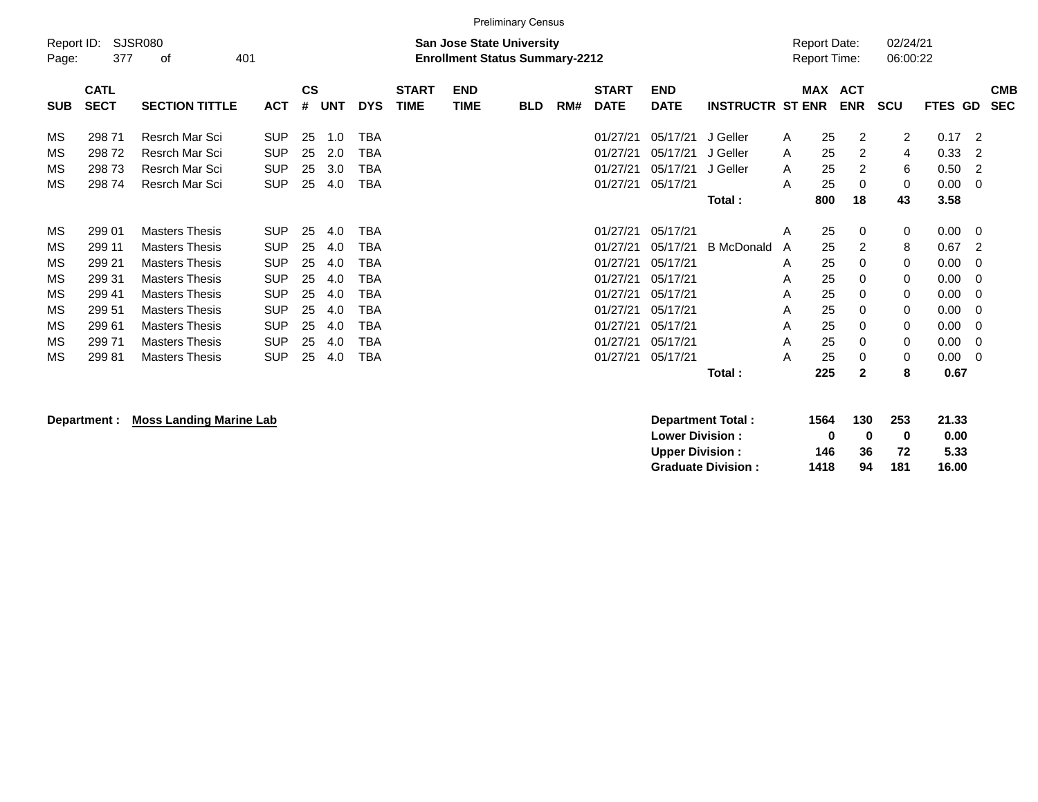Preliminary Census

Report ID: SJSR080

**San Jose State University**
**Enrollment Status Summary-2212**

Report Date: 02/24/21
Report Time: 06:00:22

| SUB | CATL SECT | SECTION TITTLE | ACT | CS # | UNT | DYS | START TIME | END TIME | BLD | RM# | START DATE | END DATE | INSTRUCTR | ST | MAX ENR | ACT ENR | SCU | FTES | GD | CMB SEC |
|---|---|---|---|---|---|---|---|---|---|---|---|---|---|---|---|---|---|---|---|---|
| MS | 298 71 | Resrch Mar Sci | SUP | 25 | 1.0 | TBA | | | | | 01/27/21 | 05/17/21 | J Geller | A | 25 | 2 | 2 | 0.17 | 2 | |
| MS | 298 72 | Resrch Mar Sci | SUP | 25 | 2.0 | TBA | | | | | 01/27/21 | 05/17/21 | J Geller | A | 25 | 2 | 4 | 0.33 | 2 | |
| MS | 298 73 | Resrch Mar Sci | SUP | 25 | 3.0 | TBA | | | | | 01/27/21 | 05/17/21 | J Geller | A | 25 | 2 | 6 | 0.50 | 2 | |
| MS | 298 74 | Resrch Mar Sci | SUP | 25 | 4.0 | TBA | | | | | 01/27/21 | 05/17/21 | | A | 25 | 0 | 0 | 0.00 | 0 | |
| | | | | | | | | | | | | | **Total :** | | **800** | **18** | **43** | **3.58** | | |
| MS | 299 01 | Masters Thesis | SUP | 25 | 4.0 | TBA | | | | | 01/27/21 | 05/17/21 | | A | 25 | 0 | 0 | 0.00 | 0 | |
| MS | 299 11 | Masters Thesis | SUP | 25 | 4.0 | TBA | | | | | 01/27/21 | 05/17/21 | B McDonald | A | 25 | 2 | 8 | 0.67 | 2 | |
| MS | 299 21 | Masters Thesis | SUP | 25 | 4.0 | TBA | | | | | 01/27/21 | 05/17/21 | | A | 25 | 0 | 0 | 0.00 | 0 | |
| MS | 299 31 | Masters Thesis | SUP | 25 | 4.0 | TBA | | | | | 01/27/21 | 05/17/21 | | A | 25 | 0 | 0 | 0.00 | 0 | |
| MS | 299 41 | Masters Thesis | SUP | 25 | 4.0 | TBA | | | | | 01/27/21 | 05/17/21 | | A | 25 | 0 | 0 | 0.00 | 0 | |
| MS | 299 51 | Masters Thesis | SUP | 25 | 4.0 | TBA | | | | | 01/27/21 | 05/17/21 | | A | 25 | 0 | 0 | 0.00 | 0 | |
| MS | 299 61 | Masters Thesis | SUP | 25 | 4.0 | TBA | | | | | 01/27/21 | 05/17/21 | | A | 25 | 0 | 0 | 0.00 | 0 | |
| MS | 299 71 | Masters Thesis | SUP | 25 | 4.0 | TBA | | | | | 01/27/21 | 05/17/21 | | A | 25 | 0 | 0 | 0.00 | 0 | |
| MS | 299 81 | Masters Thesis | SUP | 25 | 4.0 | TBA | | | | | 01/27/21 | 05/17/21 | | A | 25 | 0 | 0 | 0.00 | 0 | |
| | | | | | | | | | | | | | **Total :** | | **225** | **2** | **8** | **0.67** | | |

**Department : Moss Landing Marine Lab**

| | MAX ENR | ACT ENR | SCU | FTES |
|---|---|---|---|---|
| **Department Total :** | **1564** | **130** | **253** | **21.33** |
| **Lower Division :** | **0** | **0** | **0** | **0.00** |
| **Upper Division :** | **146** | **36** | **72** | **5.33** |
| **Graduate Division :** | **1418** | **94** | **181** | **16.00** |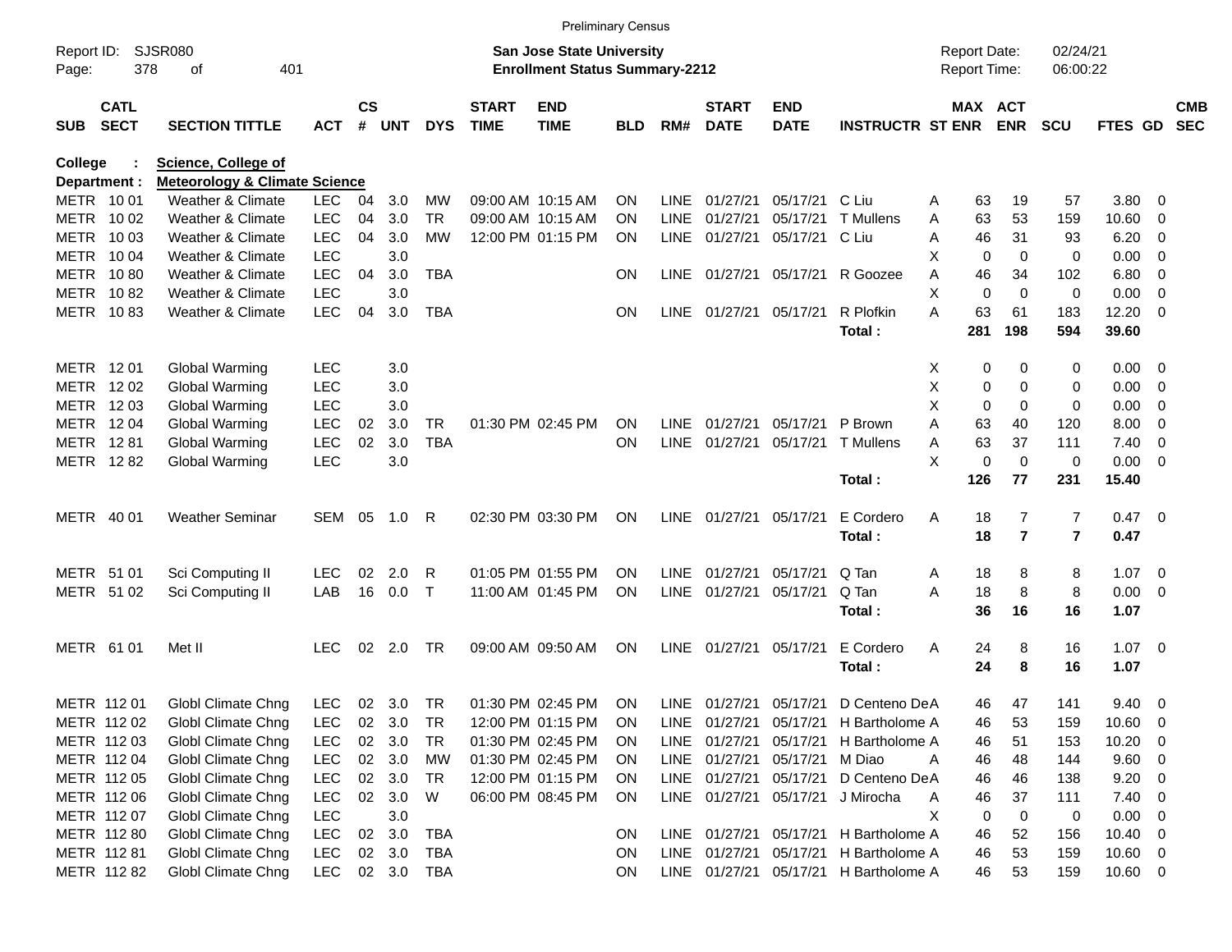Preliminary Census

Report ID: SJSR080
Page: 378 of 401

**San Jose State University**
**Enrollment Status Summary-2212**

Report Date: 02/24/21
Report Time: 06:00:22

College : **Science, College of**
Department : **Meteorology & Climate Science**

| SUB | CATL SECT | SECTION TITTLE | ACT | CS # | UNT | DYS | START TIME | END TIME | BLD | RM# | START DATE | END DATE | INSTRUCTR | ST | MAX ENR | ACT ENR | SCU | FTES | GD | CMB SEC |
|---|---|---|---|---|---|---|---|---|---|---|---|---|---|---|---|---|---|---|---|---|
| METR | 10 01 | Weather & Climate | LEC | 04 | 3.0 | MW | 09:00 AM | 10:15 AM | ON | LINE | 01/27/21 | 05/17/21 | C Liu | A | 63 | 19 | 57 | 3.80 | 0 | |
| METR | 10 02 | Weather & Climate | LEC | 04 | 3.0 | TR | 09:00 AM | 10:15 AM | ON | LINE | 01/27/21 | 05/17/21 | T Mullens | A | 63 | 53 | 159 | 10.60 | 0 | |
| METR | 10 03 | Weather & Climate | LEC | 04 | 3.0 | MW | 12:00 PM | 01:15 PM | ON | LINE | 01/27/21 | 05/17/21 | C Liu | A | 46 | 31 | 93 | 6.20 | 0 | |
| METR | 10 04 | Weather & Climate | LEC | | 3.0 | | | | | | | | | X | 0 | 0 | 0 | 0.00 | 0 | |
| METR | 10 80 | Weather & Climate | LEC | 04 | 3.0 | TBA | | | ON | LINE | 01/27/21 | 05/17/21 | R Goozee | A | 46 | 34 | 102 | 6.80 | 0 | |
| METR | 10 82 | Weather & Climate | LEC | | 3.0 | | | | | | | | | X | 0 | 0 | 0 | 0.00 | 0 | |
| METR | 10 83 | Weather & Climate | LEC | 04 | 3.0 | TBA | | | ON | LINE | 01/27/21 | 05/17/21 | R Plofkin | A | 63 | 61 | 183 | 12.20 | 0 | |
| | | | | | | | | | | | | | **Total :** | | **281** | **198** | **594** | **39.60** | | |
| METR | 12 01 | Global Warming | LEC | | 3.0 | | | | | | | | | X | 0 | 0 | 0 | 0.00 | 0 | |
| METR | 12 02 | Global Warming | LEC | | 3.0 | | | | | | | | | X | 0 | 0 | 0 | 0.00 | 0 | |
| METR | 12 03 | Global Warming | LEC | | 3.0 | | | | | | | | | X | 0 | 0 | 0 | 0.00 | 0 | |
| METR | 12 04 | Global Warming | LEC | 02 | 3.0 | TR | 01:30 PM | 02:45 PM | ON | LINE | 01/27/21 | 05/17/21 | P Brown | A | 63 | 40 | 120 | 8.00 | 0 | |
| METR | 12 81 | Global Warming | LEC | 02 | 3.0 | TBA | | | ON | LINE | 01/27/21 | 05/17/21 | T Mullens | A | 63 | 37 | 111 | 7.40 | 0 | |
| METR | 12 82 | Global Warming | LEC | | 3.0 | | | | | | | | | X | 0 | 0 | 0 | 0.00 | 0 | |
| | | | | | | | | | | | | | **Total :** | | **126** | **77** | **231** | **15.40** | | |
| METR | 40 01 | Weather Seminar | SEM | 05 | 1.0 | R | 02:30 PM | 03:30 PM | ON | LINE | 01/27/21 | 05/17/21 | E Cordero | A | 18 | 7 | 7 | 0.47 | 0 | |
| | | | | | | | | | | | | | **Total :** | | **18** | **7** | **7** | **0.47** | | |
| METR | 51 01 | Sci Computing II | LEC | 02 | 2.0 | R | 01:05 PM | 01:55 PM | ON | LINE | 01/27/21 | 05/17/21 | Q Tan | A | 18 | 8 | 8 | 1.07 | 0 | |
| METR | 51 02 | Sci Computing II | LAB | 16 | 0.0 | T | 11:00 AM | 01:45 PM | ON | LINE | 01/27/21 | 05/17/21 | Q Tan | A | 18 | 8 | 8 | 0.00 | 0 | |
| | | | | | | | | | | | | | **Total :** | | **36** | **16** | **16** | **1.07** | | |
| METR | 61 01 | Met II | LEC | 02 | 2.0 | TR | 09:00 AM | 09:50 AM | ON | LINE | 01/27/21 | 05/17/21 | E Cordero | A | 24 | 8 | 16 | 1.07 | 0 | |
| | | | | | | | | | | | | | **Total :** | | **24** | **8** | **16** | **1.07** | | |
| METR | 112 01 | Globl Climate Chng | LEC | 02 | 3.0 | TR | 01:30 PM | 02:45 PM | ON | LINE | 01/27/21 | 05/17/21 | D Centeno De | A | 46 | 47 | 141 | 9.40 | 0 | |
| METR | 112 02 | Globl Climate Chng | LEC | 02 | 3.0 | TR | 12:00 PM | 01:15 PM | ON | LINE | 01/27/21 | 05/17/21 | H Bartholome | A | 46 | 53 | 159 | 10.60 | 0 | |
| METR | 112 03 | Globl Climate Chng | LEC | 02 | 3.0 | TR | 01:30 PM | 02:45 PM | ON | LINE | 01/27/21 | 05/17/21 | H Bartholome | A | 46 | 51 | 153 | 10.20 | 0 | |
| METR | 112 04 | Globl Climate Chng | LEC | 02 | 3.0 | MW | 01:30 PM | 02:45 PM | ON | LINE | 01/27/21 | 05/17/21 | M Diao | A | 46 | 48 | 144 | 9.60 | 0 | |
| METR | 112 05 | Globl Climate Chng | LEC | 02 | 3.0 | TR | 12:00 PM | 01:15 PM | ON | LINE | 01/27/21 | 05/17/21 | D Centeno De | A | 46 | 46 | 138 | 9.20 | 0 | |
| METR | 112 06 | Globl Climate Chng | LEC | 02 | 3.0 | W | 06:00 PM | 08:45 PM | ON | LINE | 01/27/21 | 05/17/21 | J Mirocha | A | 46 | 37 | 111 | 7.40 | 0 | |
| METR | 112 07 | Globl Climate Chng | LEC | | 3.0 | | | | | | | | | X | 0 | 0 | 0 | 0.00 | 0 | |
| METR | 112 80 | Globl Climate Chng | LEC | 02 | 3.0 | TBA | | | ON | LINE | 01/27/21 | 05/17/21 | H Bartholome | A | 46 | 52 | 156 | 10.40 | 0 | |
| METR | 112 81 | Globl Climate Chng | LEC | 02 | 3.0 | TBA | | | ON | LINE | 01/27/21 | 05/17/21 | H Bartholome | A | 46 | 53 | 159 | 10.60 | 0 | |
| METR | 112 82 | Globl Climate Chng | LEC | 02 | 3.0 | TBA | | | ON | LINE | 01/27/21 | 05/17/21 | H Bartholome | A | 46 | 53 | 159 | 10.60 | 0 | |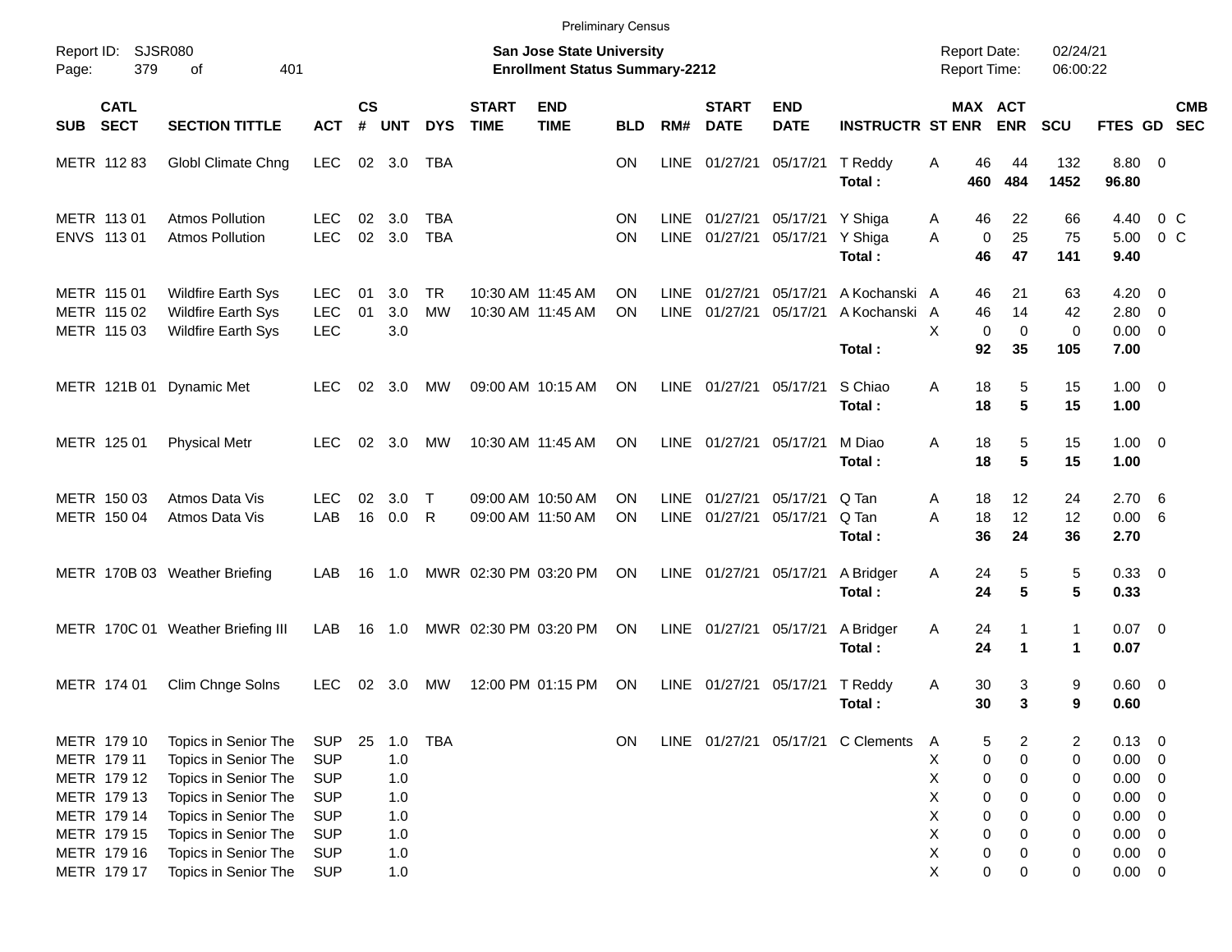Preliminary Census

Report ID: SJSR080

**San Jose State University**
**Enrollment Status Summary-2212**

Report Date: 02/24/21
Report Time: 06:00:22

| SUB | CATL SECT | SECTION TITTLE | ACT | CS # | UNT | DYS | START TIME | END TIME | BLD | RM# | START DATE | END DATE | INSTRUCTR | ST | MAX ENR | ACT ENR | SCU | FTES | GD | CMB SEC |
|---|---|---|---|---|---|---|---|---|---|---|---|---|---|---|---|---|---|---|---|---|
| METR | 112 83 | Globl Climate Chng | LEC | 02 | 3.0 | TBA | | | ON | LINE | 01/27/21 | 05/17/21 | T Reddy | A | 46 | 44 | 132 | 8.80 | 0 | |
| | | | | | | | | | | | | | **Total :** | | **460** | **484** | **1452** | **96.80** | | |
| METR | 113 01 | Atmos Pollution | LEC | 02 | 3.0 | TBA | | | ON | LINE | 01/27/21 | 05/17/21 | Y Shiga | A | 46 | 22 | 66 | 4.40 | 0 | C |
| ENVS | 113 01 | Atmos Pollution | LEC | 02 | 3.0 | TBA | | | ON | LINE | 01/27/21 | 05/17/21 | Y Shiga | A | 0 | 25 | 75 | 5.00 | 0 | C |
| | | | | | | | | | | | | | **Total :** | | **46** | **47** | **141** | **9.40** | | |
| METR | 115 01 | Wildfire Earth Sys | LEC | 01 | 3.0 | TR | 10:30 AM | 11:45 AM | ON | LINE | 01/27/21 | 05/17/21 | A Kochanski | A | 46 | 21 | 63 | 4.20 | 0 | |
| METR | 115 02 | Wildfire Earth Sys | LEC | 01 | 3.0 | MW | 10:30 AM | 11:45 AM | ON | LINE | 01/27/21 | 05/17/21 | A Kochanski | A | 46 | 14 | 42 | 2.80 | 0 | |
| METR | 115 03 | Wildfire Earth Sys | LEC | | 3.0 | | | | | | | | | X | 0 | 0 | 0 | 0.00 | 0 | |
| | | | | | | | | | | | | | **Total :** | | **92** | **35** | **105** | **7.00** | | |
| METR | 121B 01 | Dynamic Met | LEC | 02 | 3.0 | MW | 09:00 AM | 10:15 AM | ON | LINE | 01/27/21 | 05/17/21 | S Chiao | A | 18 | 5 | 15 | 1.00 | 0 | |
| | | | | | | | | | | | | | **Total :** | | **18** | **5** | **15** | **1.00** | | |
| METR | 125 01 | Physical Metr | LEC | 02 | 3.0 | MW | 10:30 AM | 11:45 AM | ON | LINE | 01/27/21 | 05/17/21 | M Diao | A | 18 | 5 | 15 | 1.00 | 0 | |
| | | | | | | | | | | | | | **Total :** | | **18** | **5** | **15** | **1.00** | | |
| METR | 150 03 | Atmos Data Vis | LEC | 02 | 3.0 | T | 09:00 AM | 10:50 AM | ON | LINE | 01/27/21 | 05/17/21 | Q Tan | A | 18 | 12 | 24 | 2.70 | 6 | |
| METR | 150 04 | Atmos Data Vis | LAB | 16 | 0.0 | R | 09:00 AM | 11:50 AM | ON | LINE | 01/27/21 | 05/17/21 | Q Tan | A | 18 | 12 | 12 | 0.00 | 6 | |
| | | | | | | | | | | | | | **Total :** | | **36** | **24** | **36** | **2.70** | | |
| METR | 170B 03 | Weather Briefing | LAB | 16 | 1.0 | MWR | 02:30 PM | 03:20 PM | ON | LINE | 01/27/21 | 05/17/21 | A Bridger | A | 24 | 5 | 5 | 0.33 | 0 | |
| | | | | | | | | | | | | | **Total :** | | **24** | **5** | **5** | **0.33** | | |
| METR | 170C 01 | Weather Briefing III | LAB | 16 | 1.0 | MWR | 02:30 PM | 03:20 PM | ON | LINE | 01/27/21 | 05/17/21 | A Bridger | A | 24 | 1 | 1 | 0.07 | 0 | |
| | | | | | | | | | | | | | **Total :** | | **24** | **1** | **1** | **0.07** | | |
| METR | 174 01 | Clim Chnge Solns | LEC | 02 | 3.0 | MW | 12:00 PM | 01:15 PM | ON | LINE | 01/27/21 | 05/17/21 | T Reddy | A | 30 | 3 | 9 | 0.60 | 0 | |
| | | | | | | | | | | | | | **Total :** | | **30** | **3** | **9** | **0.60** | | |
| METR | 179 10 | Topics in Senior The | SUP | 25 | 1.0 | TBA | | | ON | LINE | 01/27/21 | 05/17/21 | C Clements | A | 5 | 2 | 2 | 0.13 | 0 | |
| METR | 179 11 | Topics in Senior The | SUP | | 1.0 | | | | | | | | | X | 0 | 0 | 0 | 0.00 | 0 | |
| METR | 179 12 | Topics in Senior The | SUP | | 1.0 | | | | | | | | | X | 0 | 0 | 0 | 0.00 | 0 | |
| METR | 179 13 | Topics in Senior The | SUP | | 1.0 | | | | | | | | | X | 0 | 0 | 0 | 0.00 | 0 | |
| METR | 179 14 | Topics in Senior The | SUP | | 1.0 | | | | | | | | | X | 0 | 0 | 0 | 0.00 | 0 | |
| METR | 179 15 | Topics in Senior The | SUP | | 1.0 | | | | | | | | | X | 0 | 0 | 0 | 0.00 | 0 | |
| METR | 179 16 | Topics in Senior The | SUP | | 1.0 | | | | | | | | | X | 0 | 0 | 0 | 0.00 | 0 | |
| METR | 179 17 | Topics in Senior The | SUP | | 1.0 | | | | | | | | | X | 0 | 0 | 0 | 0.00 | 0 | |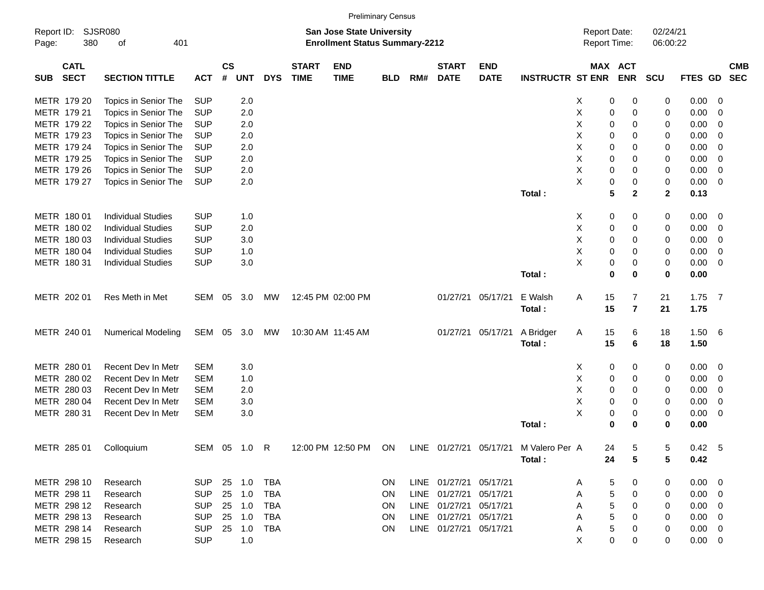Preliminary Census

Report ID: SJSR080

**San Jose State University**
**Enrollment Status Summary-2212**

Report Date: 02/24/21
Report Time: 06:00:22

| SUB | CATL SECT | SECTION TITTLE | ACT | CS # | UNT | DYS | START TIME | END TIME | BLD | RM# | START DATE | END DATE | INSTRUCTR | ST | MAX ENR | ACT ENR | SCU | FTES | GD | CMB SEC |
|---|---|---|---|---|---|---|---|---|---|---|---|---|---|---|---|---|---|---|---|---|
| METR | 179 20 | Topics in Senior The | SUP | | 2.0 | | | | | | | | | X | 0 | 0 | 0 | 0.00 | 0 | |
| METR | 179 21 | Topics in Senior The | SUP | | 2.0 | | | | | | | | | X | 0 | 0 | 0 | 0.00 | 0 | |
| METR | 179 22 | Topics in Senior The | SUP | | 2.0 | | | | | | | | | X | 0 | 0 | 0 | 0.00 | 0 | |
| METR | 179 23 | Topics in Senior The | SUP | | 2.0 | | | | | | | | | X | 0 | 0 | 0 | 0.00 | 0 | |
| METR | 179 24 | Topics in Senior The | SUP | | 2.0 | | | | | | | | | X | 0 | 0 | 0 | 0.00 | 0 | |
| METR | 179 25 | Topics in Senior The | SUP | | 2.0 | | | | | | | | | X | 0 | 0 | 0 | 0.00 | 0 | |
| METR | 179 26 | Topics in Senior The | SUP | | 2.0 | | | | | | | | | X | 0 | 0 | 0 | 0.00 | 0 | |
| METR | 179 27 | Topics in Senior The | SUP | | 2.0 | | | | | | | | | X | 0 | 0 | 0 | 0.00 | 0 | |
| | | | | | | | | | | | | | **Total :** | | **5** | **2** | **2** | **0.13** | | |
| METR | 180 01 | Individual Studies | SUP | | 1.0 | | | | | | | | | X | 0 | 0 | 0 | 0.00 | 0 | |
| METR | 180 02 | Individual Studies | SUP | | 2.0 | | | | | | | | | X | 0 | 0 | 0 | 0.00 | 0 | |
| METR | 180 03 | Individual Studies | SUP | | 3.0 | | | | | | | | | X | 0 | 0 | 0 | 0.00 | 0 | |
| METR | 180 04 | Individual Studies | SUP | | 1.0 | | | | | | | | | X | 0 | 0 | 0 | 0.00 | 0 | |
| METR | 180 31 | Individual Studies | SUP | | 3.0 | | | | | | | | | X | 0 | 0 | 0 | 0.00 | 0 | |
| | | | | | | | | | | | | | **Total :** | | **0** | **0** | **0** | **0.00** | | |
| METR | 202 01 | Res Meth in Met | SEM | 05 | 3.0 | MW | 12:45 PM | 02:00 PM | | | 01/27/21 | 05/17/21 | E Walsh | A | 15 | 7 | 21 | 1.75 | 7 | |
| | | | | | | | | | | | | | **Total :** | | **15** | **7** | **21** | **1.75** | | |
| METR | 240 01 | Numerical Modeling | SEM | 05 | 3.0 | MW | 10:30 AM | 11:45 AM | | | 01/27/21 | 05/17/21 | A Bridger | A | 15 | 6 | 18 | 1.50 | 6 | |
| | | | | | | | | | | | | | **Total :** | | **15** | **6** | **18** | **1.50** | | |
| METR | 280 01 | Recent Dev In Metr | SEM | | 3.0 | | | | | | | | | X | 0 | 0 | 0 | 0.00 | 0 | |
| METR | 280 02 | Recent Dev In Metr | SEM | | 1.0 | | | | | | | | | X | 0 | 0 | 0 | 0.00 | 0 | |
| METR | 280 03 | Recent Dev In Metr | SEM | | 2.0 | | | | | | | | | X | 0 | 0 | 0 | 0.00 | 0 | |
| METR | 280 04 | Recent Dev In Metr | SEM | | 3.0 | | | | | | | | | X | 0 | 0 | 0 | 0.00 | 0 | |
| METR | 280 31 | Recent Dev In Metr | SEM | | 3.0 | | | | | | | | | X | 0 | 0 | 0 | 0.00 | 0 | |
| | | | | | | | | | | | | | **Total :** | | **0** | **0** | **0** | **0.00** | | |
| METR | 285 01 | Colloquium | SEM | 05 | 1.0 | R | 12:00 PM | 12:50 PM | ON | LINE | 01/27/21 | 05/17/21 | M Valero Per | A | 24 | 5 | 5 | 0.42 | 5 | |
| | | | | | | | | | | | | | **Total :** | | **24** | **5** | **5** | **0.42** | | |
| METR | 298 10 | Research | SUP | 25 | 1.0 | TBA | | | ON | LINE | 01/27/21 | 05/17/21 | | A | 5 | 0 | 0 | 0.00 | 0 | |
| METR | 298 11 | Research | SUP | 25 | 1.0 | TBA | | | ON | LINE | 01/27/21 | 05/17/21 | | A | 5 | 0 | 0 | 0.00 | 0 | |
| METR | 298 12 | Research | SUP | 25 | 1.0 | TBA | | | ON | LINE | 01/27/21 | 05/17/21 | | A | 5 | 0 | 0 | 0.00 | 0 | |
| METR | 298 13 | Research | SUP | 25 | 1.0 | TBA | | | ON | LINE | 01/27/21 | 05/17/21 | | A | 5 | 0 | 0 | 0.00 | 0 | |
| METR | 298 14 | Research | SUP | 25 | 1.0 | TBA | | | ON | LINE | 01/27/21 | 05/17/21 | | A | 5 | 0 | 0 | 0.00 | 0 | |
| METR | 298 15 | Research | SUP | | 1.0 | | | | | | | | | X | 0 | 0 | 0 | 0.00 | 0 | |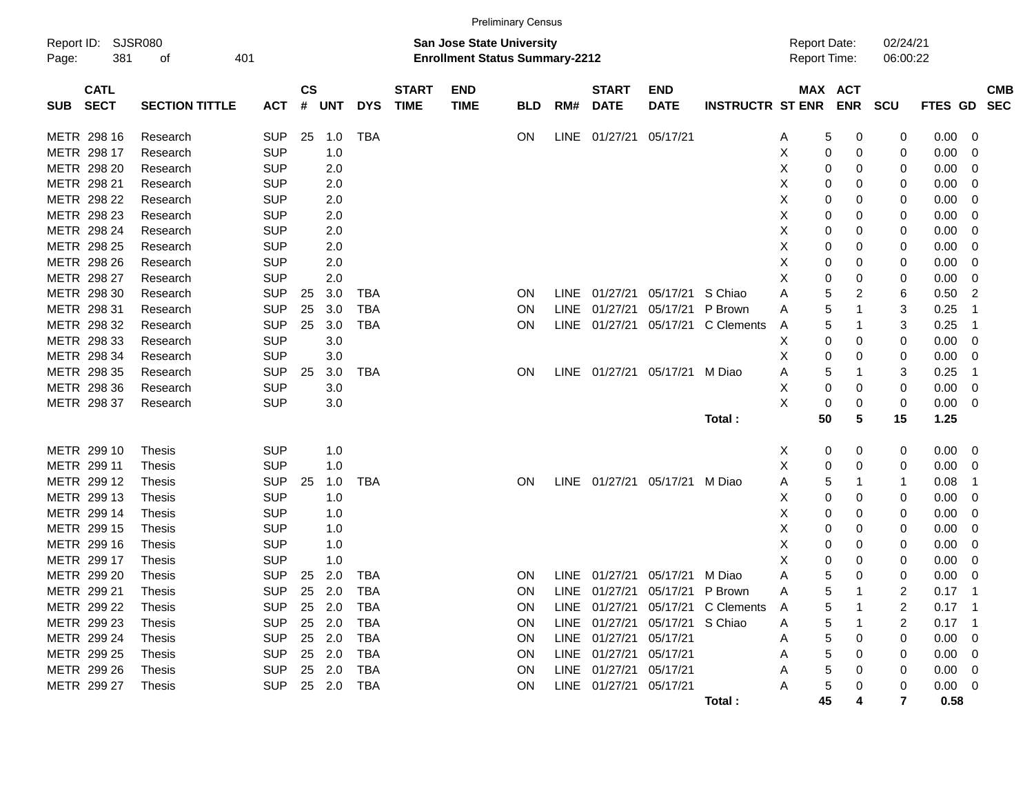Preliminary Census

Report ID: SJSR080

**San Jose State University**
**Enrollment Status Summary-2212**

Report Date: 02/24/21
Report Time: 06:00:22

| SUB | CATL SECT | SECTION TITTLE | ACT | CS # | UNT | DYS | START TIME | END TIME | BLD | RM# | START DATE | END DATE | INSTRUCTR | ST | MAX ENR | ACT ENR | SCU | FTES | GD | CMB SEC |
|---|---|---|---|---|---|---|---|---|---|---|---|---|---|---|---|---|---|---|---|---|
| METR | 298 16 | Research | SUP | 25 | 1.0 | TBA | | | ON | LINE | 01/27/21 | 05/17/21 | | A | 5 | 0 | 0 | 0.00 | 0 | |
| METR | 298 17 | Research | SUP | | 1.0 | | | | | | | | | X | 0 | 0 | 0 | 0.00 | 0 | |
| METR | 298 20 | Research | SUP | | 2.0 | | | | | | | | | X | 0 | 0 | 0 | 0.00 | 0 | |
| METR | 298 21 | Research | SUP | | 2.0 | | | | | | | | | X | 0 | 0 | 0 | 0.00 | 0 | |
| METR | 298 22 | Research | SUP | | 2.0 | | | | | | | | | X | 0 | 0 | 0 | 0.00 | 0 | |
| METR | 298 23 | Research | SUP | | 2.0 | | | | | | | | | X | 0 | 0 | 0 | 0.00 | 0 | |
| METR | 298 24 | Research | SUP | | 2.0 | | | | | | | | | X | 0 | 0 | 0 | 0.00 | 0 | |
| METR | 298 25 | Research | SUP | | 2.0 | | | | | | | | | X | 0 | 0 | 0 | 0.00 | 0 | |
| METR | 298 26 | Research | SUP | | 2.0 | | | | | | | | | X | 0 | 0 | 0 | 0.00 | 0 | |
| METR | 298 27 | Research | SUP | | 2.0 | | | | | | | | | X | 0 | 0 | 0 | 0.00 | 0 | |
| METR | 298 30 | Research | SUP | 25 | 3.0 | TBA | | | ON | LINE | 01/27/21 | 05/17/21 | S Chiao | A | 5 | 2 | 6 | 0.50 | 2 | |
| METR | 298 31 | Research | SUP | 25 | 3.0 | TBA | | | ON | LINE | 01/27/21 | 05/17/21 | P Brown | A | 5 | 1 | 3 | 0.25 | 1 | |
| METR | 298 32 | Research | SUP | 25 | 3.0 | TBA | | | ON | LINE | 01/27/21 | 05/17/21 | C Clements | A | 5 | 1 | 3 | 0.25 | 1 | |
| METR | 298 33 | Research | SUP | | 3.0 | | | | | | | | | X | 0 | 0 | 0 | 0.00 | 0 | |
| METR | 298 34 | Research | SUP | | 3.0 | | | | | | | | | X | 0 | 0 | 0 | 0.00 | 0 | |
| METR | 298 35 | Research | SUP | 25 | 3.0 | TBA | | | ON | LINE | 01/27/21 | 05/17/21 | M Diao | A | 5 | 1 | 3 | 0.25 | 1 | |
| METR | 298 36 | Research | SUP | | 3.0 | | | | | | | | | X | 0 | 0 | 0 | 0.00 | 0 | |
| METR | 298 37 | Research | SUP | | 3.0 | | | | | | | | | X | 0 | 0 | 0 | 0.00 | 0 | |
| | | | | | | | | | | | | | **Total :** | | **50** | **5** | **15** | **1.25** | | |
| METR | 299 10 | Thesis | SUP | | 1.0 | | | | | | | | | X | 0 | 0 | 0 | 0.00 | 0 | |
| METR | 299 11 | Thesis | SUP | | 1.0 | | | | | | | | | X | 0 | 0 | 0 | 0.00 | 0 | |
| METR | 299 12 | Thesis | SUP | 25 | 1.0 | TBA | | | ON | LINE | 01/27/21 | 05/17/21 | M Diao | A | 5 | 1 | 1 | 0.08 | 1 | |
| METR | 299 13 | Thesis | SUP | | 1.0 | | | | | | | | | X | 0 | 0 | 0 | 0.00 | 0 | |
| METR | 299 14 | Thesis | SUP | | 1.0 | | | | | | | | | X | 0 | 0 | 0 | 0.00 | 0 | |
| METR | 299 15 | Thesis | SUP | | 1.0 | | | | | | | | | X | 0 | 0 | 0 | 0.00 | 0 | |
| METR | 299 16 | Thesis | SUP | | 1.0 | | | | | | | | | X | 0 | 0 | 0 | 0.00 | 0 | |
| METR | 299 17 | Thesis | SUP | | 1.0 | | | | | | | | | X | 0 | 0 | 0 | 0.00 | 0 | |
| METR | 299 20 | Thesis | SUP | 25 | 2.0 | TBA | | | ON | LINE | 01/27/21 | 05/17/21 | M Diao | A | 5 | 0 | 0 | 0.00 | 0 | |
| METR | 299 21 | Thesis | SUP | 25 | 2.0 | TBA | | | ON | LINE | 01/27/21 | 05/17/21 | P Brown | A | 5 | 1 | 2 | 0.17 | 1 | |
| METR | 299 22 | Thesis | SUP | 25 | 2.0 | TBA | | | ON | LINE | 01/27/21 | 05/17/21 | C Clements | A | 5 | 1 | 2 | 0.17 | 1 | |
| METR | 299 23 | Thesis | SUP | 25 | 2.0 | TBA | | | ON | LINE | 01/27/21 | 05/17/21 | S Chiao | A | 5 | 1 | 2 | 0.17 | 1 | |
| METR | 299 24 | Thesis | SUP | 25 | 2.0 | TBA | | | ON | LINE | 01/27/21 | 05/17/21 | | A | 5 | 0 | 0 | 0.00 | 0 | |
| METR | 299 25 | Thesis | SUP | 25 | 2.0 | TBA | | | ON | LINE | 01/27/21 | 05/17/21 | | A | 5 | 0 | 0 | 0.00 | 0 | |
| METR | 299 26 | Thesis | SUP | 25 | 2.0 | TBA | | | ON | LINE | 01/27/21 | 05/17/21 | | A | 5 | 0 | 0 | 0.00 | 0 | |
| METR | 299 27 | Thesis | SUP | 25 | 2.0 | TBA | | | ON | LINE | 01/27/21 | 05/17/21 | | A | 5 | 0 | 0 | 0.00 | 0 | |
| | | | | | | | | | | | | | **Total :** | | **45** | **4** | **7** | **0.58** | | |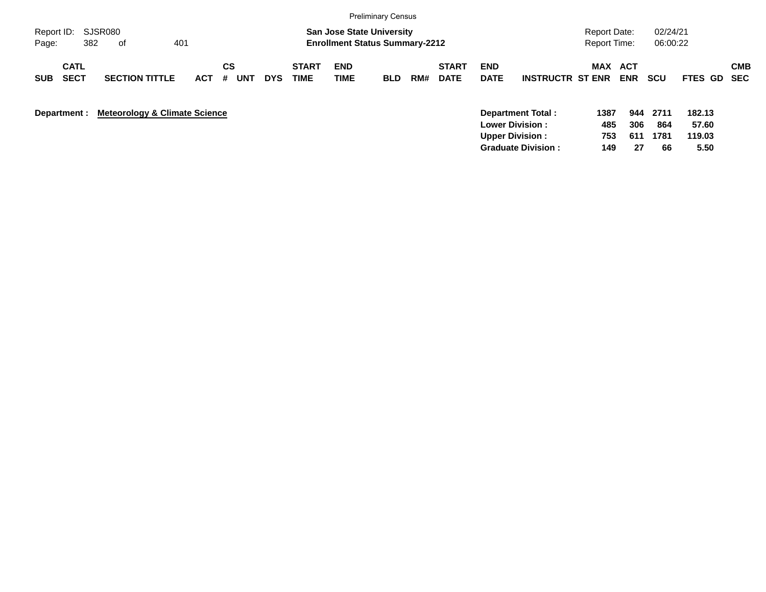Preliminary Census

Report ID: SJSR080

**San Jose State University**
**Enrollment Status Summary-2212**

Report Date: 02/24/21
Report Time: 06:00:22

| SUB | CATL SECT | SECTION TITTLE | ACT | CS # | UNT | DYS | START TIME | END TIME | BLD | RM# | START DATE | END DATE | INSTRUCTR | MAX ST ENR | ACT ENR | SCU | FTES | GD | CMB SEC |
|---|---|---|---|---|---|---|---|---|---|---|---|---|---|---|---|---|---|---|---|

**Department :** **Meteorology & Climate Science**

| | MAX ST ENR | ACT ENR | SCU | FTES |
|---|---|---|---|---|
| **Department Total :** | **1387** | **944** | **2711** | **182.13** |
| **Lower Division :** | **485** | **306** | **864** | **57.60** |
| **Upper Division :** | **753** | **611** | **1781** | **119.03** |
| **Graduate Division :** | **149** | **27** | **66** | **5.50** |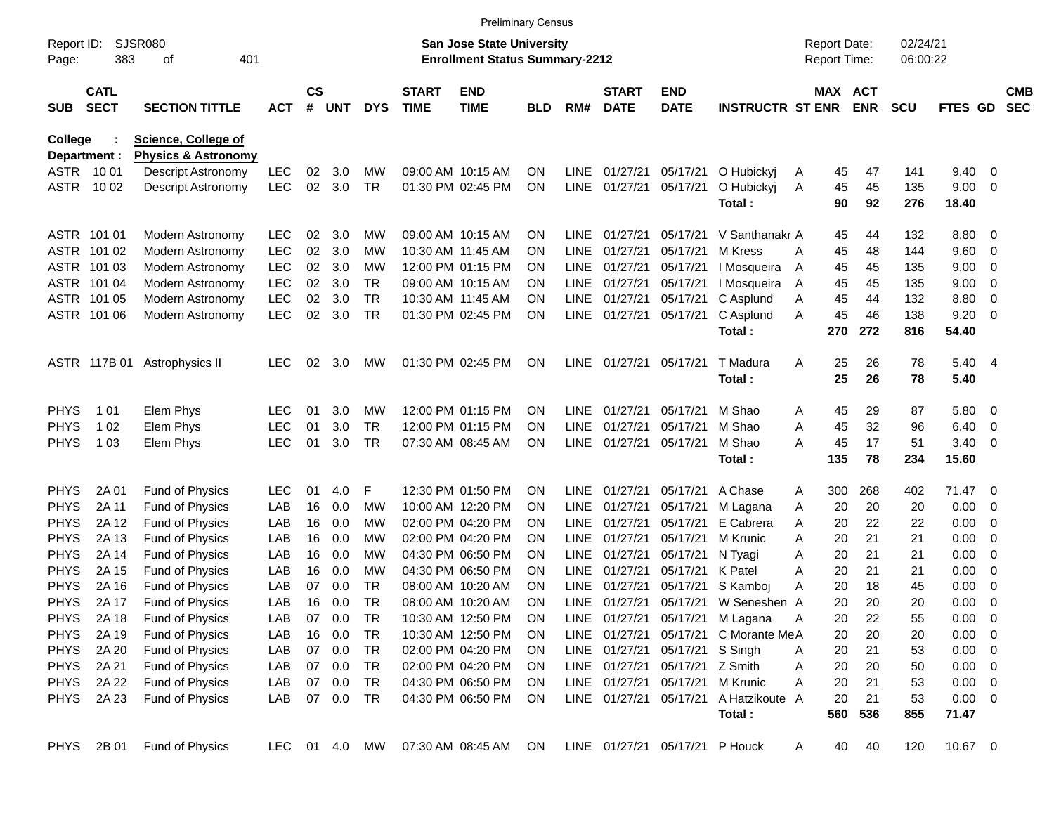Preliminary Census

Report ID: SJSR080
Page: 383 of 401

**San Jose State University**
**Enrollment Status Summary-2212**

Report Date: 02/24/21
Report Time: 06:00:22

College : **Science, College of**
Department : **Physics & Astronomy**

| SUB | CATL SECT | SECTION TITTLE | ACT | CS # | UNT | DYS | START TIME | END TIME | BLD | RM# | START DATE | END DATE | INSTRUCTR | ST | MAX ENR | ACT ENR | SCU | FTES | GD | CMB SEC |
|---|---|---|---|---|---|---|---|---|---|---|---|---|---|---|---|---|---|---|---|---|
| ASTR | 10 01 | Descript Astronomy | LEC | 02 | 3.0 | MW | 09:00 AM | 10:15 AM | ON | LINE | 01/27/21 | 05/17/21 | O Hubickyj | A | 45 | 47 | 141 | 9.40 | 0 | |
| ASTR | 10 02 | Descript Astronomy | LEC | 02 | 3.0 | TR | 01:30 PM | 02:45 PM | ON | LINE | 01/27/21 | 05/17/21 | O Hubickyj | A | 45 | 45 | 135 | 9.00 | 0 | |
| | | | | | | | | | | | | | **Total :** | | **90** | **92** | **276** | **18.40** | | |
| ASTR | 101 01 | Modern Astronomy | LEC | 02 | 3.0 | MW | 09:00 AM | 10:15 AM | ON | LINE | 01/27/21 | 05/17/21 | V Santhanakr | A | 45 | 44 | 132 | 8.80 | 0 | |
| ASTR | 101 02 | Modern Astronomy | LEC | 02 | 3.0 | MW | 10:30 AM | 11:45 AM | ON | LINE | 01/27/21 | 05/17/21 | M Kress | A | 45 | 48 | 144 | 9.60 | 0 | |
| ASTR | 101 03 | Modern Astronomy | LEC | 02 | 3.0 | MW | 12:00 PM | 01:15 PM | ON | LINE | 01/27/21 | 05/17/21 | I Mosqueira | A | 45 | 45 | 135 | 9.00 | 0 | |
| ASTR | 101 04 | Modern Astronomy | LEC | 02 | 3.0 | TR | 09:00 AM | 10:15 AM | ON | LINE | 01/27/21 | 05/17/21 | I Mosqueira | A | 45 | 45 | 135 | 9.00 | 0 | |
| ASTR | 101 05 | Modern Astronomy | LEC | 02 | 3.0 | TR | 10:30 AM | 11:45 AM | ON | LINE | 01/27/21 | 05/17/21 | C Asplund | A | 45 | 44 | 132 | 8.80 | 0 | |
| ASTR | 101 06 | Modern Astronomy | LEC | 02 | 3.0 | TR | 01:30 PM | 02:45 PM | ON | LINE | 01/27/21 | 05/17/21 | C Asplund | A | 45 | 46 | 138 | 9.20 | 0 | |
| | | | | | | | | | | | | | **Total :** | | **270** | **272** | **816** | **54.40** | | |
| ASTR | 117B 01 | Astrophysics II | LEC | 02 | 3.0 | MW | 01:30 PM | 02:45 PM | ON | LINE | 01/27/21 | 05/17/21 | T Madura | A | 25 | 26 | 78 | 5.40 | 4 | |
| | | | | | | | | | | | | | **Total :** | | **25** | **26** | **78** | **5.40** | | |
| PHYS | 1 01 | Elem Phys | LEC | 01 | 3.0 | MW | 12:00 PM | 01:15 PM | ON | LINE | 01/27/21 | 05/17/21 | M Shao | A | 45 | 29 | 87 | 5.80 | 0 | |
| PHYS | 1 02 | Elem Phys | LEC | 01 | 3.0 | TR | 12:00 PM | 01:15 PM | ON | LINE | 01/27/21 | 05/17/21 | M Shao | A | 45 | 32 | 96 | 6.40 | 0 | |
| PHYS | 1 03 | Elem Phys | LEC | 01 | 3.0 | TR | 07:30 AM | 08:45 AM | ON | LINE | 01/27/21 | 05/17/21 | M Shao | A | 45 | 17 | 51 | 3.40 | 0 | |
| | | | | | | | | | | | | | **Total :** | | **135** | **78** | **234** | **15.60** | | |
| PHYS | 2A 01 | Fund of Physics | LEC | 01 | 4.0 | F | 12:30 PM | 01:50 PM | ON | LINE | 01/27/21 | 05/17/21 | A Chase | A | 300 | 268 | 402 | 71.47 | 0 | |
| PHYS | 2A 11 | Fund of Physics | LAB | 16 | 0.0 | MW | 10:00 AM | 12:20 PM | ON | LINE | 01/27/21 | 05/17/21 | M Lagana | A | 20 | 20 | 20 | 0.00 | 0 | |
| PHYS | 2A 12 | Fund of Physics | LAB | 16 | 0.0 | MW | 02:00 PM | 04:20 PM | ON | LINE | 01/27/21 | 05/17/21 | E Cabrera | A | 20 | 22 | 22 | 0.00 | 0 | |
| PHYS | 2A 13 | Fund of Physics | LAB | 16 | 0.0 | MW | 02:00 PM | 04:20 PM | ON | LINE | 01/27/21 | 05/17/21 | M Krunic | A | 20 | 21 | 21 | 0.00 | 0 | |
| PHYS | 2A 14 | Fund of Physics | LAB | 16 | 0.0 | MW | 04:30 PM | 06:50 PM | ON | LINE | 01/27/21 | 05/17/21 | N Tyagi | A | 20 | 21 | 21 | 0.00 | 0 | |
| PHYS | 2A 15 | Fund of Physics | LAB | 16 | 0.0 | MW | 04:30 PM | 06:50 PM | ON | LINE | 01/27/21 | 05/17/21 | K Patel | A | 20 | 21 | 21 | 0.00 | 0 | |
| PHYS | 2A 16 | Fund of Physics | LAB | 07 | 0.0 | TR | 08:00 AM | 10:20 AM | ON | LINE | 01/27/21 | 05/17/21 | S Kamboj | A | 20 | 18 | 45 | 0.00 | 0 | |
| PHYS | 2A 17 | Fund of Physics | LAB | 16 | 0.0 | TR | 08:00 AM | 10:20 AM | ON | LINE | 01/27/21 | 05/17/21 | W Seneshen | A | 20 | 20 | 20 | 0.00 | 0 | |
| PHYS | 2A 18 | Fund of Physics | LAB | 07 | 0.0 | TR | 10:30 AM | 12:50 PM | ON | LINE | 01/27/21 | 05/17/21 | M Lagana | A | 20 | 22 | 55 | 0.00 | 0 | |
| PHYS | 2A 19 | Fund of Physics | LAB | 16 | 0.0 | TR | 10:30 AM | 12:50 PM | ON | LINE | 01/27/21 | 05/17/21 | C Morante Me | A | 20 | 20 | 20 | 0.00 | 0 | |
| PHYS | 2A 20 | Fund of Physics | LAB | 07 | 0.0 | TR | 02:00 PM | 04:20 PM | ON | LINE | 01/27/21 | 05/17/21 | S Singh | A | 20 | 21 | 53 | 0.00 | 0 | |
| PHYS | 2A 21 | Fund of Physics | LAB | 07 | 0.0 | TR | 02:00 PM | 04:20 PM | ON | LINE | 01/27/21 | 05/17/21 | Z Smith | A | 20 | 20 | 50 | 0.00 | 0 | |
| PHYS | 2A 22 | Fund of Physics | LAB | 07 | 0.0 | TR | 04:30 PM | 06:50 PM | ON | LINE | 01/27/21 | 05/17/21 | M Krunic | A | 20 | 21 | 53 | 0.00 | 0 | |
| PHYS | 2A 23 | Fund of Physics | LAB | 07 | 0.0 | TR | 04:30 PM | 06:50 PM | ON | LINE | 01/27/21 | 05/17/21 | A Hatzikoute | A | 20 | 21 | 53 | 0.00 | 0 | |
| | | | | | | | | | | | | | **Total :** | | **560** | **536** | **855** | **71.47** | | |
| PHYS | 2B 01 | Fund of Physics | LEC | 01 | 4.0 | MW | 07:30 AM | 08:45 AM | ON | LINE | 01/27/21 | 05/17/21 | P Houck | A | 40 | 40 | 120 | 10.67 | 0 | |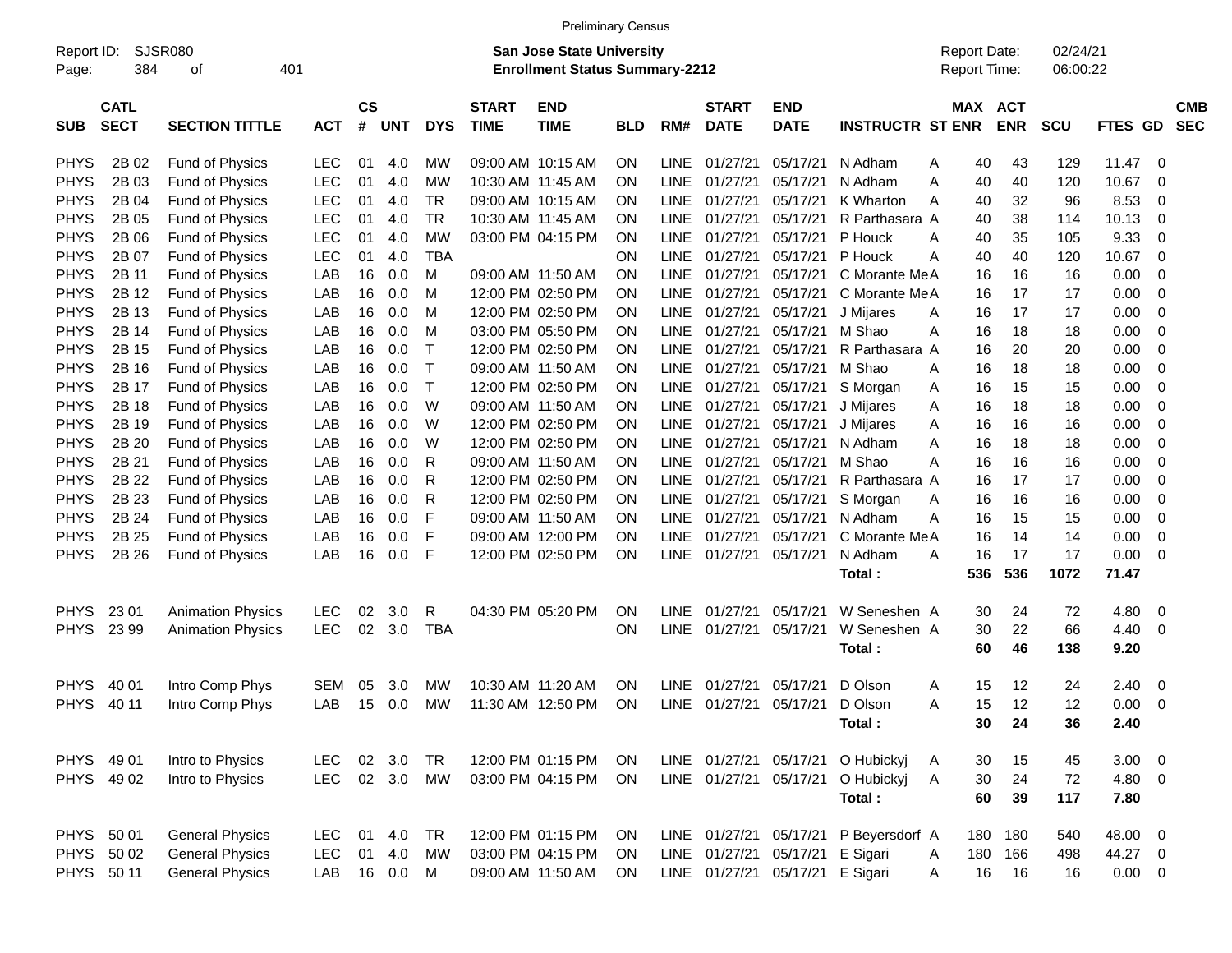Preliminary Census

Report ID: SJSR080
Page: 384 of 401

**San Jose State University**
**Enrollment Status Summary-2212**

Report Date: 02/24/21
Report Time: 06:00:22

| SUB | CATL SECT | SECTION TITTLE | ACT | CS # | UNT | DYS | START TIME | END TIME | BLD | RM# | START DATE | END DATE | INSTRUCTR | ST | MAX ENR | ACT ENR | SCU | FTES | GD | CMB SEC |
|---|---|---|---|---|---|---|---|---|---|---|---|---|---|---|---|---|---|---|---|---|
| PHYS | 2B 02 | Fund of Physics | LEC | 01 | 4.0 | MW | 09:00 AM | 10:15 AM | ON | LINE | 01/27/21 | 05/17/21 | N Adham | A | 40 | 43 | 129 | 11.47 | 0 | |
| PHYS | 2B 03 | Fund of Physics | LEC | 01 | 4.0 | MW | 10:30 AM | 11:45 AM | ON | LINE | 01/27/21 | 05/17/21 | N Adham | A | 40 | 40 | 120 | 10.67 | 0 | |
| PHYS | 2B 04 | Fund of Physics | LEC | 01 | 4.0 | TR | 09:00 AM | 10:15 AM | ON | LINE | 01/27/21 | 05/17/21 | K Wharton | A | 40 | 32 | 96 | 8.53 | 0 | |
| PHYS | 2B 05 | Fund of Physics | LEC | 01 | 4.0 | TR | 10:30 AM | 11:45 AM | ON | LINE | 01/27/21 | 05/17/21 | R Parthasara | A | 40 | 38 | 114 | 10.13 | 0 | |
| PHYS | 2B 06 | Fund of Physics | LEC | 01 | 4.0 | MW | 03:00 PM | 04:15 PM | ON | LINE | 01/27/21 | 05/17/21 | P Houck | A | 40 | 35 | 105 | 9.33 | 0 | |
| PHYS | 2B 07 | Fund of Physics | LEC | 01 | 4.0 | TBA | | | ON | LINE | 01/27/21 | 05/17/21 | P Houck | A | 40 | 40 | 120 | 10.67 | 0 | |
| PHYS | 2B 11 | Fund of Physics | LAB | 16 | 0.0 | M | 09:00 AM | 11:50 AM | ON | LINE | 01/27/21 | 05/17/21 | C Morante Me | A | 16 | 16 | 16 | 0.00 | 0 | |
| PHYS | 2B 12 | Fund of Physics | LAB | 16 | 0.0 | M | 12:00 PM | 02:50 PM | ON | LINE | 01/27/21 | 05/17/21 | C Morante Me | A | 16 | 17 | 17 | 0.00 | 0 | |
| PHYS | 2B 13 | Fund of Physics | LAB | 16 | 0.0 | M | 12:00 PM | 02:50 PM | ON | LINE | 01/27/21 | 05/17/21 | J Mijares | A | 16 | 17 | 17 | 0.00 | 0 | |
| PHYS | 2B 14 | Fund of Physics | LAB | 16 | 0.0 | M | 03:00 PM | 05:50 PM | ON | LINE | 01/27/21 | 05/17/21 | M Shao | A | 16 | 18 | 18 | 0.00 | 0 | |
| PHYS | 2B 15 | Fund of Physics | LAB | 16 | 0.0 | T | 12:00 PM | 02:50 PM | ON | LINE | 01/27/21 | 05/17/21 | R Parthasara | A | 16 | 20 | 20 | 0.00 | 0 | |
| PHYS | 2B 16 | Fund of Physics | LAB | 16 | 0.0 | T | 09:00 AM | 11:50 AM | ON | LINE | 01/27/21 | 05/17/21 | M Shao | A | 16 | 18 | 18 | 0.00 | 0 | |
| PHYS | 2B 17 | Fund of Physics | LAB | 16 | 0.0 | T | 12:00 PM | 02:50 PM | ON | LINE | 01/27/21 | 05/17/21 | S Morgan | A | 16 | 15 | 15 | 0.00 | 0 | |
| PHYS | 2B 18 | Fund of Physics | LAB | 16 | 0.0 | W | 09:00 AM | 11:50 AM | ON | LINE | 01/27/21 | 05/17/21 | J Mijares | A | 16 | 18 | 18 | 0.00 | 0 | |
| PHYS | 2B 19 | Fund of Physics | LAB | 16 | 0.0 | W | 12:00 PM | 02:50 PM | ON | LINE | 01/27/21 | 05/17/21 | J Mijares | A | 16 | 16 | 16 | 0.00 | 0 | |
| PHYS | 2B 20 | Fund of Physics | LAB | 16 | 0.0 | W | 12:00 PM | 02:50 PM | ON | LINE | 01/27/21 | 05/17/21 | N Adham | A | 16 | 18 | 18 | 0.00 | 0 | |
| PHYS | 2B 21 | Fund of Physics | LAB | 16 | 0.0 | R | 09:00 AM | 11:50 AM | ON | LINE | 01/27/21 | 05/17/21 | M Shao | A | 16 | 16 | 16 | 0.00 | 0 | |
| PHYS | 2B 22 | Fund of Physics | LAB | 16 | 0.0 | R | 12:00 PM | 02:50 PM | ON | LINE | 01/27/21 | 05/17/21 | R Parthasara | A | 16 | 17 | 17 | 0.00 | 0 | |
| PHYS | 2B 23 | Fund of Physics | LAB | 16 | 0.0 | R | 12:00 PM | 02:50 PM | ON | LINE | 01/27/21 | 05/17/21 | S Morgan | A | 16 | 16 | 16 | 0.00 | 0 | |
| PHYS | 2B 24 | Fund of Physics | LAB | 16 | 0.0 | F | 09:00 AM | 11:50 AM | ON | LINE | 01/27/21 | 05/17/21 | N Adham | A | 16 | 15 | 15 | 0.00 | 0 | |
| PHYS | 2B 25 | Fund of Physics | LAB | 16 | 0.0 | F | 09:00 AM | 12:00 PM | ON | LINE | 01/27/21 | 05/17/21 | C Morante Me | A | 16 | 14 | 14 | 0.00 | 0 | |
| PHYS | 2B 26 | Fund of Physics | LAB | 16 | 0.0 | F | 12:00 PM | 02:50 PM | ON | LINE | 01/27/21 | 05/17/21 | N Adham | A | 16 | 17 | 17 | 0.00 | 0 | |
| | | | | | | | | | | | | | **Total :** | | **536** | **536** | **1072** | **71.47** | | |
| PHYS | 23 01 | Animation Physics | LEC | 02 | 3.0 | R | 04:30 PM | 05:20 PM | ON | LINE | 01/27/21 | 05/17/21 | W Seneshen | A | 30 | 24 | 72 | 4.80 | 0 | |
| PHYS | 23 99 | Animation Physics | LEC | 02 | 3.0 | TBA | | | ON | LINE | 01/27/21 | 05/17/21 | W Seneshen | A | 30 | 22 | 66 | 4.40 | 0 | |
| | | | | | | | | | | | | | **Total :** | | **60** | **46** | **138** | **9.20** | | |
| PHYS | 40 01 | Intro Comp Phys | SEM | 05 | 3.0 | MW | 10:30 AM | 11:20 AM | ON | LINE | 01/27/21 | 05/17/21 | D Olson | A | 15 | 12 | 24 | 2.40 | 0 | |
| PHYS | 40 11 | Intro Comp Phys | LAB | 15 | 0.0 | MW | 11:30 AM | 12:50 PM | ON | LINE | 01/27/21 | 05/17/21 | D Olson | A | 15 | 12 | 12 | 0.00 | 0 | |
| | | | | | | | | | | | | | **Total :** | | **30** | **24** | **36** | **2.40** | | |
| PHYS | 49 01 | Intro to Physics | LEC | 02 | 3.0 | TR | 12:00 PM | 01:15 PM | ON | LINE | 01/27/21 | 05/17/21 | O Hubickyj | A | 30 | 15 | 45 | 3.00 | 0 | |
| PHYS | 49 02 | Intro to Physics | LEC | 02 | 3.0 | MW | 03:00 PM | 04:15 PM | ON | LINE | 01/27/21 | 05/17/21 | O Hubickyj | A | 30 | 24 | 72 | 4.80 | 0 | |
| | | | | | | | | | | | | | **Total :** | | **60** | **39** | **117** | **7.80** | | |
| PHYS | 50 01 | General Physics | LEC | 01 | 4.0 | TR | 12:00 PM | 01:15 PM | ON | LINE | 01/27/21 | 05/17/21 | P Beyersdorf | A | 180 | 180 | 540 | 48.00 | 0 | |
| PHYS | 50 02 | General Physics | LEC | 01 | 4.0 | MW | 03:00 PM | 04:15 PM | ON | LINE | 01/27/21 | 05/17/21 | E Sigari | A | 180 | 166 | 498 | 44.27 | 0 | |
| PHYS | 50 11 | General Physics | LAB | 16 | 0.0 | M | 09:00 AM | 11:50 AM | ON | LINE | 01/27/21 | 05/17/21 | E Sigari | A | 16 | 16 | 16 | 0.00 | 0 | |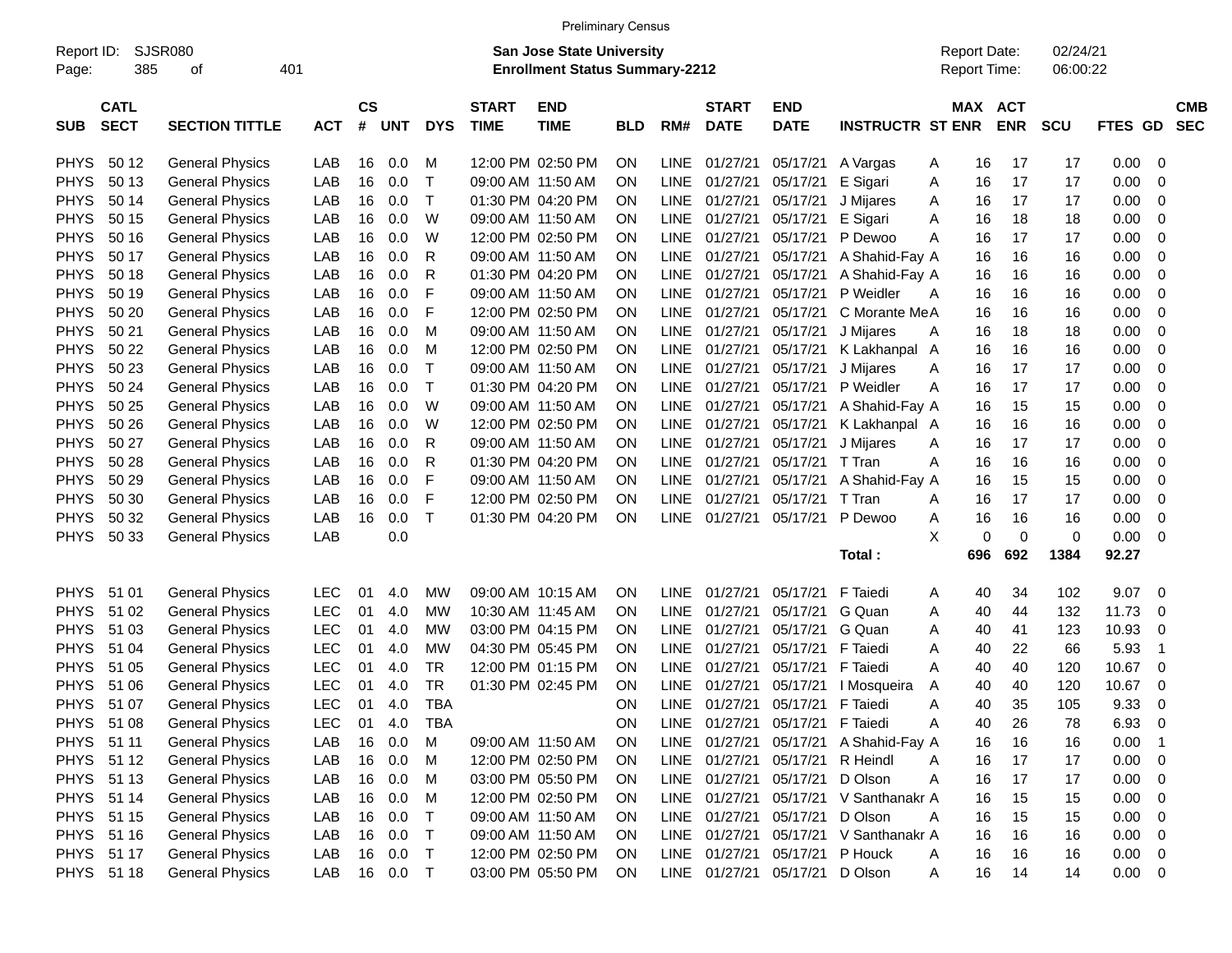Preliminary Census

Report ID: SJSR080
Page: 385 of 401

**San Jose State University**
**Enrollment Status Summary-2212**

Report Date: 02/24/21
Report Time: 06:00:22

| SUB | CATL SECT | SECTION TITTLE | ACT | CS # | UNT | DYS | START TIME | END TIME | BLD | RM# | START DATE | END DATE | INSTRUCTR | ST | MAX ENR | ACT ENR | SCU | FTES | GD | CMB SEC |
|---|---|---|---|---|---|---|---|---|---|---|---|---|---|---|---|---|---|---|---|---|
| PHYS | 50 12 | General Physics | LAB | 16 | 0.0 | M | 12:00 PM | 02:50 PM | ON | LINE | 01/27/21 | 05/17/21 | A Vargas | A | 16 | 17 | 17 | 0.00 | 0 | |
| PHYS | 50 13 | General Physics | LAB | 16 | 0.0 | T | 09:00 AM | 11:50 AM | ON | LINE | 01/27/21 | 05/17/21 | E Sigari | A | 16 | 17 | 17 | 0.00 | 0 | |
| PHYS | 50 14 | General Physics | LAB | 16 | 0.0 | T | 01:30 PM | 04:20 PM | ON | LINE | 01/27/21 | 05/17/21 | J Mijares | A | 16 | 17 | 17 | 0.00 | 0 | |
| PHYS | 50 15 | General Physics | LAB | 16 | 0.0 | W | 09:00 AM | 11:50 AM | ON | LINE | 01/27/21 | 05/17/21 | E Sigari | A | 16 | 18 | 18 | 0.00 | 0 | |
| PHYS | 50 16 | General Physics | LAB | 16 | 0.0 | W | 12:00 PM | 02:50 PM | ON | LINE | 01/27/21 | 05/17/21 | P Dewoo | A | 16 | 17 | 17 | 0.00 | 0 | |
| PHYS | 50 17 | General Physics | LAB | 16 | 0.0 | R | 09:00 AM | 11:50 AM | ON | LINE | 01/27/21 | 05/17/21 | A Shahid-Fay | A | 16 | 16 | 16 | 0.00 | 0 | |
| PHYS | 50 18 | General Physics | LAB | 16 | 0.0 | R | 01:30 PM | 04:20 PM | ON | LINE | 01/27/21 | 05/17/21 | A Shahid-Fay | A | 16 | 16 | 16 | 0.00 | 0 | |
| PHYS | 50 19 | General Physics | LAB | 16 | 0.0 | F | 09:00 AM | 11:50 AM | ON | LINE | 01/27/21 | 05/17/21 | P Weidler | A | 16 | 16 | 16 | 0.00 | 0 | |
| PHYS | 50 20 | General Physics | LAB | 16 | 0.0 | F | 12:00 PM | 02:50 PM | ON | LINE | 01/27/21 | 05/17/21 | C Morante Me | A | 16 | 16 | 16 | 0.00 | 0 | |
| PHYS | 50 21 | General Physics | LAB | 16 | 0.0 | M | 09:00 AM | 11:50 AM | ON | LINE | 01/27/21 | 05/17/21 | J Mijares | A | 16 | 18 | 18 | 0.00 | 0 | |
| PHYS | 50 22 | General Physics | LAB | 16 | 0.0 | M | 12:00 PM | 02:50 PM | ON | LINE | 01/27/21 | 05/17/21 | K Lakhanpal | A | 16 | 16 | 16 | 0.00 | 0 | |
| PHYS | 50 23 | General Physics | LAB | 16 | 0.0 | T | 09:00 AM | 11:50 AM | ON | LINE | 01/27/21 | 05/17/21 | J Mijares | A | 16 | 17 | 17 | 0.00 | 0 | |
| PHYS | 50 24 | General Physics | LAB | 16 | 0.0 | T | 01:30 PM | 04:20 PM | ON | LINE | 01/27/21 | 05/17/21 | P Weidler | A | 16 | 17 | 17 | 0.00 | 0 | |
| PHYS | 50 25 | General Physics | LAB | 16 | 0.0 | W | 09:00 AM | 11:50 AM | ON | LINE | 01/27/21 | 05/17/21 | A Shahid-Fay | A | 16 | 15 | 15 | 0.00 | 0 | |
| PHYS | 50 26 | General Physics | LAB | 16 | 0.0 | W | 12:00 PM | 02:50 PM | ON | LINE | 01/27/21 | 05/17/21 | K Lakhanpal | A | 16 | 16 | 16 | 0.00 | 0 | |
| PHYS | 50 27 | General Physics | LAB | 16 | 0.0 | R | 09:00 AM | 11:50 AM | ON | LINE | 01/27/21 | 05/17/21 | J Mijares | A | 16 | 17 | 17 | 0.00 | 0 | |
| PHYS | 50 28 | General Physics | LAB | 16 | 0.0 | R | 01:30 PM | 04:20 PM | ON | LINE | 01/27/21 | 05/17/21 | T Tran | A | 16 | 16 | 16 | 0.00 | 0 | |
| PHYS | 50 29 | General Physics | LAB | 16 | 0.0 | F | 09:00 AM | 11:50 AM | ON | LINE | 01/27/21 | 05/17/21 | A Shahid-Fay | A | 16 | 15 | 15 | 0.00 | 0 | |
| PHYS | 50 30 | General Physics | LAB | 16 | 0.0 | F | 12:00 PM | 02:50 PM | ON | LINE | 01/27/21 | 05/17/21 | T Tran | A | 16 | 17 | 17 | 0.00 | 0 | |
| PHYS | 50 32 | General Physics | LAB | 16 | 0.0 | T | 01:30 PM | 04:20 PM | ON | LINE | 01/27/21 | 05/17/21 | P Dewoo | A | 16 | 16 | 16 | 0.00 | 0 | |
| PHYS | 50 33 | General Physics | LAB | | 0.0 | | | | | | | | | X | 0 | 0 | 0 | 0.00 | 0 | |
| | | | | | | | | | | | | | **Total :** | | **696** | **692** | **1384** | **92.27** | | |
| PHYS | 51 01 | General Physics | LEC | 01 | 4.0 | MW | 09:00 AM | 10:15 AM | ON | LINE | 01/27/21 | 05/17/21 | F Taiedi | A | 40 | 34 | 102 | 9.07 | 0 | |
| PHYS | 51 02 | General Physics | LEC | 01 | 4.0 | MW | 10:30 AM | 11:45 AM | ON | LINE | 01/27/21 | 05/17/21 | G Quan | A | 40 | 44 | 132 | 11.73 | 0 | |
| PHYS | 51 03 | General Physics | LEC | 01 | 4.0 | MW | 03:00 PM | 04:15 PM | ON | LINE | 01/27/21 | 05/17/21 | G Quan | A | 40 | 41 | 123 | 10.93 | 0 | |
| PHYS | 51 04 | General Physics | LEC | 01 | 4.0 | MW | 04:30 PM | 05:45 PM | ON | LINE | 01/27/21 | 05/17/21 | F Taiedi | A | 40 | 22 | 66 | 5.93 | 1 | |
| PHYS | 51 05 | General Physics | LEC | 01 | 4.0 | TR | 12:00 PM | 01:15 PM | ON | LINE | 01/27/21 | 05/17/21 | F Taiedi | A | 40 | 40 | 120 | 10.67 | 0 | |
| PHYS | 51 06 | General Physics | LEC | 01 | 4.0 | TR | 01:30 PM | 02:45 PM | ON | LINE | 01/27/21 | 05/17/21 | I Mosqueira | A | 40 | 40 | 120 | 10.67 | 0 | |
| PHYS | 51 07 | General Physics | LEC | 01 | 4.0 | TBA | | | ON | LINE | 01/27/21 | 05/17/21 | F Taiedi | A | 40 | 35 | 105 | 9.33 | 0 | |
| PHYS | 51 08 | General Physics | LEC | 01 | 4.0 | TBA | | | ON | LINE | 01/27/21 | 05/17/21 | F Taiedi | A | 40 | 26 | 78 | 6.93 | 0 | |
| PHYS | 51 11 | General Physics | LAB | 16 | 0.0 | M | 09:00 AM | 11:50 AM | ON | LINE | 01/27/21 | 05/17/21 | A Shahid-Fay | A | 16 | 16 | 16 | 0.00 | 1 | |
| PHYS | 51 12 | General Physics | LAB | 16 | 0.0 | M | 12:00 PM | 02:50 PM | ON | LINE | 01/27/21 | 05/17/21 | R Heindl | A | 16 | 17 | 17 | 0.00 | 0 | |
| PHYS | 51 13 | General Physics | LAB | 16 | 0.0 | M | 03:00 PM | 05:50 PM | ON | LINE | 01/27/21 | 05/17/21 | D Olson | A | 16 | 17 | 17 | 0.00 | 0 | |
| PHYS | 51 14 | General Physics | LAB | 16 | 0.0 | M | 12:00 PM | 02:50 PM | ON | LINE | 01/27/21 | 05/17/21 | V Santhanakr | A | 16 | 15 | 15 | 0.00 | 0 | |
| PHYS | 51 15 | General Physics | LAB | 16 | 0.0 | T | 09:00 AM | 11:50 AM | ON | LINE | 01/27/21 | 05/17/21 | D Olson | A | 16 | 15 | 15 | 0.00 | 0 | |
| PHYS | 51 16 | General Physics | LAB | 16 | 0.0 | T | 09:00 AM | 11:50 AM | ON | LINE | 01/27/21 | 05/17/21 | V Santhanakr | A | 16 | 16 | 16 | 0.00 | 0 | |
| PHYS | 51 17 | General Physics | LAB | 16 | 0.0 | T | 12:00 PM | 02:50 PM | ON | LINE | 01/27/21 | 05/17/21 | P Houck | A | 16 | 16 | 16 | 0.00 | 0 | |
| PHYS | 51 18 | General Physics | LAB | 16 | 0.0 | T | 03:00 PM | 05:50 PM | ON | LINE | 01/27/21 | 05/17/21 | D Olson | A | 16 | 14 | 14 | 0.00 | 0 | |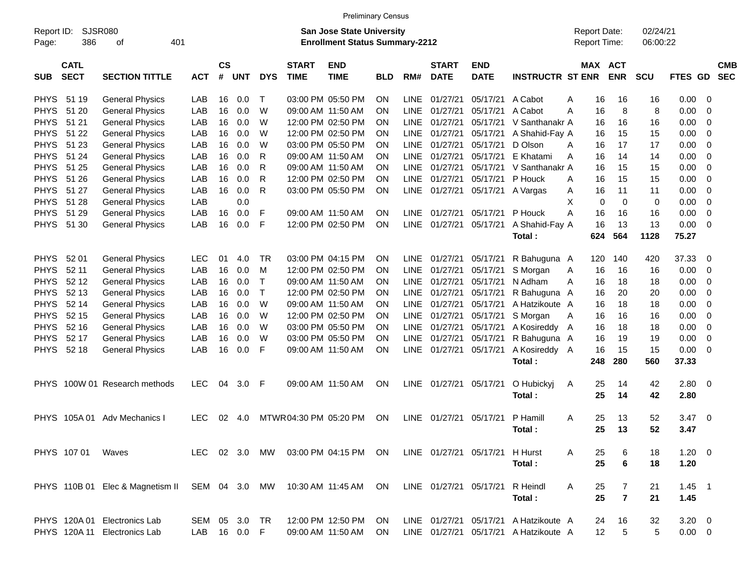Preliminary Census

Report ID: SJSR080
San Jose State University
Enrollment Status Summary-2212
Report Date: 02/24/21
Report Time: 06:00:22

| SUB | CATL SECT | SECTION TITTLE | ACT | CS # | UNT | DYS | START TIME | END TIME | BLD | RM# | START DATE | END DATE | INSTRUCTR | ST | MAX ENR | ACT ENR | SCU | FTES | GD | CMB SEC |
|---|---|---|---|---|---|---|---|---|---|---|---|---|---|---|---|---|---|---|---|---|
| PHYS | 51 19 | General Physics | LAB | 16 | 0.0 | T | 03:00 PM | 05:50 PM | ON | LINE | 01/27/21 | 05/17/21 | A Cabot | A | 16 | 16 | 16 | 0.00 | 0 | |
| PHYS | 51 20 | General Physics | LAB | 16 | 0.0 | W | 09:00 AM | 11:50 AM | ON | LINE | 01/27/21 | 05/17/21 | A Cabot | A | 16 | 8 | 8 | 0.00 | 0 | |
| PHYS | 51 21 | General Physics | LAB | 16 | 0.0 | W | 12:00 PM | 02:50 PM | ON | LINE | 01/27/21 | 05/17/21 | V Santhanakr | A | 16 | 16 | 16 | 0.00 | 0 | |
| PHYS | 51 22 | General Physics | LAB | 16 | 0.0 | W | 12:00 PM | 02:50 PM | ON | LINE | 01/27/21 | 05/17/21 | A Shahid-Fay | A | 16 | 15 | 15 | 0.00 | 0 | |
| PHYS | 51 23 | General Physics | LAB | 16 | 0.0 | W | 03:00 PM | 05:50 PM | ON | LINE | 01/27/21 | 05/17/21 | D Olson | A | 16 | 17 | 17 | 0.00 | 0 | |
| PHYS | 51 24 | General Physics | LAB | 16 | 0.0 | R | 09:00 AM | 11:50 AM | ON | LINE | 01/27/21 | 05/17/21 | E Khatami | A | 16 | 14 | 14 | 0.00 | 0 | |
| PHYS | 51 25 | General Physics | LAB | 16 | 0.0 | R | 09:00 AM | 11:50 AM | ON | LINE | 01/27/21 | 05/17/21 | V Santhanakr | A | 16 | 15 | 15 | 0.00 | 0 | |
| PHYS | 51 26 | General Physics | LAB | 16 | 0.0 | R | 12:00 PM | 02:50 PM | ON | LINE | 01/27/21 | 05/17/21 | P Houck | A | 16 | 15 | 15 | 0.00 | 0 | |
| PHYS | 51 27 | General Physics | LAB | 16 | 0.0 | R | 03:00 PM | 05:50 PM | ON | LINE | 01/27/21 | 05/17/21 | A Vargas | A | 16 | 11 | 11 | 0.00 | 0 | |
| PHYS | 51 28 | General Physics | LAB | | 0.0 | | | | | | | | | X | 0 | 0 | 0 | 0.00 | 0 | |
| PHYS | 51 29 | General Physics | LAB | 16 | 0.0 | F | 09:00 AM | 11:50 AM | ON | LINE | 01/27/21 | 05/17/21 | P Houck | A | 16 | 16 | 16 | 0.00 | 0 | |
| PHYS | 51 30 | General Physics | LAB | 16 | 0.0 | F | 12:00 PM | 02:50 PM | ON | LINE | 01/27/21 | 05/17/21 | A Shahid-Fay | A | 16 | 13 | 13 | 0.00 | 0 | |
| | | | | | | | | | | | | | **Total :** | | **624** | **564** | **1128** | **75.27** | | |
| PHYS | 52 01 | General Physics | LEC | 01 | 4.0 | TR | 03:00 PM | 04:15 PM | ON | LINE | 01/27/21 | 05/17/21 | R Bahuguna | A | 120 | 140 | 420 | 37.33 | 0 | |
| PHYS | 52 11 | General Physics | LAB | 16 | 0.0 | M | 12:00 PM | 02:50 PM | ON | LINE | 01/27/21 | 05/17/21 | S Morgan | A | 16 | 16 | 16 | 0.00 | 0 | |
| PHYS | 52 12 | General Physics | LAB | 16 | 0.0 | T | 09:00 AM | 11:50 AM | ON | LINE | 01/27/21 | 05/17/21 | N Adham | A | 16 | 18 | 18 | 0.00 | 0 | |
| PHYS | 52 13 | General Physics | LAB | 16 | 0.0 | T | 12:00 PM | 02:50 PM | ON | LINE | 01/27/21 | 05/17/21 | R Bahuguna | A | 16 | 20 | 20 | 0.00 | 0 | |
| PHYS | 52 14 | General Physics | LAB | 16 | 0.0 | W | 09:00 AM | 11:50 AM | ON | LINE | 01/27/21 | 05/17/21 | A Hatzikoute | A | 16 | 18 | 18 | 0.00 | 0 | |
| PHYS | 52 15 | General Physics | LAB | 16 | 0.0 | W | 12:00 PM | 02:50 PM | ON | LINE | 01/27/21 | 05/17/21 | S Morgan | A | 16 | 16 | 16 | 0.00 | 0 | |
| PHYS | 52 16 | General Physics | LAB | 16 | 0.0 | W | 03:00 PM | 05:50 PM | ON | LINE | 01/27/21 | 05/17/21 | A Kosireddy | A | 16 | 18 | 18 | 0.00 | 0 | |
| PHYS | 52 17 | General Physics | LAB | 16 | 0.0 | W | 03:00 PM | 05:50 PM | ON | LINE | 01/27/21 | 05/17/21 | R Bahuguna | A | 16 | 19 | 19 | 0.00 | 0 | |
| PHYS | 52 18 | General Physics | LAB | 16 | 0.0 | F | 09:00 AM | 11:50 AM | ON | LINE | 01/27/21 | 05/17/21 | A Kosireddy | A | 16 | 15 | 15 | 0.00 | 0 | |
| | | | | | | | | | | | | | **Total :** | | **248** | **280** | **560** | **37.33** | | |
| PHYS | 100W 01 | Research methods | LEC | 04 | 3.0 | F | 09:00 AM | 11:50 AM | ON | LINE | 01/27/21 | 05/17/21 | O Hubickyj | A | 25 | 14 | 42 | 2.80 | 0 | |
| | | | | | | | | | | | | | **Total :** | | **25** | **14** | **42** | **2.80** | | |
| PHYS | 105A 01 | Adv Mechanics I | LEC | 02 | 4.0 | MTWR | 04:30 PM | 05:20 PM | ON | LINE | 01/27/21 | 05/17/21 | P Hamill | A | 25 | 13 | 52 | 3.47 | 0 | |
| | | | | | | | | | | | | | **Total :** | | **25** | **13** | **52** | **3.47** | | |
| PHYS | 107 01 | Waves | LEC | 02 | 3.0 | MW | 03:00 PM | 04:15 PM | ON | LINE | 01/27/21 | 05/17/21 | H Hurst | A | 25 | 6 | 18 | 1.20 | 0 | |
| | | | | | | | | | | | | | **Total :** | | **25** | **6** | **18** | **1.20** | | |
| PHYS | 110B 01 | Elec & Magnetism II | SEM | 04 | 3.0 | MW | 10:30 AM | 11:45 AM | ON | LINE | 01/27/21 | 05/17/21 | R Heindl | A | 25 | 7 | 21 | 1.45 | 1 | |
| | | | | | | | | | | | | | **Total :** | | **25** | **7** | **21** | **1.45** | | |
| PHYS | 120A 01 | Electronics Lab | SEM | 05 | 3.0 | TR | 12:00 PM | 12:50 PM | ON | LINE | 01/27/21 | 05/17/21 | A Hatzikoute | A | 24 | 16 | 32 | 3.20 | 0 | |
| PHYS | 120A 11 | Electronics Lab | LAB | 16 | 0.0 | F | 09:00 AM | 11:50 AM | ON | LINE | 01/27/21 | 05/17/21 | A Hatzikoute | A | 12 | 5 | 5 | 0.00 | 0 | |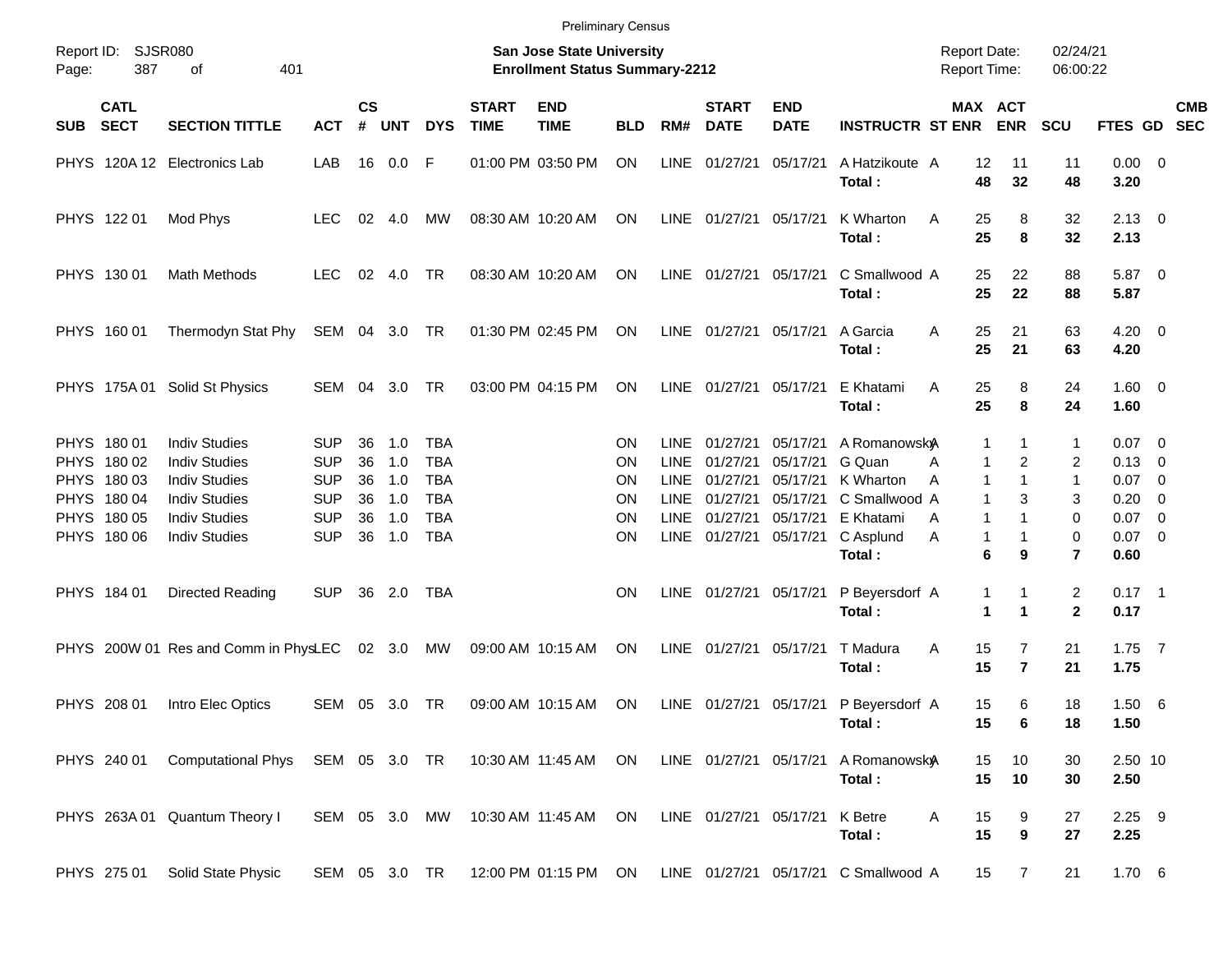Preliminary Census

Report ID: SJSR080

**San Jose State University**
**Enrollment Status Summary-2212**

Report Date: 02/24/21
Report Time: 06:00:22

| SUB | CATL SECT | SECTION TITTLE | ACT | CS # | UNT | DYS | START TIME | END TIME | BLD | RM# | START DATE | END DATE | INSTRUCTR | ST | MAX ENR | ACT ENR | SCU | FTES | GD | CMB SEC |
|---|---|---|---|---|---|---|---|---|---|---|---|---|---|---|---|---|---|---|---|---|
| PHYS | 120A 12 | Electronics Lab | LAB | 16 | 0.0 | F | 01:00 PM | 03:50 PM | ON | LINE | 01/27/21 | 05/17/21 | A Hatzikoute | A | 12 | 11 | 11 | 0.00 | 0 | |
| | | | | | | | | | | | | | **Total :** | | **48** | **32** | **48** | **3.20** | | |
| PHYS | 122 01 | Mod Phys | LEC | 02 | 4.0 | MW | 08:30 AM | 10:20 AM | ON | LINE | 01/27/21 | 05/17/21 | K Wharton | A | 25 | 8 | 32 | 2.13 | 0 | |
| | | | | | | | | | | | | | **Total :** | | **25** | **8** | **32** | **2.13** | | |
| PHYS | 130 01 | Math Methods | LEC | 02 | 4.0 | TR | 08:30 AM | 10:20 AM | ON | LINE | 01/27/21 | 05/17/21 | C Smallwood | A | 25 | 22 | 88 | 5.87 | 0 | |
| | | | | | | | | | | | | | **Total :** | | **25** | **22** | **88** | **5.87** | | |
| PHYS | 160 01 | Thermodyn Stat Phy | SEM | 04 | 3.0 | TR | 01:30 PM | 02:45 PM | ON | LINE | 01/27/21 | 05/17/21 | A Garcia | A | 25 | 21 | 63 | 4.20 | 0 | |
| | | | | | | | | | | | | | **Total :** | | **25** | **21** | **63** | **4.20** | | |
| PHYS | 175A 01 | Solid St Physics | SEM | 04 | 3.0 | TR | 03:00 PM | 04:15 PM | ON | LINE | 01/27/21 | 05/17/21 | E Khatami | A | 25 | 8 | 24 | 1.60 | 0 | |
| | | | | | | | | | | | | | **Total :** | | **25** | **8** | **24** | **1.60** | | |
| PHYS | 180 01 | Indiv Studies | SUP | 36 | 1.0 | TBA | | | ON | LINE | 01/27/21 | 05/17/21 | A Romanowsky | A | 1 | 1 | 1 | 0.07 | 0 | |
| PHYS | 180 02 | Indiv Studies | SUP | 36 | 1.0 | TBA | | | ON | LINE | 01/27/21 | 05/17/21 | G Quan | A | 1 | 2 | 2 | 0.13 | 0 | |
| PHYS | 180 03 | Indiv Studies | SUP | 36 | 1.0 | TBA | | | ON | LINE | 01/27/21 | 05/17/21 | K Wharton | A | 1 | 1 | 1 | 0.07 | 0 | |
| PHYS | 180 04 | Indiv Studies | SUP | 36 | 1.0 | TBA | | | ON | LINE | 01/27/21 | 05/17/21 | C Smallwood | A | 1 | 3 | 3 | 0.20 | 0 | |
| PHYS | 180 05 | Indiv Studies | SUP | 36 | 1.0 | TBA | | | ON | LINE | 01/27/21 | 05/17/21 | E Khatami | A | 1 | 1 | 0 | 0.07 | 0 | |
| PHYS | 180 06 | Indiv Studies | SUP | 36 | 1.0 | TBA | | | ON | LINE | 01/27/21 | 05/17/21 | C Asplund | A | 1 | 1 | 0 | 0.07 | 0 | |
| | | | | | | | | | | | | | **Total :** | | **6** | **9** | **7** | **0.60** | | |
| PHYS | 184 01 | Directed Reading | SUP | 36 | 2.0 | TBA | | | ON | LINE | 01/27/21 | 05/17/21 | P Beyersdorf | A | 1 | 1 | 2 | 0.17 | 1 | |
| | | | | | | | | | | | | | **Total :** | | **1** | **1** | **2** | **0.17** | | |
| PHYS | 200W 01 | Res and Comm in Phys | LEC | 02 | 3.0 | MW | 09:00 AM | 10:15 AM | ON | LINE | 01/27/21 | 05/17/21 | T Madura | A | 15 | 7 | 21 | 1.75 | 7 | |
| | | | | | | | | | | | | | **Total :** | | **15** | **7** | **21** | **1.75** | | |
| PHYS | 208 01 | Intro Elec Optics | SEM | 05 | 3.0 | TR | 09:00 AM | 10:15 AM | ON | LINE | 01/27/21 | 05/17/21 | P Beyersdorf | A | 15 | 6 | 18 | 1.50 | 6 | |
| | | | | | | | | | | | | | **Total :** | | **15** | **6** | **18** | **1.50** | | |
| PHYS | 240 01 | Computational Phys | SEM | 05 | 3.0 | TR | 10:30 AM | 11:45 AM | ON | LINE | 01/27/21 | 05/17/21 | A Romanowsky | A | 15 | 10 | 30 | 2.50 | 10 | |
| | | | | | | | | | | | | | **Total :** | | **15** | **10** | **30** | **2.50** | | |
| PHYS | 263A 01 | Quantum Theory I | SEM | 05 | 3.0 | MW | 10:30 AM | 11:45 AM | ON | LINE | 01/27/21 | 05/17/21 | K Betre | A | 15 | 9 | 27 | 2.25 | 9 | |
| | | | | | | | | | | | | | **Total :** | | **15** | **9** | **27** | **2.25** | | |
| PHYS | 275 01 | Solid State Physic | SEM | 05 | 3.0 | TR | 12:00 PM | 01:15 PM | ON | LINE | 01/27/21 | 05/17/21 | C Smallwood | A | 15 | 7 | 21 | 1.70 | 6 | |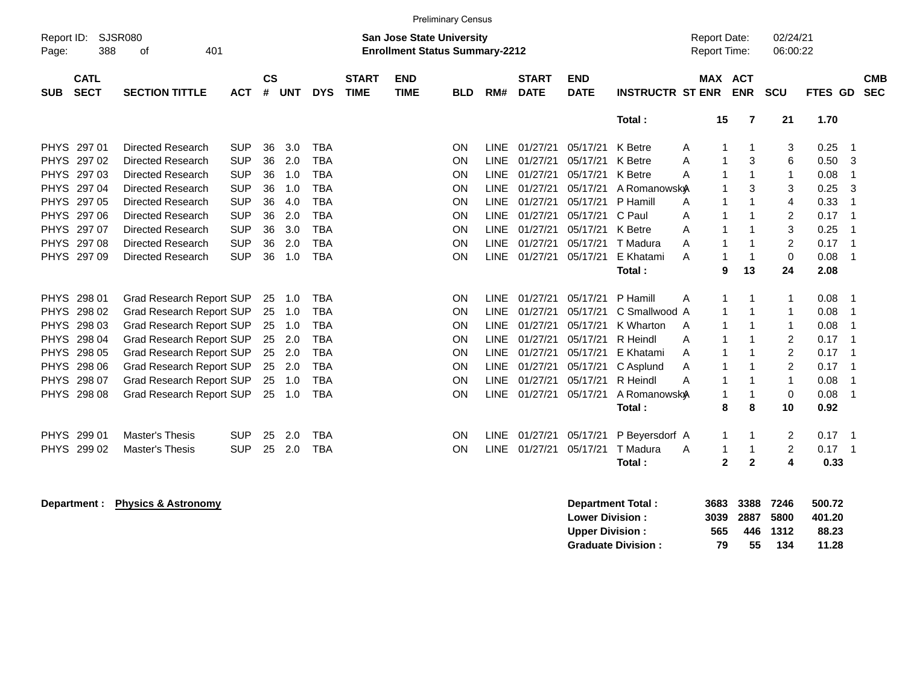Preliminary Census

Report ID: SJSR080

**San Jose State University**
**Enrollment Status Summary-2212**

Report Date: 02/24/21
Report Time: 06:00:22

| SUB | CATL SECT | SECTION TITTLE | ACT | CS # | UNT | DYS | START TIME | END TIME | BLD | RM# | START DATE | END DATE | INSTRUCTR | ST | MAX ENR | ACT ENR | SCU | FTES | GD | CMB SEC |
|---|---|---|---|---|---|---|---|---|---|---|---|---|---|---|---|---|---|---|---|---|
| | | | | | | | | | | | | | **Total :** | | **15** | **7** | **21** | **1.70** | | |
| PHYS | 297 01 | Directed Research | SUP | 36 | 3.0 | TBA | | | ON | LINE | 01/27/21 | 05/17/21 | K Betre | A | 1 | 1 | 3 | 0.25 | 1 | |
| PHYS | 297 02 | Directed Research | SUP | 36 | 2.0 | TBA | | | ON | LINE | 01/27/21 | 05/17/21 | K Betre | A | 1 | 3 | 6 | 0.50 | 3 | |
| PHYS | 297 03 | Directed Research | SUP | 36 | 1.0 | TBA | | | ON | LINE | 01/27/21 | 05/17/21 | K Betre | A | 1 | 1 | 1 | 0.08 | 1 | |
| PHYS | 297 04 | Directed Research | SUP | 36 | 1.0 | TBA | | | ON | LINE | 01/27/21 | 05/17/21 | A Romanowsky | A | 1 | 3 | 3 | 0.25 | 3 | |
| PHYS | 297 05 | Directed Research | SUP | 36 | 4.0 | TBA | | | ON | LINE | 01/27/21 | 05/17/21 | P Hamill | A | 1 | 1 | 4 | 0.33 | 1 | |
| PHYS | 297 06 | Directed Research | SUP | 36 | 2.0 | TBA | | | ON | LINE | 01/27/21 | 05/17/21 | C Paul | A | 1 | 1 | 2 | 0.17 | 1 | |
| PHYS | 297 07 | Directed Research | SUP | 36 | 3.0 | TBA | | | ON | LINE | 01/27/21 | 05/17/21 | K Betre | A | 1 | 1 | 3 | 0.25 | 1 | |
| PHYS | 297 08 | Directed Research | SUP | 36 | 2.0 | TBA | | | ON | LINE | 01/27/21 | 05/17/21 | T Madura | A | 1 | 1 | 2 | 0.17 | 1 | |
| PHYS | 297 09 | Directed Research | SUP | 36 | 1.0 | TBA | | | ON | LINE | 01/27/21 | 05/17/21 | E Khatami | A | 1 | 1 | 0 | 0.08 | 1 | |
| | | | | | | | | | | | | | **Total :** | | **9** | **13** | **24** | **2.08** | | |
| PHYS | 298 01 | Grad Research Report | SUP | 25 | 1.0 | TBA | | | ON | LINE | 01/27/21 | 05/17/21 | P Hamill | A | 1 | 1 | 1 | 0.08 | 1 | |
| PHYS | 298 02 | Grad Research Report | SUP | 25 | 1.0 | TBA | | | ON | LINE | 01/27/21 | 05/17/21 | C Smallwood | A | 1 | 1 | 1 | 0.08 | 1 | |
| PHYS | 298 03 | Grad Research Report | SUP | 25 | 1.0 | TBA | | | ON | LINE | 01/27/21 | 05/17/21 | K Wharton | A | 1 | 1 | 1 | 0.08 | 1 | |
| PHYS | 298 04 | Grad Research Report | SUP | 25 | 2.0 | TBA | | | ON | LINE | 01/27/21 | 05/17/21 | R Heindl | A | 1 | 1 | 2 | 0.17 | 1 | |
| PHYS | 298 05 | Grad Research Report | SUP | 25 | 2.0 | TBA | | | ON | LINE | 01/27/21 | 05/17/21 | E Khatami | A | 1 | 1 | 2 | 0.17 | 1 | |
| PHYS | 298 06 | Grad Research Report | SUP | 25 | 2.0 | TBA | | | ON | LINE | 01/27/21 | 05/17/21 | C Asplund | A | 1 | 1 | 2 | 0.17 | 1 | |
| PHYS | 298 07 | Grad Research Report | SUP | 25 | 1.0 | TBA | | | ON | LINE | 01/27/21 | 05/17/21 | R Heindl | A | 1 | 1 | 1 | 0.08 | 1 | |
| PHYS | 298 08 | Grad Research Report | SUP | 25 | 1.0 | TBA | | | ON | LINE | 01/27/21 | 05/17/21 | A Romanowsky | A | 1 | 1 | 0 | 0.08 | 1 | |
| | | | | | | | | | | | | | **Total :** | | **8** | **8** | **10** | **0.92** | | |
| PHYS | 299 01 | Master's Thesis | SUP | 25 | 2.0 | TBA | | | ON | LINE | 01/27/21 | 05/17/21 | P Beyersdorf | A | 1 | 1 | 2 | 0.17 | 1 | |
| PHYS | 299 02 | Master's Thesis | SUP | 25 | 2.0 | TBA | | | ON | LINE | 01/27/21 | 05/17/21 | T Madura | A | 1 | 1 | 2 | 0.17 | 1 | |
| | | | | | | | | | | | | | **Total :** | | **2** | **2** | **4** | **0.33** | | |

**Department :** **Physics & Astronomy**

| | MAX ENR | ACT ENR | SCU | FTES |
|---|---|---|---|---|
| **Department Total :** | **3683** | **3388** | **7246** | **500.72** |
| **Lower Division :** | **3039** | **2887** | **5800** | **401.20** |
| **Upper Division :** | **565** | **446** | **1312** | **88.23** |
| **Graduate Division :** | **79** | **55** | **134** | **11.28** |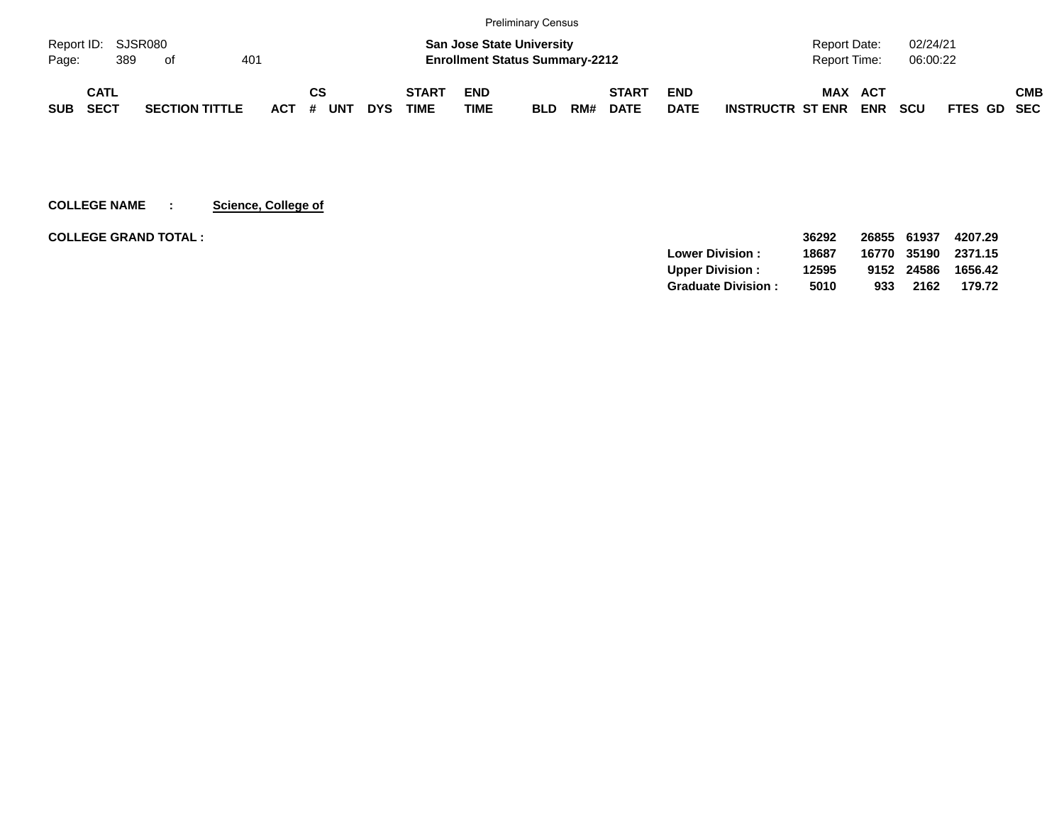Preliminary Census

Report ID: SJSR080

**San Jose State University**
**Enrollment Status Summary-2212**

Report Date: 02/24/21
Report Time: 06:00:22

| SUB | CATL SECT | SECTION TITTLE | ACT | CS # | UNT | DYS | START TIME | END TIME | BLD | RM# | START DATE | END DATE | INSTRUCTR | MAX ST ENR | ACT ENR | SCU | FTES | GD | CMB SEC |
|---|---|---|---|---|---|---|---|---|---|---|---|---|---|---|---|---|---|---|---|

**COLLEGE NAME : Science, College of**

| | | | | | |
|---|---|---|---|---|---|
| **COLLEGE GRAND TOTAL :** | | **36292** | **26855** | **61937** | **4207.29** |
| | **Lower Division :** | **18687** | **16770** | **35190** | **2371.15** |
| | **Upper Division :** | **12595** | **9152** | **24586** | **1656.42** |
| | **Graduate Division :** | **5010** | **933** | **2162** | **179.72** |